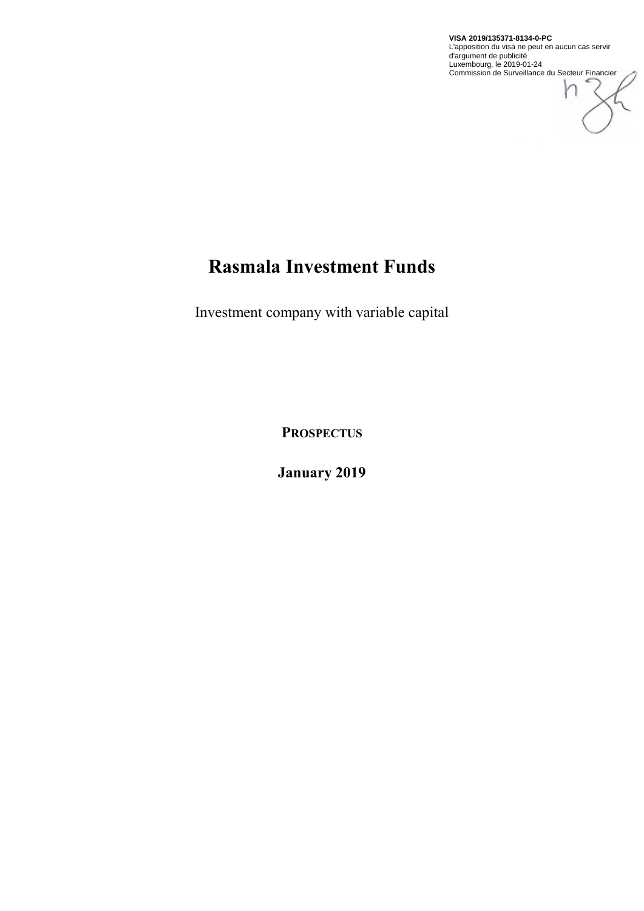**VISA 2019/135371-8134-0-PC**
L'apposition du visa ne peut en aucun cas servir d'argument de publicité
Luxembourg, le 2019-01-24
Commission de Surveillance du Secteur Financier

# Rasmala Investment Funds

Investment company with variable capital

**PROSPECTUS**

**January 2019**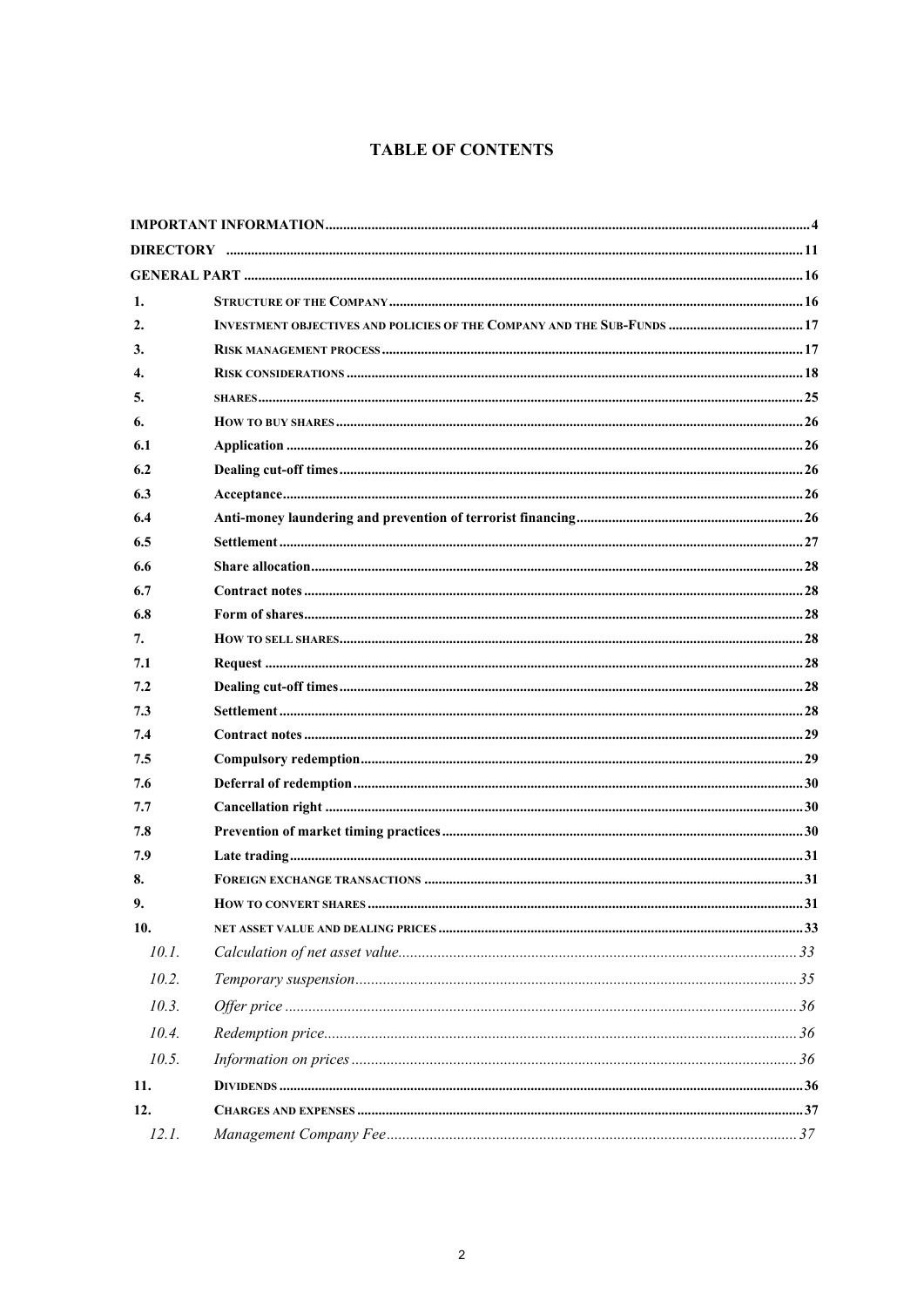# TABLE OF CONTENTS

| | | |
|---|---|---|
| **IMPORTANT INFORMATION** | | 4 |
| **DIRECTORY** | | 11 |
| **GENERAL PART** | | 16 |
| **1.** | **STRUCTURE OF THE COMPANY** | 16 |
| **2.** | **INVESTMENT OBJECTIVES AND POLICIES OF THE COMPANY AND THE SUB-FUNDS** | 17 |
| **3.** | **RISK MANAGEMENT PROCESS** | 17 |
| **4.** | **RISK CONSIDERATIONS** | 18 |
| **5.** | **SHARES** | 25 |
| **6.** | **HOW TO BUY SHARES** | 26 |
| **6.1** | **Application** | 26 |
| **6.2** | **Dealing cut-off times** | 26 |
| **6.3** | **Acceptance** | 26 |
| **6.4** | **Anti-money laundering and prevention of terrorist financing** | 26 |
| **6.5** | **Settlement** | 27 |
| **6.6** | **Share allocation** | 28 |
| **6.7** | **Contract notes** | 28 |
| **6.8** | **Form of shares** | 28 |
| **7.** | **HOW TO SELL SHARES** | 28 |
| **7.1** | **Request** | 28 |
| **7.2** | **Dealing cut-off times** | 28 |
| **7.3** | **Settlement** | 28 |
| **7.4** | **Contract notes** | 29 |
| **7.5** | **Compulsory redemption** | 29 |
| **7.6** | **Deferral of redemption** | 30 |
| **7.7** | **Cancellation right** | 30 |
| **7.8** | **Prevention of market timing practices** | 30 |
| **7.9** | **Late trading** | 31 |
| **8.** | **FOREIGN EXCHANGE TRANSACTIONS** | 31 |
| **9.** | **HOW TO CONVERT SHARES** | 31 |
| **10.** | **NET ASSET VALUE AND DEALING PRICES** | 33 |
| *10.1.* | *Calculation of net asset value* | 33 |
| *10.2.* | *Temporary suspension* | 35 |
| *10.3.* | *Offer price* | 36 |
| *10.4.* | *Redemption price* | 36 |
| *10.5.* | *Information on prices* | 36 |
| **11.** | **DIVIDENDS** | 36 |
| **12.** | **CHARGES AND EXPENSES** | 37 |
| *12.1.* | *Management Company Fee* | 37 |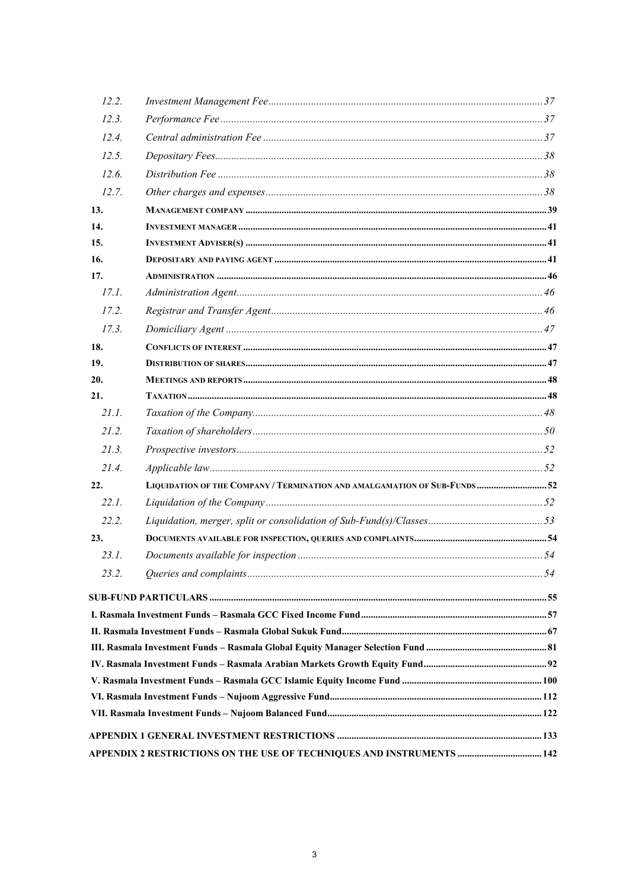| | | |
|---|---|---|
| *12.2.* | *Investment Management Fee* | *37* |
| *12.3.* | *Performance Fee* | *37* |
| *12.4.* | *Central administration Fee* | *37* |
| *12.5.* | *Depositary Fees* | *38* |
| *12.6.* | *Distribution Fee* | *38* |
| *12.7.* | *Other charges and expenses* | *38* |
| **13.** | **MANAGEMENT COMPANY** | **39** |
| **14.** | **INVESTMENT MANAGER** | **41** |
| **15.** | **INVESTMENT ADVISER(S)** | **41** |
| **16.** | **DEPOSITARY AND PAYING AGENT** | **41** |
| **17.** | **ADMINISTRATION** | **46** |
| *17.1.* | *Administration Agent* | *46* |
| *17.2.* | *Registrar and Transfer Agent* | *46* |
| *17.3.* | *Domiciliary Agent* | *47* |
| **18.** | **CONFLICTS OF INTEREST** | **47** |
| **19.** | **DISTRIBUTION OF SHARES** | **47** |
| **20.** | **MEETINGS AND REPORTS** | **48** |
| **21.** | **TAXATION** | **48** |
| *21.1.* | *Taxation of the Company* | *48* |
| *21.2.* | *Taxation of shareholders* | *50* |
| *21.3.* | *Prospective investors* | *52* |
| *21.4.* | *Applicable law* | *52* |
| **22.** | **LIQUIDATION OF THE COMPANY / TERMINATION AND AMALGAMATION OF SUB-FUNDS** | **52** |
| *22.1.* | *Liquidation of the Company* | *52* |
| *22.2.* | *Liquidation, merger, split or consolidation of Sub-Fund(s)/Classes* | *53* |
| **23.** | **DOCUMENTS AVAILABLE FOR INSPECTION, QUERIES AND COMPLAINTS** | **54** |
| *23.1.* | *Documents available for inspection* | *54* |
| *23.2.* | *Queries and complaints* | *54* |
| **SUB-FUND PARTICULARS** | | **55** |
| **I. Rasmala Investment Funds – Rasmala GCC Fixed Income Fund** | | **57** |
| **II. Rasmala Investment Funds – Rasmala Global Sukuk Fund** | | **67** |
| **III. Rasmala Investment Funds – Rasmala Global Equity Manager Selection Fund** | | **81** |
| **IV. Rasmala Investment Funds – Rasmala Arabian Markets Growth Equity Fund** | | **92** |
| **V. Rasmala Investment Funds – Rasmala GCC Islamic Equity Income Fund** | | **100** |
| **VI. Rasmala Investment Funds – Nujoom Aggressive Fund** | | **112** |
| **VII. Rasmala Investment Funds – Nujoom Balanced Fund** | | **122** |
| **APPENDIX 1 GENERAL INVESTMENT RESTRICTIONS** | | **133** |
| **APPENDIX 2 RESTRICTIONS ON THE USE OF TECHNIQUES AND INSTRUMENTS** | | **142** |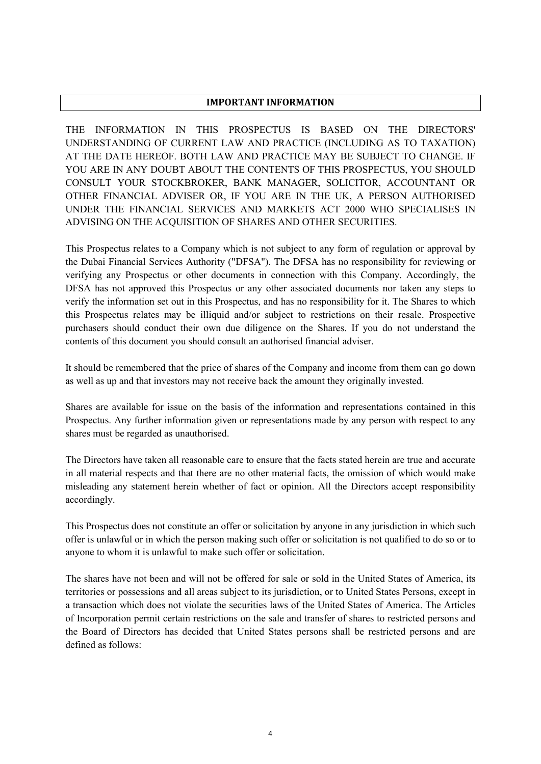## IMPORTANT INFORMATION

THE INFORMATION IN THIS PROSPECTUS IS BASED ON THE DIRECTORS' UNDERSTANDING OF CURRENT LAW AND PRACTICE (INCLUDING AS TO TAXATION) AT THE DATE HEREOF. BOTH LAW AND PRACTICE MAY BE SUBJECT TO CHANGE. IF YOU ARE IN ANY DOUBT ABOUT THE CONTENTS OF THIS PROSPECTUS, YOU SHOULD CONSULT YOUR STOCKBROKER, BANK MANAGER, SOLICITOR, ACCOUNTANT OR OTHER FINANCIAL ADVISER OR, IF YOU ARE IN THE UK, A PERSON AUTHORISED UNDER THE FINANCIAL SERVICES AND MARKETS ACT 2000 WHO SPECIALISES IN ADVISING ON THE ACQUISITION OF SHARES AND OTHER SECURITIES.

This Prospectus relates to a Company which is not subject to any form of regulation or approval by the Dubai Financial Services Authority ("DFSA"). The DFSA has no responsibility for reviewing or verifying any Prospectus or other documents in connection with this Company. Accordingly, the DFSA has not approved this Prospectus or any other associated documents nor taken any steps to verify the information set out in this Prospectus, and has no responsibility for it. The Shares to which this Prospectus relates may be illiquid and/or subject to restrictions on their resale. Prospective purchasers should conduct their own due diligence on the Shares. If you do not understand the contents of this document you should consult an authorised financial adviser.

It should be remembered that the price of shares of the Company and income from them can go down as well as up and that investors may not receive back the amount they originally invested.

Shares are available for issue on the basis of the information and representations contained in this Prospectus. Any further information given or representations made by any person with respect to any shares must be regarded as unauthorised.

The Directors have taken all reasonable care to ensure that the facts stated herein are true and accurate in all material respects and that there are no other material facts, the omission of which would make misleading any statement herein whether of fact or opinion. All the Directors accept responsibility accordingly.

This Prospectus does not constitute an offer or solicitation by anyone in any jurisdiction in which such offer is unlawful or in which the person making such offer or solicitation is not qualified to do so or to anyone to whom it is unlawful to make such offer or solicitation.

The shares have not been and will not be offered for sale or sold in the United States of America, its territories or possessions and all areas subject to its jurisdiction, or to United States Persons, except in a transaction which does not violate the securities laws of the United States of America. The Articles of Incorporation permit certain restrictions on the sale and transfer of shares to restricted persons and the Board of Directors has decided that United States persons shall be restricted persons and are defined as follows: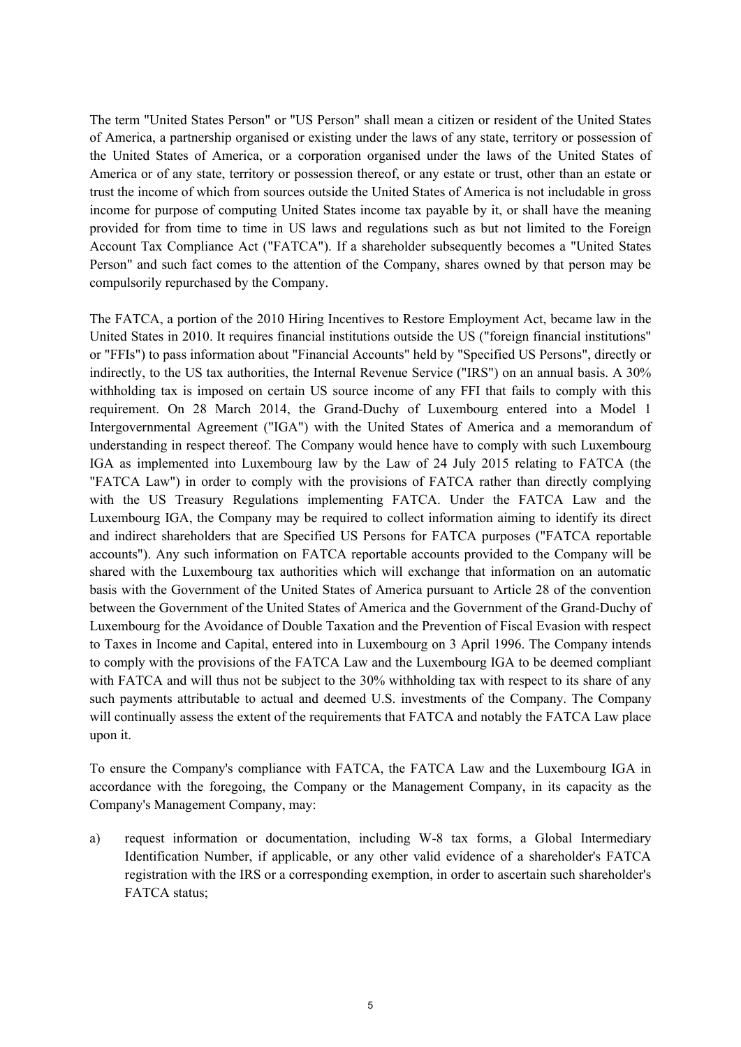The term "United States Person" or "US Person" shall mean a citizen or resident of the United States of America, a partnership organised or existing under the laws of any state, territory or possession of the United States of America, or a corporation organised under the laws of the United States of America or of any state, territory or possession thereof, or any estate or trust, other than an estate or trust the income of which from sources outside the United States of America is not includable in gross income for purpose of computing United States income tax payable by it, or shall have the meaning provided for from time to time in US laws and regulations such as but not limited to the Foreign Account Tax Compliance Act ("FATCA"). If a shareholder subsequently becomes a "United States Person" and such fact comes to the attention of the Company, shares owned by that person may be compulsorily repurchased by the Company.

The FATCA, a portion of the 2010 Hiring Incentives to Restore Employment Act, became law in the United States in 2010. It requires financial institutions outside the US ("foreign financial institutions" or "FFIs") to pass information about "Financial Accounts" held by "Specified US Persons", directly or indirectly, to the US tax authorities, the Internal Revenue Service ("IRS") on an annual basis. A 30% withholding tax is imposed on certain US source income of any FFI that fails to comply with this requirement. On 28 March 2014, the Grand-Duchy of Luxembourg entered into a Model 1 Intergovernmental Agreement ("IGA") with the United States of America and a memorandum of understanding in respect thereof. The Company would hence have to comply with such Luxembourg IGA as implemented into Luxembourg law by the Law of 24 July 2015 relating to FATCA (the "FATCA Law") in order to comply with the provisions of FATCA rather than directly complying with the US Treasury Regulations implementing FATCA. Under the FATCA Law and the Luxembourg IGA, the Company may be required to collect information aiming to identify its direct and indirect shareholders that are Specified US Persons for FATCA purposes ("FATCA reportable accounts"). Any such information on FATCA reportable accounts provided to the Company will be shared with the Luxembourg tax authorities which will exchange that information on an automatic basis with the Government of the United States of America pursuant to Article 28 of the convention between the Government of the United States of America and the Government of the Grand-Duchy of Luxembourg for the Avoidance of Double Taxation and the Prevention of Fiscal Evasion with respect to Taxes in Income and Capital, entered into in Luxembourg on 3 April 1996. The Company intends to comply with the provisions of the FATCA Law and the Luxembourg IGA to be deemed compliant with FATCA and will thus not be subject to the 30% withholding tax with respect to its share of any such payments attributable to actual and deemed U.S. investments of the Company. The Company will continually assess the extent of the requirements that FATCA and notably the FATCA Law place upon it.

To ensure the Company's compliance with FATCA, the FATCA Law and the Luxembourg IGA in accordance with the foregoing, the Company or the Management Company, in its capacity as the Company's Management Company, may:

a) request information or documentation, including W-8 tax forms, a Global Intermediary Identification Number, if applicable, or any other valid evidence of a shareholder's FATCA registration with the IRS or a corresponding exemption, in order to ascertain such shareholder's FATCA status;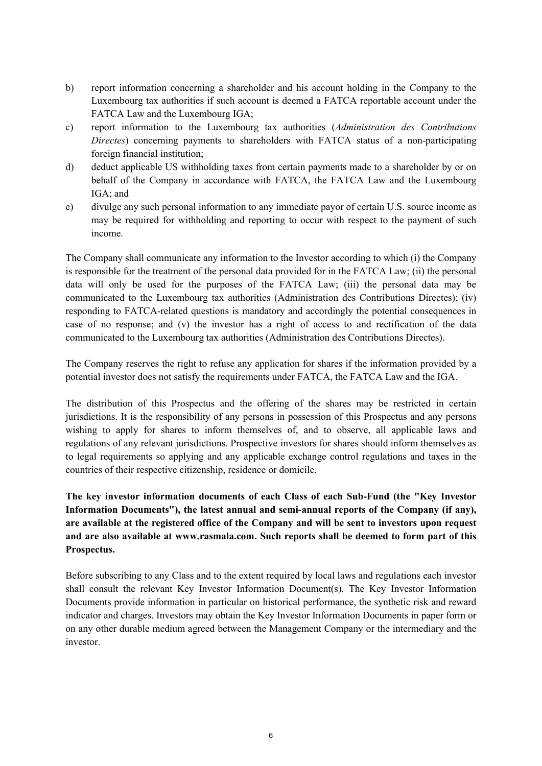b) report information concerning a shareholder and his account holding in the Company to the Luxembourg tax authorities if such account is deemed a FATCA reportable account under the FATCA Law and the Luxembourg IGA;

c) report information to the Luxembourg tax authorities (*Administration des Contributions Directes*) concerning payments to shareholders with FATCA status of a non-participating foreign financial institution;

d) deduct applicable US withholding taxes from certain payments made to a shareholder by or on behalf of the Company in accordance with FATCA, the FATCA Law and the Luxembourg IGA; and

e) divulge any such personal information to any immediate payor of certain U.S. source income as may be required for withholding and reporting to occur with respect to the payment of such income.

The Company shall communicate any information to the Investor according to which (i) the Company is responsible for the treatment of the personal data provided for in the FATCA Law; (ii) the personal data will only be used for the purposes of the FATCA Law; (iii) the personal data may be communicated to the Luxembourg tax authorities (Administration des Contributions Directes); (iv) responding to FATCA-related questions is mandatory and accordingly the potential consequences in case of no response; and (v) the investor has a right of access to and rectification of the data communicated to the Luxembourg tax authorities (Administration des Contributions Directes).

The Company reserves the right to refuse any application for shares if the information provided by a potential investor does not satisfy the requirements under FATCA, the FATCA Law and the IGA.

The distribution of this Prospectus and the offering of the shares may be restricted in certain jurisdictions. It is the responsibility of any persons in possession of this Prospectus and any persons wishing to apply for shares to inform themselves of, and to observe, all applicable laws and regulations of any relevant jurisdictions. Prospective investors for shares should inform themselves as to legal requirements so applying and any applicable exchange control regulations and taxes in the countries of their respective citizenship, residence or domicile.

**The key investor information documents of each Class of each Sub-Fund (the "Key Investor Information Documents"), the latest annual and semi-annual reports of the Company (if any), are available at the registered office of the Company and will be sent to investors upon request and are also available at www.rasmala.com. Such reports shall be deemed to form part of this Prospectus.**

Before subscribing to any Class and to the extent required by local laws and regulations each investor shall consult the relevant Key Investor Information Document(s). The Key Investor Information Documents provide information in particular on historical performance, the synthetic risk and reward indicator and charges. Investors may obtain the Key Investor Information Documents in paper form or on any other durable medium agreed between the Management Company or the intermediary and the investor.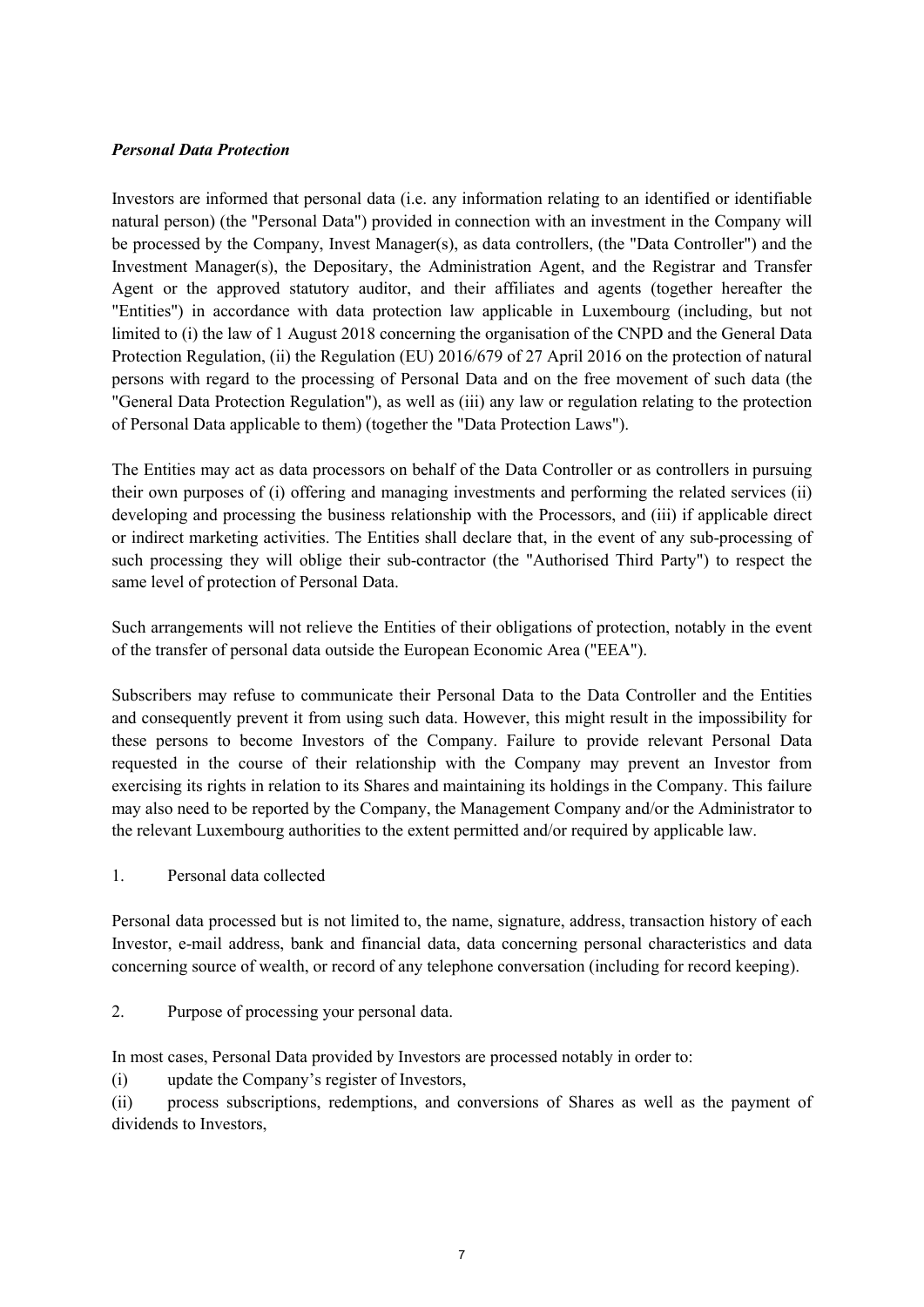***Personal Data Protection***

Investors are informed that personal data (i.e. any information relating to an identified or identifiable natural person) (the "Personal Data") provided in connection with an investment in the Company will be processed by the Company, Invest Manager(s), as data controllers, (the "Data Controller") and the Investment Manager(s), the Depositary, the Administration Agent, and the Registrar and Transfer Agent or the approved statutory auditor, and their affiliates and agents (together hereafter the "Entities") in accordance with data protection law applicable in Luxembourg (including, but not limited to (i) the law of 1 August 2018 concerning the organisation of the CNPD and the General Data Protection Regulation, (ii) the Regulation (EU) 2016/679 of 27 April 2016 on the protection of natural persons with regard to the processing of Personal Data and on the free movement of such data (the "General Data Protection Regulation"), as well as (iii) any law or regulation relating to the protection of Personal Data applicable to them) (together the "Data Protection Laws").

The Entities may act as data processors on behalf of the Data Controller or as controllers in pursuing their own purposes of (i) offering and managing investments and performing the related services (ii) developing and processing the business relationship with the Processors, and (iii) if applicable direct or indirect marketing activities. The Entities shall declare that, in the event of any sub-processing of such processing they will oblige their sub-contractor (the "Authorised Third Party") to respect the same level of protection of Personal Data.

Such arrangements will not relieve the Entities of their obligations of protection, notably in the event of the transfer of personal data outside the European Economic Area ("EEA").

Subscribers may refuse to communicate their Personal Data to the Data Controller and the Entities and consequently prevent it from using such data. However, this might result in the impossibility for these persons to become Investors of the Company. Failure to provide relevant Personal Data requested in the course of their relationship with the Company may prevent an Investor from exercising its rights in relation to its Shares and maintaining its holdings in the Company. This failure may also need to be reported by the Company, the Management Company and/or the Administrator to the relevant Luxembourg authorities to the extent permitted and/or required by applicable law.

1. Personal data collected

Personal data processed but is not limited to, the name, signature, address, transaction history of each Investor, e-mail address, bank and financial data, data concerning personal characteristics and data concerning source of wealth, or record of any telephone conversation (including for record keeping).

2. Purpose of processing your personal data.

In most cases, Personal Data provided by Investors are processed notably in order to:

(i) update the Company's register of Investors,

(ii) process subscriptions, redemptions, and conversions of Shares as well as the payment of dividends to Investors,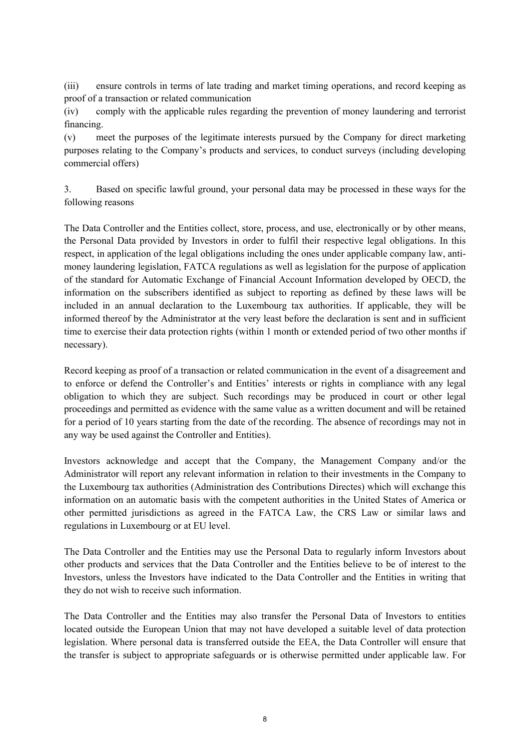(iii) ensure controls in terms of late trading and market timing operations, and record keeping as proof of a transaction or related communication

(iv) comply with the applicable rules regarding the prevention of money laundering and terrorist financing.

(v) meet the purposes of the legitimate interests pursued by the Company for direct marketing purposes relating to the Company's products and services, to conduct surveys (including developing commercial offers)

3. Based on specific lawful ground, your personal data may be processed in these ways for the following reasons

The Data Controller and the Entities collect, store, process, and use, electronically or by other means, the Personal Data provided by Investors in order to fulfil their respective legal obligations. In this respect, in application of the legal obligations including the ones under applicable company law, anti-money laundering legislation, FATCA regulations as well as legislation for the purpose of application of the standard for Automatic Exchange of Financial Account Information developed by OECD, the information on the subscribers identified as subject to reporting as defined by these laws will be included in an annual declaration to the Luxembourg tax authorities. If applicable, they will be informed thereof by the Administrator at the very least before the declaration is sent and in sufficient time to exercise their data protection rights (within 1 month or extended period of two other months if necessary).

Record keeping as proof of a transaction or related communication in the event of a disagreement and to enforce or defend the Controller's and Entities' interests or rights in compliance with any legal obligation to which they are subject. Such recordings may be produced in court or other legal proceedings and permitted as evidence with the same value as a written document and will be retained for a period of 10 years starting from the date of the recording. The absence of recordings may not in any way be used against the Controller and Entities).

Investors acknowledge and accept that the Company, the Management Company and/or the Administrator will report any relevant information in relation to their investments in the Company to the Luxembourg tax authorities (Administration des Contributions Directes) which will exchange this information on an automatic basis with the competent authorities in the United States of America or other permitted jurisdictions as agreed in the FATCA Law, the CRS Law or similar laws and regulations in Luxembourg or at EU level.

The Data Controller and the Entities may use the Personal Data to regularly inform Investors about other products and services that the Data Controller and the Entities believe to be of interest to the Investors, unless the Investors have indicated to the Data Controller and the Entities in writing that they do not wish to receive such information.

The Data Controller and the Entities may also transfer the Personal Data of Investors to entities located outside the European Union that may not have developed a suitable level of data protection legislation. Where personal data is transferred outside the EEA, the Data Controller will ensure that the transfer is subject to appropriate safeguards or is otherwise permitted under applicable law. For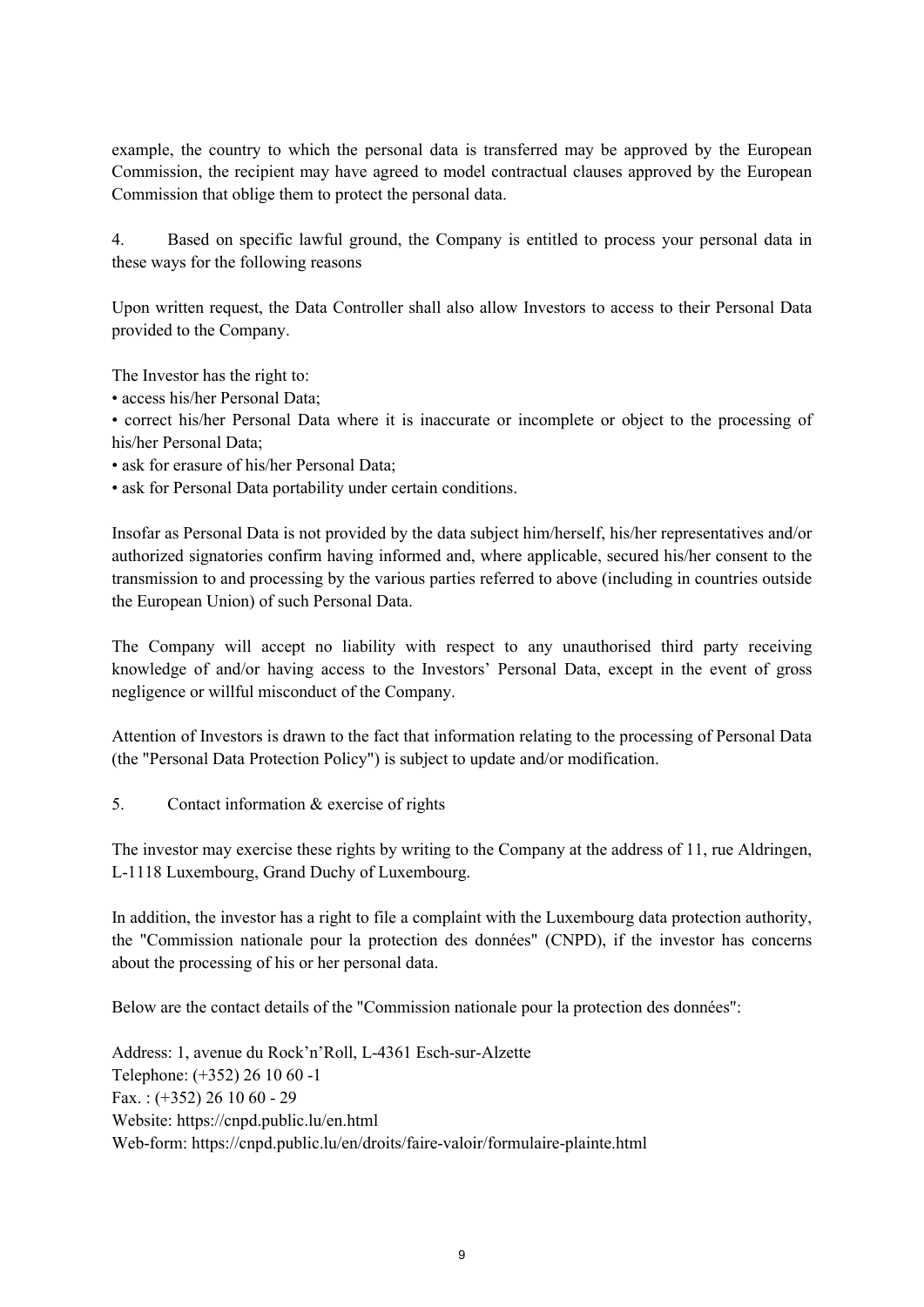example, the country to which the personal data is transferred may be approved by the European Commission, the recipient may have agreed to model contractual clauses approved by the European Commission that oblige them to protect the personal data.

4. Based on specific lawful ground, the Company is entitled to process your personal data in these ways for the following reasons

Upon written request, the Data Controller shall also allow Investors to access to their Personal Data provided to the Company.

The Investor has the right to:
- access his/her Personal Data;
- correct his/her Personal Data where it is inaccurate or incomplete or object to the processing of his/her Personal Data;
- ask for erasure of his/her Personal Data;
- ask for Personal Data portability under certain conditions.

Insofar as Personal Data is not provided by the data subject him/herself, his/her representatives and/or authorized signatories confirm having informed and, where applicable, secured his/her consent to the transmission to and processing by the various parties referred to above (including in countries outside the European Union) of such Personal Data.

The Company will accept no liability with respect to any unauthorised third party receiving knowledge of and/or having access to the Investors' Personal Data, except in the event of gross negligence or willful misconduct of the Company.

Attention of Investors is drawn to the fact that information relating to the processing of Personal Data (the "Personal Data Protection Policy") is subject to update and/or modification.

5. Contact information & exercise of rights

The investor may exercise these rights by writing to the Company at the address of 11, rue Aldringen, L-1118 Luxembourg, Grand Duchy of Luxembourg.

In addition, the investor has a right to file a complaint with the Luxembourg data protection authority, the "Commission nationale pour la protection des données" (CNPD), if the investor has concerns about the processing of his or her personal data.

Below are the contact details of the "Commission nationale pour la protection des données":

Address: 1, avenue du Rock'n'Roll, L-4361 Esch-sur-Alzette
Telephone: (+352) 26 10 60 -1
Fax. : (+352) 26 10 60 - 29
Website: https://cnpd.public.lu/en.html
Web-form: https://cnpd.public.lu/en/droits/faire-valoir/formulaire-plainte.html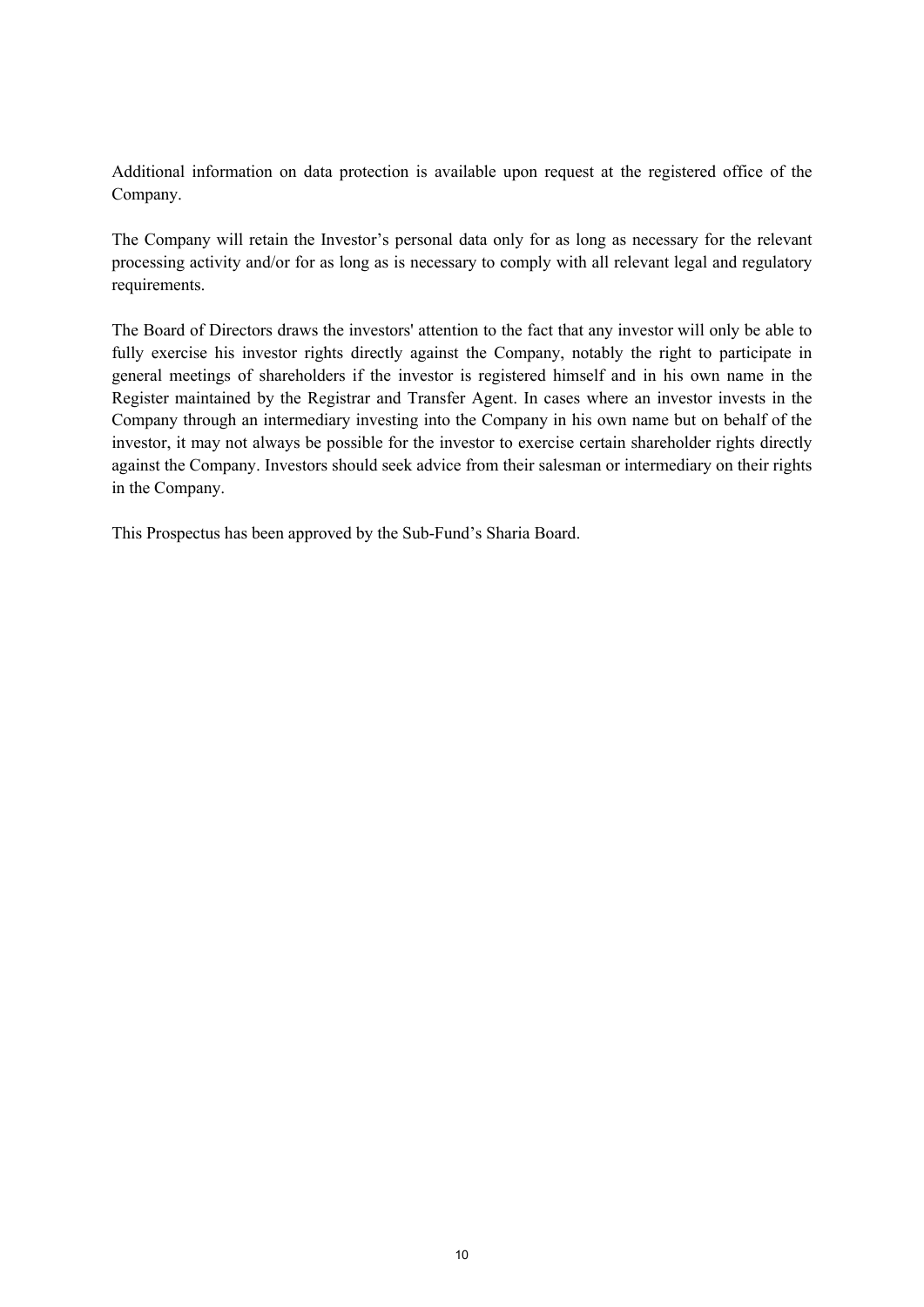Additional information on data protection is available upon request at the registered office of the Company.

The Company will retain the Investor's personal data only for as long as necessary for the relevant processing activity and/or for as long as is necessary to comply with all relevant legal and regulatory requirements.

The Board of Directors draws the investors' attention to the fact that any investor will only be able to fully exercise his investor rights directly against the Company, notably the right to participate in general meetings of shareholders if the investor is registered himself and in his own name in the Register maintained by the Registrar and Transfer Agent. In cases where an investor invests in the Company through an intermediary investing into the Company in his own name but on behalf of the investor, it may not always be possible for the investor to exercise certain shareholder rights directly against the Company. Investors should seek advice from their salesman or intermediary on their rights in the Company.

This Prospectus has been approved by the Sub-Fund's Sharia Board.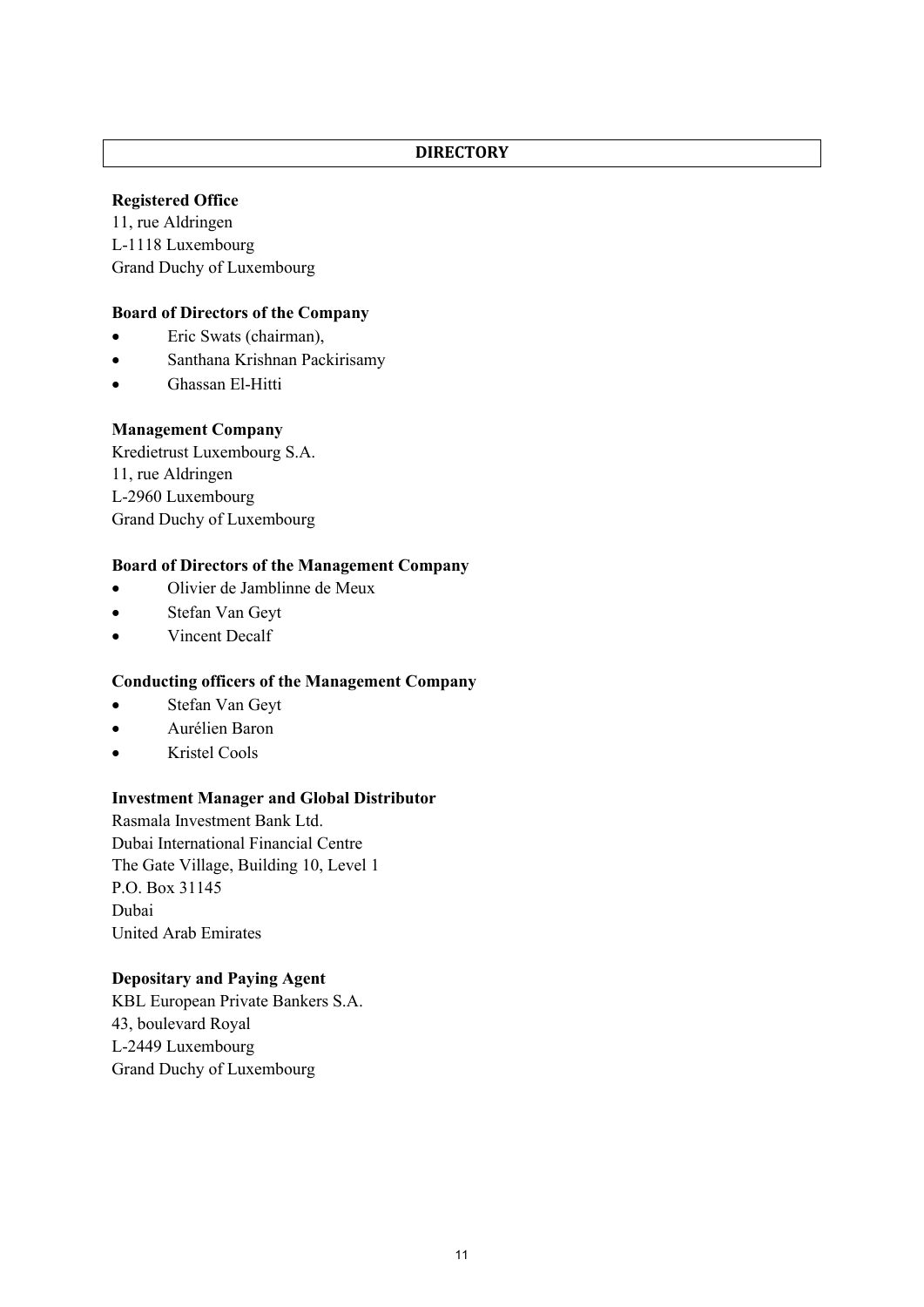# DIRECTORY

**Registered Office**
11, rue Aldringen
L-1118 Luxembourg
Grand Duchy of Luxembourg

**Board of Directors of the Company**

- Eric Swats (chairman),
- Santhana Krishnan Packirisamy
- Ghassan El-Hitti

**Management Company**
Kredietrust Luxembourg S.A.
11, rue Aldringen
L-2960 Luxembourg
Grand Duchy of Luxembourg

**Board of Directors of the Management Company**

- Olivier de Jamblinne de Meux
- Stefan Van Geyt
- Vincent Decalf

**Conducting officers of the Management Company**

- Stefan Van Geyt
- Aurélien Baron
- Kristel Cools

**Investment Manager and Global Distributor**
Rasmala Investment Bank Ltd.
Dubai International Financial Centre
The Gate Village, Building 10, Level 1
P.O. Box 31145
Dubai
United Arab Emirates

**Depositary and Paying Agent**
KBL European Private Bankers S.A.
43, boulevard Royal
L-2449 Luxembourg
Grand Duchy of Luxembourg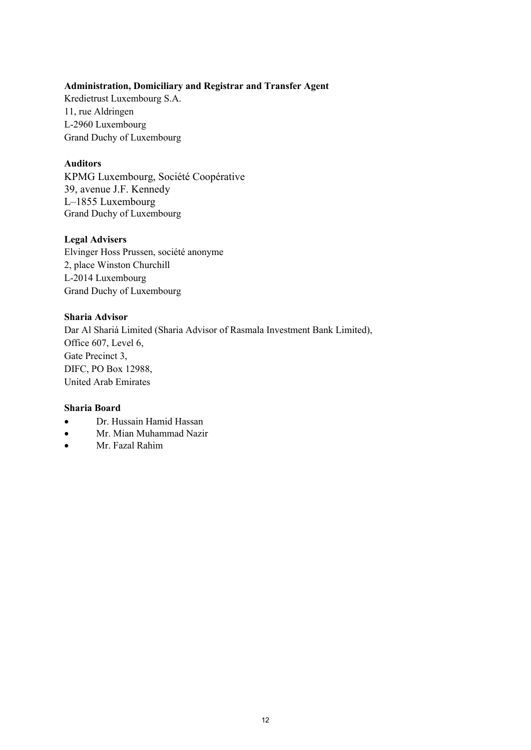**Administration, Domiciliary and Registrar and Transfer Agent**
Kredietrust Luxembourg S.A.
11, rue Aldringen
L-2960 Luxembourg
Grand Duchy of Luxembourg

**Auditors**
KPMG Luxembourg, Société Coopérative
39, avenue J.F. Kennedy
L–1855 Luxembourg
Grand Duchy of Luxembourg

**Legal Advisers**
Elvinger Hoss Prussen, société anonyme
2, place Winston Churchill
L-2014 Luxembourg
Grand Duchy of Luxembourg

**Sharia Advisor**
Dar Al Shariá Limited (Sharia Advisor of Rasmala Investment Bank Limited),
Office 607, Level 6,
Gate Precinct 3,
DIFC, PO Box 12988,
United Arab Emirates

**Sharia Board**

- Dr. Hussain Hamid Hassan
- Mr. Mian Muhammad Nazir
- Mr. Fazal Rahim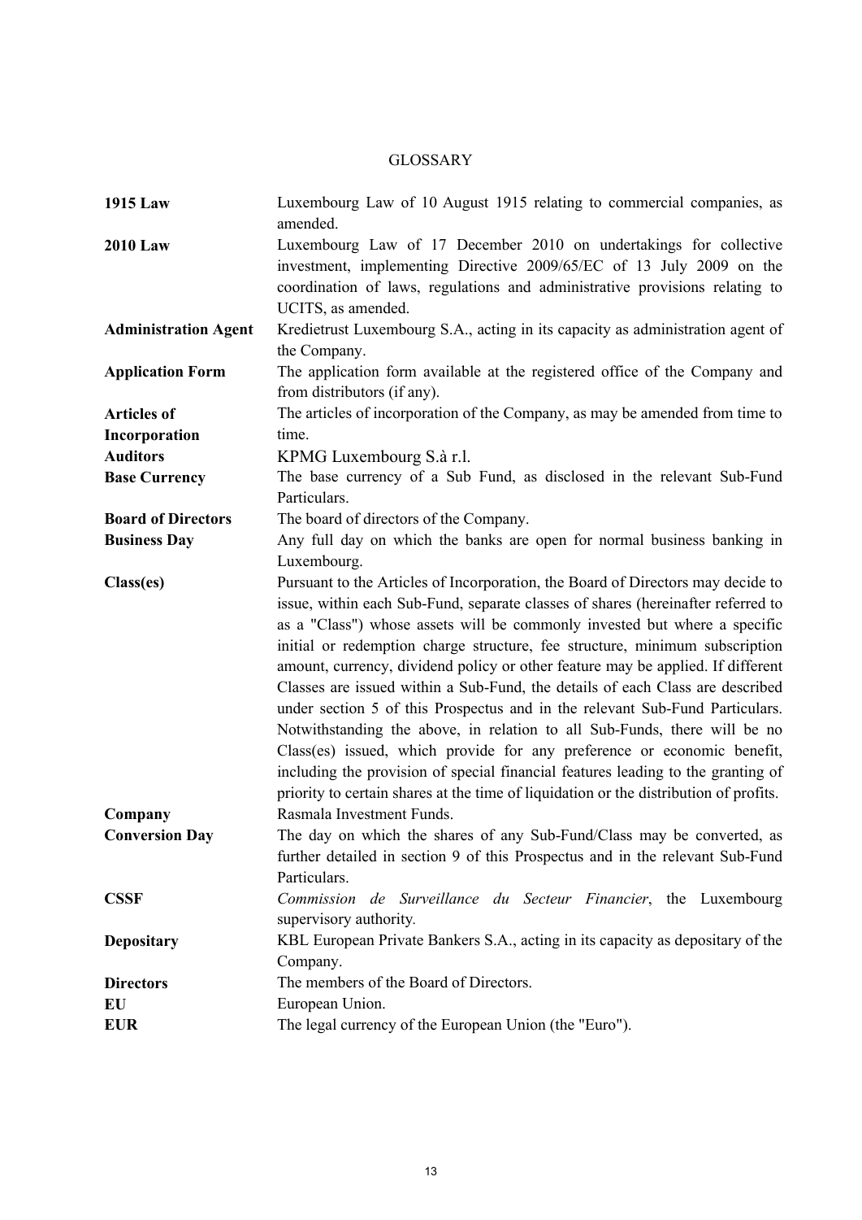# GLOSSARY

| | |
|---|---|
| **1915 Law** | Luxembourg Law of 10 August 1915 relating to commercial companies, as amended. |
| **2010 Law** | Luxembourg Law of 17 December 2010 on undertakings for collective investment, implementing Directive 2009/65/EC of 13 July 2009 on the coordination of laws, regulations and administrative provisions relating to UCITS, as amended. |
| **Administration Agent** | Kredietrust Luxembourg S.A., acting in its capacity as administration agent of the Company. |
| **Application Form** | The application form available at the registered office of the Company and from distributors (if any). |
| **Articles of Incorporation** | The articles of incorporation of the Company, as may be amended from time to time. |
| **Auditors** | KPMG Luxembourg S.à r.l. |
| **Base Currency** | The base currency of a Sub Fund, as disclosed in the relevant Sub-Fund Particulars. |
| **Board of Directors** | The board of directors of the Company. |
| **Business Day** | Any full day on which the banks are open for normal business banking in Luxembourg. |
| **Class(es)** | Pursuant to the Articles of Incorporation, the Board of Directors may decide to issue, within each Sub-Fund, separate classes of shares (hereinafter referred to as a "Class") whose assets will be commonly invested but where a specific initial or redemption charge structure, fee structure, minimum subscription amount, currency, dividend policy or other feature may be applied. If different Classes are issued within a Sub-Fund, the details of each Class are described under section 5 of this Prospectus and in the relevant Sub-Fund Particulars. Notwithstanding the above, in relation to all Sub-Funds, there will be no Class(es) issued, which provide for any preference or economic benefit, including the provision of special financial features leading to the granting of priority to certain shares at the time of liquidation or the distribution of profits. |
| **Company** | Rasmala Investment Funds. |
| **Conversion Day** | The day on which the shares of any Sub-Fund/Class may be converted, as further detailed in section 9 of this Prospectus and in the relevant Sub-Fund Particulars. |
| **CSSF** | *Commission de Surveillance du Secteur Financier*, the Luxembourg supervisory authority. |
| **Depositary** | KBL European Private Bankers S.A., acting in its capacity as depositary of the Company. |
| **Directors** | The members of the Board of Directors. |
| **EU** | European Union. |
| **EUR** | The legal currency of the European Union (the "Euro"). |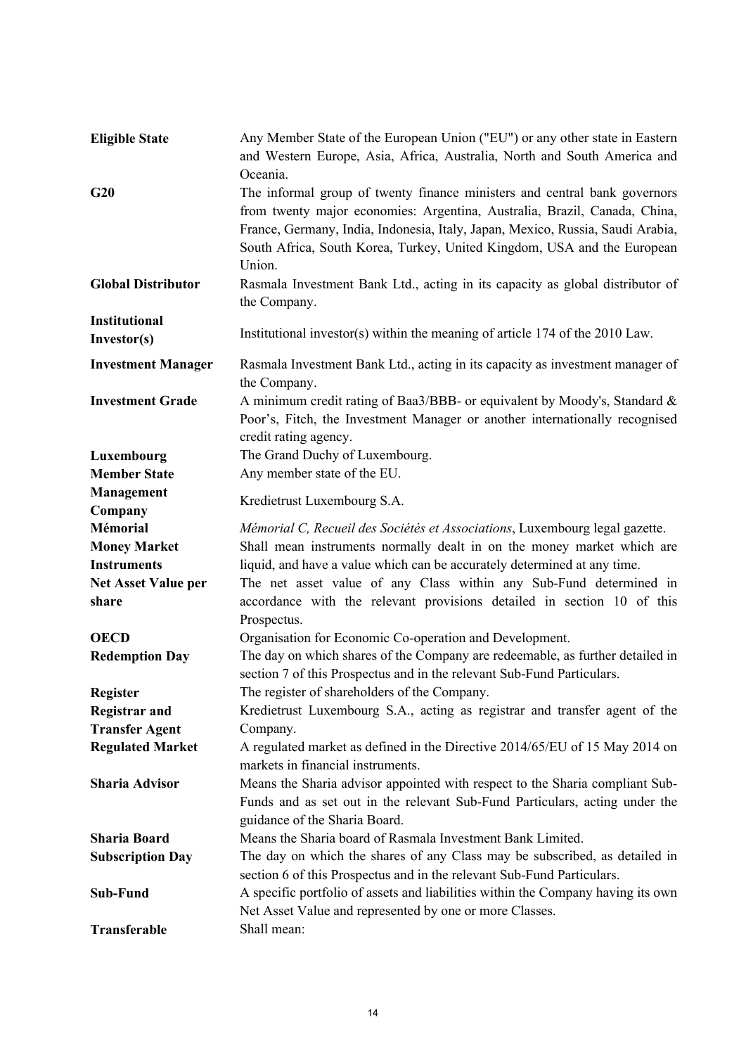| | |
|---|---|
| **Eligible State** | Any Member State of the European Union ("EU") or any other state in Eastern and Western Europe, Asia, Africa, Australia, North and South America and Oceania. |
| **G20** | The informal group of twenty finance ministers and central bank governors from twenty major economies: Argentina, Australia, Brazil, Canada, China, France, Germany, India, Indonesia, Italy, Japan, Mexico, Russia, Saudi Arabia, South Africa, South Korea, Turkey, United Kingdom, USA and the European Union. |
| **Global Distributor** | Rasmala Investment Bank Ltd., acting in its capacity as global distributor of the Company. |
| **Institutional Investor(s)** | Institutional investor(s) within the meaning of article 174 of the 2010 Law. |
| **Investment Manager** | Rasmala Investment Bank Ltd., acting in its capacity as investment manager of the Company. |
| **Investment Grade** | A minimum credit rating of Baa3/BBB- or equivalent by Moody's, Standard & Poor's, Fitch, the Investment Manager or another internationally recognised credit rating agency. |
| **Luxembourg** | The Grand Duchy of Luxembourg. |
| **Member State** | Any member state of the EU. |
| **Management Company** | Kredietrust Luxembourg S.A. |
| **Mémorial** | *Mémorial C, Recueil des Sociétés et Associations*, Luxembourg legal gazette. |
| **Money Market Instruments** | Shall mean instruments normally dealt in on the money market which are liquid, and have a value which can be accurately determined at any time. |
| **Net Asset Value per share** | The net asset value of any Class within any Sub-Fund determined in accordance with the relevant provisions detailed in section 10 of this Prospectus. |
| **OECD** | Organisation for Economic Co-operation and Development. |
| **Redemption Day** | The day on which shares of the Company are redeemable, as further detailed in section 7 of this Prospectus and in the relevant Sub-Fund Particulars. |
| **Register** | The register of shareholders of the Company. |
| **Registrar and Transfer Agent** | Kredietrust Luxembourg S.A., acting as registrar and transfer agent of the Company. |
| **Regulated Market** | A regulated market as defined in the Directive 2014/65/EU of 15 May 2014 on markets in financial instruments. |
| **Sharia Advisor** | Means the Sharia advisor appointed with respect to the Sharia compliant Sub-Funds and as set out in the relevant Sub-Fund Particulars, acting under the guidance of the Sharia Board. |
| **Sharia Board** | Means the Sharia board of Rasmala Investment Bank Limited. |
| **Subscription Day** | The day on which the shares of any Class may be subscribed, as detailed in section 6 of this Prospectus and in the relevant Sub-Fund Particulars. |
| **Sub-Fund** | A specific portfolio of assets and liabilities within the Company having its own Net Asset Value and represented by one or more Classes. |
| **Transferable** | Shall mean: |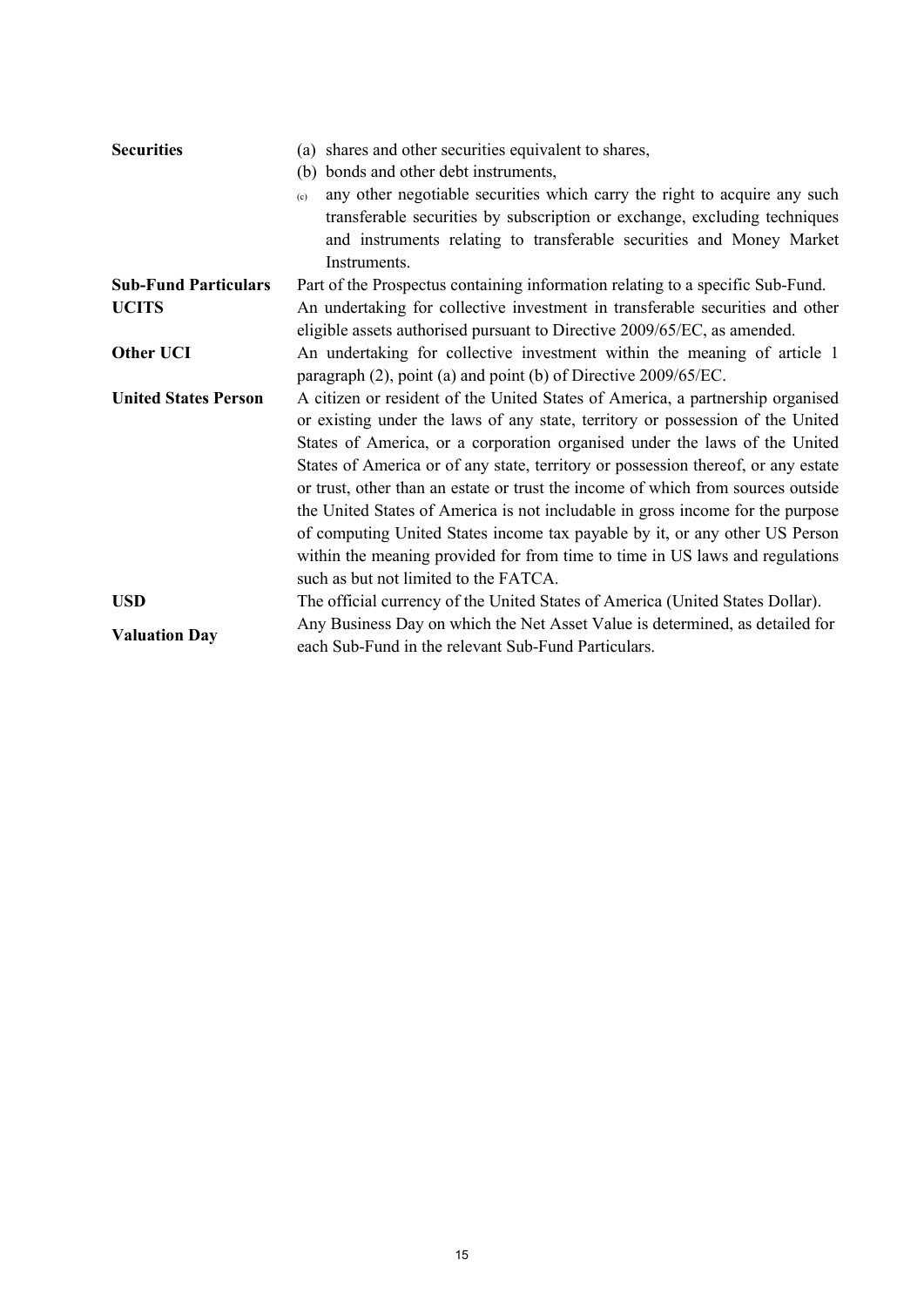| | |
|---|---|
| **Securities** | (a) shares and other securities equivalent to shares,<br>(b) bonds and other debt instruments,<br>(c) any other negotiable securities which carry the right to acquire any such transferable securities by subscription or exchange, excluding techniques and instruments relating to transferable securities and Money Market Instruments. |
| **Sub-Fund Particulars** | Part of the Prospectus containing information relating to a specific Sub-Fund. |
| **UCITS** | An undertaking for collective investment in transferable securities and other eligible assets authorised pursuant to Directive 2009/65/EC, as amended. |
| **Other UCI** | An undertaking for collective investment within the meaning of article 1 paragraph (2), point (a) and point (b) of Directive 2009/65/EC. |
| **United States Person** | A citizen or resident of the United States of America, a partnership organised or existing under the laws of any state, territory or possession of the United States of America, or a corporation organised under the laws of the United States of America or of any state, territory or possession thereof, or any estate or trust, other than an estate or trust the income of which from sources outside the United States of America is not includable in gross income for the purpose of computing United States income tax payable by it, or any other US Person within the meaning provided for from time to time in US laws and regulations such as but not limited to the FATCA. |
| **USD** | The official currency of the United States of America (United States Dollar). |
| **Valuation Day** | Any Business Day on which the Net Asset Value is determined, as detailed for each Sub-Fund in the relevant Sub-Fund Particulars. |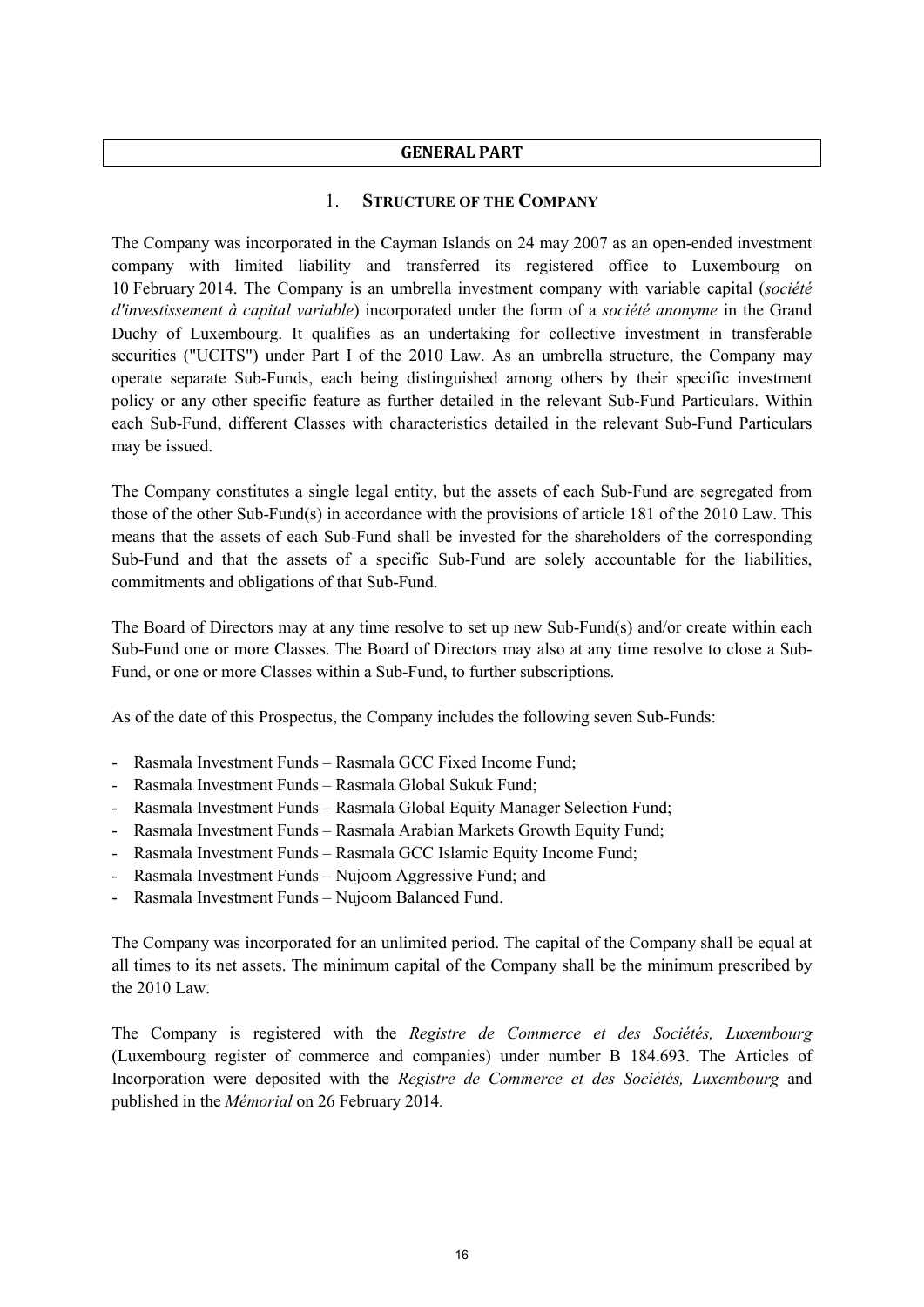# GENERAL PART

## 1. STRUCTURE OF THE COMPANY

The Company was incorporated in the Cayman Islands on 24 may 2007 as an open-ended investment company with limited liability and transferred its registered office to Luxembourg on 10 February 2014. The Company is an umbrella investment company with variable capital (*société d'investissement à capital variable*) incorporated under the form of a *société anonyme* in the Grand Duchy of Luxembourg. It qualifies as an undertaking for collective investment in transferable securities ("UCITS") under Part I of the 2010 Law. As an umbrella structure, the Company may operate separate Sub-Funds, each being distinguished among others by their specific investment policy or any other specific feature as further detailed in the relevant Sub-Fund Particulars. Within each Sub-Fund, different Classes with characteristics detailed in the relevant Sub-Fund Particulars may be issued.

The Company constitutes a single legal entity, but the assets of each Sub-Fund are segregated from those of the other Sub-Fund(s) in accordance with the provisions of article 181 of the 2010 Law. This means that the assets of each Sub-Fund shall be invested for the shareholders of the corresponding Sub-Fund and that the assets of a specific Sub-Fund are solely accountable for the liabilities, commitments and obligations of that Sub-Fund.

The Board of Directors may at any time resolve to set up new Sub-Fund(s) and/or create within each Sub-Fund one or more Classes. The Board of Directors may also at any time resolve to close a Sub-Fund, or one or more Classes within a Sub-Fund, to further subscriptions.

As of the date of this Prospectus, the Company includes the following seven Sub-Funds:

- Rasmala Investment Funds – Rasmala GCC Fixed Income Fund;
- Rasmala Investment Funds – Rasmala Global Sukuk Fund;
- Rasmala Investment Funds – Rasmala Global Equity Manager Selection Fund;
- Rasmala Investment Funds – Rasmala Arabian Markets Growth Equity Fund;
- Rasmala Investment Funds – Rasmala GCC Islamic Equity Income Fund;
- Rasmala Investment Funds – Nujoom Aggressive Fund; and
- Rasmala Investment Funds – Nujoom Balanced Fund.

The Company was incorporated for an unlimited period. The capital of the Company shall be equal at all times to its net assets. The minimum capital of the Company shall be the minimum prescribed by the 2010 Law.

The Company is registered with the *Registre de Commerce et des Sociétés, Luxembourg* (Luxembourg register of commerce and companies) under number B 184.693. The Articles of Incorporation were deposited with the *Registre de Commerce et des Sociétés, Luxembourg* and published in the *Mémorial* on 26 February 2014.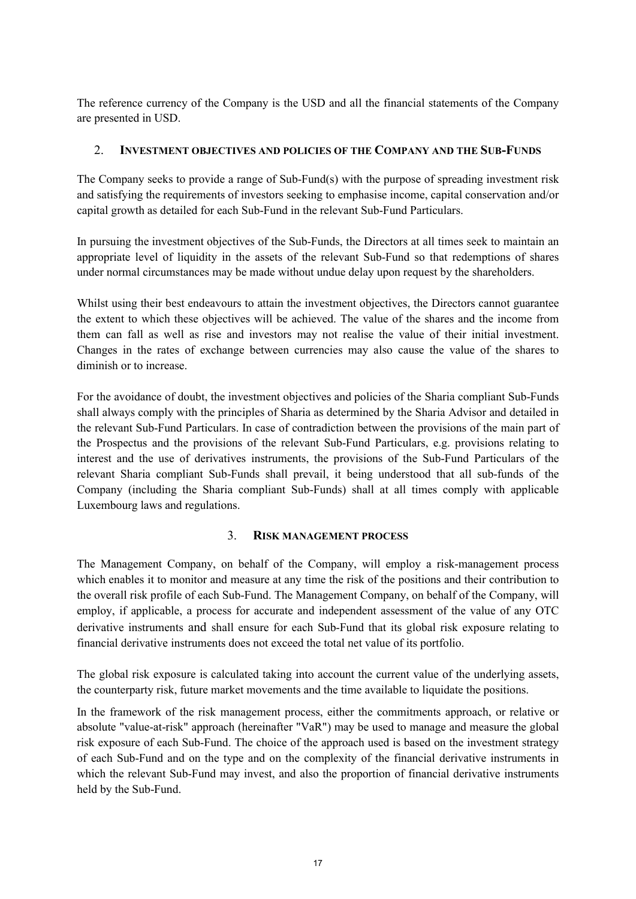The reference currency of the Company is the USD and all the financial statements of the Company are presented in USD.

## 2. INVESTMENT OBJECTIVES AND POLICIES OF THE COMPANY AND THE SUB-FUNDS

The Company seeks to provide a range of Sub-Fund(s) with the purpose of spreading investment risk and satisfying the requirements of investors seeking to emphasise income, capital conservation and/or capital growth as detailed for each Sub-Fund in the relevant Sub-Fund Particulars.

In pursuing the investment objectives of the Sub-Funds, the Directors at all times seek to maintain an appropriate level of liquidity in the assets of the relevant Sub-Fund so that redemptions of shares under normal circumstances may be made without undue delay upon request by the shareholders.

Whilst using their best endeavours to attain the investment objectives, the Directors cannot guarantee the extent to which these objectives will be achieved. The value of the shares and the income from them can fall as well as rise and investors may not realise the value of their initial investment. Changes in the rates of exchange between currencies may also cause the value of the shares to diminish or to increase.

For the avoidance of doubt, the investment objectives and policies of the Sharia compliant Sub-Funds shall always comply with the principles of Sharia as determined by the Sharia Advisor and detailed in the relevant Sub-Fund Particulars. In case of contradiction between the provisions of the main part of the Prospectus and the provisions of the relevant Sub-Fund Particulars, e.g. provisions relating to interest and the use of derivatives instruments, the provisions of the Sub-Fund Particulars of the relevant Sharia compliant Sub-Funds shall prevail, it being understood that all sub-funds of the Company (including the Sharia compliant Sub-Funds) shall at all times comply with applicable Luxembourg laws and regulations.

## 3. RISK MANAGEMENT PROCESS

The Management Company, on behalf of the Company, will employ a risk-management process which enables it to monitor and measure at any time the risk of the positions and their contribution to the overall risk profile of each Sub-Fund. The Management Company, on behalf of the Company, will employ, if applicable, a process for accurate and independent assessment of the value of any OTC derivative instruments and shall ensure for each Sub-Fund that its global risk exposure relating to financial derivative instruments does not exceed the total net value of its portfolio.

The global risk exposure is calculated taking into account the current value of the underlying assets, the counterparty risk, future market movements and the time available to liquidate the positions.

In the framework of the risk management process, either the commitments approach, or relative or absolute "value-at-risk" approach (hereinafter "VaR") may be used to manage and measure the global risk exposure of each Sub-Fund. The choice of the approach used is based on the investment strategy of each Sub-Fund and on the type and on the complexity of the financial derivative instruments in which the relevant Sub-Fund may invest, and also the proportion of financial derivative instruments held by the Sub-Fund.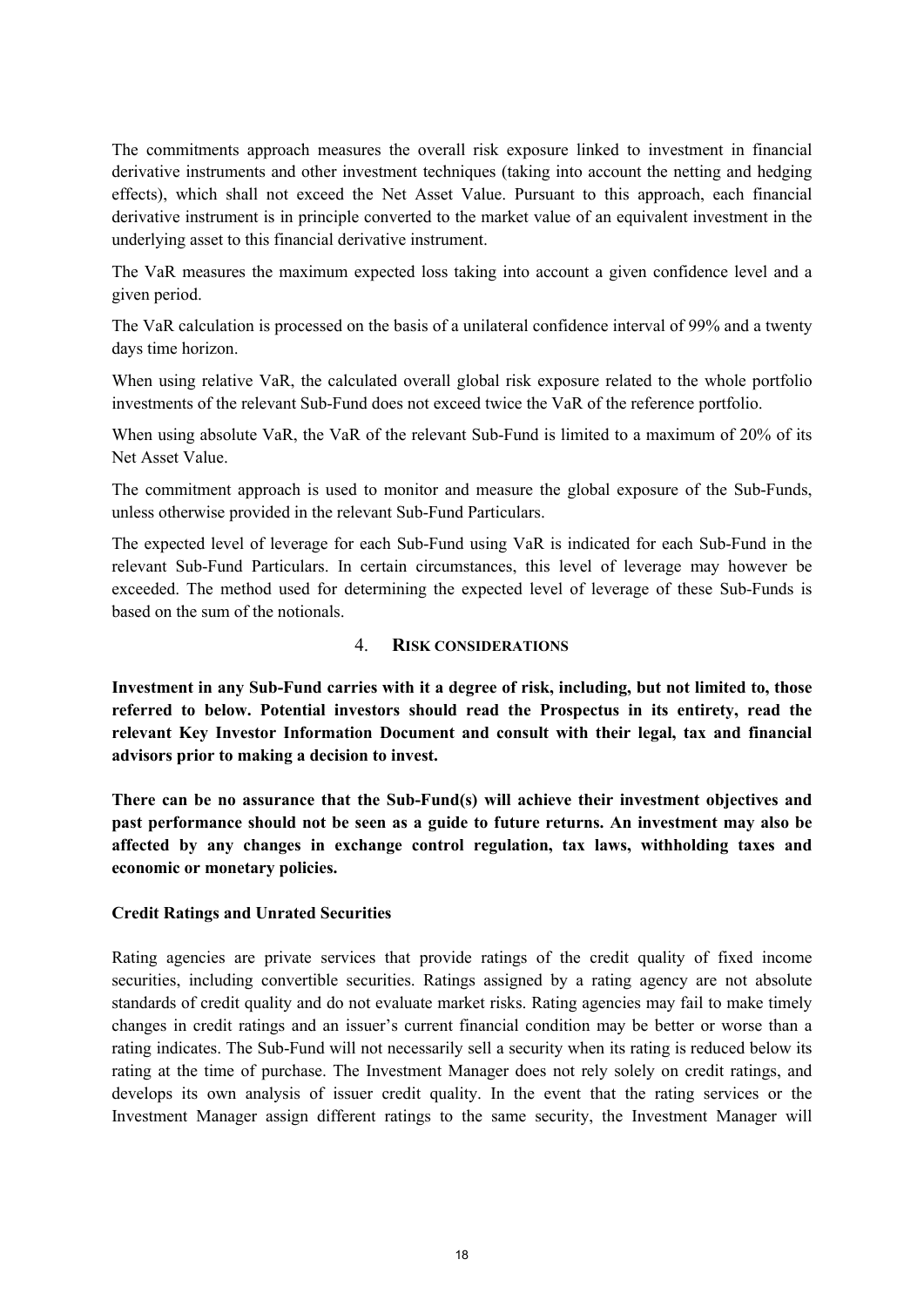The commitments approach measures the overall risk exposure linked to investment in financial derivative instruments and other investment techniques (taking into account the netting and hedging effects), which shall not exceed the Net Asset Value. Pursuant to this approach, each financial derivative instrument is in principle converted to the market value of an equivalent investment in the underlying asset to this financial derivative instrument.

The VaR measures the maximum expected loss taking into account a given confidence level and a given period.

The VaR calculation is processed on the basis of a unilateral confidence interval of 99% and a twenty days time horizon.

When using relative VaR, the calculated overall global risk exposure related to the whole portfolio investments of the relevant Sub-Fund does not exceed twice the VaR of the reference portfolio.

When using absolute VaR, the VaR of the relevant Sub-Fund is limited to a maximum of 20% of its Net Asset Value.

The commitment approach is used to monitor and measure the global exposure of the Sub-Funds, unless otherwise provided in the relevant Sub-Fund Particulars.

The expected level of leverage for each Sub-Fund using VaR is indicated for each Sub-Fund in the relevant Sub-Fund Particulars. In certain circumstances, this level of leverage may however be exceeded. The method used for determining the expected level of leverage of these Sub-Funds is based on the sum of the notionals.

## 4. RISK CONSIDERATIONS

**Investment in any Sub-Fund carries with it a degree of risk, including, but not limited to, those referred to below. Potential investors should read the Prospectus in its entirety, read the relevant Key Investor Information Document and consult with their legal, tax and financial advisors prior to making a decision to invest.**

**There can be no assurance that the Sub-Fund(s) will achieve their investment objectives and past performance should not be seen as a guide to future returns. An investment may also be affected by any changes in exchange control regulation, tax laws, withholding taxes and economic or monetary policies.**

### Credit Ratings and Unrated Securities

Rating agencies are private services that provide ratings of the credit quality of fixed income securities, including convertible securities. Ratings assigned by a rating agency are not absolute standards of credit quality and do not evaluate market risks. Rating agencies may fail to make timely changes in credit ratings and an issuer's current financial condition may be better or worse than a rating indicates. The Sub-Fund will not necessarily sell a security when its rating is reduced below its rating at the time of purchase. The Investment Manager does not rely solely on credit ratings, and develops its own analysis of issuer credit quality. In the event that the rating services or the Investment Manager assign different ratings to the same security, the Investment Manager will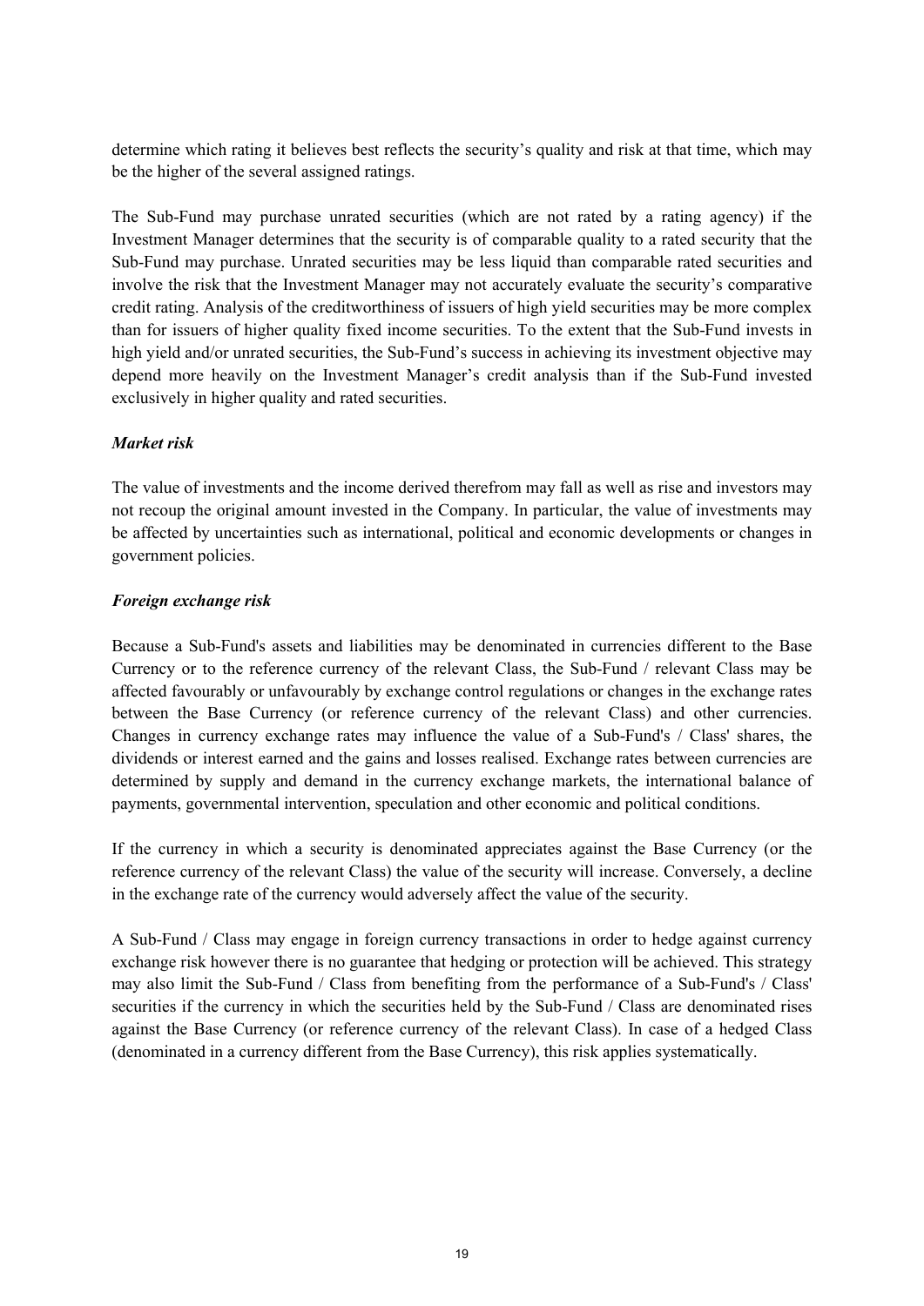determine which rating it believes best reflects the security's quality and risk at that time, which may be the higher of the several assigned ratings.

The Sub-Fund may purchase unrated securities (which are not rated by a rating agency) if the Investment Manager determines that the security is of comparable quality to a rated security that the Sub-Fund may purchase. Unrated securities may be less liquid than comparable rated securities and involve the risk that the Investment Manager may not accurately evaluate the security's comparative credit rating. Analysis of the creditworthiness of issuers of high yield securities may be more complex than for issuers of higher quality fixed income securities. To the extent that the Sub-Fund invests in high yield and/or unrated securities, the Sub-Fund's success in achieving its investment objective may depend more heavily on the Investment Manager's credit analysis than if the Sub-Fund invested exclusively in higher quality and rated securities.

***Market risk***

The value of investments and the income derived therefrom may fall as well as rise and investors may not recoup the original amount invested in the Company. In particular, the value of investments may be affected by uncertainties such as international, political and economic developments or changes in government policies.

***Foreign exchange risk***

Because a Sub-Fund's assets and liabilities may be denominated in currencies different to the Base Currency or to the reference currency of the relevant Class, the Sub-Fund / relevant Class may be affected favourably or unfavourably by exchange control regulations or changes in the exchange rates between the Base Currency (or reference currency of the relevant Class) and other currencies. Changes in currency exchange rates may influence the value of a Sub-Fund's / Class' shares, the dividends or interest earned and the gains and losses realised. Exchange rates between currencies are determined by supply and demand in the currency exchange markets, the international balance of payments, governmental intervention, speculation and other economic and political conditions.

If the currency in which a security is denominated appreciates against the Base Currency (or the reference currency of the relevant Class) the value of the security will increase. Conversely, a decline in the exchange rate of the currency would adversely affect the value of the security.

A Sub-Fund / Class may engage in foreign currency transactions in order to hedge against currency exchange risk however there is no guarantee that hedging or protection will be achieved. This strategy may also limit the Sub-Fund / Class from benefiting from the performance of a Sub-Fund's / Class' securities if the currency in which the securities held by the Sub-Fund / Class are denominated rises against the Base Currency (or reference currency of the relevant Class). In case of a hedged Class (denominated in a currency different from the Base Currency), this risk applies systematically.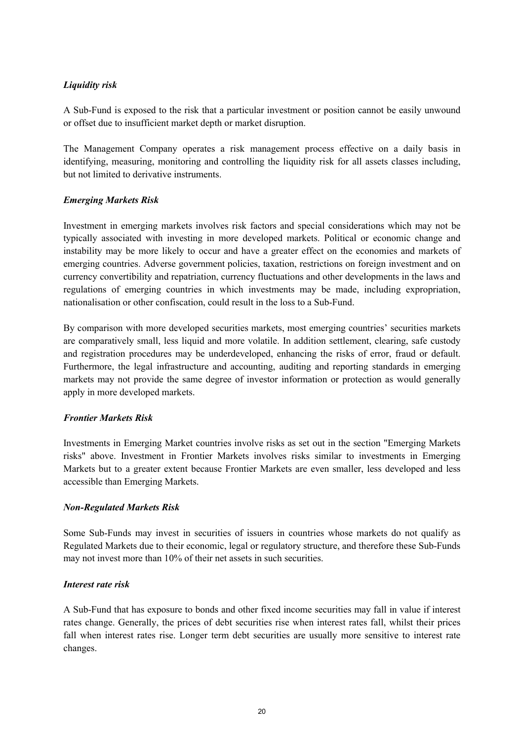***Liquidity risk***

A Sub-Fund is exposed to the risk that a particular investment or position cannot be easily unwound or offset due to insufficient market depth or market disruption.

The Management Company operates a risk management process effective on a daily basis in identifying, measuring, monitoring and controlling the liquidity risk for all assets classes including, but not limited to derivative instruments.

***Emerging Markets Risk***

Investment in emerging markets involves risk factors and special considerations which may not be typically associated with investing in more developed markets. Political or economic change and instability may be more likely to occur and have a greater effect on the economies and markets of emerging countries. Adverse government policies, taxation, restrictions on foreign investment and on currency convertibility and repatriation, currency fluctuations and other developments in the laws and regulations of emerging countries in which investments may be made, including expropriation, nationalisation or other confiscation, could result in the loss to a Sub-Fund.

By comparison with more developed securities markets, most emerging countries' securities markets are comparatively small, less liquid and more volatile. In addition settlement, clearing, safe custody and registration procedures may be underdeveloped, enhancing the risks of error, fraud or default. Furthermore, the legal infrastructure and accounting, auditing and reporting standards in emerging markets may not provide the same degree of investor information or protection as would generally apply in more developed markets.

***Frontier Markets Risk***

Investments in Emerging Market countries involve risks as set out in the section "Emerging Markets risks" above. Investment in Frontier Markets involves risks similar to investments in Emerging Markets but to a greater extent because Frontier Markets are even smaller, less developed and less accessible than Emerging Markets.

***Non-Regulated Markets Risk***

Some Sub-Funds may invest in securities of issuers in countries whose markets do not qualify as Regulated Markets due to their economic, legal or regulatory structure, and therefore these Sub-Funds may not invest more than 10% of their net assets in such securities.

***Interest rate risk***

A Sub-Fund that has exposure to bonds and other fixed income securities may fall in value if interest rates change. Generally, the prices of debt securities rise when interest rates fall, whilst their prices fall when interest rates rise. Longer term debt securities are usually more sensitive to interest rate changes.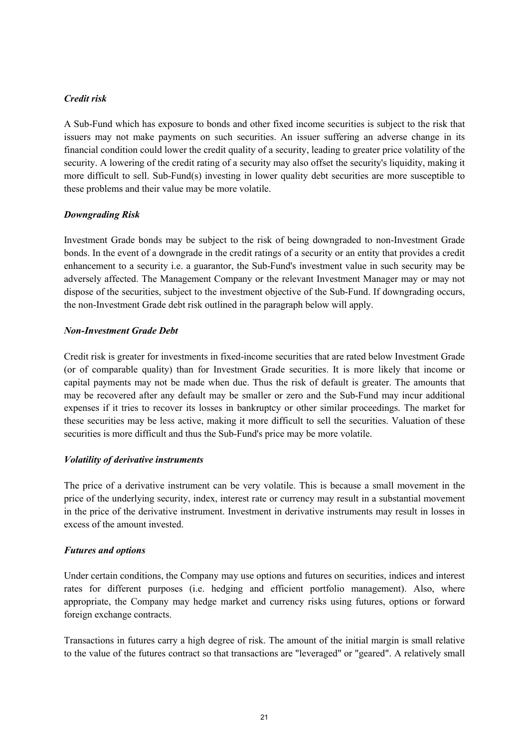*Credit risk*

A Sub-Fund which has exposure to bonds and other fixed income securities is subject to the risk that issuers may not make payments on such securities. An issuer suffering an adverse change in its financial condition could lower the credit quality of a security, leading to greater price volatility of the security. A lowering of the credit rating of a security may also offset the security's liquidity, making it more difficult to sell. Sub-Fund(s) investing in lower quality debt securities are more susceptible to these problems and their value may be more volatile.

*Downgrading Risk*

Investment Grade bonds may be subject to the risk of being downgraded to non-Investment Grade bonds. In the event of a downgrade in the credit ratings of a security or an entity that provides a credit enhancement to a security i.e. a guarantor, the Sub-Fund's investment value in such security may be adversely affected. The Management Company or the relevant Investment Manager may or may not dispose of the securities, subject to the investment objective of the Sub-Fund. If downgrading occurs, the non-Investment Grade debt risk outlined in the paragraph below will apply.

*Non-Investment Grade Debt*

Credit risk is greater for investments in fixed-income securities that are rated below Investment Grade (or of comparable quality) than for Investment Grade securities. It is more likely that income or capital payments may not be made when due. Thus the risk of default is greater. The amounts that may be recovered after any default may be smaller or zero and the Sub-Fund may incur additional expenses if it tries to recover its losses in bankruptcy or other similar proceedings. The market for these securities may be less active, making it more difficult to sell the securities. Valuation of these securities is more difficult and thus the Sub-Fund's price may be more volatile.

*Volatility of derivative instruments*

The price of a derivative instrument can be very volatile. This is because a small movement in the price of the underlying security, index, interest rate or currency may result in a substantial movement in the price of the derivative instrument. Investment in derivative instruments may result in losses in excess of the amount invested.

*Futures and options*

Under certain conditions, the Company may use options and futures on securities, indices and interest rates for different purposes (i.e. hedging and efficient portfolio management). Also, where appropriate, the Company may hedge market and currency risks using futures, options or forward foreign exchange contracts.

Transactions in futures carry a high degree of risk. The amount of the initial margin is small relative to the value of the futures contract so that transactions are "leveraged" or "geared". A relatively small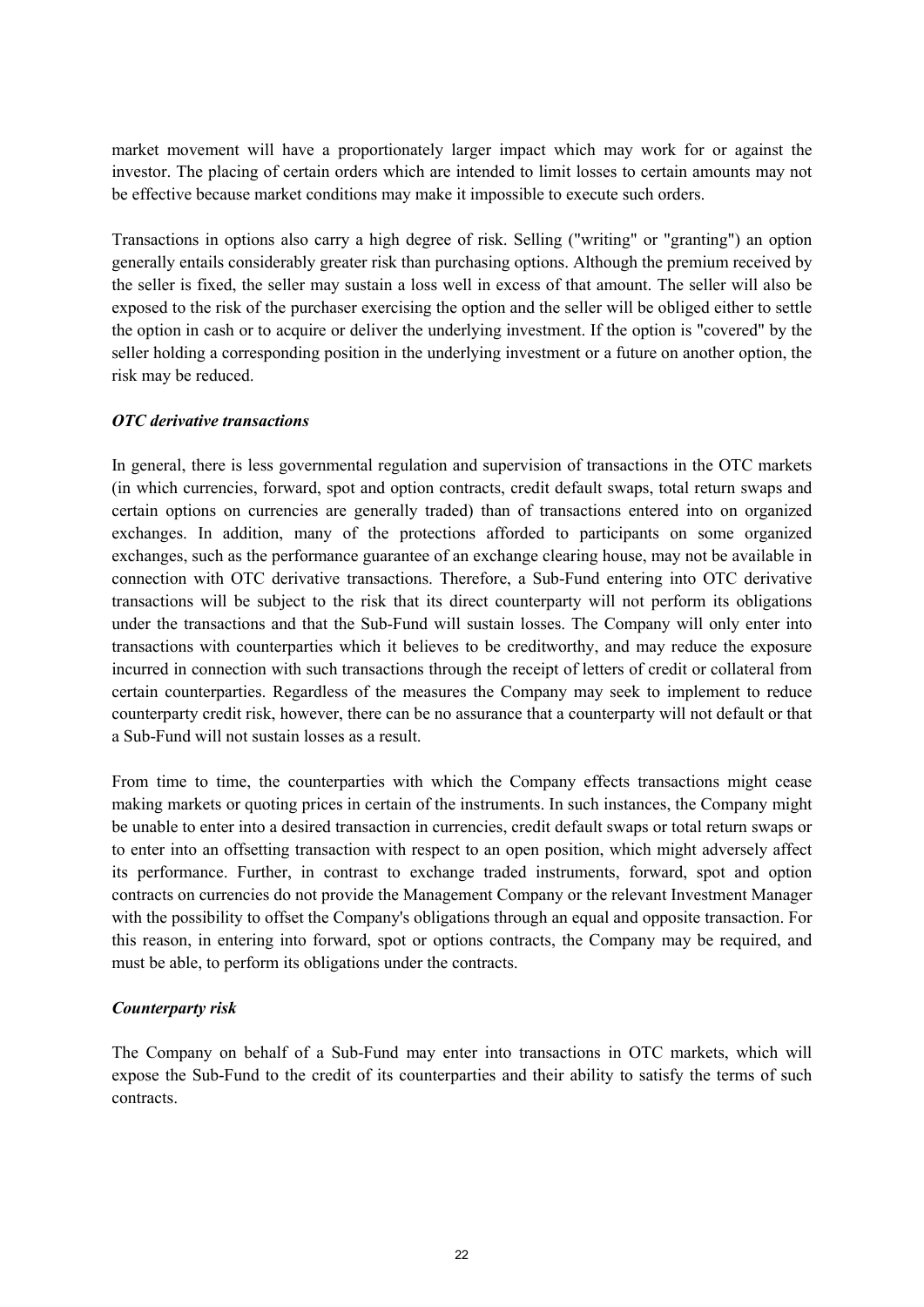market movement will have a proportionately larger impact which may work for or against the investor. The placing of certain orders which are intended to limit losses to certain amounts may not be effective because market conditions may make it impossible to execute such orders.

Transactions in options also carry a high degree of risk. Selling ("writing" or "granting") an option generally entails considerably greater risk than purchasing options. Although the premium received by the seller is fixed, the seller may sustain a loss well in excess of that amount. The seller will also be exposed to the risk of the purchaser exercising the option and the seller will be obliged either to settle the option in cash or to acquire or deliver the underlying investment. If the option is "covered" by the seller holding a corresponding position in the underlying investment or a future on another option, the risk may be reduced.

***OTC derivative transactions***

In general, there is less governmental regulation and supervision of transactions in the OTC markets (in which currencies, forward, spot and option contracts, credit default swaps, total return swaps and certain options on currencies are generally traded) than of transactions entered into on organized exchanges. In addition, many of the protections afforded to participants on some organized exchanges, such as the performance guarantee of an exchange clearing house, may not be available in connection with OTC derivative transactions. Therefore, a Sub-Fund entering into OTC derivative transactions will be subject to the risk that its direct counterparty will not perform its obligations under the transactions and that the Sub-Fund will sustain losses. The Company will only enter into transactions with counterparties which it believes to be creditworthy, and may reduce the exposure incurred in connection with such transactions through the receipt of letters of credit or collateral from certain counterparties. Regardless of the measures the Company may seek to implement to reduce counterparty credit risk, however, there can be no assurance that a counterparty will not default or that a Sub-Fund will not sustain losses as a result.

From time to time, the counterparties with which the Company effects transactions might cease making markets or quoting prices in certain of the instruments. In such instances, the Company might be unable to enter into a desired transaction in currencies, credit default swaps or total return swaps or to enter into an offsetting transaction with respect to an open position, which might adversely affect its performance. Further, in contrast to exchange traded instruments, forward, spot and option contracts on currencies do not provide the Management Company or the relevant Investment Manager with the possibility to offset the Company's obligations through an equal and opposite transaction. For this reason, in entering into forward, spot or options contracts, the Company may be required, and must be able, to perform its obligations under the contracts.

***Counterparty risk***

The Company on behalf of a Sub-Fund may enter into transactions in OTC markets, which will expose the Sub-Fund to the credit of its counterparties and their ability to satisfy the terms of such contracts.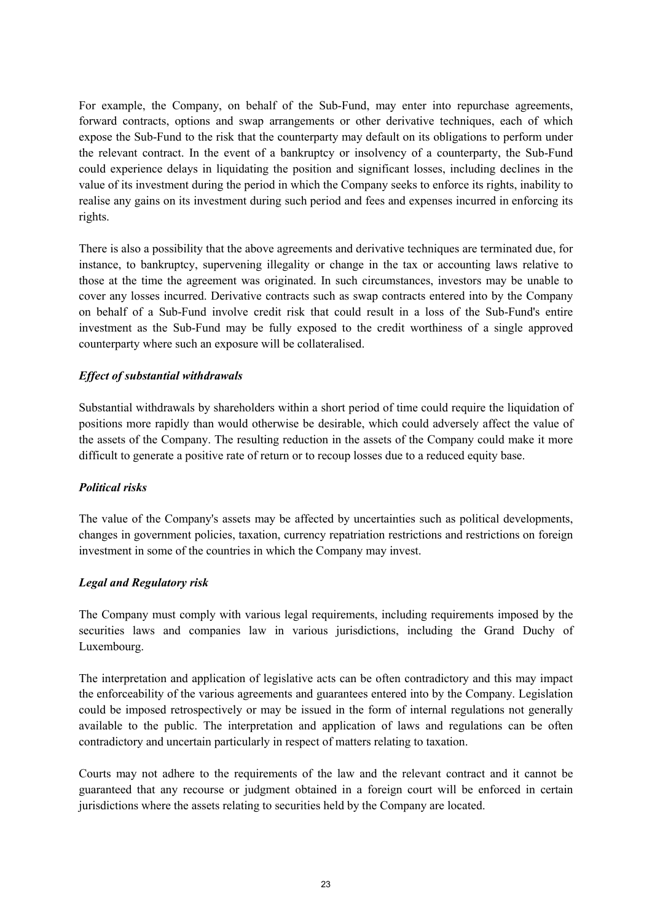For example, the Company, on behalf of the Sub-Fund, may enter into repurchase agreements, forward contracts, options and swap arrangements or other derivative techniques, each of which expose the Sub-Fund to the risk that the counterparty may default on its obligations to perform under the relevant contract. In the event of a bankruptcy or insolvency of a counterparty, the Sub-Fund could experience delays in liquidating the position and significant losses, including declines in the value of its investment during the period in which the Company seeks to enforce its rights, inability to realise any gains on its investment during such period and fees and expenses incurred in enforcing its rights.

There is also a possibility that the above agreements and derivative techniques are terminated due, for instance, to bankruptcy, supervening illegality or change in the tax or accounting laws relative to those at the time the agreement was originated. In such circumstances, investors may be unable to cover any losses incurred. Derivative contracts such as swap contracts entered into by the Company on behalf of a Sub-Fund involve credit risk that could result in a loss of the Sub-Fund's entire investment as the Sub-Fund may be fully exposed to the credit worthiness of a single approved counterparty where such an exposure will be collateralised.

***Effect of substantial withdrawals***

Substantial withdrawals by shareholders within a short period of time could require the liquidation of positions more rapidly than would otherwise be desirable, which could adversely affect the value of the assets of the Company. The resulting reduction in the assets of the Company could make it more difficult to generate a positive rate of return or to recoup losses due to a reduced equity base.

***Political risks***

The value of the Company's assets may be affected by uncertainties such as political developments, changes in government policies, taxation, currency repatriation restrictions and restrictions on foreign investment in some of the countries in which the Company may invest.

***Legal and Regulatory risk***

The Company must comply with various legal requirements, including requirements imposed by the securities laws and companies law in various jurisdictions, including the Grand Duchy of Luxembourg.

The interpretation and application of legislative acts can be often contradictory and this may impact the enforceability of the various agreements and guarantees entered into by the Company. Legislation could be imposed retrospectively or may be issued in the form of internal regulations not generally available to the public. The interpretation and application of laws and regulations can be often contradictory and uncertain particularly in respect of matters relating to taxation.

Courts may not adhere to the requirements of the law and the relevant contract and it cannot be guaranteed that any recourse or judgment obtained in a foreign court will be enforced in certain jurisdictions where the assets relating to securities held by the Company are located.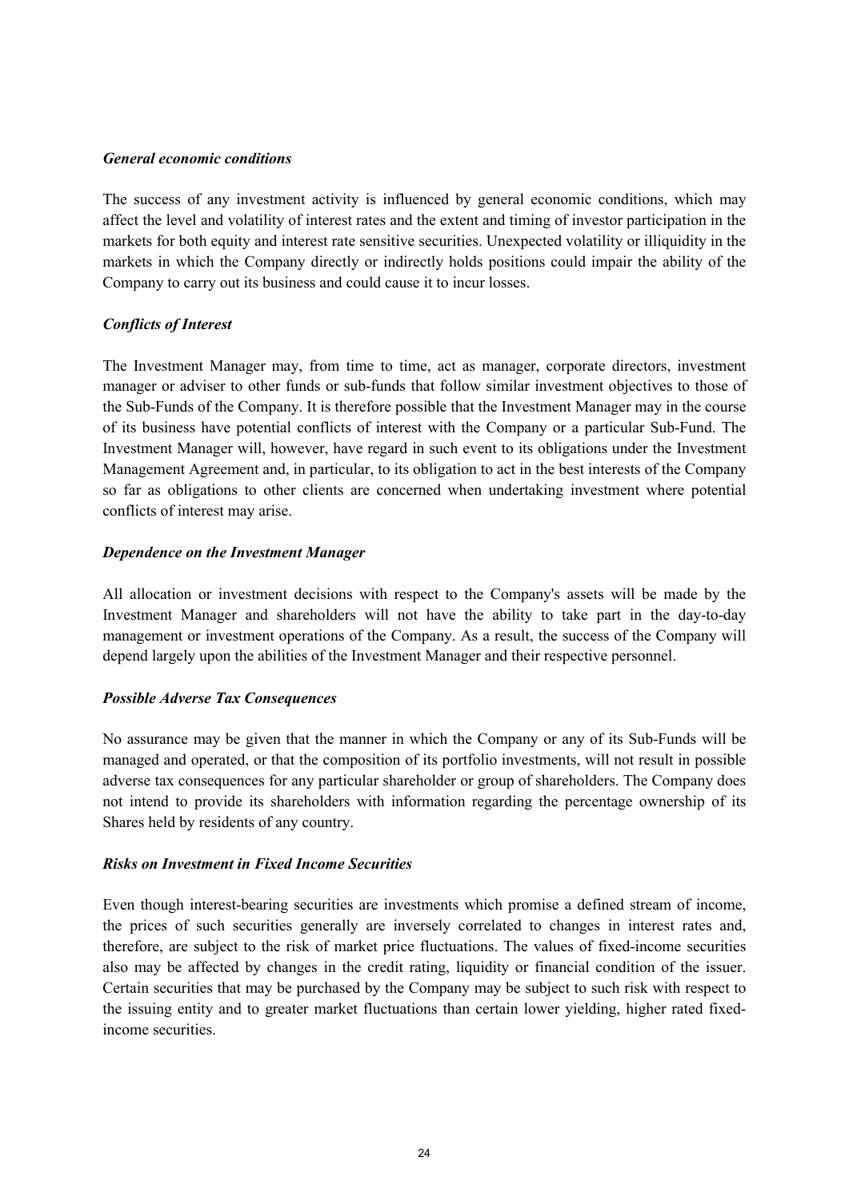### *General economic conditions*

The success of any investment activity is influenced by general economic conditions, which may affect the level and volatility of interest rates and the extent and timing of investor participation in the markets for both equity and interest rate sensitive securities. Unexpected volatility or illiquidity in the markets in which the Company directly or indirectly holds positions could impair the ability of the Company to carry out its business and could cause it to incur losses.

### *Conflicts of Interest*

The Investment Manager may, from time to time, act as manager, corporate directors, investment manager or adviser to other funds or sub-funds that follow similar investment objectives to those of the Sub-Funds of the Company. It is therefore possible that the Investment Manager may in the course of its business have potential conflicts of interest with the Company or a particular Sub-Fund. The Investment Manager will, however, have regard in such event to its obligations under the Investment Management Agreement and, in particular, to its obligation to act in the best interests of the Company so far as obligations to other clients are concerned when undertaking investment where potential conflicts of interest may arise.

### *Dependence on the Investment Manager*

All allocation or investment decisions with respect to the Company's assets will be made by the Investment Manager and shareholders will not have the ability to take part in the day-to-day management or investment operations of the Company. As a result, the success of the Company will depend largely upon the abilities of the Investment Manager and their respective personnel.

### *Possible Adverse Tax Consequences*

No assurance may be given that the manner in which the Company or any of its Sub-Funds will be managed and operated, or that the composition of its portfolio investments, will not result in possible adverse tax consequences for any particular shareholder or group of shareholders. The Company does not intend to provide its shareholders with information regarding the percentage ownership of its Shares held by residents of any country.

### *Risks on Investment in Fixed Income Securities*

Even though interest-bearing securities are investments which promise a defined stream of income, the prices of such securities generally are inversely correlated to changes in interest rates and, therefore, are subject to the risk of market price fluctuations. The values of fixed-income securities also may be affected by changes in the credit rating, liquidity or financial condition of the issuer. Certain securities that may be purchased by the Company may be subject to such risk with respect to the issuing entity and to greater market fluctuations than certain lower yielding, higher rated fixed-income securities.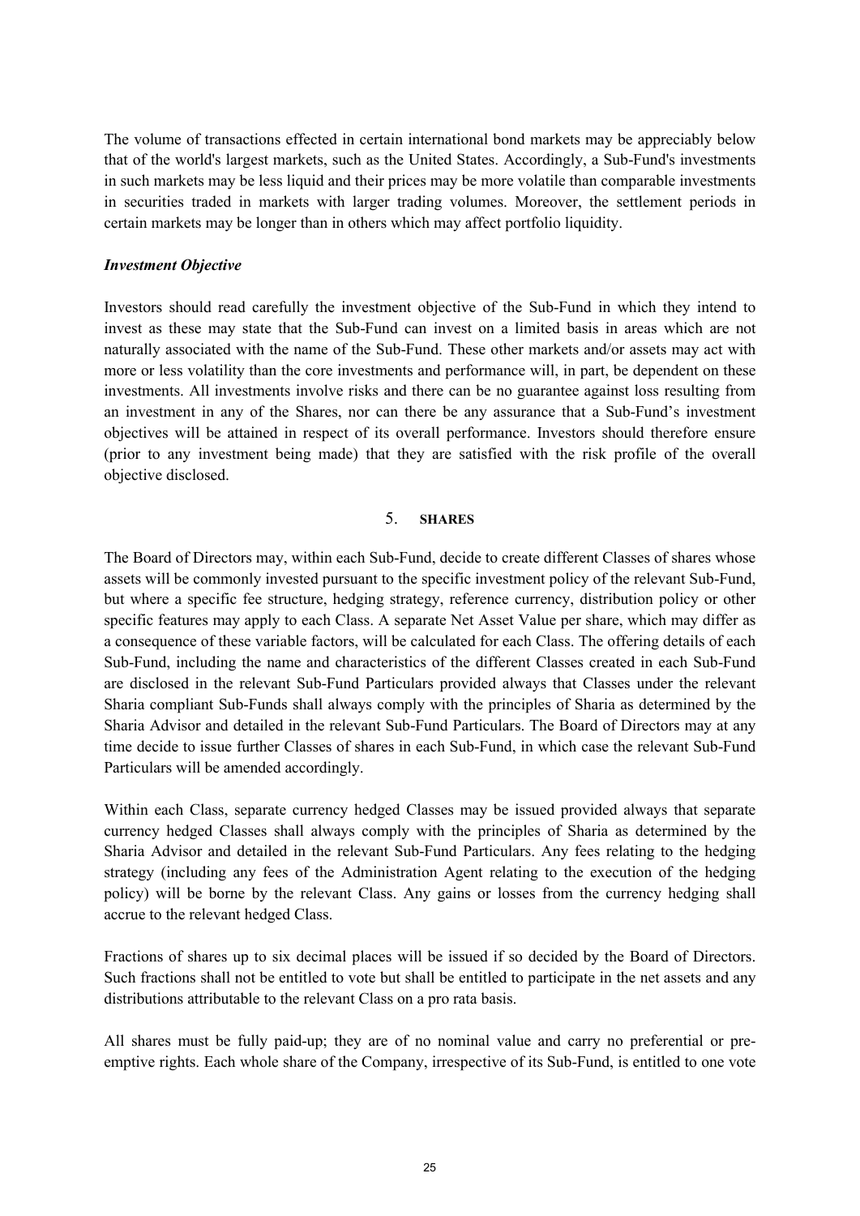The volume of transactions effected in certain international bond markets may be appreciably below that of the world's largest markets, such as the United States. Accordingly, a Sub-Fund's investments in such markets may be less liquid and their prices may be more volatile than comparable investments in securities traded in markets with larger trading volumes. Moreover, the settlement periods in certain markets may be longer than in others which may affect portfolio liquidity.

***Investment Objective***

Investors should read carefully the investment objective of the Sub-Fund in which they intend to invest as these may state that the Sub-Fund can invest on a limited basis in areas which are not naturally associated with the name of the Sub-Fund. These other markets and/or assets may act with more or less volatility than the core investments and performance will, in part, be dependent on these investments. All investments involve risks and there can be no guarantee against loss resulting from an investment in any of the Shares, nor can there be any assurance that a Sub-Fund's investment objectives will be attained in respect of its overall performance. Investors should therefore ensure (prior to any investment being made) that they are satisfied with the risk profile of the overall objective disclosed.

## 5. SHARES

The Board of Directors may, within each Sub-Fund, decide to create different Classes of shares whose assets will be commonly invested pursuant to the specific investment policy of the relevant Sub-Fund, but where a specific fee structure, hedging strategy, reference currency, distribution policy or other specific features may apply to each Class. A separate Net Asset Value per share, which may differ as a consequence of these variable factors, will be calculated for each Class. The offering details of each Sub-Fund, including the name and characteristics of the different Classes created in each Sub-Fund are disclosed in the relevant Sub-Fund Particulars provided always that Classes under the relevant Sharia compliant Sub-Funds shall always comply with the principles of Sharia as determined by the Sharia Advisor and detailed in the relevant Sub-Fund Particulars. The Board of Directors may at any time decide to issue further Classes of shares in each Sub-Fund, in which case the relevant Sub-Fund Particulars will be amended accordingly.

Within each Class, separate currency hedged Classes may be issued provided always that separate currency hedged Classes shall always comply with the principles of Sharia as determined by the Sharia Advisor and detailed in the relevant Sub-Fund Particulars. Any fees relating to the hedging strategy (including any fees of the Administration Agent relating to the execution of the hedging policy) will be borne by the relevant Class. Any gains or losses from the currency hedging shall accrue to the relevant hedged Class.

Fractions of shares up to six decimal places will be issued if so decided by the Board of Directors. Such fractions shall not be entitled to vote but shall be entitled to participate in the net assets and any distributions attributable to the relevant Class on a pro rata basis.

All shares must be fully paid-up; they are of no nominal value and carry no preferential or pre-emptive rights. Each whole share of the Company, irrespective of its Sub-Fund, is entitled to one vote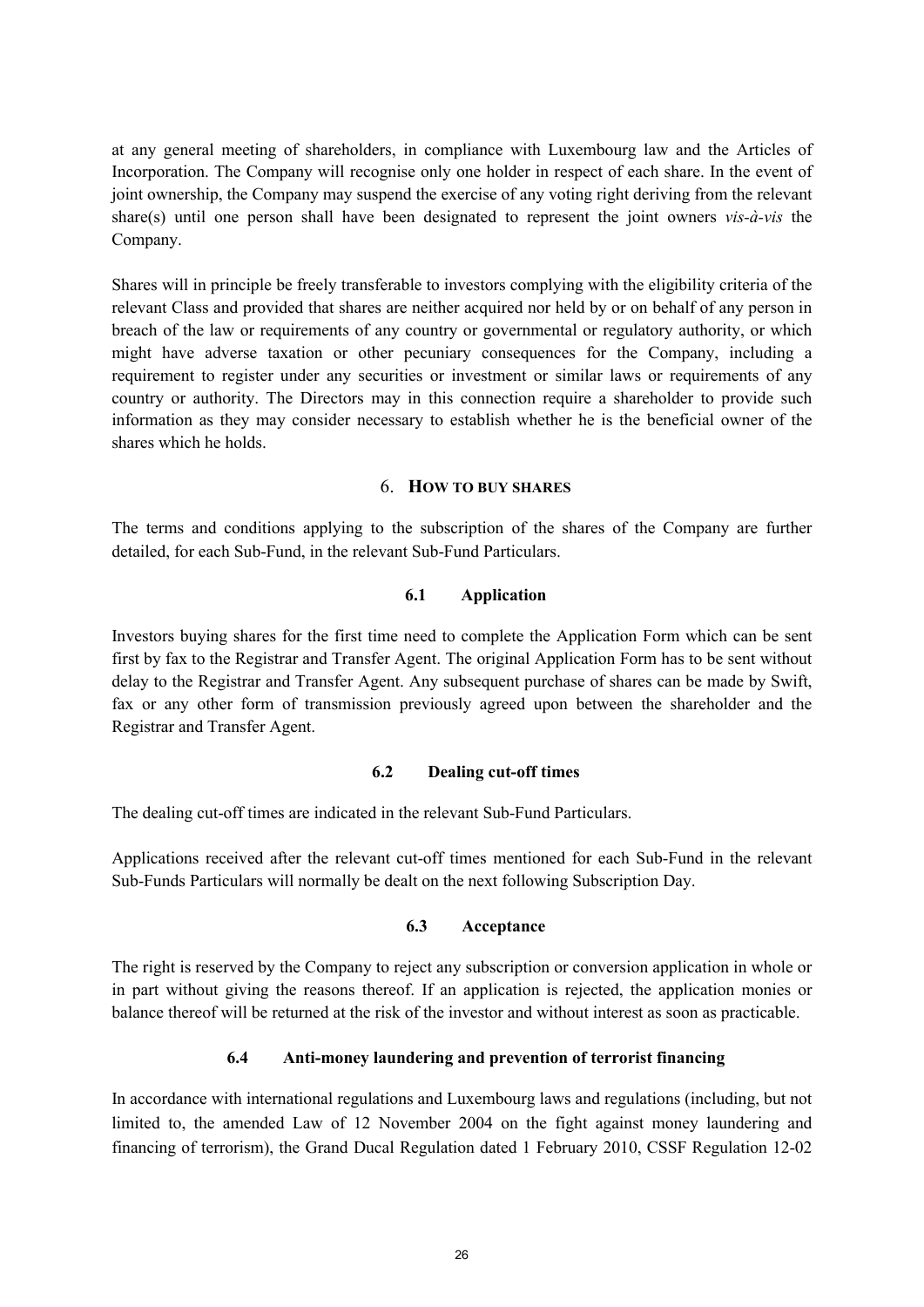at any general meeting of shareholders, in compliance with Luxembourg law and the Articles of Incorporation. The Company will recognise only one holder in respect of each share. In the event of joint ownership, the Company may suspend the exercise of any voting right deriving from the relevant share(s) until one person shall have been designated to represent the joint owners *vis-à-vis* the Company.

Shares will in principle be freely transferable to investors complying with the eligibility criteria of the relevant Class and provided that shares are neither acquired nor held by or on behalf of any person in breach of the law or requirements of any country or governmental or regulatory authority, or which might have adverse taxation or other pecuniary consequences for the Company, including a requirement to register under any securities or investment or similar laws or requirements of any country or authority. The Directors may in this connection require a shareholder to provide such information as they may consider necessary to establish whether he is the beneficial owner of the shares which he holds.

## 6. HOW TO BUY SHARES

The terms and conditions applying to the subscription of the shares of the Company are further detailed, for each Sub-Fund, in the relevant Sub-Fund Particulars.

### 6.1 Application

Investors buying shares for the first time need to complete the Application Form which can be sent first by fax to the Registrar and Transfer Agent. The original Application Form has to be sent without delay to the Registrar and Transfer Agent. Any subsequent purchase of shares can be made by Swift, fax or any other form of transmission previously agreed upon between the shareholder and the Registrar and Transfer Agent.

### 6.2 Dealing cut-off times

The dealing cut-off times are indicated in the relevant Sub-Fund Particulars.

Applications received after the relevant cut-off times mentioned for each Sub-Fund in the relevant Sub-Funds Particulars will normally be dealt on the next following Subscription Day.

### 6.3 Acceptance

The right is reserved by the Company to reject any subscription or conversion application in whole or in part without giving the reasons thereof. If an application is rejected, the application monies or balance thereof will be returned at the risk of the investor and without interest as soon as practicable.

### 6.4 Anti-money laundering and prevention of terrorist financing

In accordance with international regulations and Luxembourg laws and regulations (including, but not limited to, the amended Law of 12 November 2004 on the fight against money laundering and financing of terrorism), the Grand Ducal Regulation dated 1 February 2010, CSSF Regulation 12-02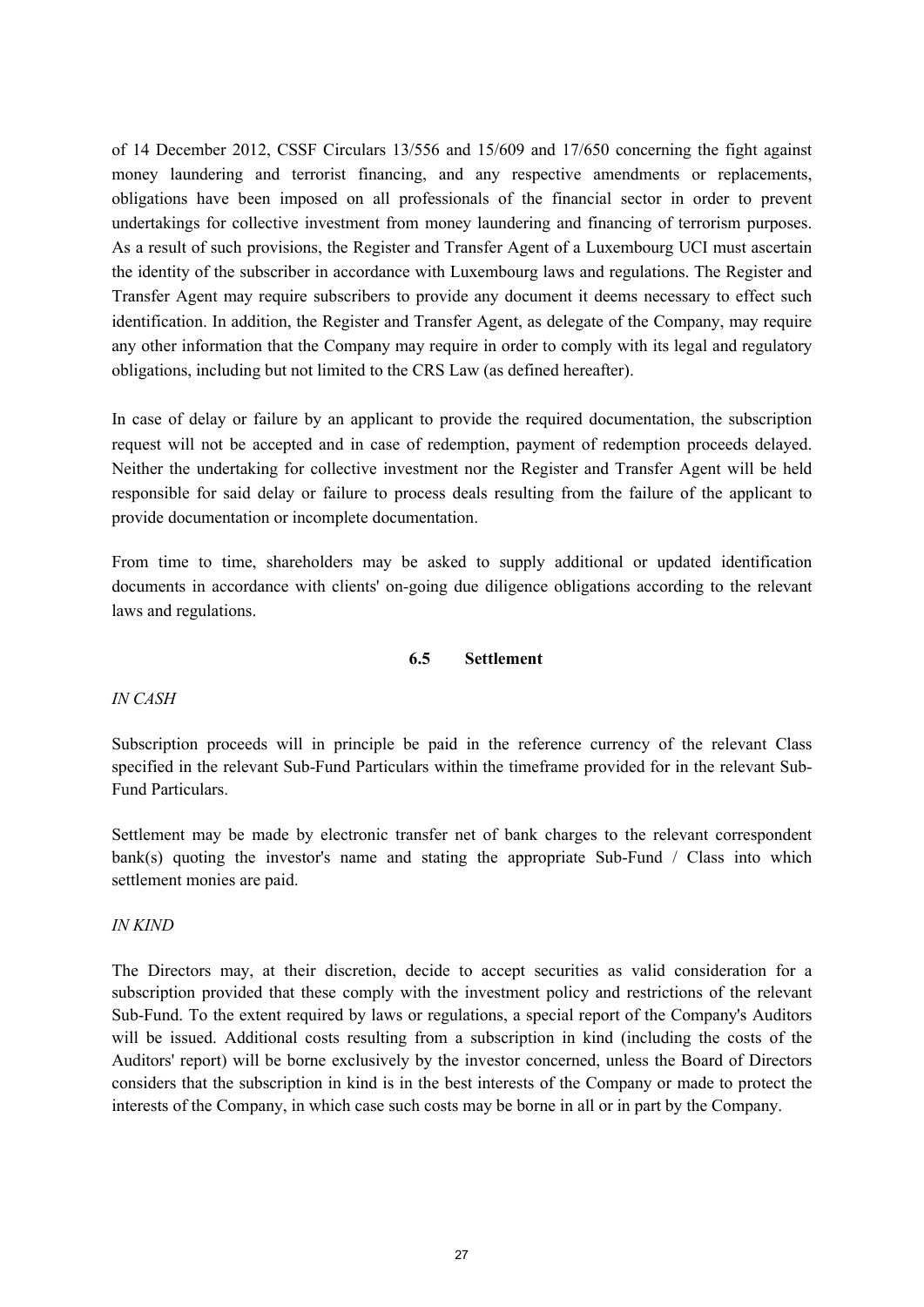of 14 December 2012, CSSF Circulars 13/556 and 15/609 and 17/650 concerning the fight against money laundering and terrorist financing, and any respective amendments or replacements, obligations have been imposed on all professionals of the financial sector in order to prevent undertakings for collective investment from money laundering and financing of terrorism purposes. As a result of such provisions, the Register and Transfer Agent of a Luxembourg UCI must ascertain the identity of the subscriber in accordance with Luxembourg laws and regulations. The Register and Transfer Agent may require subscribers to provide any document it deems necessary to effect such identification. In addition, the Register and Transfer Agent, as delegate of the Company, may require any other information that the Company may require in order to comply with its legal and regulatory obligations, including but not limited to the CRS Law (as defined hereafter).

In case of delay or failure by an applicant to provide the required documentation, the subscription request will not be accepted and in case of redemption, payment of redemption proceeds delayed. Neither the undertaking for collective investment nor the Register and Transfer Agent will be held responsible for said delay or failure to process deals resulting from the failure of the applicant to provide documentation or incomplete documentation.

From time to time, shareholders may be asked to supply additional or updated identification documents in accordance with clients' on-going due diligence obligations according to the relevant laws and regulations.

### 6.5 Settlement

*IN CASH*

Subscription proceeds will in principle be paid in the reference currency of the relevant Class specified in the relevant Sub-Fund Particulars within the timeframe provided for in the relevant Sub-Fund Particulars.

Settlement may be made by electronic transfer net of bank charges to the relevant correspondent bank(s) quoting the investor's name and stating the appropriate Sub-Fund / Class into which settlement monies are paid.

*IN KIND*

The Directors may, at their discretion, decide to accept securities as valid consideration for a subscription provided that these comply with the investment policy and restrictions of the relevant Sub-Fund. To the extent required by laws or regulations, a special report of the Company's Auditors will be issued. Additional costs resulting from a subscription in kind (including the costs of the Auditors' report) will be borne exclusively by the investor concerned, unless the Board of Directors considers that the subscription in kind is in the best interests of the Company or made to protect the interests of the Company, in which case such costs may be borne in all or in part by the Company.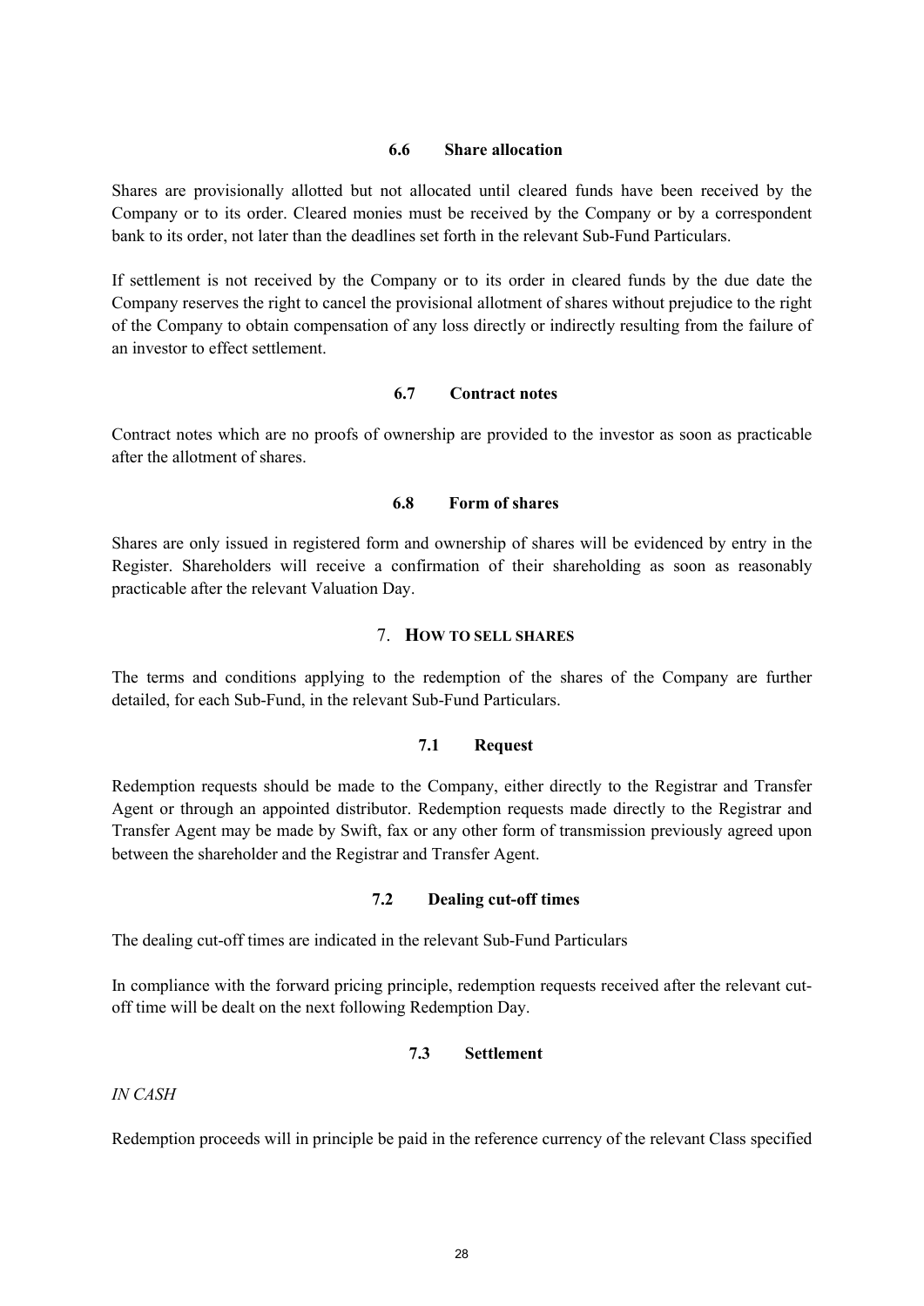### 6.6 Share allocation

Shares are provisionally allotted but not allocated until cleared funds have been received by the Company or to its order. Cleared monies must be received by the Company or by a correspondent bank to its order, not later than the deadlines set forth in the relevant Sub-Fund Particulars.

If settlement is not received by the Company or to its order in cleared funds by the due date the Company reserves the right to cancel the provisional allotment of shares without prejudice to the right of the Company to obtain compensation of any loss directly or indirectly resulting from the failure of an investor to effect settlement.

### 6.7 Contract notes

Contract notes which are no proofs of ownership are provided to the investor as soon as practicable after the allotment of shares.

### 6.8 Form of shares

Shares are only issued in registered form and ownership of shares will be evidenced by entry in the Register. Shareholders will receive a confirmation of their shareholding as soon as reasonably practicable after the relevant Valuation Day.

## 7. HOW TO SELL SHARES

The terms and conditions applying to the redemption of the shares of the Company are further detailed, for each Sub-Fund, in the relevant Sub-Fund Particulars.

### 7.1 Request

Redemption requests should be made to the Company, either directly to the Registrar and Transfer Agent or through an appointed distributor. Redemption requests made directly to the Registrar and Transfer Agent may be made by Swift, fax or any other form of transmission previously agreed upon between the shareholder and the Registrar and Transfer Agent.

### 7.2 Dealing cut-off times

The dealing cut-off times are indicated in the relevant Sub-Fund Particulars

In compliance with the forward pricing principle, redemption requests received after the relevant cut-off time will be dealt on the next following Redemption Day.

### 7.3 Settlement

*IN CASH*

Redemption proceeds will in principle be paid in the reference currency of the relevant Class specified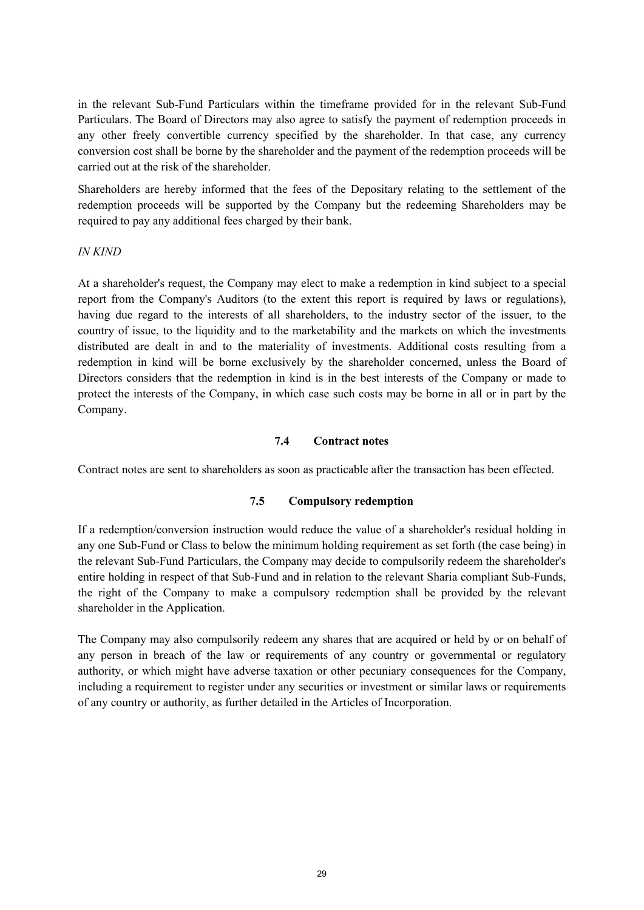in the relevant Sub-Fund Particulars within the timeframe provided for in the relevant Sub-Fund Particulars. The Board of Directors may also agree to satisfy the payment of redemption proceeds in any other freely convertible currency specified by the shareholder. In that case, any currency conversion cost shall be borne by the shareholder and the payment of the redemption proceeds will be carried out at the risk of the shareholder.

Shareholders are hereby informed that the fees of the Depositary relating to the settlement of the redemption proceeds will be supported by the Company but the redeeming Shareholders may be required to pay any additional fees charged by their bank.

*IN KIND*

At a shareholder's request, the Company may elect to make a redemption in kind subject to a special report from the Company's Auditors (to the extent this report is required by laws or regulations), having due regard to the interests of all shareholders, to the industry sector of the issuer, to the country of issue, to the liquidity and to the marketability and the markets on which the investments distributed are dealt in and to the materiality of investments. Additional costs resulting from a redemption in kind will be borne exclusively by the shareholder concerned, unless the Board of Directors considers that the redemption in kind is in the best interests of the Company or made to protect the interests of the Company, in which case such costs may be borne in all or in part by the Company.

### 7.4 Contract notes

Contract notes are sent to shareholders as soon as practicable after the transaction has been effected.

### 7.5 Compulsory redemption

If a redemption/conversion instruction would reduce the value of a shareholder's residual holding in any one Sub-Fund or Class to below the minimum holding requirement as set forth (the case being) in the relevant Sub-Fund Particulars, the Company may decide to compulsorily redeem the shareholder's entire holding in respect of that Sub-Fund and in relation to the relevant Sharia compliant Sub-Funds, the right of the Company to make a compulsory redemption shall be provided by the relevant shareholder in the Application.

The Company may also compulsorily redeem any shares that are acquired or held by or on behalf of any person in breach of the law or requirements of any country or governmental or regulatory authority, or which might have adverse taxation or other pecuniary consequences for the Company, including a requirement to register under any securities or investment or similar laws or requirements of any country or authority, as further detailed in the Articles of Incorporation.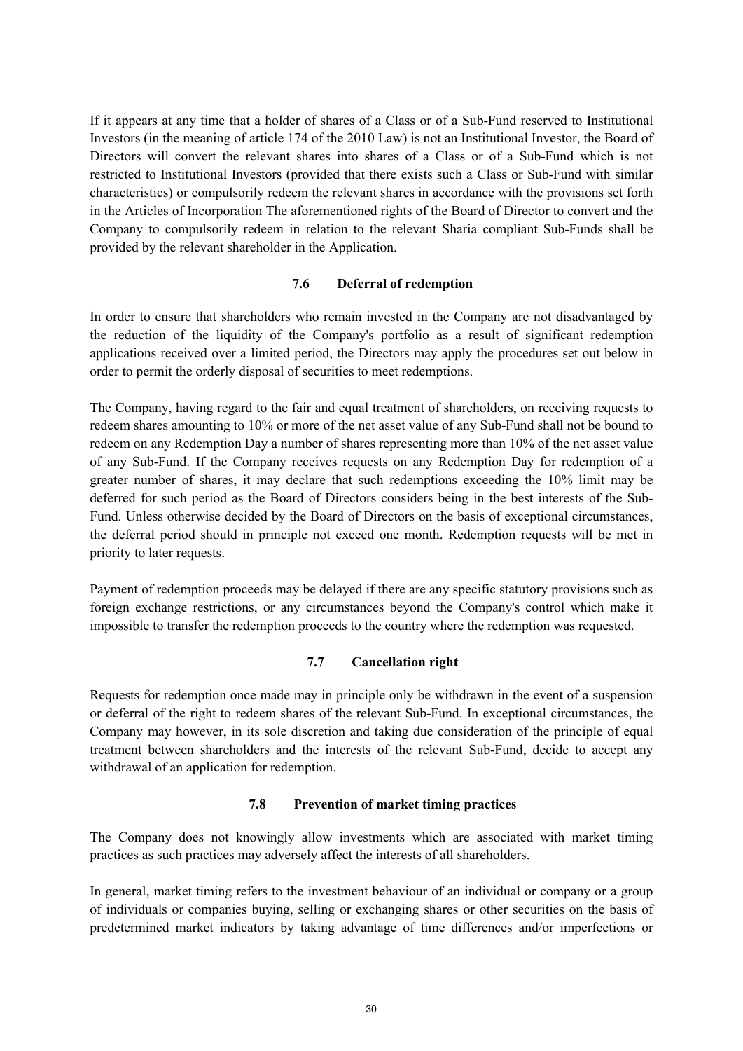If it appears at any time that a holder of shares of a Class or of a Sub-Fund reserved to Institutional Investors (in the meaning of article 174 of the 2010 Law) is not an Institutional Investor, the Board of Directors will convert the relevant shares into shares of a Class or of a Sub-Fund which is not restricted to Institutional Investors (provided that there exists such a Class or Sub-Fund with similar characteristics) or compulsorily redeem the relevant shares in accordance with the provisions set forth in the Articles of Incorporation The aforementioned rights of the Board of Director to convert and the Company to compulsorily redeem in relation to the relevant Sharia compliant Sub-Funds shall be provided by the relevant shareholder in the Application.

### 7.6 Deferral of redemption

In order to ensure that shareholders who remain invested in the Company are not disadvantaged by the reduction of the liquidity of the Company's portfolio as a result of significant redemption applications received over a limited period, the Directors may apply the procedures set out below in order to permit the orderly disposal of securities to meet redemptions.

The Company, having regard to the fair and equal treatment of shareholders, on receiving requests to redeem shares amounting to 10% or more of the net asset value of any Sub-Fund shall not be bound to redeem on any Redemption Day a number of shares representing more than 10% of the net asset value of any Sub-Fund. If the Company receives requests on any Redemption Day for redemption of a greater number of shares, it may declare that such redemptions exceeding the 10% limit may be deferred for such period as the Board of Directors considers being in the best interests of the Sub-Fund. Unless otherwise decided by the Board of Directors on the basis of exceptional circumstances, the deferral period should in principle not exceed one month. Redemption requests will be met in priority to later requests.

Payment of redemption proceeds may be delayed if there are any specific statutory provisions such as foreign exchange restrictions, or any circumstances beyond the Company's control which make it impossible to transfer the redemption proceeds to the country where the redemption was requested.

### 7.7 Cancellation right

Requests for redemption once made may in principle only be withdrawn in the event of a suspension or deferral of the right to redeem shares of the relevant Sub-Fund. In exceptional circumstances, the Company may however, in its sole discretion and taking due consideration of the principle of equal treatment between shareholders and the interests of the relevant Sub-Fund, decide to accept any withdrawal of an application for redemption.

### 7.8 Prevention of market timing practices

The Company does not knowingly allow investments which are associated with market timing practices as such practices may adversely affect the interests of all shareholders.

In general, market timing refers to the investment behaviour of an individual or company or a group of individuals or companies buying, selling or exchanging shares or other securities on the basis of predetermined market indicators by taking advantage of time differences and/or imperfections or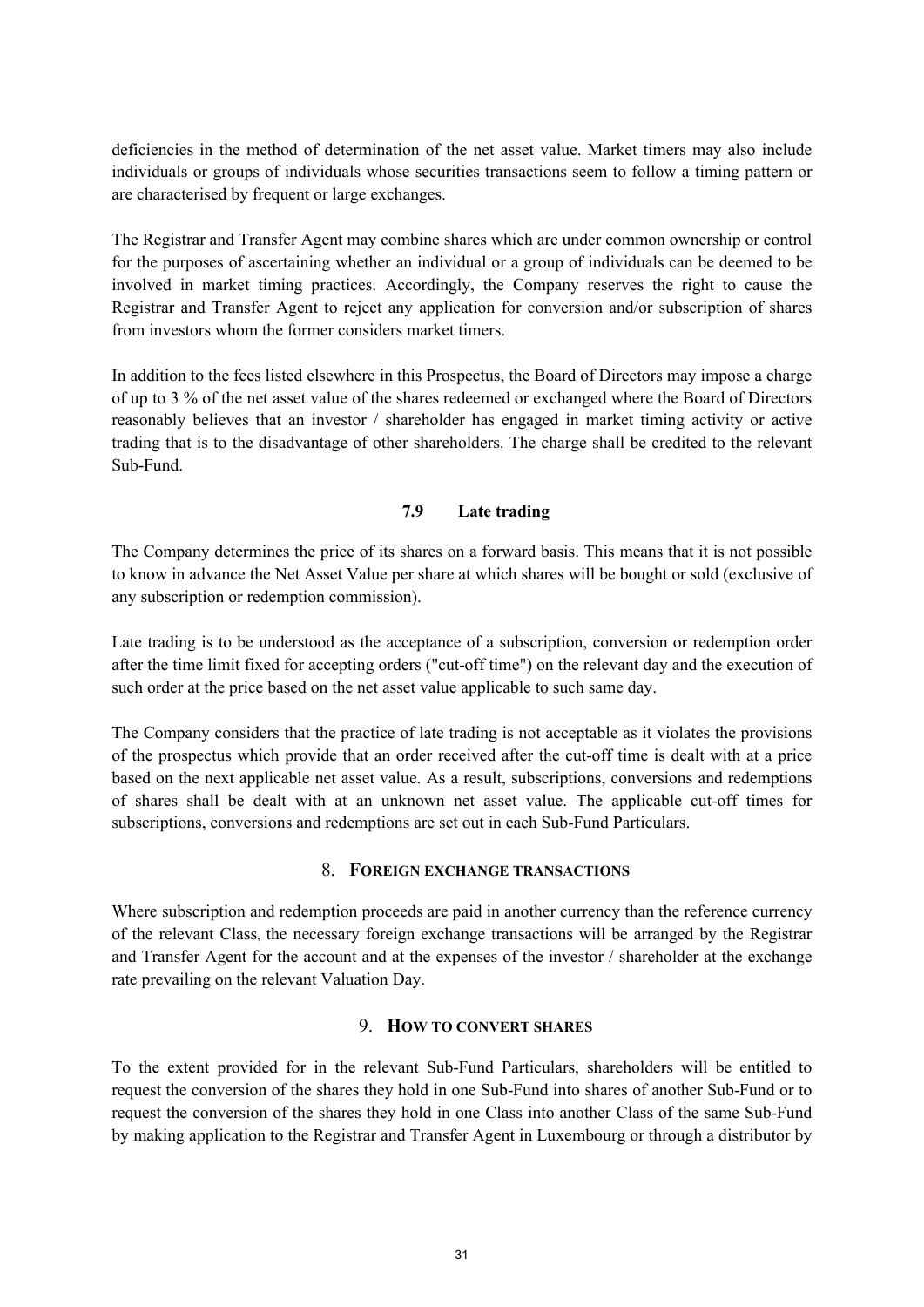deficiencies in the method of determination of the net asset value. Market timers may also include individuals or groups of individuals whose securities transactions seem to follow a timing pattern or are characterised by frequent or large exchanges.

The Registrar and Transfer Agent may combine shares which are under common ownership or control for the purposes of ascertaining whether an individual or a group of individuals can be deemed to be involved in market timing practices. Accordingly, the Company reserves the right to cause the Registrar and Transfer Agent to reject any application for conversion and/or subscription of shares from investors whom the former considers market timers.

In addition to the fees listed elsewhere in this Prospectus, the Board of Directors may impose a charge of up to 3 % of the net asset value of the shares redeemed or exchanged where the Board of Directors reasonably believes that an investor / shareholder has engaged in market timing activity or active trading that is to the disadvantage of other shareholders. The charge shall be credited to the relevant Sub-Fund.

### 7.9 Late trading

The Company determines the price of its shares on a forward basis. This means that it is not possible to know in advance the Net Asset Value per share at which shares will be bought or sold (exclusive of any subscription or redemption commission).

Late trading is to be understood as the acceptance of a subscription, conversion or redemption order after the time limit fixed for accepting orders ("cut-off time") on the relevant day and the execution of such order at the price based on the net asset value applicable to such same day.

The Company considers that the practice of late trading is not acceptable as it violates the provisions of the prospectus which provide that an order received after the cut-off time is dealt with at a price based on the next applicable net asset value. As a result, subscriptions, conversions and redemptions of shares shall be dealt with at an unknown net asset value. The applicable cut-off times for subscriptions, conversions and redemptions are set out in each Sub-Fund Particulars.

## 8. FOREIGN EXCHANGE TRANSACTIONS

Where subscription and redemption proceeds are paid in another currency than the reference currency of the relevant Class, the necessary foreign exchange transactions will be arranged by the Registrar and Transfer Agent for the account and at the expenses of the investor / shareholder at the exchange rate prevailing on the relevant Valuation Day.

## 9. HOW TO CONVERT SHARES

To the extent provided for in the relevant Sub-Fund Particulars, shareholders will be entitled to request the conversion of the shares they hold in one Sub-Fund into shares of another Sub-Fund or to request the conversion of the shares they hold in one Class into another Class of the same Sub-Fund by making application to the Registrar and Transfer Agent in Luxembourg or through a distributor by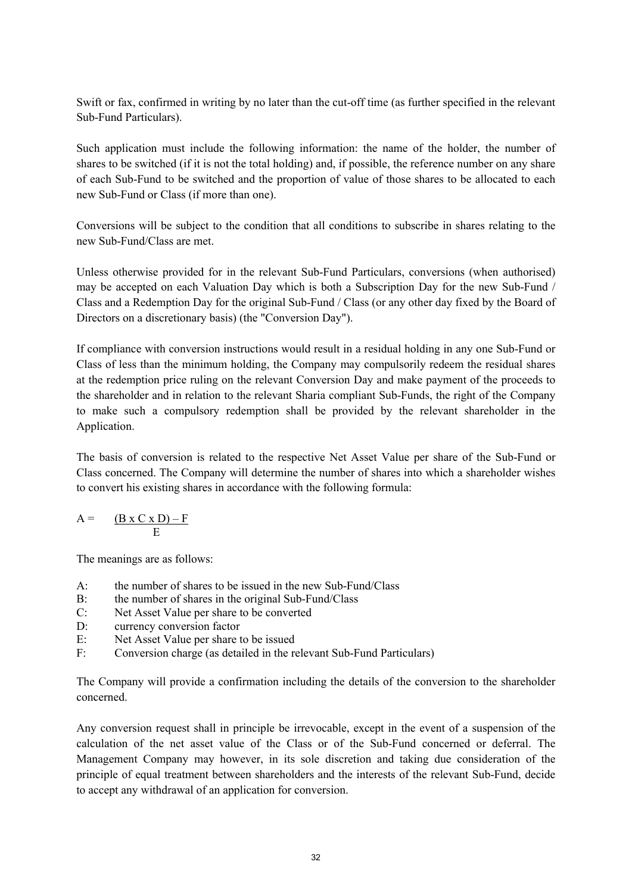Swift or fax, confirmed in writing by no later than the cut-off time (as further specified in the relevant Sub-Fund Particulars).

Such application must include the following information: the name of the holder, the number of shares to be switched (if it is not the total holding) and, if possible, the reference number on any share of each Sub-Fund to be switched and the proportion of value of those shares to be allocated to each new Sub-Fund or Class (if more than one).

Conversions will be subject to the condition that all conditions to subscribe in shares relating to the new Sub-Fund/Class are met.

Unless otherwise provided for in the relevant Sub-Fund Particulars, conversions (when authorised) may be accepted on each Valuation Day which is both a Subscription Day for the new Sub-Fund / Class and a Redemption Day for the original Sub-Fund / Class (or any other day fixed by the Board of Directors on a discretionary basis) (the "Conversion Day").

If compliance with conversion instructions would result in a residual holding in any one Sub-Fund or Class of less than the minimum holding, the Company may compulsorily redeem the residual shares at the redemption price ruling on the relevant Conversion Day and make payment of the proceeds to the shareholder and in relation to the relevant Sharia compliant Sub-Funds, the right of the Company to make such a compulsory redemption shall be provided by the relevant shareholder in the Application.

The basis of conversion is related to the respective Net Asset Value per share of the Sub-Fund or Class concerned. The Company will determine the number of shares into which a shareholder wishes to convert his existing shares in accordance with the following formula:

$$A = \frac{(B \times C \times D) - F}{E}$$

The meanings are as follows:

A: the number of shares to be issued in the new Sub-Fund/Class
B: the number of shares in the original Sub-Fund/Class
C: Net Asset Value per share to be converted
D: currency conversion factor
E: Net Asset Value per share to be issued
F: Conversion charge (as detailed in the relevant Sub-Fund Particulars)

The Company will provide a confirmation including the details of the conversion to the shareholder concerned.

Any conversion request shall in principle be irrevocable, except in the event of a suspension of the calculation of the net asset value of the Class or of the Sub-Fund concerned or deferral. The Management Company may however, in its sole discretion and taking due consideration of the principle of equal treatment between shareholders and the interests of the relevant Sub-Fund, decide to accept any withdrawal of an application for conversion.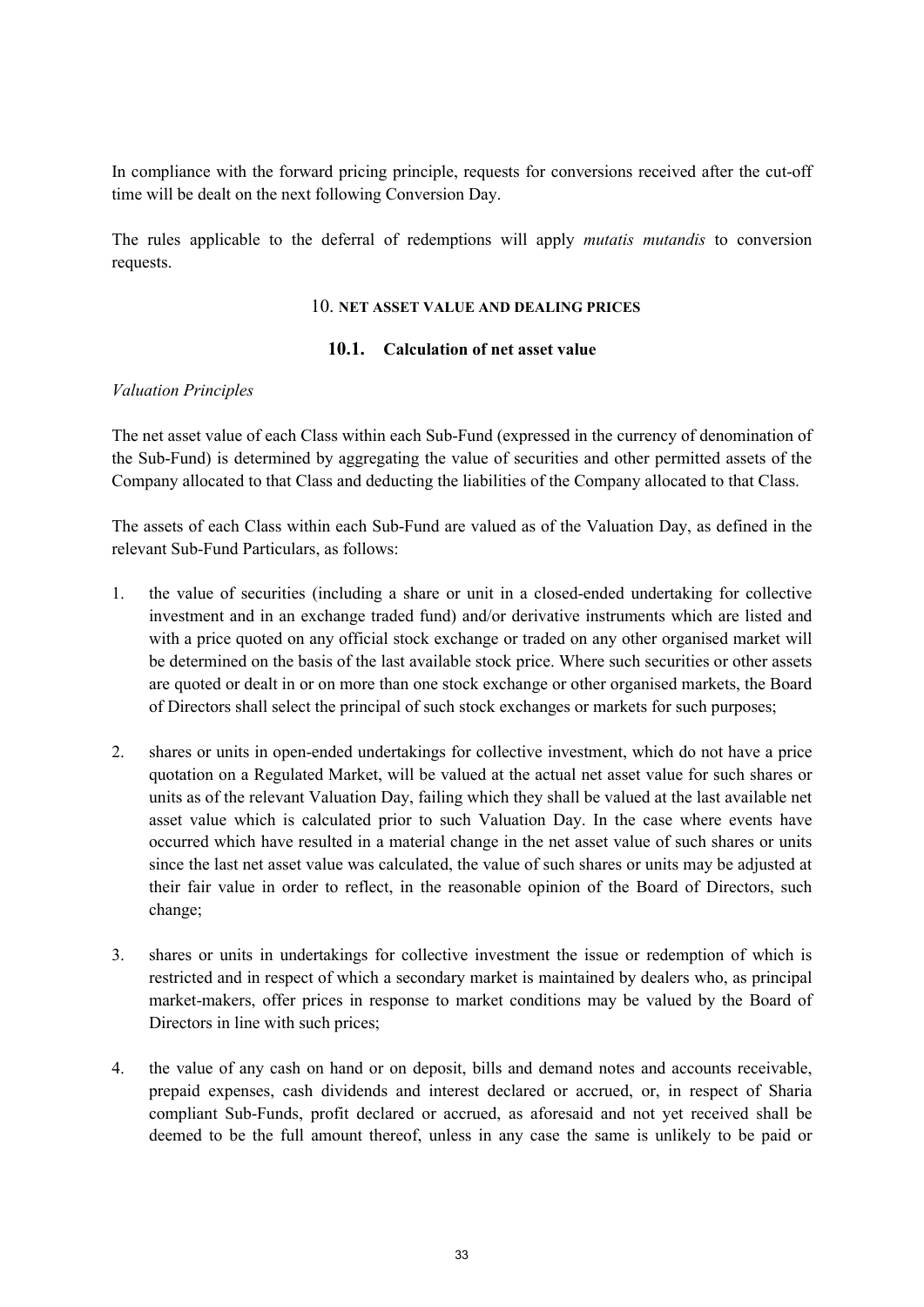In compliance with the forward pricing principle, requests for conversions received after the cut-off time will be dealt on the next following Conversion Day.

The rules applicable to the deferral of redemptions will apply *mutatis mutandis* to conversion requests.

## 10. NET ASSET VALUE AND DEALING PRICES

### 10.1. Calculation of net asset value

*Valuation Principles*

The net asset value of each Class within each Sub-Fund (expressed in the currency of denomination of the Sub-Fund) is determined by aggregating the value of securities and other permitted assets of the Company allocated to that Class and deducting the liabilities of the Company allocated to that Class.

The assets of each Class within each Sub-Fund are valued as of the Valuation Day, as defined in the relevant Sub-Fund Particulars, as follows:

1. the value of securities (including a share or unit in a closed-ended undertaking for collective investment and in an exchange traded fund) and/or derivative instruments which are listed and with a price quoted on any official stock exchange or traded on any other organised market will be determined on the basis of the last available stock price. Where such securities or other assets are quoted or dealt in or on more than one stock exchange or other organised markets, the Board of Directors shall select the principal of such stock exchanges or markets for such purposes;

2. shares or units in open-ended undertakings for collective investment, which do not have a price quotation on a Regulated Market, will be valued at the actual net asset value for such shares or units as of the relevant Valuation Day, failing which they shall be valued at the last available net asset value which is calculated prior to such Valuation Day. In the case where events have occurred which have resulted in a material change in the net asset value of such shares or units since the last net asset value was calculated, the value of such shares or units may be adjusted at their fair value in order to reflect, in the reasonable opinion of the Board of Directors, such change;

3. shares or units in undertakings for collective investment the issue or redemption of which is restricted and in respect of which a secondary market is maintained by dealers who, as principal market-makers, offer prices in response to market conditions may be valued by the Board of Directors in line with such prices;

4. the value of any cash on hand or on deposit, bills and demand notes and accounts receivable, prepaid expenses, cash dividends and interest declared or accrued, or, in respect of Sharia compliant Sub-Funds, profit declared or accrued, as aforesaid and not yet received shall be deemed to be the full amount thereof, unless in any case the same is unlikely to be paid or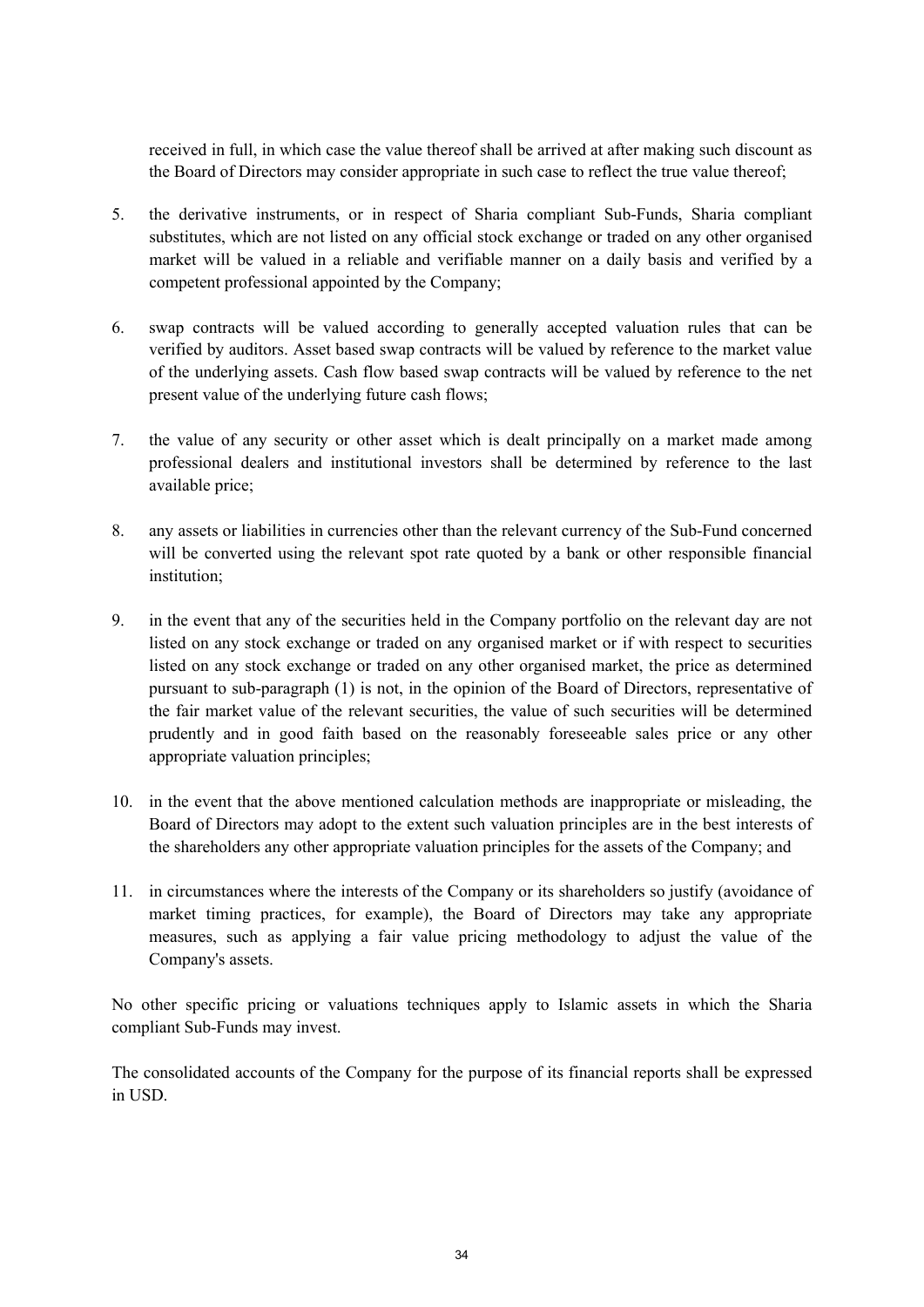received in full, in which case the value thereof shall be arrived at after making such discount as the Board of Directors may consider appropriate in such case to reflect the true value thereof;

5. the derivative instruments, or in respect of Sharia compliant Sub-Funds, Sharia compliant substitutes, which are not listed on any official stock exchange or traded on any other organised market will be valued in a reliable and verifiable manner on a daily basis and verified by a competent professional appointed by the Company;

6. swap contracts will be valued according to generally accepted valuation rules that can be verified by auditors. Asset based swap contracts will be valued by reference to the market value of the underlying assets. Cash flow based swap contracts will be valued by reference to the net present value of the underlying future cash flows;

7. the value of any security or other asset which is dealt principally on a market made among professional dealers and institutional investors shall be determined by reference to the last available price;

8. any assets or liabilities in currencies other than the relevant currency of the Sub-Fund concerned will be converted using the relevant spot rate quoted by a bank or other responsible financial institution;

9. in the event that any of the securities held in the Company portfolio on the relevant day are not listed on any stock exchange or traded on any organised market or if with respect to securities listed on any stock exchange or traded on any other organised market, the price as determined pursuant to sub-paragraph (1) is not, in the opinion of the Board of Directors, representative of the fair market value of the relevant securities, the value of such securities will be determined prudently and in good faith based on the reasonably foreseeable sales price or any other appropriate valuation principles;

10. in the event that the above mentioned calculation methods are inappropriate or misleading, the Board of Directors may adopt to the extent such valuation principles are in the best interests of the shareholders any other appropriate valuation principles for the assets of the Company; and

11. in circumstances where the interests of the Company or its shareholders so justify (avoidance of market timing practices, for example), the Board of Directors may take any appropriate measures, such as applying a fair value pricing methodology to adjust the value of the Company's assets.

No other specific pricing or valuations techniques apply to Islamic assets in which the Sharia compliant Sub-Funds may invest.

The consolidated accounts of the Company for the purpose of its financial reports shall be expressed in USD.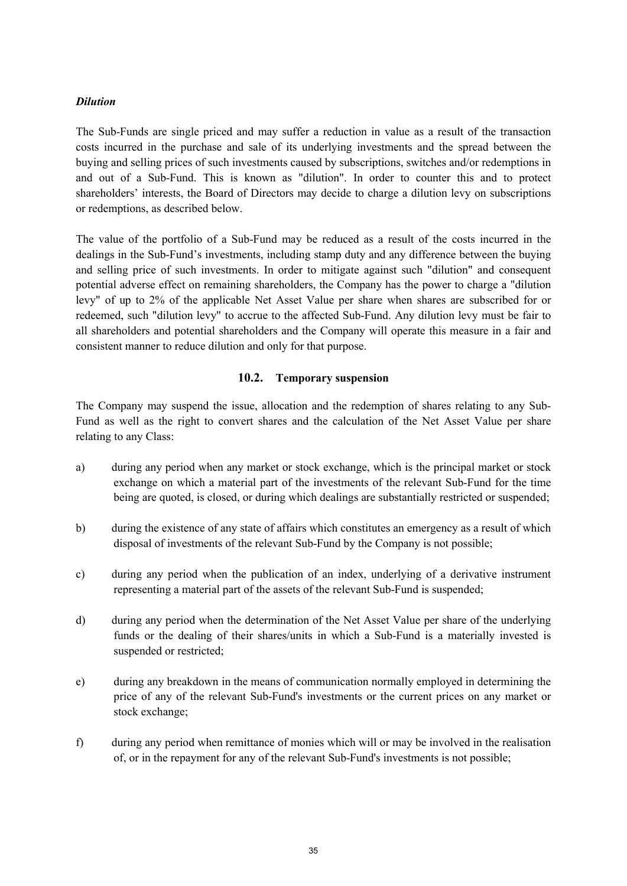*Dilution*

The Sub-Funds are single priced and may suffer a reduction in value as a result of the transaction costs incurred in the purchase and sale of its underlying investments and the spread between the buying and selling prices of such investments caused by subscriptions, switches and/or redemptions in and out of a Sub-Fund. This is known as "dilution". In order to counter this and to protect shareholders' interests, the Board of Directors may decide to charge a dilution levy on subscriptions or redemptions, as described below.

The value of the portfolio of a Sub-Fund may be reduced as a result of the costs incurred in the dealings in the Sub-Fund's investments, including stamp duty and any difference between the buying and selling price of such investments. In order to mitigate against such "dilution" and consequent potential adverse effect on remaining shareholders, the Company has the power to charge a "dilution levy" of up to 2% of the applicable Net Asset Value per share when shares are subscribed for or redeemed, such "dilution levy" to accrue to the affected Sub-Fund. Any dilution levy must be fair to all shareholders and potential shareholders and the Company will operate this measure in a fair and consistent manner to reduce dilution and only for that purpose.

### 10.2. Temporary suspension

The Company may suspend the issue, allocation and the redemption of shares relating to any Sub-Fund as well as the right to convert shares and the calculation of the Net Asset Value per share relating to any Class:

a) during any period when any market or stock exchange, which is the principal market or stock exchange on which a material part of the investments of the relevant Sub-Fund for the time being are quoted, is closed, or during which dealings are substantially restricted or suspended;

b) during the existence of any state of affairs which constitutes an emergency as a result of which disposal of investments of the relevant Sub-Fund by the Company is not possible;

c) during any period when the publication of an index, underlying of a derivative instrument representing a material part of the assets of the relevant Sub-Fund is suspended;

d) during any period when the determination of the Net Asset Value per share of the underlying funds or the dealing of their shares/units in which a Sub-Fund is a materially invested is suspended or restricted;

e) during any breakdown in the means of communication normally employed in determining the price of any of the relevant Sub-Fund's investments or the current prices on any market or stock exchange;

f) during any period when remittance of monies which will or may be involved in the realisation of, or in the repayment for any of the relevant Sub-Fund's investments is not possible;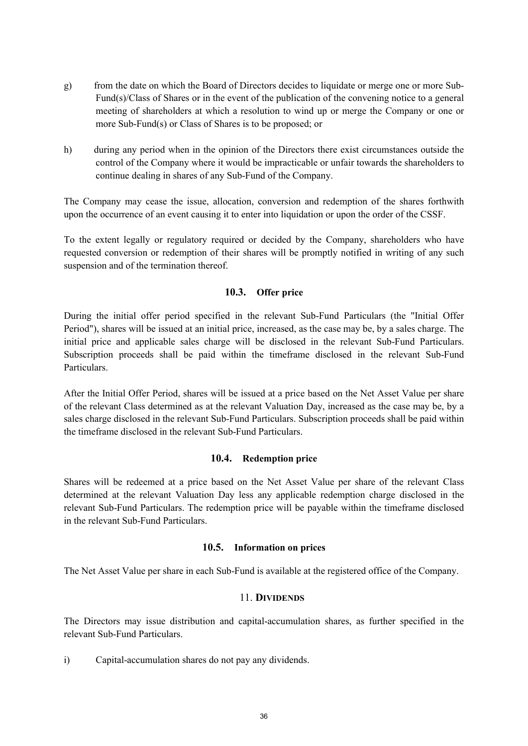g) from the date on which the Board of Directors decides to liquidate or merge one or more Sub-Fund(s)/Class of Shares or in the event of the publication of the convening notice to a general meeting of shareholders at which a resolution to wind up or merge the Company or one or more Sub-Fund(s) or Class of Shares is to be proposed; or

h) during any period when in the opinion of the Directors there exist circumstances outside the control of the Company where it would be impracticable or unfair towards the shareholders to continue dealing in shares of any Sub-Fund of the Company.

The Company may cease the issue, allocation, conversion and redemption of the shares forthwith upon the occurrence of an event causing it to enter into liquidation or upon the order of the CSSF.

To the extent legally or regulatory required or decided by the Company, shareholders who have requested conversion or redemption of their shares will be promptly notified in writing of any such suspension and of the termination thereof.

### 10.3. Offer price

During the initial offer period specified in the relevant Sub-Fund Particulars (the "Initial Offer Period"), shares will be issued at an initial price, increased, as the case may be, by a sales charge. The initial price and applicable sales charge will be disclosed in the relevant Sub-Fund Particulars. Subscription proceeds shall be paid within the timeframe disclosed in the relevant Sub-Fund Particulars.

After the Initial Offer Period, shares will be issued at a price based on the Net Asset Value per share of the relevant Class determined as at the relevant Valuation Day, increased as the case may be, by a sales charge disclosed in the relevant Sub-Fund Particulars. Subscription proceeds shall be paid within the timeframe disclosed in the relevant Sub-Fund Particulars.

### 10.4. Redemption price

Shares will be redeemed at a price based on the Net Asset Value per share of the relevant Class determined at the relevant Valuation Day less any applicable redemption charge disclosed in the relevant Sub-Fund Particulars. The redemption price will be payable within the timeframe disclosed in the relevant Sub-Fund Particulars.

### 10.5. Information on prices

The Net Asset Value per share in each Sub-Fund is available at the registered office of the Company.

## 11. DIVIDENDS

The Directors may issue distribution and capital-accumulation shares, as further specified in the relevant Sub-Fund Particulars.

i) Capital-accumulation shares do not pay any dividends.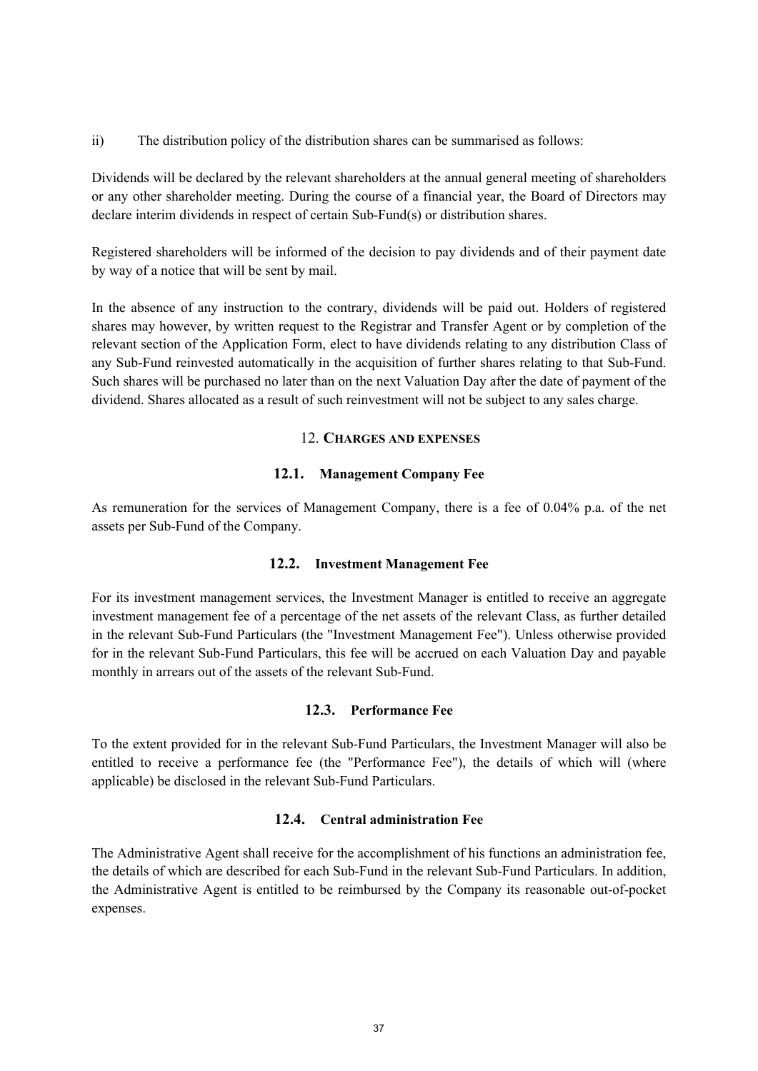ii) The distribution policy of the distribution shares can be summarised as follows:

Dividends will be declared by the relevant shareholders at the annual general meeting of shareholders or any other shareholder meeting. During the course of a financial year, the Board of Directors may declare interim dividends in respect of certain Sub-Fund(s) or distribution shares.

Registered shareholders will be informed of the decision to pay dividends and of their payment date by way of a notice that will be sent by mail.

In the absence of any instruction to the contrary, dividends will be paid out. Holders of registered shares may however, by written request to the Registrar and Transfer Agent or by completion of the relevant section of the Application Form, elect to have dividends relating to any distribution Class of any Sub-Fund reinvested automatically in the acquisition of further shares relating to that Sub-Fund. Such shares will be purchased no later than on the next Valuation Day after the date of payment of the dividend. Shares allocated as a result of such reinvestment will not be subject to any sales charge.

## 12. CHARGES AND EXPENSES

### 12.1. Management Company Fee

As remuneration for the services of Management Company, there is a fee of 0.04% p.a. of the net assets per Sub-Fund of the Company.

### 12.2. Investment Management Fee

For its investment management services, the Investment Manager is entitled to receive an aggregate investment management fee of a percentage of the net assets of the relevant Class, as further detailed in the relevant Sub-Fund Particulars (the "Investment Management Fee"). Unless otherwise provided for in the relevant Sub-Fund Particulars, this fee will be accrued on each Valuation Day and payable monthly in arrears out of the assets of the relevant Sub-Fund.

### 12.3. Performance Fee

To the extent provided for in the relevant Sub-Fund Particulars, the Investment Manager will also be entitled to receive a performance fee (the "Performance Fee"), the details of which will (where applicable) be disclosed in the relevant Sub-Fund Particulars.

### 12.4. Central administration Fee

The Administrative Agent shall receive for the accomplishment of his functions an administration fee, the details of which are described for each Sub-Fund in the relevant Sub-Fund Particulars. In addition, the Administrative Agent is entitled to be reimbursed by the Company its reasonable out-of-pocket expenses.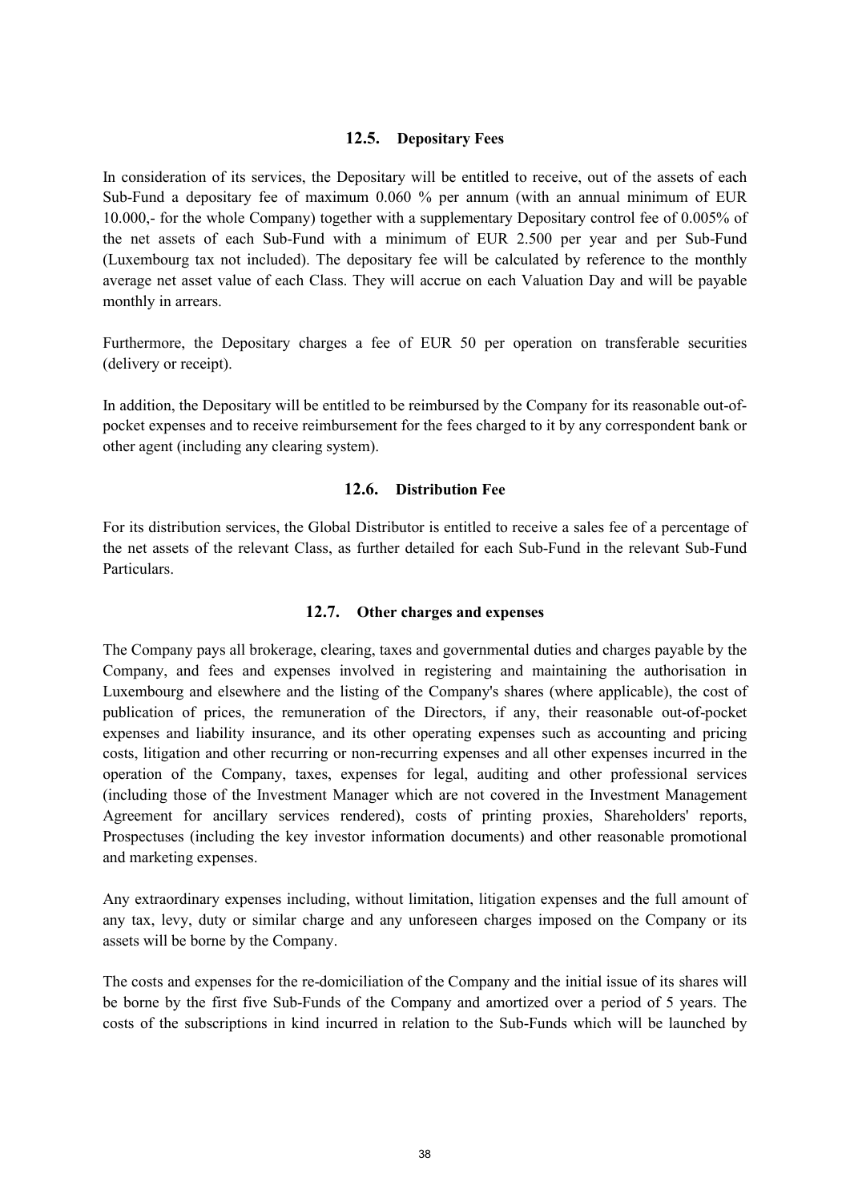### 12.5. Depositary Fees

In consideration of its services, the Depositary will be entitled to receive, out of the assets of each Sub-Fund a depositary fee of maximum 0.060 % per annum (with an annual minimum of EUR 10.000,- for the whole Company) together with a supplementary Depositary control fee of 0.005% of the net assets of each Sub-Fund with a minimum of EUR 2.500 per year and per Sub-Fund (Luxembourg tax not included). The depositary fee will be calculated by reference to the monthly average net asset value of each Class. They will accrue on each Valuation Day and will be payable monthly in arrears.

Furthermore, the Depositary charges a fee of EUR 50 per operation on transferable securities (delivery or receipt).

In addition, the Depositary will be entitled to be reimbursed by the Company for its reasonable out-of-pocket expenses and to receive reimbursement for the fees charged to it by any correspondent bank or other agent (including any clearing system).

### 12.6. Distribution Fee

For its distribution services, the Global Distributor is entitled to receive a sales fee of a percentage of the net assets of the relevant Class, as further detailed for each Sub-Fund in the relevant Sub-Fund Particulars.

### 12.7. Other charges and expenses

The Company pays all brokerage, clearing, taxes and governmental duties and charges payable by the Company, and fees and expenses involved in registering and maintaining the authorisation in Luxembourg and elsewhere and the listing of the Company's shares (where applicable), the cost of publication of prices, the remuneration of the Directors, if any, their reasonable out-of-pocket expenses and liability insurance, and its other operating expenses such as accounting and pricing costs, litigation and other recurring or non-recurring expenses and all other expenses incurred in the operation of the Company, taxes, expenses for legal, auditing and other professional services (including those of the Investment Manager which are not covered in the Investment Management Agreement for ancillary services rendered), costs of printing proxies, Shareholders' reports, Prospectuses (including the key investor information documents) and other reasonable promotional and marketing expenses.

Any extraordinary expenses including, without limitation, litigation expenses and the full amount of any tax, levy, duty or similar charge and any unforeseen charges imposed on the Company or its assets will be borne by the Company.

The costs and expenses for the re-domiciliation of the Company and the initial issue of its shares will be borne by the first five Sub-Funds of the Company and amortized over a period of 5 years. The costs of the subscriptions in kind incurred in relation to the Sub-Funds which will be launched by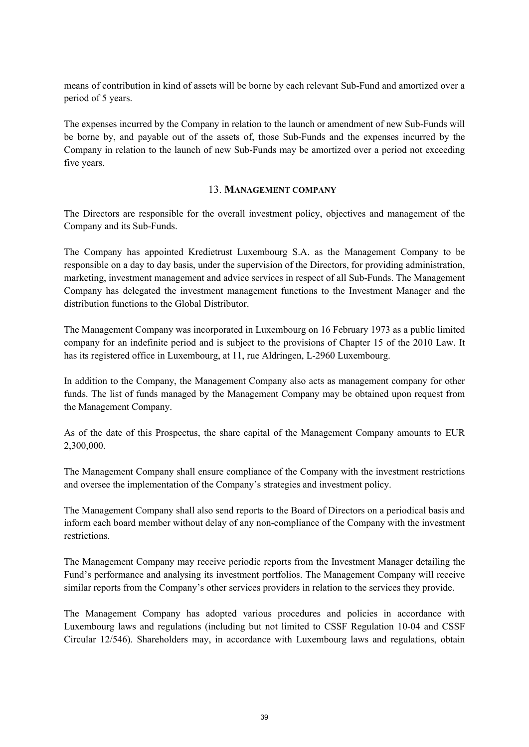means of contribution in kind of assets will be borne by each relevant Sub-Fund and amortized over a period of 5 years.

The expenses incurred by the Company in relation to the launch or amendment of new Sub-Funds will be borne by, and payable out of the assets of, those Sub-Funds and the expenses incurred by the Company in relation to the launch of new Sub-Funds may be amortized over a period not exceeding five years.

## 13. MANAGEMENT COMPANY

The Directors are responsible for the overall investment policy, objectives and management of the Company and its Sub-Funds.

The Company has appointed Kredietrust Luxembourg S.A. as the Management Company to be responsible on a day to day basis, under the supervision of the Directors, for providing administration, marketing, investment management and advice services in respect of all Sub-Funds. The Management Company has delegated the investment management functions to the Investment Manager and the distribution functions to the Global Distributor.

The Management Company was incorporated in Luxembourg on 16 February 1973 as a public limited company for an indefinite period and is subject to the provisions of Chapter 15 of the 2010 Law. It has its registered office in Luxembourg, at 11, rue Aldringen, L-2960 Luxembourg.

In addition to the Company, the Management Company also acts as management company for other funds. The list of funds managed by the Management Company may be obtained upon request from the Management Company.

As of the date of this Prospectus, the share capital of the Management Company amounts to EUR 2,300,000.

The Management Company shall ensure compliance of the Company with the investment restrictions and oversee the implementation of the Company's strategies and investment policy.

The Management Company shall also send reports to the Board of Directors on a periodical basis and inform each board member without delay of any non-compliance of the Company with the investment restrictions.

The Management Company may receive periodic reports from the Investment Manager detailing the Fund's performance and analysing its investment portfolios. The Management Company will receive similar reports from the Company's other services providers in relation to the services they provide.

The Management Company has adopted various procedures and policies in accordance with Luxembourg laws and regulations (including but not limited to CSSF Regulation 10-04 and CSSF Circular 12/546). Shareholders may, in accordance with Luxembourg laws and regulations, obtain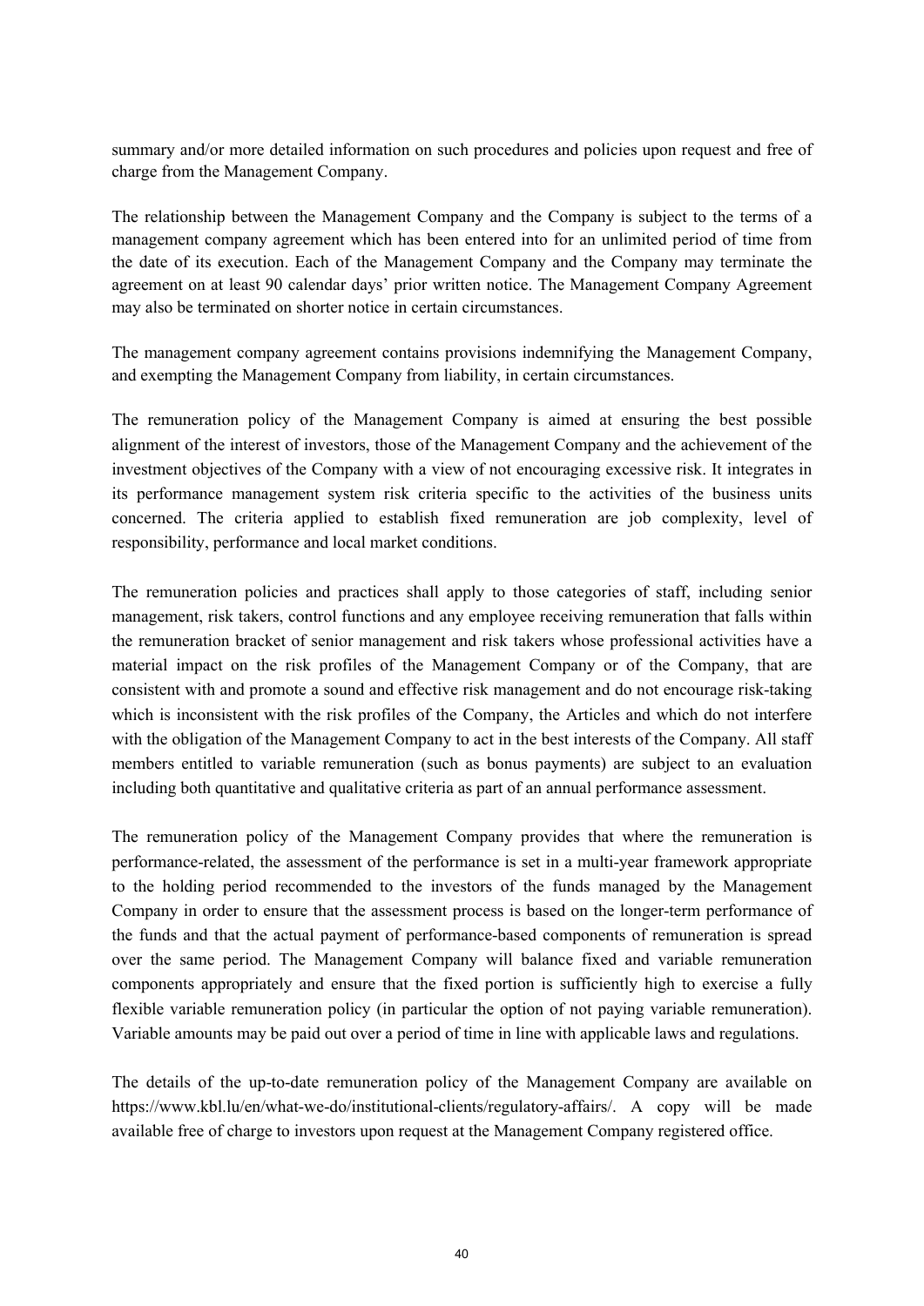summary and/or more detailed information on such procedures and policies upon request and free of charge from the Management Company.

The relationship between the Management Company and the Company is subject to the terms of a management company agreement which has been entered into for an unlimited period of time from the date of its execution. Each of the Management Company and the Company may terminate the agreement on at least 90 calendar days' prior written notice. The Management Company Agreement may also be terminated on shorter notice in certain circumstances.

The management company agreement contains provisions indemnifying the Management Company, and exempting the Management Company from liability, in certain circumstances.

The remuneration policy of the Management Company is aimed at ensuring the best possible alignment of the interest of investors, those of the Management Company and the achievement of the investment objectives of the Company with a view of not encouraging excessive risk. It integrates in its performance management system risk criteria specific to the activities of the business units concerned. The criteria applied to establish fixed remuneration are job complexity, level of responsibility, performance and local market conditions.

The remuneration policies and practices shall apply to those categories of staff, including senior management, risk takers, control functions and any employee receiving remuneration that falls within the remuneration bracket of senior management and risk takers whose professional activities have a material impact on the risk profiles of the Management Company or of the Company, that are consistent with and promote a sound and effective risk management and do not encourage risk-taking which is inconsistent with the risk profiles of the Company, the Articles and which do not interfere with the obligation of the Management Company to act in the best interests of the Company. All staff members entitled to variable remuneration (such as bonus payments) are subject to an evaluation including both quantitative and qualitative criteria as part of an annual performance assessment.

The remuneration policy of the Management Company provides that where the remuneration is performance-related, the assessment of the performance is set in a multi-year framework appropriate to the holding period recommended to the investors of the funds managed by the Management Company in order to ensure that the assessment process is based on the longer-term performance of the funds and that the actual payment of performance-based components of remuneration is spread over the same period. The Management Company will balance fixed and variable remuneration components appropriately and ensure that the fixed portion is sufficiently high to exercise a fully flexible variable remuneration policy (in particular the option of not paying variable remuneration). Variable amounts may be paid out over a period of time in line with applicable laws and regulations.

The details of the up-to-date remuneration policy of the Management Company are available on https://www.kbl.lu/en/what-we-do/institutional-clients/regulatory-affairs/. A copy will be made available free of charge to investors upon request at the Management Company registered office.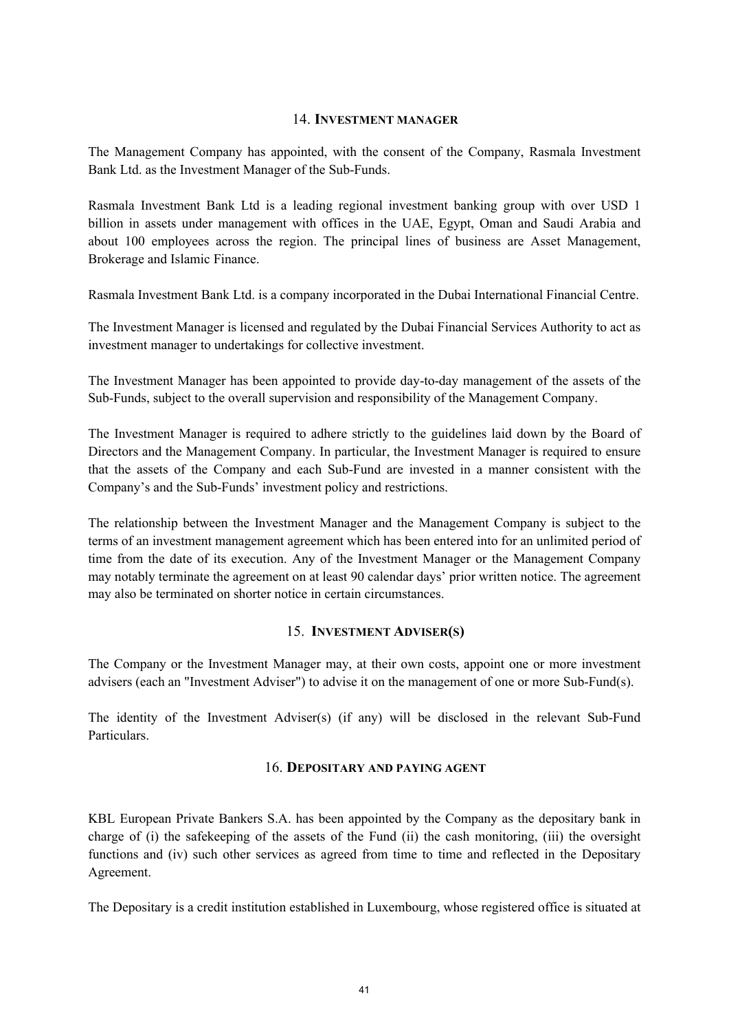## 14. INVESTMENT MANAGER

The Management Company has appointed, with the consent of the Company, Rasmala Investment Bank Ltd. as the Investment Manager of the Sub-Funds.

Rasmala Investment Bank Ltd is a leading regional investment banking group with over USD 1 billion in assets under management with offices in the UAE, Egypt, Oman and Saudi Arabia and about 100 employees across the region. The principal lines of business are Asset Management, Brokerage and Islamic Finance.

Rasmala Investment Bank Ltd. is a company incorporated in the Dubai International Financial Centre.

The Investment Manager is licensed and regulated by the Dubai Financial Services Authority to act as investment manager to undertakings for collective investment.

The Investment Manager has been appointed to provide day-to-day management of the assets of the Sub-Funds, subject to the overall supervision and responsibility of the Management Company.

The Investment Manager is required to adhere strictly to the guidelines laid down by the Board of Directors and the Management Company. In particular, the Investment Manager is required to ensure that the assets of the Company and each Sub-Fund are invested in a manner consistent with the Company's and the Sub-Funds' investment policy and restrictions.

The relationship between the Investment Manager and the Management Company is subject to the terms of an investment management agreement which has been entered into for an unlimited period of time from the date of its execution. Any of the Investment Manager or the Management Company may notably terminate the agreement on at least 90 calendar days' prior written notice. The agreement may also be terminated on shorter notice in certain circumstances.

## 15. INVESTMENT ADVISER(S)

The Company or the Investment Manager may, at their own costs, appoint one or more investment advisers (each an "Investment Adviser") to advise it on the management of one or more Sub-Fund(s).

The identity of the Investment Adviser(s) (if any) will be disclosed in the relevant Sub-Fund Particulars.

## 16. DEPOSITARY AND PAYING AGENT

KBL European Private Bankers S.A. has been appointed by the Company as the depositary bank in charge of (i) the safekeeping of the assets of the Fund (ii) the cash monitoring, (iii) the oversight functions and (iv) such other services as agreed from time to time and reflected in the Depositary Agreement.

The Depositary is a credit institution established in Luxembourg, whose registered office is situated at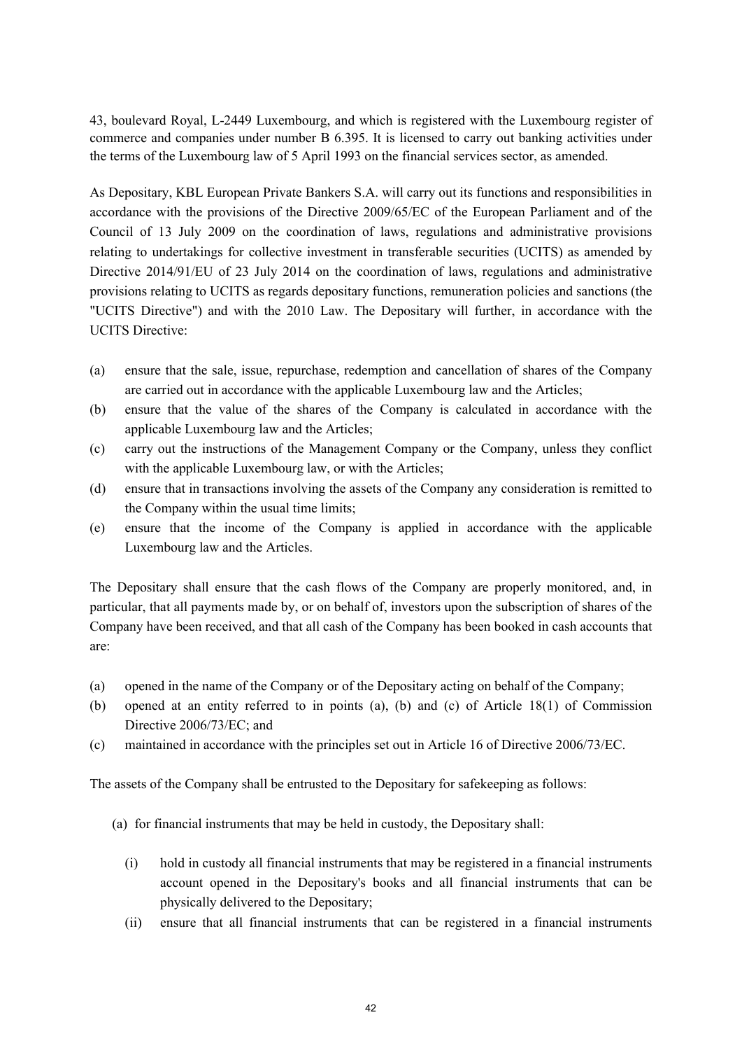43, boulevard Royal, L-2449 Luxembourg, and which is registered with the Luxembourg register of commerce and companies under number B 6.395. It is licensed to carry out banking activities under the terms of the Luxembourg law of 5 April 1993 on the financial services sector, as amended.

As Depositary, KBL European Private Bankers S.A. will carry out its functions and responsibilities in accordance with the provisions of the Directive 2009/65/EC of the European Parliament and of the Council of 13 July 2009 on the coordination of laws, regulations and administrative provisions relating to undertakings for collective investment in transferable securities (UCITS) as amended by Directive 2014/91/EU of 23 July 2014 on the coordination of laws, regulations and administrative provisions relating to UCITS as regards depositary functions, remuneration policies and sanctions (the "UCITS Directive") and with the 2010 Law. The Depositary will further, in accordance with the UCITS Directive:

(a) ensure that the sale, issue, repurchase, redemption and cancellation of shares of the Company are carried out in accordance with the applicable Luxembourg law and the Articles;
(b) ensure that the value of the shares of the Company is calculated in accordance with the applicable Luxembourg law and the Articles;
(c) carry out the instructions of the Management Company or the Company, unless they conflict with the applicable Luxembourg law, or with the Articles;
(d) ensure that in transactions involving the assets of the Company any consideration is remitted to the Company within the usual time limits;
(e) ensure that the income of the Company is applied in accordance with the applicable Luxembourg law and the Articles.

The Depositary shall ensure that the cash flows of the Company are properly monitored, and, in particular, that all payments made by, or on behalf of, investors upon the subscription of shares of the Company have been received, and that all cash of the Company has been booked in cash accounts that are:

(a) opened in the name of the Company or of the Depositary acting on behalf of the Company;
(b) opened at an entity referred to in points (a), (b) and (c) of Article 18(1) of Commission Directive 2006/73/EC; and
(c) maintained in accordance with the principles set out in Article 16 of Directive 2006/73/EC.

The assets of the Company shall be entrusted to the Depositary for safekeeping as follows:

(a) for financial instruments that may be held in custody, the Depositary shall:

   (i) hold in custody all financial instruments that may be registered in a financial instruments account opened in the Depositary's books and all financial instruments that can be physically delivered to the Depositary;
   (ii) ensure that all financial instruments that can be registered in a financial instruments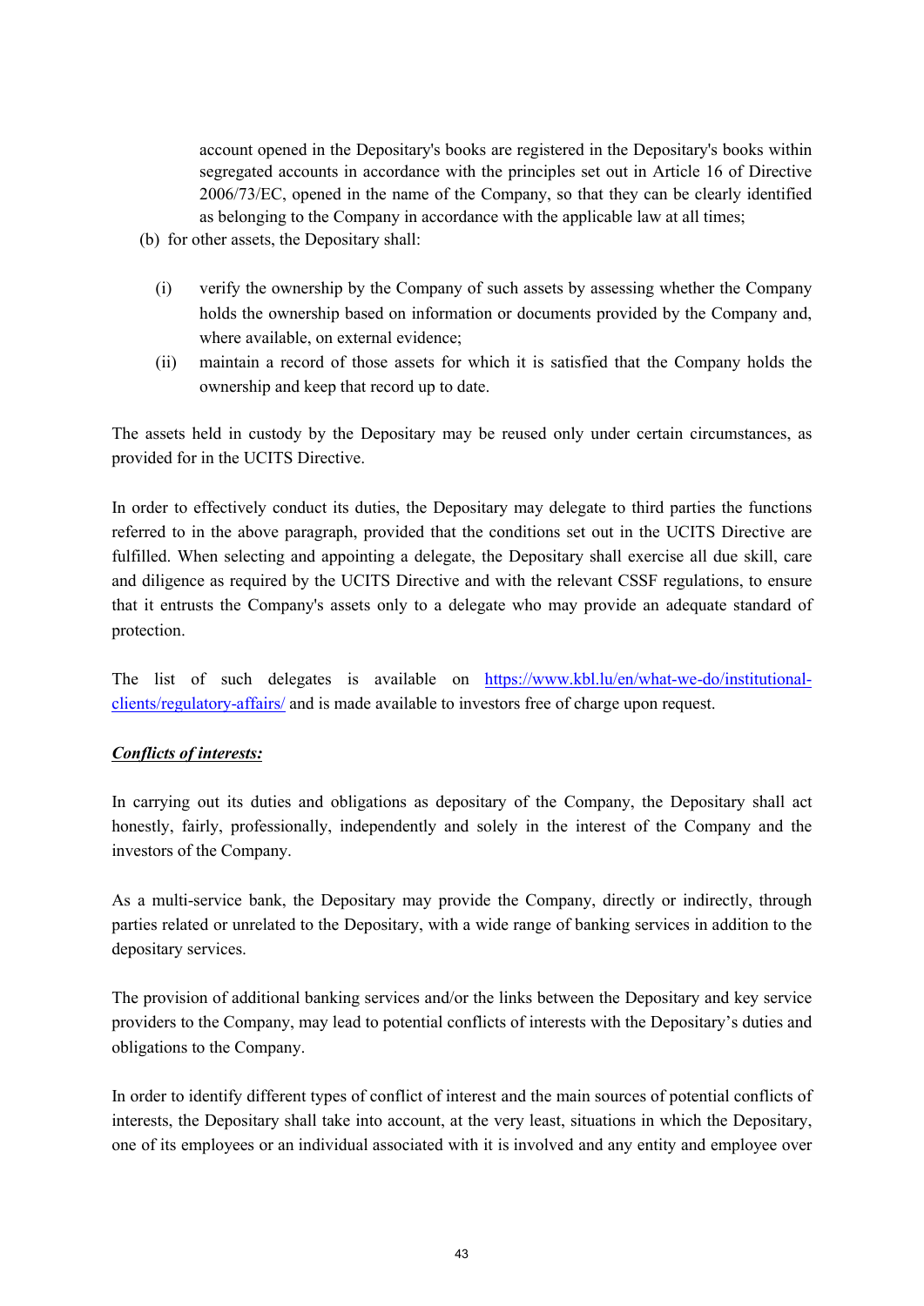account opened in the Depositary's books are registered in the Depositary's books within segregated accounts in accordance with the principles set out in Article 16 of Directive 2006/73/EC, opened in the name of the Company, so that they can be clearly identified as belonging to the Company in accordance with the applicable law at all times;

(b) for other assets, the Depositary shall:

   (i) verify the ownership by the Company of such assets by assessing whether the Company holds the ownership based on information or documents provided by the Company and, where available, on external evidence;

   (ii) maintain a record of those assets for which it is satisfied that the Company holds the ownership and keep that record up to date.

The assets held in custody by the Depositary may be reused only under certain circumstances, as provided for in the UCITS Directive.

In order to effectively conduct its duties, the Depositary may delegate to third parties the functions referred to in the above paragraph, provided that the conditions set out in the UCITS Directive are fulfilled. When selecting and appointing a delegate, the Depositary shall exercise all due skill, care and diligence as required by the UCITS Directive and with the relevant CSSF regulations, to ensure that it entrusts the Company's assets only to a delegate who may provide an adequate standard of protection.

The list of such delegates is available on [https://www.kbl.lu/en/what-we-do/institutional-clients/regulatory-affairs/](https://www.kbl.lu/en/what-we-do/institutional-clients/regulatory-affairs/) and is made available to investors free of charge upon request.

***Conflicts of interests:***

In carrying out its duties and obligations as depositary of the Company, the Depositary shall act honestly, fairly, professionally, independently and solely in the interest of the Company and the investors of the Company.

As a multi-service bank, the Depositary may provide the Company, directly or indirectly, through parties related or unrelated to the Depositary, with a wide range of banking services in addition to the depositary services.

The provision of additional banking services and/or the links between the Depositary and key service providers to the Company, may lead to potential conflicts of interests with the Depositary's duties and obligations to the Company.

In order to identify different types of conflict of interest and the main sources of potential conflicts of interests, the Depositary shall take into account, at the very least, situations in which the Depositary, one of its employees or an individual associated with it is involved and any entity and employee over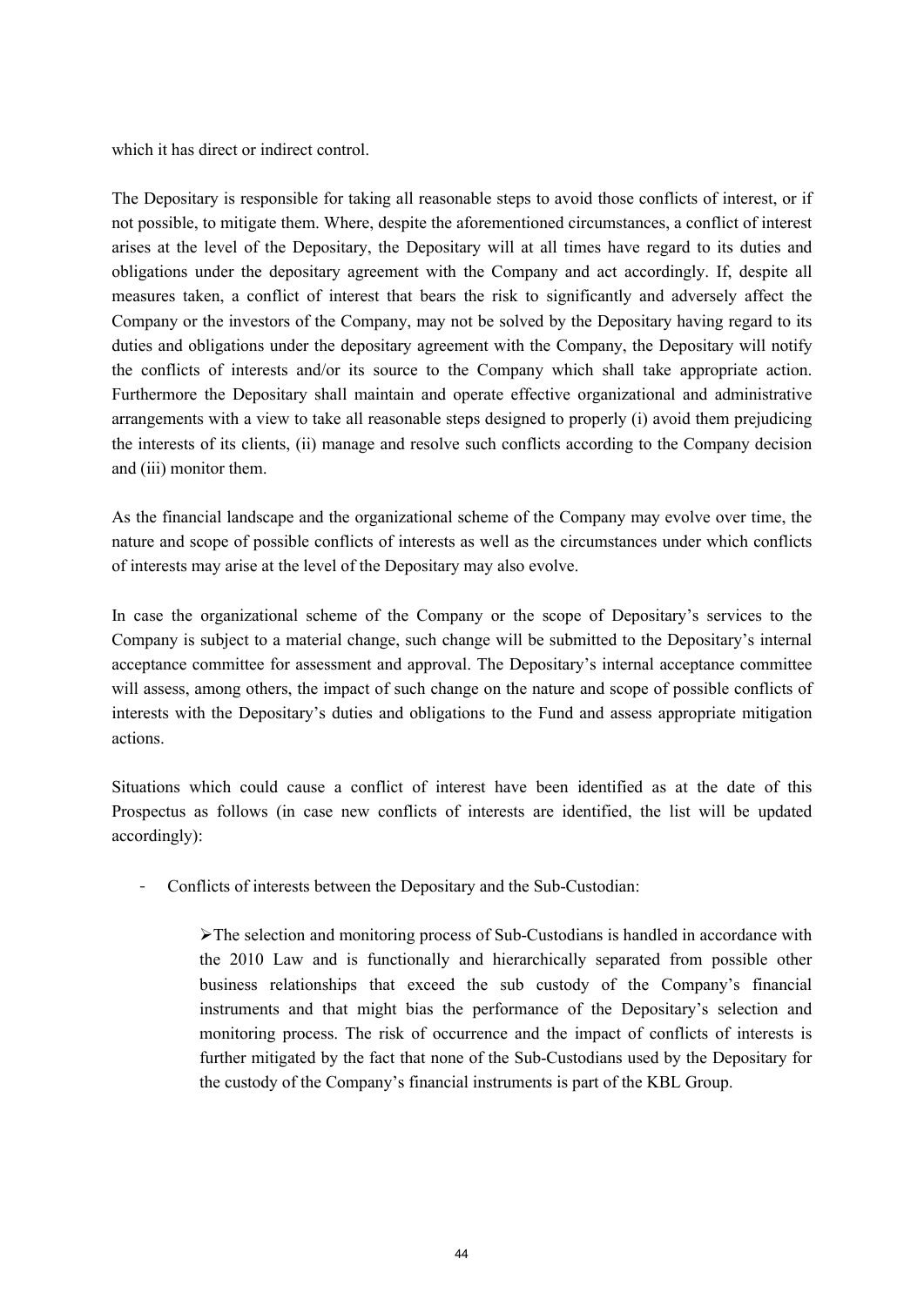which it has direct or indirect control.

The Depositary is responsible for taking all reasonable steps to avoid those conflicts of interest, or if not possible, to mitigate them. Where, despite the aforementioned circumstances, a conflict of interest arises at the level of the Depositary, the Depositary will at all times have regard to its duties and obligations under the depositary agreement with the Company and act accordingly. If, despite all measures taken, a conflict of interest that bears the risk to significantly and adversely affect the Company or the investors of the Company, may not be solved by the Depositary having regard to its duties and obligations under the depositary agreement with the Company, the Depositary will notify the conflicts of interests and/or its source to the Company which shall take appropriate action. Furthermore the Depositary shall maintain and operate effective organizational and administrative arrangements with a view to take all reasonable steps designed to properly (i) avoid them prejudicing the interests of its clients, (ii) manage and resolve such conflicts according to the Company decision and (iii) monitor them.

As the financial landscape and the organizational scheme of the Company may evolve over time, the nature and scope of possible conflicts of interests as well as the circumstances under which conflicts of interests may arise at the level of the Depositary may also evolve.

In case the organizational scheme of the Company or the scope of Depositary's services to the Company is subject to a material change, such change will be submitted to the Depositary's internal acceptance committee for assessment and approval. The Depositary's internal acceptance committee will assess, among others, the impact of such change on the nature and scope of possible conflicts of interests with the Depositary's duties and obligations to the Fund and assess appropriate mitigation actions.

Situations which could cause a conflict of interest have been identified as at the date of this Prospectus as follows (in case new conflicts of interests are identified, the list will be updated accordingly):

- Conflicts of interests between the Depositary and the Sub-Custodian:

    - The selection and monitoring process of Sub-Custodians is handled in accordance with the 2010 Law and is functionally and hierarchically separated from possible other business relationships that exceed the sub custody of the Company's financial instruments and that might bias the performance of the Depositary's selection and monitoring process. The risk of occurrence and the impact of conflicts of interests is further mitigated by the fact that none of the Sub-Custodians used by the Depositary for the custody of the Company's financial instruments is part of the KBL Group.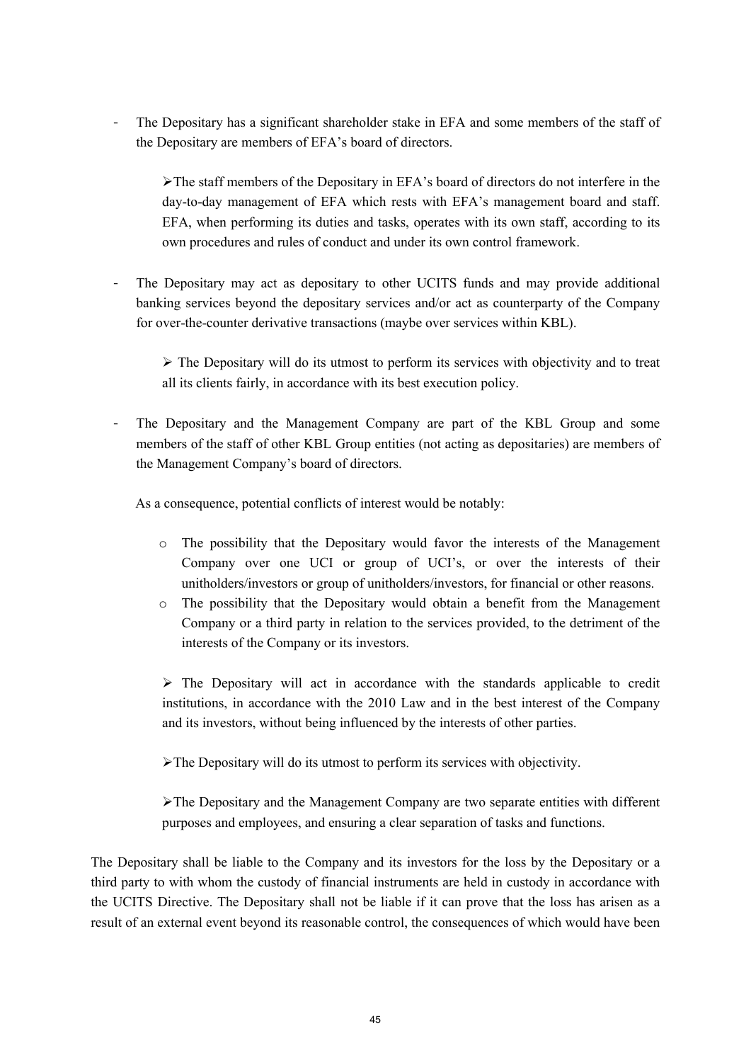- The Depositary has a significant shareholder stake in EFA and some members of the staff of the Depositary are members of EFA's board of directors.

  ➢The staff members of the Depositary in EFA's board of directors do not interfere in the day-to-day management of EFA which rests with EFA's management board and staff. EFA, when performing its duties and tasks, operates with its own staff, according to its own procedures and rules of conduct and under its own control framework.

- The Depositary may act as depositary to other UCITS funds and may provide additional banking services beyond the depositary services and/or act as counterparty of the Company for over-the-counter derivative transactions (maybe over services within KBL).

  ➢ The Depositary will do its utmost to perform its services with objectivity and to treat all its clients fairly, in accordance with its best execution policy.

- The Depositary and the Management Company are part of the KBL Group and some members of the staff of other KBL Group entities (not acting as depositaries) are members of the Management Company's board of directors.

  As a consequence, potential conflicts of interest would be notably:

  - The possibility that the Depositary would favor the interests of the Management Company over one UCI or group of UCI's, or over the interests of their unitholders/investors or group of unitholders/investors, for financial or other reasons.
  - The possibility that the Depositary would obtain a benefit from the Management Company or a third party in relation to the services provided, to the detriment of the interests of the Company or its investors.

  ➢ The Depositary will act in accordance with the standards applicable to credit institutions, in accordance with the 2010 Law and in the best interest of the Company and its investors, without being influenced by the interests of other parties.

  ➢The Depositary will do its utmost to perform its services with objectivity.

  ➢The Depositary and the Management Company are two separate entities with different purposes and employees, and ensuring a clear separation of tasks and functions.

The Depositary shall be liable to the Company and its investors for the loss by the Depositary or a third party to with whom the custody of financial instruments are held in custody in accordance with the UCITS Directive. The Depositary shall not be liable if it can prove that the loss has arisen as a result of an external event beyond its reasonable control, the consequences of which would have been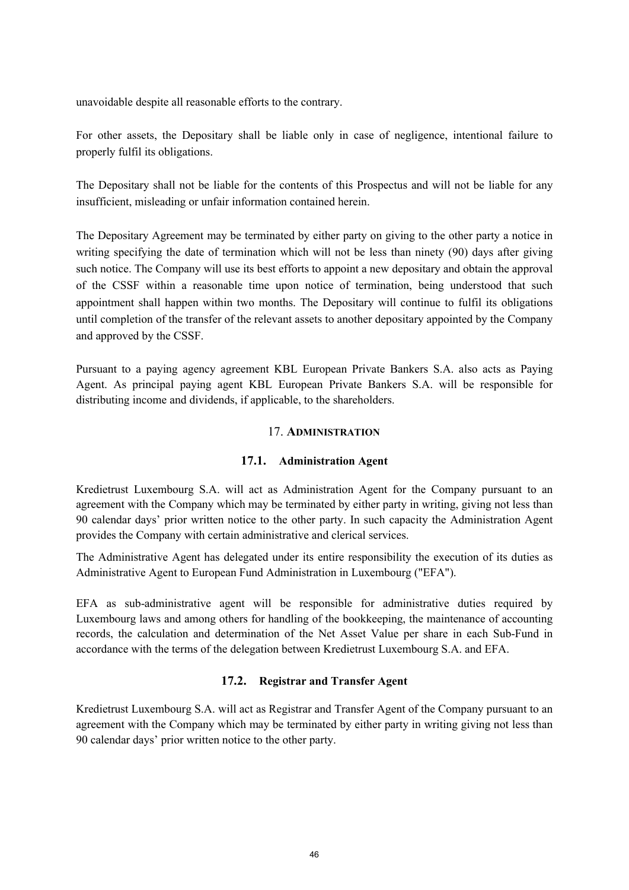unavoidable despite all reasonable efforts to the contrary.

For other assets, the Depositary shall be liable only in case of negligence, intentional failure to properly fulfil its obligations.

The Depositary shall not be liable for the contents of this Prospectus and will not be liable for any insufficient, misleading or unfair information contained herein.

The Depositary Agreement may be terminated by either party on giving to the other party a notice in writing specifying the date of termination which will not be less than ninety (90) days after giving such notice. The Company will use its best efforts to appoint a new depositary and obtain the approval of the CSSF within a reasonable time upon notice of termination, being understood that such appointment shall happen within two months. The Depositary will continue to fulfil its obligations until completion of the transfer of the relevant assets to another depositary appointed by the Company and approved by the CSSF.

Pursuant to a paying agency agreement KBL European Private Bankers S.A. also acts as Paying Agent. As principal paying agent KBL European Private Bankers S.A. will be responsible for distributing income and dividends, if applicable, to the shareholders.

## 17. ADMINISTRATION

### 17.1. Administration Agent

Kredietrust Luxembourg S.A. will act as Administration Agent for the Company pursuant to an agreement with the Company which may be terminated by either party in writing, giving not less than 90 calendar days' prior written notice to the other party. In such capacity the Administration Agent provides the Company with certain administrative and clerical services.

The Administrative Agent has delegated under its entire responsibility the execution of its duties as Administrative Agent to European Fund Administration in Luxembourg ("EFA").

EFA as sub-administrative agent will be responsible for administrative duties required by Luxembourg laws and among others for handling of the bookkeeping, the maintenance of accounting records, the calculation and determination of the Net Asset Value per share in each Sub-Fund in accordance with the terms of the delegation between Kredietrust Luxembourg S.A. and EFA.

### 17.2. Registrar and Transfer Agent

Kredietrust Luxembourg S.A. will act as Registrar and Transfer Agent of the Company pursuant to an agreement with the Company which may be terminated by either party in writing giving not less than 90 calendar days' prior written notice to the other party.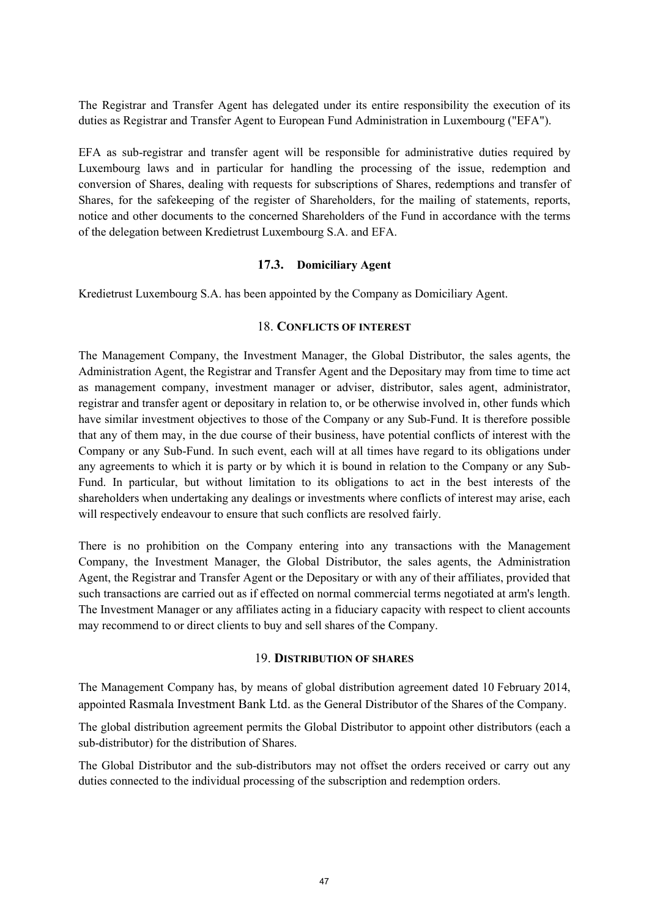The Registrar and Transfer Agent has delegated under its entire responsibility the execution of its duties as Registrar and Transfer Agent to European Fund Administration in Luxembourg ("EFA").

EFA as sub-registrar and transfer agent will be responsible for administrative duties required by Luxembourg laws and in particular for handling the processing of the issue, redemption and conversion of Shares, dealing with requests for subscriptions of Shares, redemptions and transfer of Shares, for the safekeeping of the register of Shareholders, for the mailing of statements, reports, notice and other documents to the concerned Shareholders of the Fund in accordance with the terms of the delegation between Kredietrust Luxembourg S.A. and EFA.

### 17.3. Domiciliary Agent

Kredietrust Luxembourg S.A. has been appointed by the Company as Domiciliary Agent.

## 18. CONFLICTS OF INTEREST

The Management Company, the Investment Manager, the Global Distributor, the sales agents, the Administration Agent, the Registrar and Transfer Agent and the Depositary may from time to time act as management company, investment manager or adviser, distributor, sales agent, administrator, registrar and transfer agent or depositary in relation to, or be otherwise involved in, other funds which have similar investment objectives to those of the Company or any Sub-Fund. It is therefore possible that any of them may, in the due course of their business, have potential conflicts of interest with the Company or any Sub-Fund. In such event, each will at all times have regard to its obligations under any agreements to which it is party or by which it is bound in relation to the Company or any Sub-Fund. In particular, but without limitation to its obligations to act in the best interests of the shareholders when undertaking any dealings or investments where conflicts of interest may arise, each will respectively endeavour to ensure that such conflicts are resolved fairly.

There is no prohibition on the Company entering into any transactions with the Management Company, the Investment Manager, the Global Distributor, the sales agents, the Administration Agent, the Registrar and Transfer Agent or the Depositary or with any of their affiliates, provided that such transactions are carried out as if effected on normal commercial terms negotiated at arm's length. The Investment Manager or any affiliates acting in a fiduciary capacity with respect to client accounts may recommend to or direct clients to buy and sell shares of the Company.

## 19. DISTRIBUTION OF SHARES

The Management Company has, by means of global distribution agreement dated 10 February 2014, appointed Rasmala Investment Bank Ltd. as the General Distributor of the Shares of the Company.

The global distribution agreement permits the Global Distributor to appoint other distributors (each a sub-distributor) for the distribution of Shares.

The Global Distributor and the sub-distributors may not offset the orders received or carry out any duties connected to the individual processing of the subscription and redemption orders.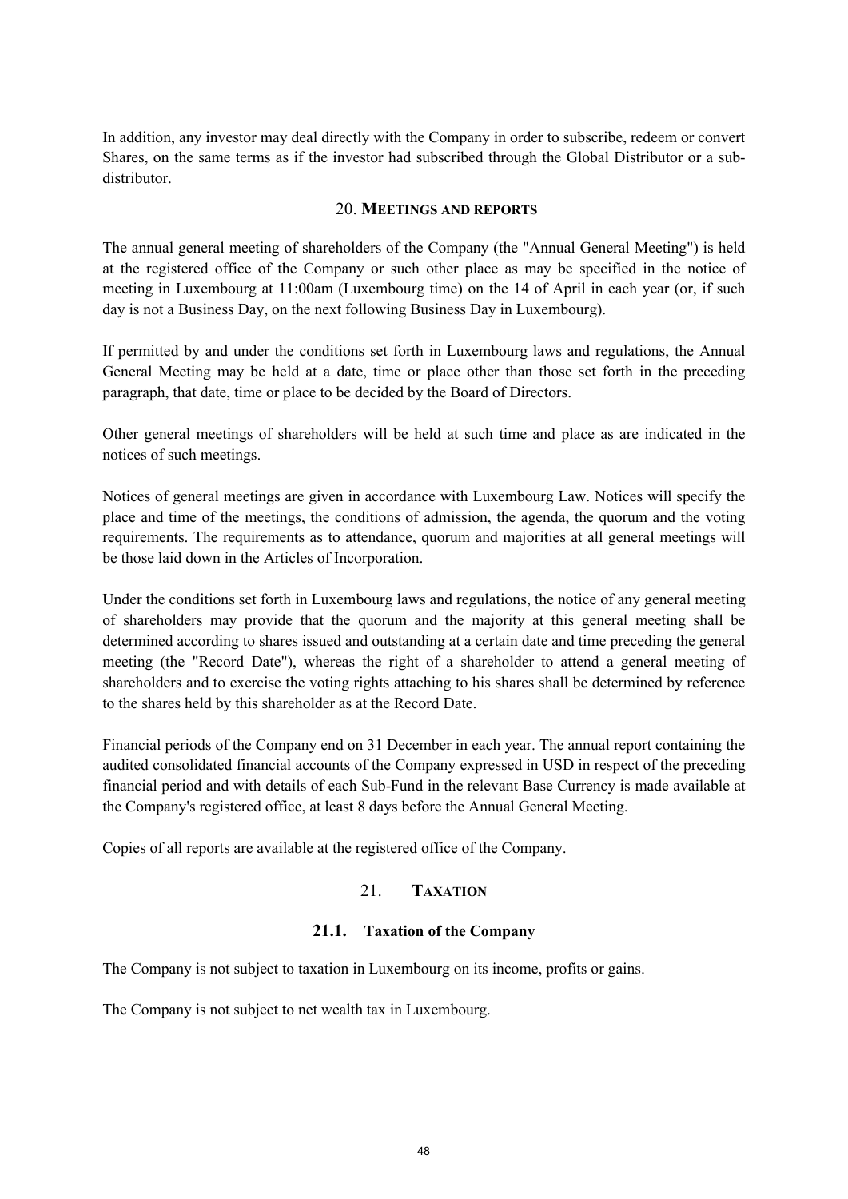In addition, any investor may deal directly with the Company in order to subscribe, redeem or convert Shares, on the same terms as if the investor had subscribed through the Global Distributor or a sub-distributor.

## 20. MEETINGS AND REPORTS

The annual general meeting of shareholders of the Company (the "Annual General Meeting") is held at the registered office of the Company or such other place as may be specified in the notice of meeting in Luxembourg at 11:00am (Luxembourg time) on the 14 of April in each year (or, if such day is not a Business Day, on the next following Business Day in Luxembourg).

If permitted by and under the conditions set forth in Luxembourg laws and regulations, the Annual General Meeting may be held at a date, time or place other than those set forth in the preceding paragraph, that date, time or place to be decided by the Board of Directors.

Other general meetings of shareholders will be held at such time and place as are indicated in the notices of such meetings.

Notices of general meetings are given in accordance with Luxembourg Law. Notices will specify the place and time of the meetings, the conditions of admission, the agenda, the quorum and the voting requirements. The requirements as to attendance, quorum and majorities at all general meetings will be those laid down in the Articles of Incorporation.

Under the conditions set forth in Luxembourg laws and regulations, the notice of any general meeting of shareholders may provide that the quorum and the majority at this general meeting shall be determined according to shares issued and outstanding at a certain date and time preceding the general meeting (the "Record Date"), whereas the right of a shareholder to attend a general meeting of shareholders and to exercise the voting rights attaching to his shares shall be determined by reference to the shares held by this shareholder as at the Record Date.

Financial periods of the Company end on 31 December in each year. The annual report containing the audited consolidated financial accounts of the Company expressed in USD in respect of the preceding financial period and with details of each Sub-Fund in the relevant Base Currency is made available at the Company's registered office, at least 8 days before the Annual General Meeting.

Copies of all reports are available at the registered office of the Company.

## 21. TAXATION

### 21.1. Taxation of the Company

The Company is not subject to taxation in Luxembourg on its income, profits or gains.

The Company is not subject to net wealth tax in Luxembourg.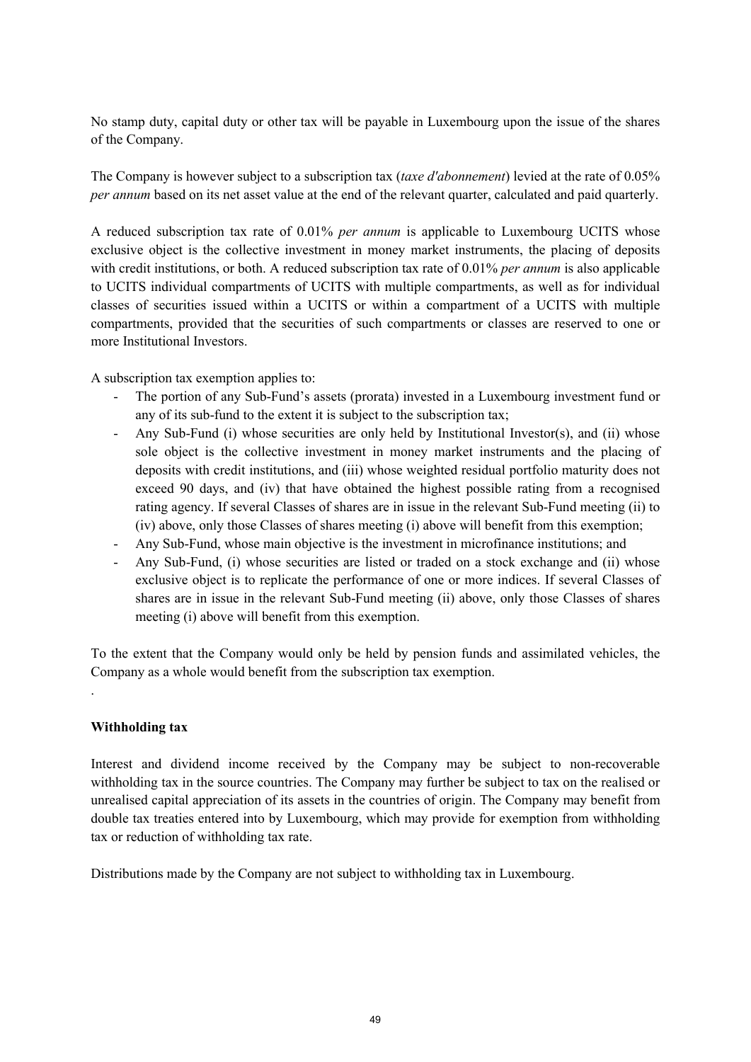No stamp duty, capital duty or other tax will be payable in Luxembourg upon the issue of the shares of the Company.

The Company is however subject to a subscription tax (*taxe d'abonnement*) levied at the rate of 0.05% *per annum* based on its net asset value at the end of the relevant quarter, calculated and paid quarterly.

A reduced subscription tax rate of 0.01% *per annum* is applicable to Luxembourg UCITS whose exclusive object is the collective investment in money market instruments, the placing of deposits with credit institutions, or both. A reduced subscription tax rate of 0.01% *per annum* is also applicable to UCITS individual compartments of UCITS with multiple compartments, as well as for individual classes of securities issued within a UCITS or within a compartment of a UCITS with multiple compartments, provided that the securities of such compartments or classes are reserved to one or more Institutional Investors.

A subscription tax exemption applies to:

- The portion of any Sub-Fund's assets (prorata) invested in a Luxembourg investment fund or any of its sub-fund to the extent it is subject to the subscription tax;
- Any Sub-Fund (i) whose securities are only held by Institutional Investor(s), and (ii) whose sole object is the collective investment in money market instruments and the placing of deposits with credit institutions, and (iii) whose weighted residual portfolio maturity does not exceed 90 days, and (iv) that have obtained the highest possible rating from a recognised rating agency. If several Classes of shares are in issue in the relevant Sub-Fund meeting (ii) to (iv) above, only those Classes of shares meeting (i) above will benefit from this exemption;
- Any Sub-Fund, whose main objective is the investment in microfinance institutions; and
- Any Sub-Fund, (i) whose securities are listed or traded on a stock exchange and (ii) whose exclusive object is to replicate the performance of one or more indices. If several Classes of shares are in issue in the relevant Sub-Fund meeting (ii) above, only those Classes of shares meeting (i) above will benefit from this exemption.

To the extent that the Company would only be held by pension funds and assimilated vehicles, the Company as a whole would benefit from the subscription tax exemption.

.

**Withholding tax**

Interest and dividend income received by the Company may be subject to non-recoverable withholding tax in the source countries. The Company may further be subject to tax on the realised or unrealised capital appreciation of its assets in the countries of origin. The Company may benefit from double tax treaties entered into by Luxembourg, which may provide for exemption from withholding tax or reduction of withholding tax rate.

Distributions made by the Company are not subject to withholding tax in Luxembourg.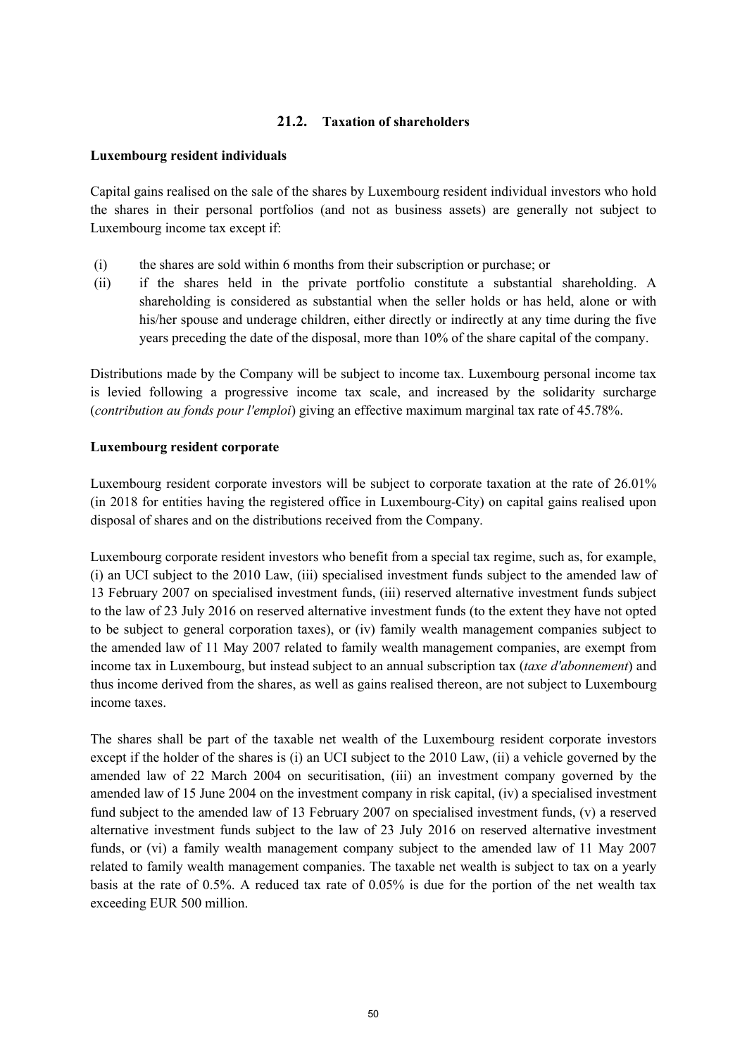## 21.2. Taxation of shareholders

**Luxembourg resident individuals**

Capital gains realised on the sale of the shares by Luxembourg resident individual investors who hold the shares in their personal portfolios (and not as business assets) are generally not subject to Luxembourg income tax except if:

(i) the shares are sold within 6 months from their subscription or purchase; or

(ii) if the shares held in the private portfolio constitute a substantial shareholding. A shareholding is considered as substantial when the seller holds or has held, alone or with his/her spouse and underage children, either directly or indirectly at any time during the five years preceding the date of the disposal, more than 10% of the share capital of the company.

Distributions made by the Company will be subject to income tax. Luxembourg personal income tax is levied following a progressive income tax scale, and increased by the solidarity surcharge (*contribution au fonds pour l'emploi*) giving an effective maximum marginal tax rate of 45.78%.

**Luxembourg resident corporate**

Luxembourg resident corporate investors will be subject to corporate taxation at the rate of 26.01% (in 2018 for entities having the registered office in Luxembourg-City) on capital gains realised upon disposal of shares and on the distributions received from the Company.

Luxembourg corporate resident investors who benefit from a special tax regime, such as, for example, (i) an UCI subject to the 2010 Law, (iii) specialised investment funds subject to the amended law of 13 February 2007 on specialised investment funds, (iii) reserved alternative investment funds subject to the law of 23 July 2016 on reserved alternative investment funds (to the extent they have not opted to be subject to general corporation taxes), or (iv) family wealth management companies subject to the amended law of 11 May 2007 related to family wealth management companies, are exempt from income tax in Luxembourg, but instead subject to an annual subscription tax (*taxe d'abonnement*) and thus income derived from the shares, as well as gains realised thereon, are not subject to Luxembourg income taxes.

The shares shall be part of the taxable net wealth of the Luxembourg resident corporate investors except if the holder of the shares is (i) an UCI subject to the 2010 Law, (ii) a vehicle governed by the amended law of 22 March 2004 on securitisation, (iii) an investment company governed by the amended law of 15 June 2004 on the investment company in risk capital, (iv) a specialised investment fund subject to the amended law of 13 February 2007 on specialised investment funds, (v) a reserved alternative investment funds subject to the law of 23 July 2016 on reserved alternative investment funds, or (vi) a family wealth management company subject to the amended law of 11 May 2007 related to family wealth management companies. The taxable net wealth is subject to tax on a yearly basis at the rate of 0.5%. A reduced tax rate of 0.05% is due for the portion of the net wealth tax exceeding EUR 500 million.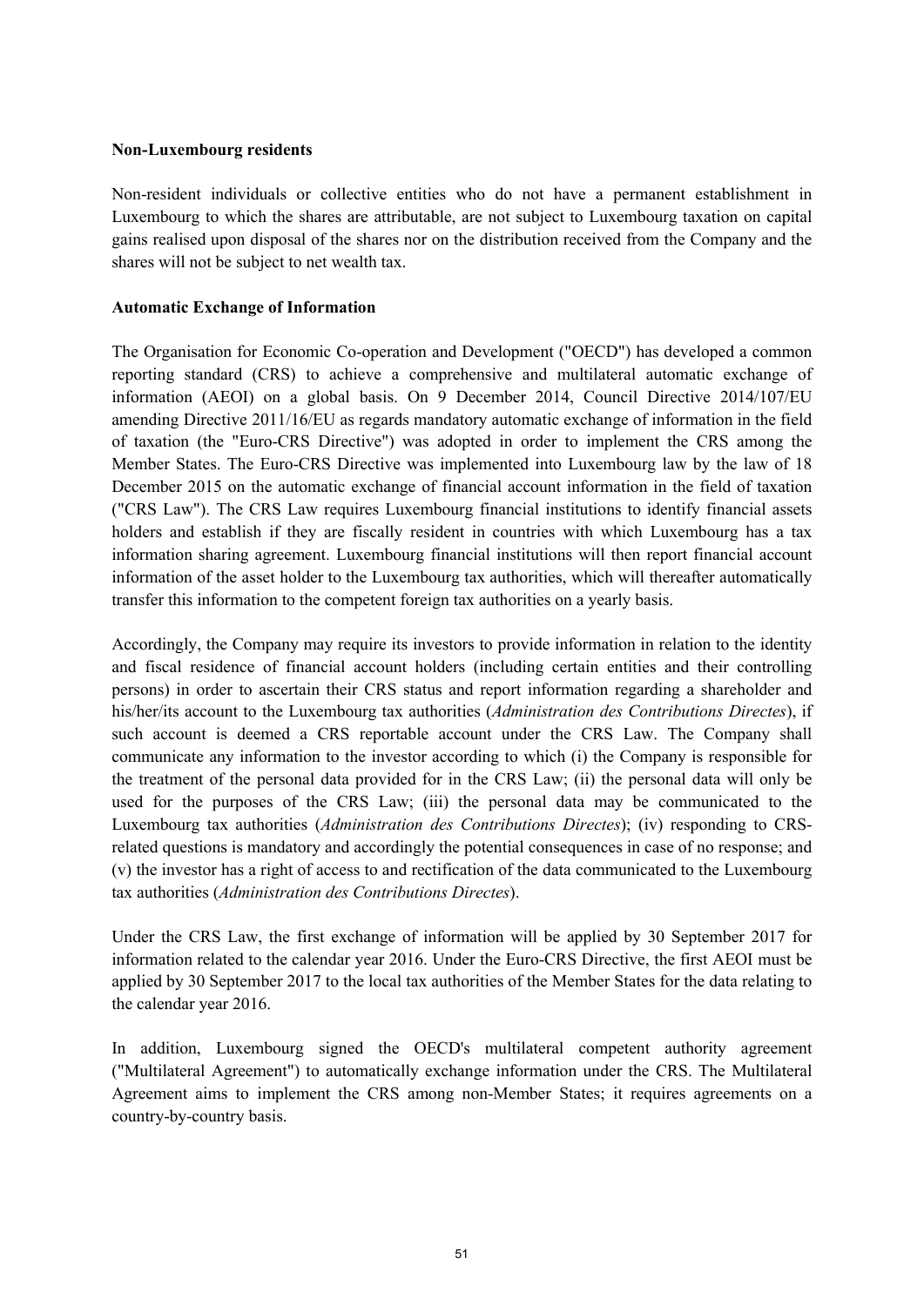**Non-Luxembourg residents**

Non-resident individuals or collective entities who do not have a permanent establishment in Luxembourg to which the shares are attributable, are not subject to Luxembourg taxation on capital gains realised upon disposal of the shares nor on the distribution received from the Company and the shares will not be subject to net wealth tax.

**Automatic Exchange of Information**

The Organisation for Economic Co-operation and Development ("OECD") has developed a common reporting standard (CRS) to achieve a comprehensive and multilateral automatic exchange of information (AEOI) on a global basis. On 9 December 2014, Council Directive 2014/107/EU amending Directive 2011/16/EU as regards mandatory automatic exchange of information in the field of taxation (the "Euro-CRS Directive") was adopted in order to implement the CRS among the Member States. The Euro-CRS Directive was implemented into Luxembourg law by the law of 18 December 2015 on the automatic exchange of financial account information in the field of taxation ("CRS Law"). The CRS Law requires Luxembourg financial institutions to identify financial assets holders and establish if they are fiscally resident in countries with which Luxembourg has a tax information sharing agreement. Luxembourg financial institutions will then report financial account information of the asset holder to the Luxembourg tax authorities, which will thereafter automatically transfer this information to the competent foreign tax authorities on a yearly basis.

Accordingly, the Company may require its investors to provide information in relation to the identity and fiscal residence of financial account holders (including certain entities and their controlling persons) in order to ascertain their CRS status and report information regarding a shareholder and his/her/its account to the Luxembourg tax authorities (*Administration des Contributions Directes*), if such account is deemed a CRS reportable account under the CRS Law. The Company shall communicate any information to the investor according to which (i) the Company is responsible for the treatment of the personal data provided for in the CRS Law; (ii) the personal data will only be used for the purposes of the CRS Law; (iii) the personal data may be communicated to the Luxembourg tax authorities (*Administration des Contributions Directes*); (iv) responding to CRS-related questions is mandatory and accordingly the potential consequences in case of no response; and (v) the investor has a right of access to and rectification of the data communicated to the Luxembourg tax authorities (*Administration des Contributions Directes*).

Under the CRS Law, the first exchange of information will be applied by 30 September 2017 for information related to the calendar year 2016. Under the Euro-CRS Directive, the first AEOI must be applied by 30 September 2017 to the local tax authorities of the Member States for the data relating to the calendar year 2016.

In addition, Luxembourg signed the OECD's multilateral competent authority agreement ("Multilateral Agreement") to automatically exchange information under the CRS. The Multilateral Agreement aims to implement the CRS among non-Member States; it requires agreements on a country-by-country basis.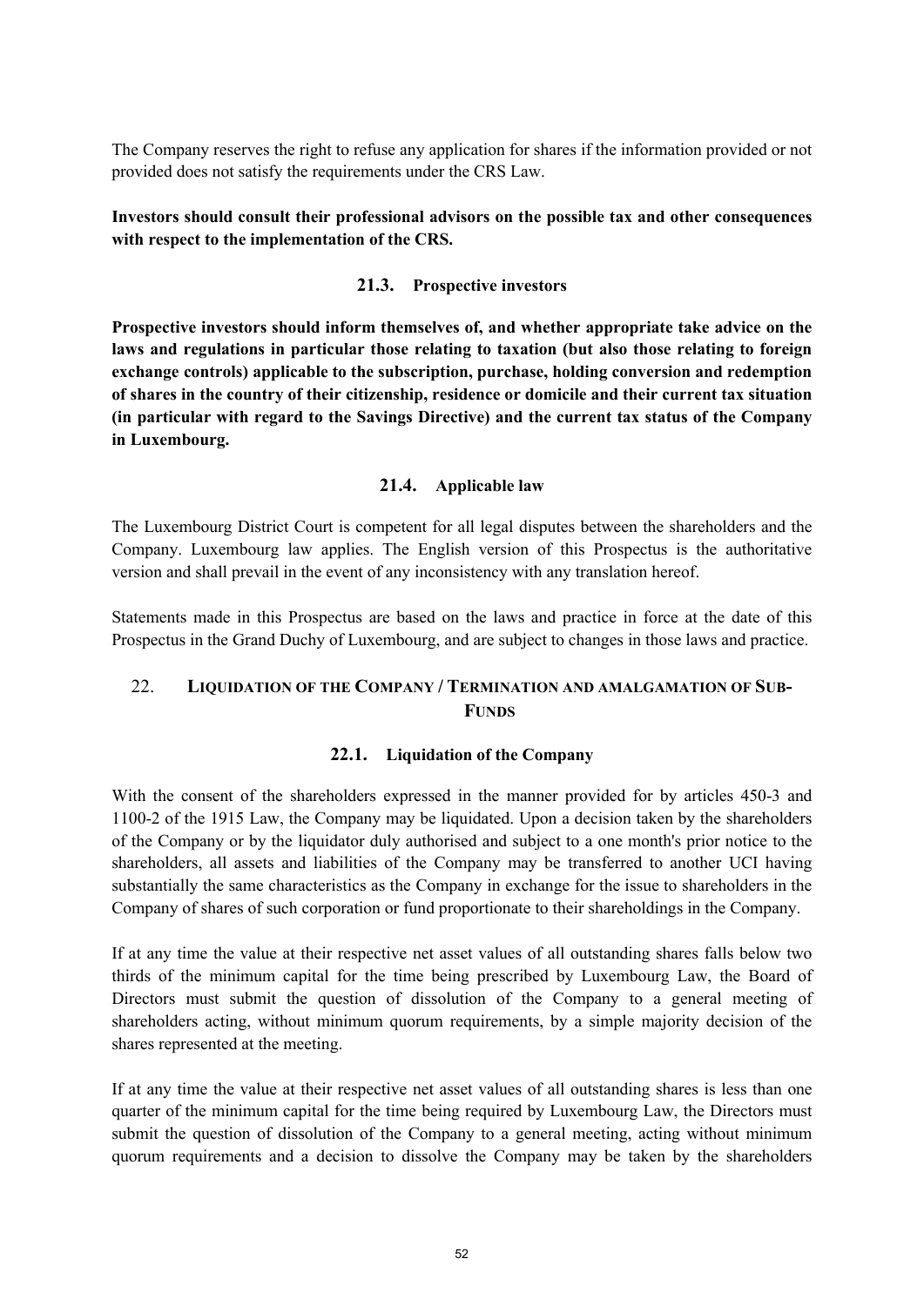The Company reserves the right to refuse any application for shares if the information provided or not provided does not satisfy the requirements under the CRS Law.

**Investors should consult their professional advisors on the possible tax and other consequences with respect to the implementation of the CRS.**

### 21.3. Prospective investors

**Prospective investors should inform themselves of, and whether appropriate take advice on the laws and regulations in particular those relating to taxation (but also those relating to foreign exchange controls) applicable to the subscription, purchase, holding conversion and redemption of shares in the country of their citizenship, residence or domicile and their current tax situation (in particular with regard to the Savings Directive) and the current tax status of the Company in Luxembourg.**

### 21.4. Applicable law

The Luxembourg District Court is competent for all legal disputes between the shareholders and the Company. Luxembourg law applies. The English version of this Prospectus is the authoritative version and shall prevail in the event of any inconsistency with any translation hereof.

Statements made in this Prospectus are based on the laws and practice in force at the date of this Prospectus in the Grand Duchy of Luxembourg, and are subject to changes in those laws and practice.

## 22. LIQUIDATION OF THE COMPANY / TERMINATION AND AMALGAMATION OF SUB-FUNDS

### 22.1. Liquidation of the Company

With the consent of the shareholders expressed in the manner provided for by articles 450-3 and 1100-2 of the 1915 Law, the Company may be liquidated. Upon a decision taken by the shareholders of the Company or by the liquidator duly authorised and subject to a one month's prior notice to the shareholders, all assets and liabilities of the Company may be transferred to another UCI having substantially the same characteristics as the Company in exchange for the issue to shareholders in the Company of shares of such corporation or fund proportionate to their shareholdings in the Company.

If at any time the value at their respective net asset values of all outstanding shares falls below two thirds of the minimum capital for the time being prescribed by Luxembourg Law, the Board of Directors must submit the question of dissolution of the Company to a general meeting of shareholders acting, without minimum quorum requirements, by a simple majority decision of the shares represented at the meeting.

If at any time the value at their respective net asset values of all outstanding shares is less than one quarter of the minimum capital for the time being required by Luxembourg Law, the Directors must submit the question of dissolution of the Company to a general meeting, acting without minimum quorum requirements and a decision to dissolve the Company may be taken by the shareholders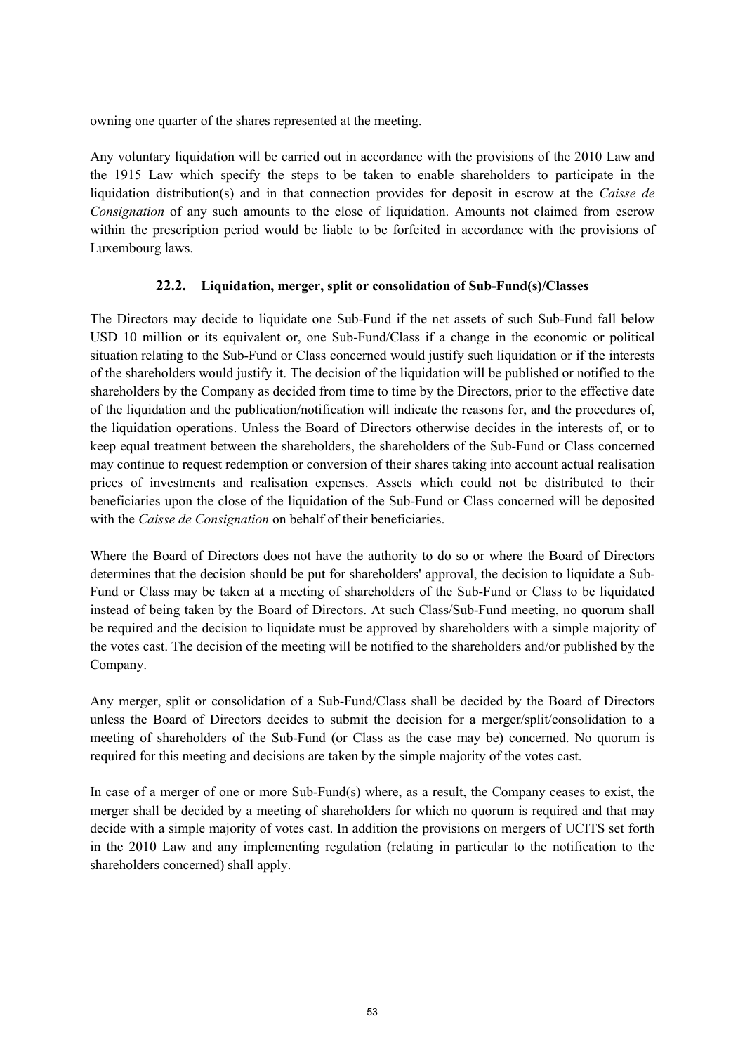owning one quarter of the shares represented at the meeting.

Any voluntary liquidation will be carried out in accordance with the provisions of the 2010 Law and the 1915 Law which specify the steps to be taken to enable shareholders to participate in the liquidation distribution(s) and in that connection provides for deposit in escrow at the *Caisse de Consignation* of any such amounts to the close of liquidation. Amounts not claimed from escrow within the prescription period would be liable to be forfeited in accordance with the provisions of Luxembourg laws.

### 22.2. Liquidation, merger, split or consolidation of Sub-Fund(s)/Classes

The Directors may decide to liquidate one Sub-Fund if the net assets of such Sub-Fund fall below USD 10 million or its equivalent or, one Sub-Fund/Class if a change in the economic or political situation relating to the Sub-Fund or Class concerned would justify such liquidation or if the interests of the shareholders would justify it. The decision of the liquidation will be published or notified to the shareholders by the Company as decided from time to time by the Directors, prior to the effective date of the liquidation and the publication/notification will indicate the reasons for, and the procedures of, the liquidation operations. Unless the Board of Directors otherwise decides in the interests of, or to keep equal treatment between the shareholders, the shareholders of the Sub-Fund or Class concerned may continue to request redemption or conversion of their shares taking into account actual realisation prices of investments and realisation expenses. Assets which could not be distributed to their beneficiaries upon the close of the liquidation of the Sub-Fund or Class concerned will be deposited with the *Caisse de Consignation* on behalf of their beneficiaries.

Where the Board of Directors does not have the authority to do so or where the Board of Directors determines that the decision should be put for shareholders' approval, the decision to liquidate a Sub-Fund or Class may be taken at a meeting of shareholders of the Sub-Fund or Class to be liquidated instead of being taken by the Board of Directors. At such Class/Sub-Fund meeting, no quorum shall be required and the decision to liquidate must be approved by shareholders with a simple majority of the votes cast. The decision of the meeting will be notified to the shareholders and/or published by the Company.

Any merger, split or consolidation of a Sub-Fund/Class shall be decided by the Board of Directors unless the Board of Directors decides to submit the decision for a merger/split/consolidation to a meeting of shareholders of the Sub-Fund (or Class as the case may be) concerned. No quorum is required for this meeting and decisions are taken by the simple majority of the votes cast.

In case of a merger of one or more Sub-Fund(s) where, as a result, the Company ceases to exist, the merger shall be decided by a meeting of shareholders for which no quorum is required and that may decide with a simple majority of votes cast. In addition the provisions on mergers of UCITS set forth in the 2010 Law and any implementing regulation (relating in particular to the notification to the shareholders concerned) shall apply.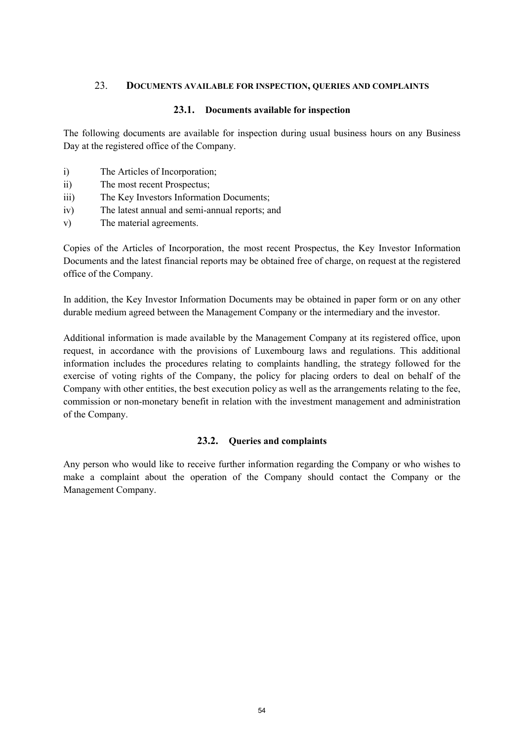## 23. DOCUMENTS AVAILABLE FOR INSPECTION, QUERIES AND COMPLAINTS

### 23.1. Documents available for inspection

The following documents are available for inspection during usual business hours on any Business Day at the registered office of the Company.

i) The Articles of Incorporation;
ii) The most recent Prospectus;
iii) The Key Investors Information Documents;
iv) The latest annual and semi-annual reports; and
v) The material agreements.

Copies of the Articles of Incorporation, the most recent Prospectus, the Key Investor Information Documents and the latest financial reports may be obtained free of charge, on request at the registered office of the Company.

In addition, the Key Investor Information Documents may be obtained in paper form or on any other durable medium agreed between the Management Company or the intermediary and the investor.

Additional information is made available by the Management Company at its registered office, upon request, in accordance with the provisions of Luxembourg laws and regulations. This additional information includes the procedures relating to complaints handling, the strategy followed for the exercise of voting rights of the Company, the policy for placing orders to deal on behalf of the Company with other entities, the best execution policy as well as the arrangements relating to the fee, commission or non-monetary benefit in relation with the investment management and administration of the Company.

### 23.2. Queries and complaints

Any person who would like to receive further information regarding the Company or who wishes to make a complaint about the operation of the Company should contact the Company or the Management Company.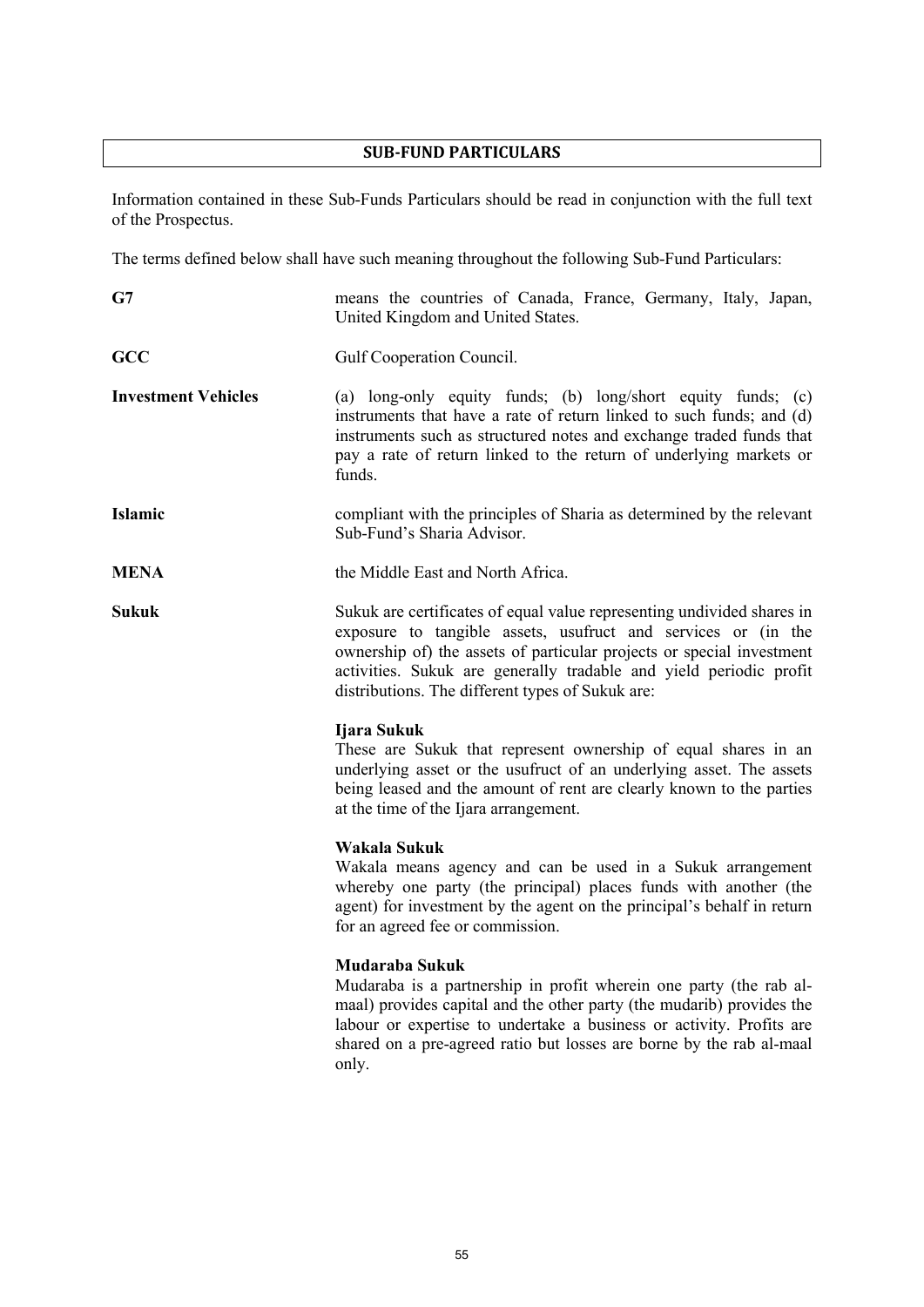## SUB-FUND PARTICULARS

Information contained in these Sub-Funds Particulars should be read in conjunction with the full text of the Prospectus.

The terms defined below shall have such meaning throughout the following Sub-Fund Particulars:

**G7** means the countries of Canada, France, Germany, Italy, Japan, United Kingdom and United States.

**GCC** Gulf Cooperation Council.

**Investment Vehicles** (a) long-only equity funds; (b) long/short equity funds; (c) instruments that have a rate of return linked to such funds; and (d) instruments such as structured notes and exchange traded funds that pay a rate of return linked to the return of underlying markets or funds.

**Islamic** compliant with the principles of Sharia as determined by the relevant Sub-Fund's Sharia Advisor.

**MENA** the Middle East and North Africa.

**Sukuk** Sukuk are certificates of equal value representing undivided shares in exposure to tangible assets, usufruct and services or (in the ownership of) the assets of particular projects or special investment activities. Sukuk are generally tradable and yield periodic profit distributions. The different types of Sukuk are:

**Ijara Sukuk**
These are Sukuk that represent ownership of equal shares in an underlying asset or the usufruct of an underlying asset. The assets being leased and the amount of rent are clearly known to the parties at the time of the Ijara arrangement.

**Wakala Sukuk**
Wakala means agency and can be used in a Sukuk arrangement whereby one party (the principal) places funds with another (the agent) for investment by the agent on the principal's behalf in return for an agreed fee or commission.

**Mudaraba Sukuk**
Mudaraba is a partnership in profit wherein one party (the rab al-maal) provides capital and the other party (the mudarib) provides the labour or expertise to undertake a business or activity. Profits are shared on a pre-agreed ratio but losses are borne by the rab al-maal only.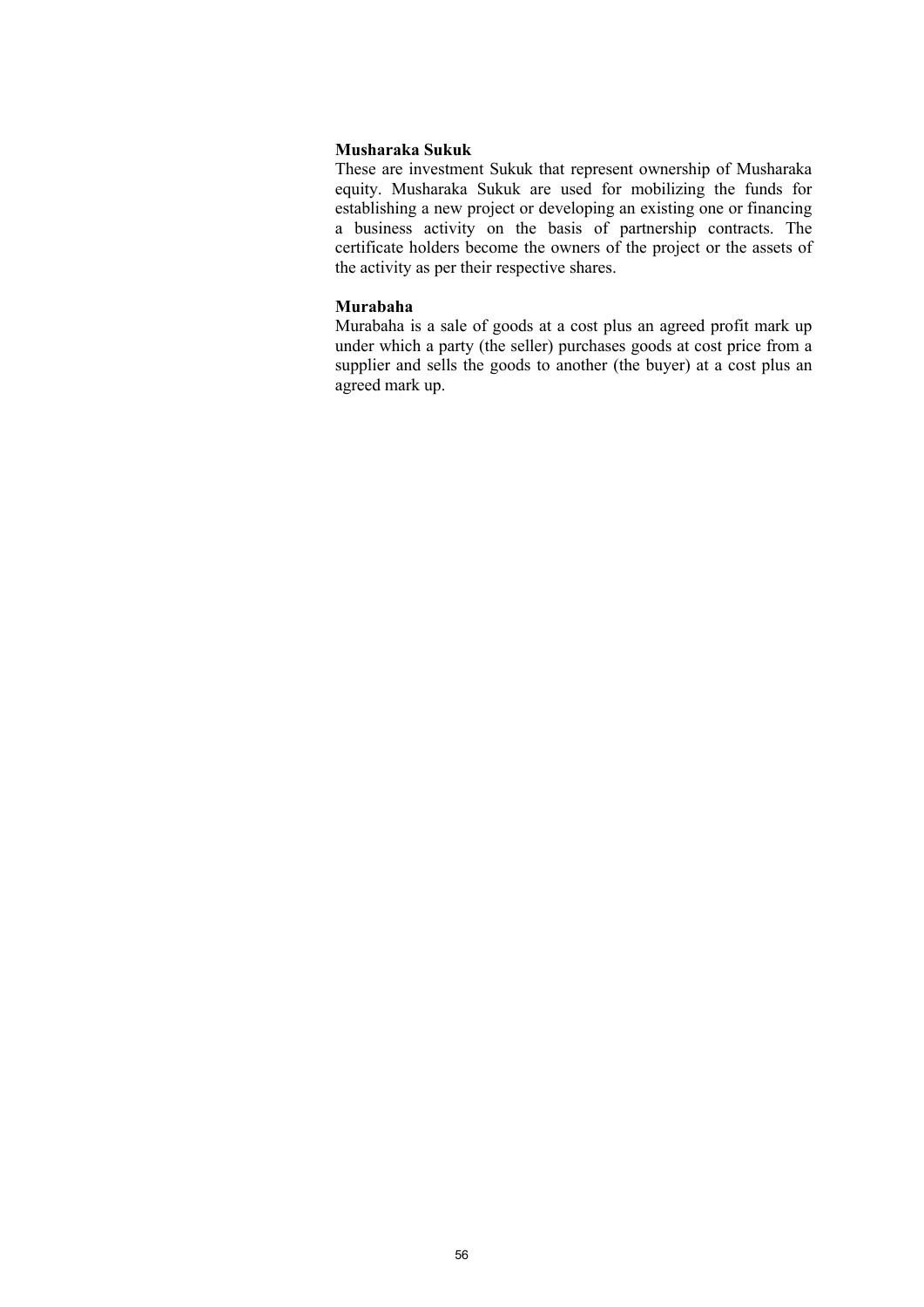**Musharaka Sukuk**

These are investment Sukuk that represent ownership of Musharaka equity. Musharaka Sukuk are used for mobilizing the funds for establishing a new project or developing an existing one or financing a business activity on the basis of partnership contracts. The certificate holders become the owners of the project or the assets of the activity as per their respective shares.

**Murabaha**

Murabaha is a sale of goods at a cost plus an agreed profit mark up under which a party (the seller) purchases goods at cost price from a supplier and sells the goods to another (the buyer) at a cost plus an agreed mark up.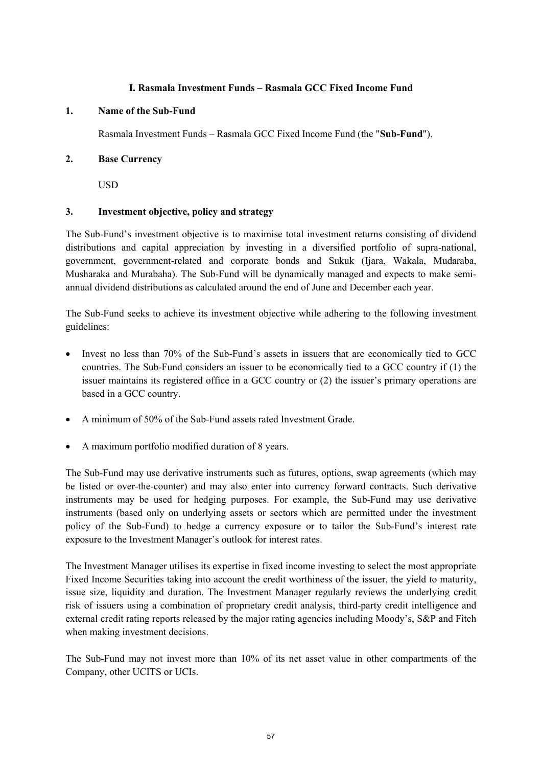# I. Rasmala Investment Funds – Rasmala GCC Fixed Income Fund

## 1. Name of the Sub-Fund

Rasmala Investment Funds – Rasmala GCC Fixed Income Fund (the "**Sub-Fund**").

## 2. Base Currency

USD

## 3. Investment objective, policy and strategy

The Sub-Fund's investment objective is to maximise total investment returns consisting of dividend distributions and capital appreciation by investing in a diversified portfolio of supra-national, government, government-related and corporate bonds and Sukuk (Ijara, Wakala, Mudaraba, Musharaka and Murabaha). The Sub-Fund will be dynamically managed and expects to make semi-annual dividend distributions as calculated around the end of June and December each year.

The Sub-Fund seeks to achieve its investment objective while adhering to the following investment guidelines:

- Invest no less than 70% of the Sub-Fund's assets in issuers that are economically tied to GCC countries. The Sub-Fund considers an issuer to be economically tied to a GCC country if (1) the issuer maintains its registered office in a GCC country or (2) the issuer's primary operations are based in a GCC country.
- A minimum of 50% of the Sub-Fund assets rated Investment Grade.
- A maximum portfolio modified duration of 8 years.

The Sub-Fund may use derivative instruments such as futures, options, swap agreements (which may be listed or over-the-counter) and may also enter into currency forward contracts. Such derivative instruments may be used for hedging purposes. For example, the Sub-Fund may use derivative instruments (based only on underlying assets or sectors which are permitted under the investment policy of the Sub-Fund) to hedge a currency exposure or to tailor the Sub-Fund's interest rate exposure to the Investment Manager's outlook for interest rates.

The Investment Manager utilises its expertise in fixed income investing to select the most appropriate Fixed Income Securities taking into account the credit worthiness of the issuer, the yield to maturity, issue size, liquidity and duration. The Investment Manager regularly reviews the underlying credit risk of issuers using a combination of proprietary credit analysis, third-party credit intelligence and external credit rating reports released by the major rating agencies including Moody's, S&P and Fitch when making investment decisions.

The Sub-Fund may not invest more than 10% of its net asset value in other compartments of the Company, other UCITS or UCIs.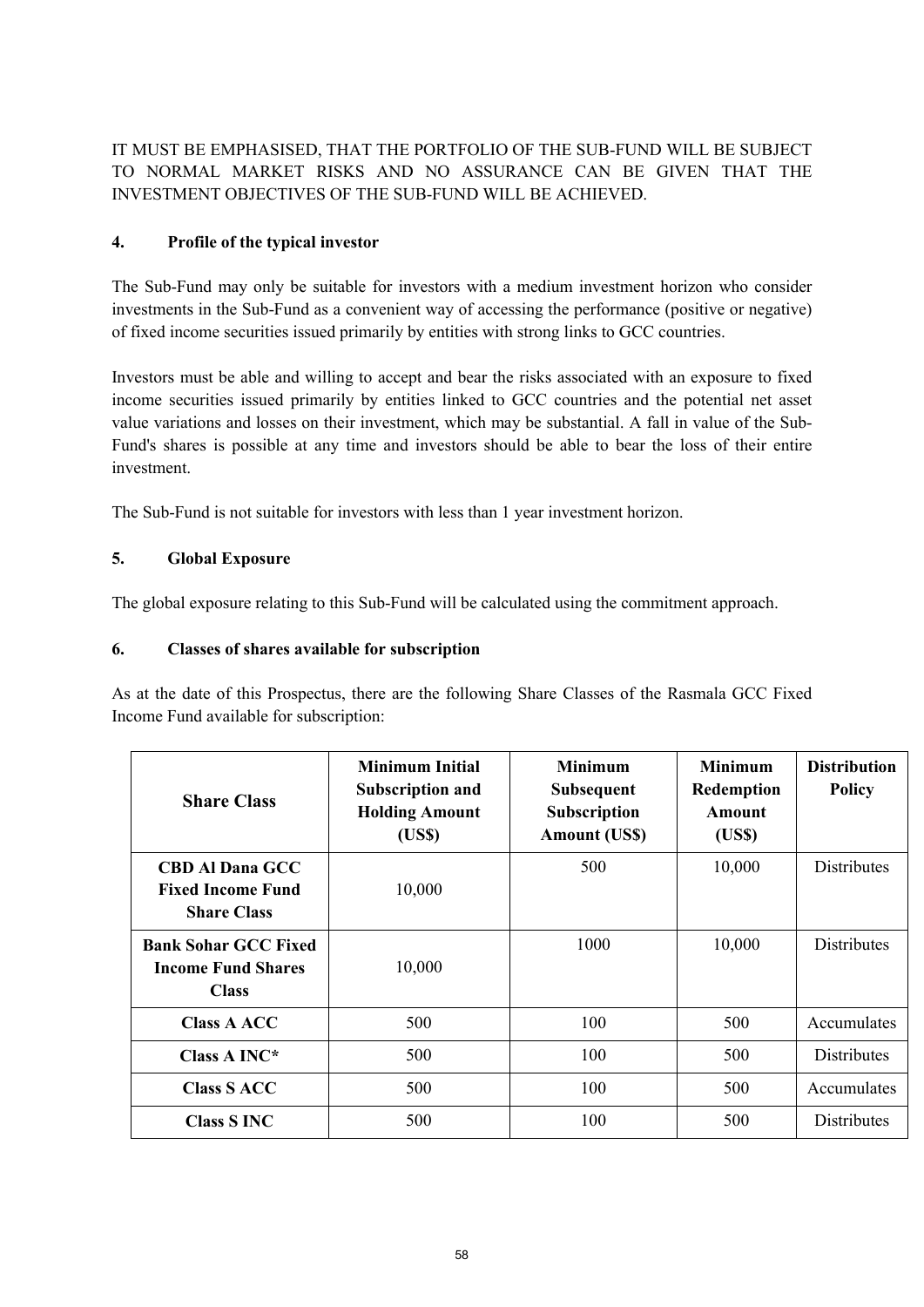IT MUST BE EMPHASISED, THAT THE PORTFOLIO OF THE SUB-FUND WILL BE SUBJECT TO NORMAL MARKET RISKS AND NO ASSURANCE CAN BE GIVEN THAT THE INVESTMENT OBJECTIVES OF THE SUB-FUND WILL BE ACHIEVED.

## 4. Profile of the typical investor

The Sub-Fund may only be suitable for investors with a medium investment horizon who consider investments in the Sub-Fund as a convenient way of accessing the performance (positive or negative) of fixed income securities issued primarily by entities with strong links to GCC countries.

Investors must be able and willing to accept and bear the risks associated with an exposure to fixed income securities issued primarily by entities linked to GCC countries and the potential net asset value variations and losses on their investment, which may be substantial. A fall in value of the Sub-Fund's shares is possible at any time and investors should be able to bear the loss of their entire investment.

The Sub-Fund is not suitable for investors with less than 1 year investment horizon.

## 5. Global Exposure

The global exposure relating to this Sub-Fund will be calculated using the commitment approach.

## 6. Classes of shares available for subscription

As at the date of this Prospectus, there are the following Share Classes of the Rasmala GCC Fixed Income Fund available for subscription:

| Share Class | Minimum Initial Subscription and Holding Amount (US$) | Minimum Subsequent Subscription Amount (US$) | Minimum Redemption Amount (US$) | Distribution Policy |
|---|---|---|---|---|
| **CBD Al Dana GCC Fixed Income Fund Share Class** | 10,000 | 500 | 10,000 | Distributes |
| **Bank Sohar GCC Fixed Income Fund Shares Class** | 10,000 | 1000 | 10,000 | Distributes |
| **Class A ACC** | 500 | 100 | 500 | Accumulates |
| **Class A INC*** | 500 | 100 | 500 | Distributes |
| **Class S ACC** | 500 | 100 | 500 | Accumulates |
| **Class S INC** | 500 | 100 | 500 | Distributes |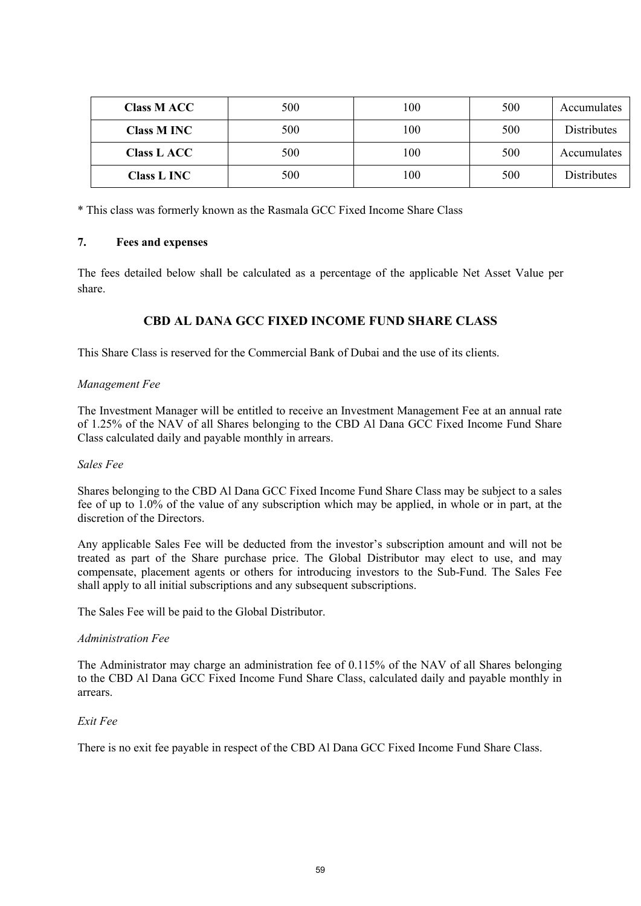| Class M ACC | 500 | 100 | 500 | Accumulates |
|---|---|---|---|---|
| Class M INC | 500 | 100 | 500 | Distributes |
| Class L ACC | 500 | 100 | 500 | Accumulates |
| Class L INC | 500 | 100 | 500 | Distributes |

* This class was formerly known as the Rasmala GCC Fixed Income Share Class

## 7. Fees and expenses

The fees detailed below shall be calculated as a percentage of the applicable Net Asset Value per share.

### CBD AL DANA GCC FIXED INCOME FUND SHARE CLASS

This Share Class is reserved for the Commercial Bank of Dubai and the use of its clients.

*Management Fee*

The Investment Manager will be entitled to receive an Investment Management Fee at an annual rate of 1.25% of the NAV of all Shares belonging to the CBD Al Dana GCC Fixed Income Fund Share Class calculated daily and payable monthly in arrears.

*Sales Fee*

Shares belonging to the CBD Al Dana GCC Fixed Income Fund Share Class may be subject to a sales fee of up to 1.0% of the value of any subscription which may be applied, in whole or in part, at the discretion of the Directors.

Any applicable Sales Fee will be deducted from the investor's subscription amount and will not be treated as part of the Share purchase price. The Global Distributor may elect to use, and may compensate, placement agents or others for introducing investors to the Sub-Fund. The Sales Fee shall apply to all initial subscriptions and any subsequent subscriptions.

The Sales Fee will be paid to the Global Distributor.

*Administration Fee*

The Administrator may charge an administration fee of 0.115% of the NAV of all Shares belonging to the CBD Al Dana GCC Fixed Income Fund Share Class, calculated daily and payable monthly in arrears.

*Exit Fee*

There is no exit fee payable in respect of the CBD Al Dana GCC Fixed Income Fund Share Class.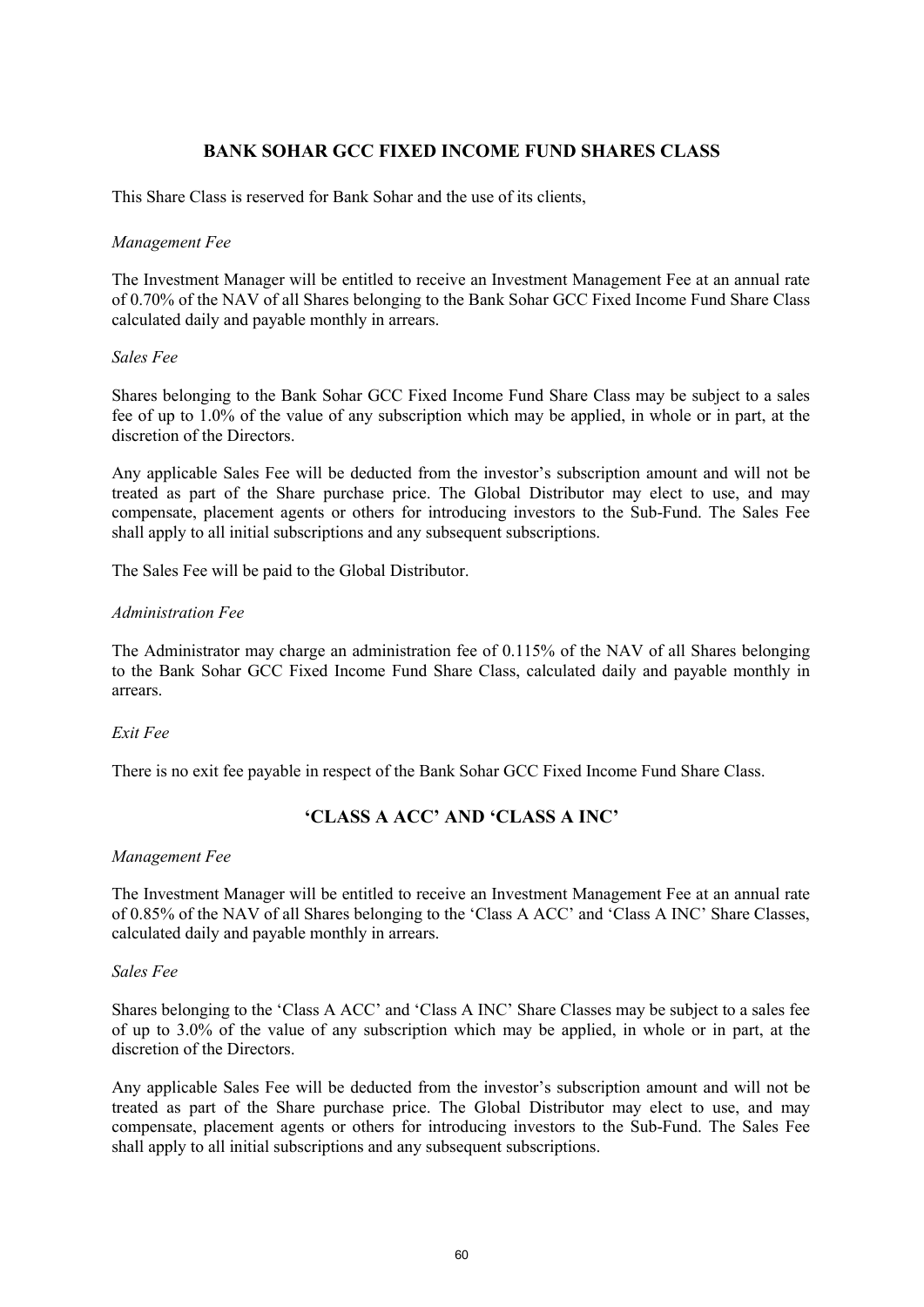## BANK SOHAR GCC FIXED INCOME FUND SHARES CLASS

This Share Class is reserved for Bank Sohar and the use of its clients,

*Management Fee*

The Investment Manager will be entitled to receive an Investment Management Fee at an annual rate of 0.70% of the NAV of all Shares belonging to the Bank Sohar GCC Fixed Income Fund Share Class calculated daily and payable monthly in arrears.

*Sales Fee*

Shares belonging to the Bank Sohar GCC Fixed Income Fund Share Class may be subject to a sales fee of up to 1.0% of the value of any subscription which may be applied, in whole or in part, at the discretion of the Directors.

Any applicable Sales Fee will be deducted from the investor's subscription amount and will not be treated as part of the Share purchase price. The Global Distributor may elect to use, and may compensate, placement agents or others for introducing investors to the Sub-Fund. The Sales Fee shall apply to all initial subscriptions and any subsequent subscriptions.

The Sales Fee will be paid to the Global Distributor.

*Administration Fee*

The Administrator may charge an administration fee of 0.115% of the NAV of all Shares belonging to the Bank Sohar GCC Fixed Income Fund Share Class, calculated daily and payable monthly in arrears.

*Exit Fee*

There is no exit fee payable in respect of the Bank Sohar GCC Fixed Income Fund Share Class.

## 'CLASS A ACC' AND 'CLASS A INC'

*Management Fee*

The Investment Manager will be entitled to receive an Investment Management Fee at an annual rate of 0.85% of the NAV of all Shares belonging to the 'Class A ACC' and 'Class A INC' Share Classes, calculated daily and payable monthly in arrears.

*Sales Fee*

Shares belonging to the 'Class A ACC' and 'Class A INC' Share Classes may be subject to a sales fee of up to 3.0% of the value of any subscription which may be applied, in whole or in part, at the discretion of the Directors.

Any applicable Sales Fee will be deducted from the investor's subscription amount and will not be treated as part of the Share purchase price. The Global Distributor may elect to use, and may compensate, placement agents or others for introducing investors to the Sub-Fund. The Sales Fee shall apply to all initial subscriptions and any subsequent subscriptions.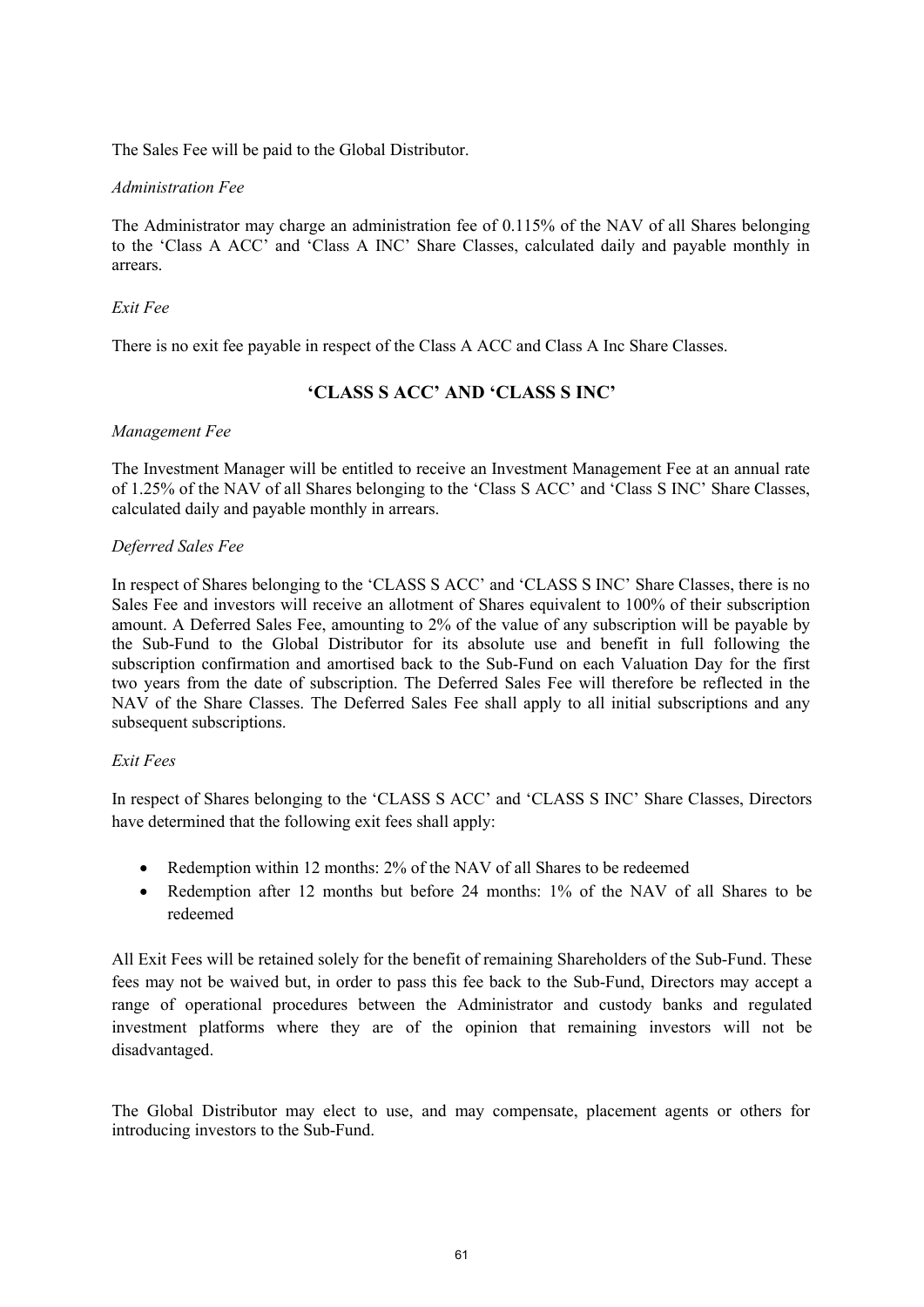The Sales Fee will be paid to the Global Distributor.

*Administration Fee*

The Administrator may charge an administration fee of 0.115% of the NAV of all Shares belonging to the 'Class A ACC' and 'Class A INC' Share Classes, calculated daily and payable monthly in arrears.

*Exit Fee*

There is no exit fee payable in respect of the Class A ACC and Class A Inc Share Classes.

## 'CLASS S ACC' AND 'CLASS S INC'

*Management Fee*

The Investment Manager will be entitled to receive an Investment Management Fee at an annual rate of 1.25% of the NAV of all Shares belonging to the 'Class S ACC' and 'Class S INC' Share Classes, calculated daily and payable monthly in arrears.

*Deferred Sales Fee*

In respect of Shares belonging to the 'CLASS S ACC' and 'CLASS S INC' Share Classes, there is no Sales Fee and investors will receive an allotment of Shares equivalent to 100% of their subscription amount. A Deferred Sales Fee, amounting to 2% of the value of any subscription will be payable by the Sub-Fund to the Global Distributor for its absolute use and benefit in full following the subscription confirmation and amortised back to the Sub-Fund on each Valuation Day for the first two years from the date of subscription. The Deferred Sales Fee will therefore be reflected in the NAV of the Share Classes. The Deferred Sales Fee shall apply to all initial subscriptions and any subsequent subscriptions.

*Exit Fees*

In respect of Shares belonging to the 'CLASS S ACC' and 'CLASS S INC' Share Classes, Directors have determined that the following exit fees shall apply:

- Redemption within 12 months: 2% of the NAV of all Shares to be redeemed
- Redemption after 12 months but before 24 months: 1% of the NAV of all Shares to be redeemed

All Exit Fees will be retained solely for the benefit of remaining Shareholders of the Sub-Fund. These fees may not be waived but, in order to pass this fee back to the Sub-Fund, Directors may accept a range of operational procedures between the Administrator and custody banks and regulated investment platforms where they are of the opinion that remaining investors will not be disadvantaged.

The Global Distributor may elect to use, and may compensate, placement agents or others for introducing investors to the Sub-Fund.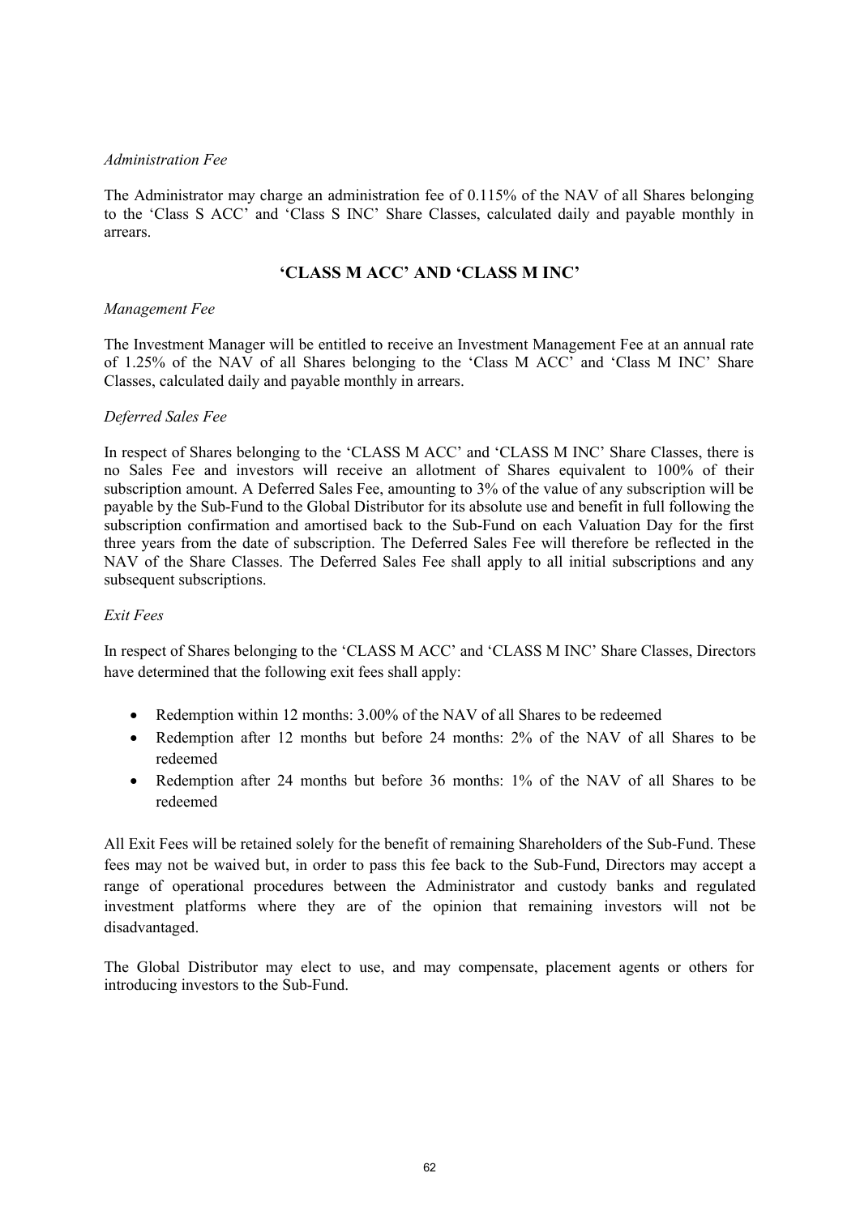*Administration Fee*

The Administrator may charge an administration fee of 0.115% of the NAV of all Shares belonging to the 'Class S ACC' and 'Class S INC' Share Classes, calculated daily and payable monthly in arrears.

## 'CLASS M ACC' AND 'CLASS M INC'

*Management Fee*

The Investment Manager will be entitled to receive an Investment Management Fee at an annual rate of 1.25% of the NAV of all Shares belonging to the 'Class M ACC' and 'Class M INC' Share Classes, calculated daily and payable monthly in arrears.

*Deferred Sales Fee*

In respect of Shares belonging to the 'CLASS M ACC' and 'CLASS M INC' Share Classes, there is no Sales Fee and investors will receive an allotment of Shares equivalent to 100% of their subscription amount. A Deferred Sales Fee, amounting to 3% of the value of any subscription will be payable by the Sub-Fund to the Global Distributor for its absolute use and benefit in full following the subscription confirmation and amortised back to the Sub-Fund on each Valuation Day for the first three years from the date of subscription. The Deferred Sales Fee will therefore be reflected in the NAV of the Share Classes. The Deferred Sales Fee shall apply to all initial subscriptions and any subsequent subscriptions.

*Exit Fees*

In respect of Shares belonging to the 'CLASS M ACC' and 'CLASS M INC' Share Classes, Directors have determined that the following exit fees shall apply:

- Redemption within 12 months: 3.00% of the NAV of all Shares to be redeemed
- Redemption after 12 months but before 24 months: 2% of the NAV of all Shares to be redeemed
- Redemption after 24 months but before 36 months: 1% of the NAV of all Shares to be redeemed

All Exit Fees will be retained solely for the benefit of remaining Shareholders of the Sub-Fund. These fees may not be waived but, in order to pass this fee back to the Sub-Fund, Directors may accept a range of operational procedures between the Administrator and custody banks and regulated investment platforms where they are of the opinion that remaining investors will not be disadvantaged.

The Global Distributor may elect to use, and may compensate, placement agents or others for introducing investors to the Sub-Fund.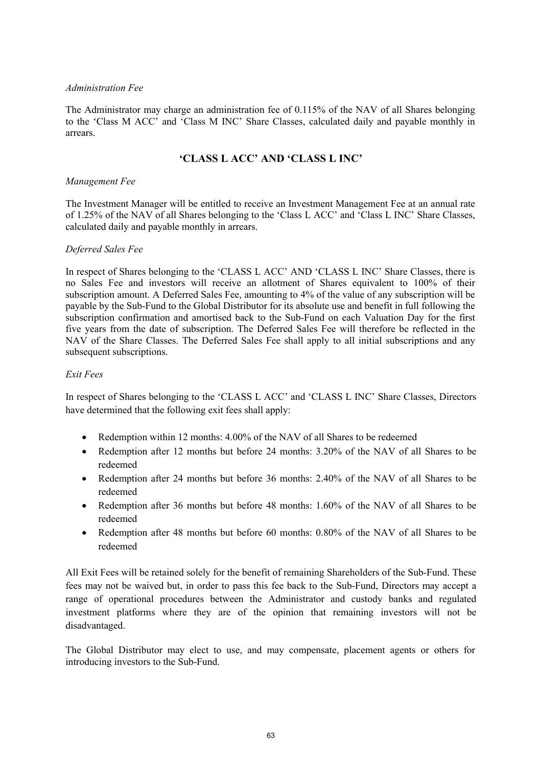*Administration Fee*

The Administrator may charge an administration fee of 0.115% of the NAV of all Shares belonging to the 'Class M ACC' and 'Class M INC' Share Classes, calculated daily and payable monthly in arrears.

## 'CLASS L ACC' AND 'CLASS L INC'

*Management Fee*

The Investment Manager will be entitled to receive an Investment Management Fee at an annual rate of 1.25% of the NAV of all Shares belonging to the 'Class L ACC' and 'Class L INC' Share Classes, calculated daily and payable monthly in arrears.

*Deferred Sales Fee*

In respect of Shares belonging to the 'CLASS L ACC' AND 'CLASS L INC' Share Classes, there is no Sales Fee and investors will receive an allotment of Shares equivalent to 100% of their subscription amount. A Deferred Sales Fee, amounting to 4% of the value of any subscription will be payable by the Sub-Fund to the Global Distributor for its absolute use and benefit in full following the subscription confirmation and amortised back to the Sub-Fund on each Valuation Day for the first five years from the date of subscription. The Deferred Sales Fee will therefore be reflected in the NAV of the Share Classes. The Deferred Sales Fee shall apply to all initial subscriptions and any subsequent subscriptions.

*Exit Fees*

In respect of Shares belonging to the 'CLASS L ACC' and 'CLASS L INC' Share Classes, Directors have determined that the following exit fees shall apply:

- Redemption within 12 months: 4.00% of the NAV of all Shares to be redeemed
- Redemption after 12 months but before 24 months: 3.20% of the NAV of all Shares to be redeemed
- Redemption after 24 months but before 36 months: 2.40% of the NAV of all Shares to be redeemed
- Redemption after 36 months but before 48 months: 1.60% of the NAV of all Shares to be redeemed
- Redemption after 48 months but before 60 months: 0.80% of the NAV of all Shares to be redeemed

All Exit Fees will be retained solely for the benefit of remaining Shareholders of the Sub-Fund. These fees may not be waived but, in order to pass this fee back to the Sub-Fund, Directors may accept a range of operational procedures between the Administrator and custody banks and regulated investment platforms where they are of the opinion that remaining investors will not be disadvantaged.

The Global Distributor may elect to use, and may compensate, placement agents or others for introducing investors to the Sub-Fund.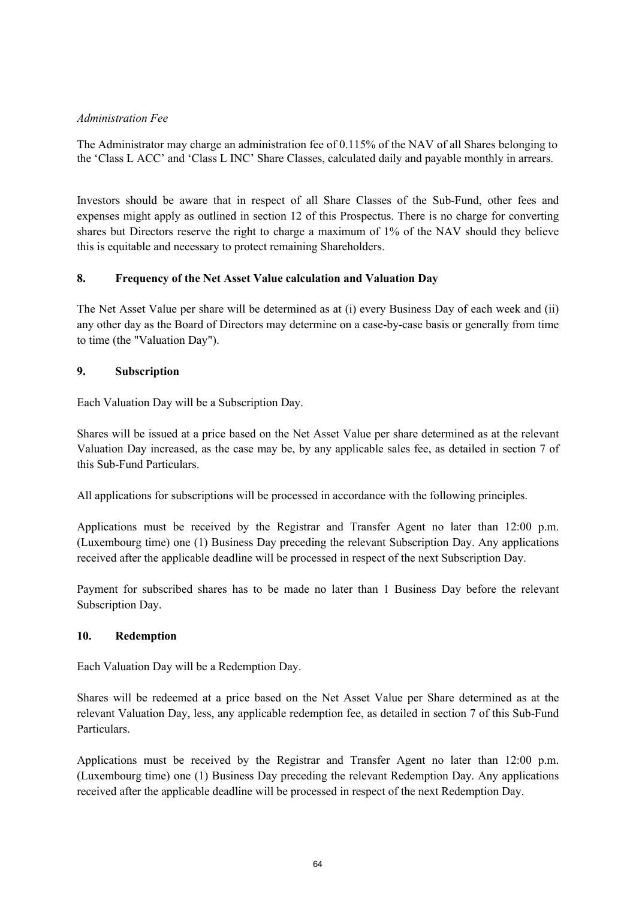*Administration Fee*

The Administrator may charge an administration fee of 0.115% of the NAV of all Shares belonging to the 'Class L ACC' and 'Class L INC' Share Classes, calculated daily and payable monthly in arrears.

Investors should be aware that in respect of all Share Classes of the Sub-Fund, other fees and expenses might apply as outlined in section 12 of this Prospectus. There is no charge for converting shares but Directors reserve the right to charge a maximum of 1% of the NAV should they believe this is equitable and necessary to protect remaining Shareholders.

## 8. Frequency of the Net Asset Value calculation and Valuation Day

The Net Asset Value per share will be determined as at (i) every Business Day of each week and (ii) any other day as the Board of Directors may determine on a case-by-case basis or generally from time to time (the "Valuation Day").

## 9. Subscription

Each Valuation Day will be a Subscription Day.

Shares will be issued at a price based on the Net Asset Value per share determined as at the relevant Valuation Day increased, as the case may be, by any applicable sales fee, as detailed in section 7 of this Sub-Fund Particulars.

All applications for subscriptions will be processed in accordance with the following principles.

Applications must be received by the Registrar and Transfer Agent no later than 12:00 p.m. (Luxembourg time) one (1) Business Day preceding the relevant Subscription Day. Any applications received after the applicable deadline will be processed in respect of the next Subscription Day.

Payment for subscribed shares has to be made no later than 1 Business Day before the relevant Subscription Day.

## 10. Redemption

Each Valuation Day will be a Redemption Day.

Shares will be redeemed at a price based on the Net Asset Value per Share determined as at the relevant Valuation Day, less, any applicable redemption fee, as detailed in section 7 of this Sub-Fund Particulars.

Applications must be received by the Registrar and Transfer Agent no later than 12:00 p.m. (Luxembourg time) one (1) Business Day preceding the relevant Redemption Day. Any applications received after the applicable deadline will be processed in respect of the next Redemption Day.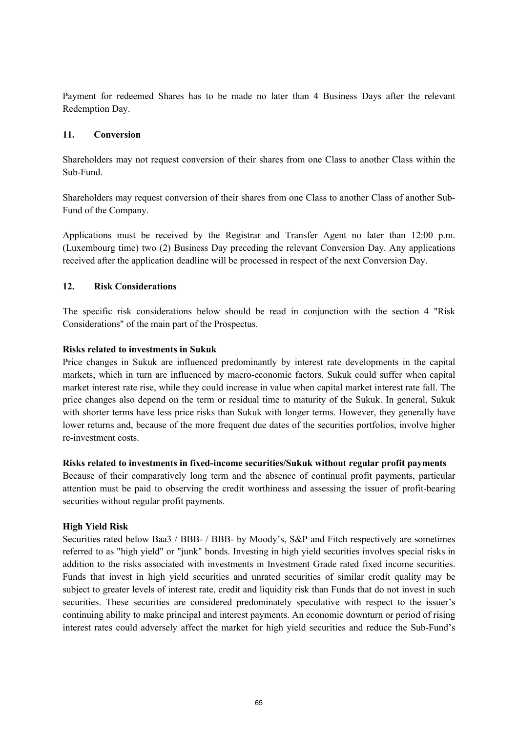Payment for redeemed Shares has to be made no later than 4 Business Days after the relevant Redemption Day.

## 11. Conversion

Shareholders may not request conversion of their shares from one Class to another Class within the Sub-Fund.

Shareholders may request conversion of their shares from one Class to another Class of another Sub-Fund of the Company.

Applications must be received by the Registrar and Transfer Agent no later than 12:00 p.m. (Luxembourg time) two (2) Business Day preceding the relevant Conversion Day. Any applications received after the application deadline will be processed in respect of the next Conversion Day.

## 12. Risk Considerations

The specific risk considerations below should be read in conjunction with the section 4 "Risk Considerations" of the main part of the Prospectus.

**Risks related to investments in Sukuk**

Price changes in Sukuk are influenced predominantly by interest rate developments in the capital markets, which in turn are influenced by macro-economic factors. Sukuk could suffer when capital market interest rate rise, while they could increase in value when capital market interest rate fall. The price changes also depend on the term or residual time to maturity of the Sukuk. In general, Sukuk with shorter terms have less price risks than Sukuk with longer terms. However, they generally have lower returns and, because of the more frequent due dates of the securities portfolios, involve higher re-investment costs.

**Risks related to investments in fixed-income securities/Sukuk without regular profit payments**

Because of their comparatively long term and the absence of continual profit payments, particular attention must be paid to observing the credit worthiness and assessing the issuer of profit-bearing securities without regular profit payments.

**High Yield Risk**

Securities rated below Baa3 / BBB- / BBB- by Moody's, S&P and Fitch respectively are sometimes referred to as "high yield" or "junk" bonds. Investing in high yield securities involves special risks in addition to the risks associated with investments in Investment Grade rated fixed income securities. Funds that invest in high yield securities and unrated securities of similar credit quality may be subject to greater levels of interest rate, credit and liquidity risk than Funds that do not invest in such securities. These securities are considered predominately speculative with respect to the issuer's continuing ability to make principal and interest payments. An economic downturn or period of rising interest rates could adversely affect the market for high yield securities and reduce the Sub-Fund's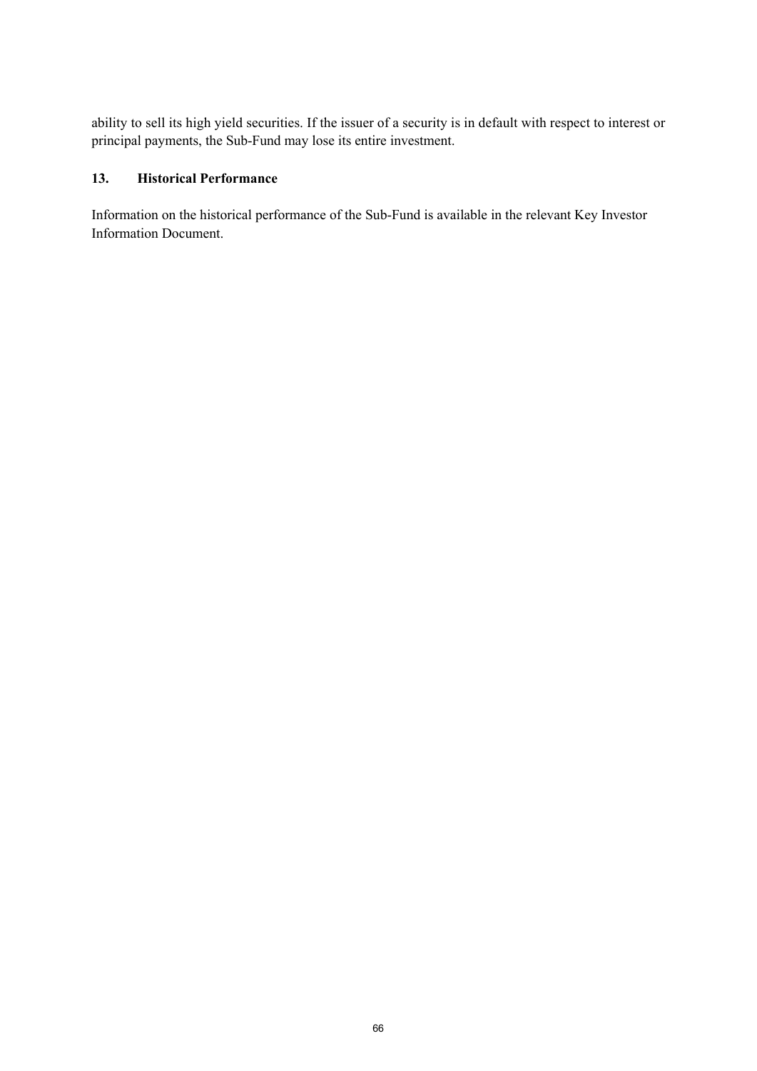ability to sell its high yield securities. If the issuer of a security is in default with respect to interest or principal payments, the Sub-Fund may lose its entire investment.

## 13. Historical Performance

Information on the historical performance of the Sub-Fund is available in the relevant Key Investor Information Document.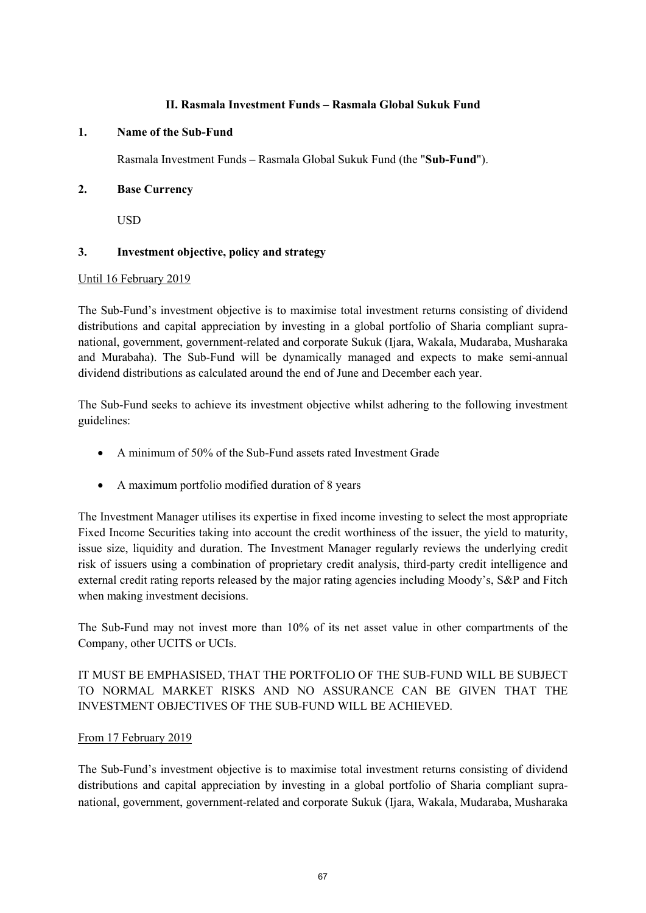## II. Rasmala Investment Funds – Rasmala Global Sukuk Fund

### 1. Name of the Sub-Fund

Rasmala Investment Funds – Rasmala Global Sukuk Fund (the "**Sub-Fund**").

### 2. Base Currency

USD

### 3. Investment objective, policy and strategy

Until 16 February 2019

The Sub-Fund's investment objective is to maximise total investment returns consisting of dividend distributions and capital appreciation by investing in a global portfolio of Sharia compliant supra-national, government, government-related and corporate Sukuk (Ijara, Wakala, Mudaraba, Musharaka and Murabaha). The Sub-Fund will be dynamically managed and expects to make semi-annual dividend distributions as calculated around the end of June and December each year.

The Sub-Fund seeks to achieve its investment objective whilst adhering to the following investment guidelines:

- A minimum of 50% of the Sub-Fund assets rated Investment Grade
- A maximum portfolio modified duration of 8 years

The Investment Manager utilises its expertise in fixed income investing to select the most appropriate Fixed Income Securities taking into account the credit worthiness of the issuer, the yield to maturity, issue size, liquidity and duration. The Investment Manager regularly reviews the underlying credit risk of issuers using a combination of proprietary credit analysis, third-party credit intelligence and external credit rating reports released by the major rating agencies including Moody's, S&P and Fitch when making investment decisions.

The Sub-Fund may not invest more than 10% of its net asset value in other compartments of the Company, other UCITS or UCIs.

IT MUST BE EMPHASISED, THAT THE PORTFOLIO OF THE SUB-FUND WILL BE SUBJECT TO NORMAL MARKET RISKS AND NO ASSURANCE CAN BE GIVEN THAT THE INVESTMENT OBJECTIVES OF THE SUB-FUND WILL BE ACHIEVED.

From 17 February 2019

The Sub-Fund's investment objective is to maximise total investment returns consisting of dividend distributions and capital appreciation by investing in a global portfolio of Sharia compliant supra-national, government, government-related and corporate Sukuk (Ijara, Wakala, Mudaraba, Musharaka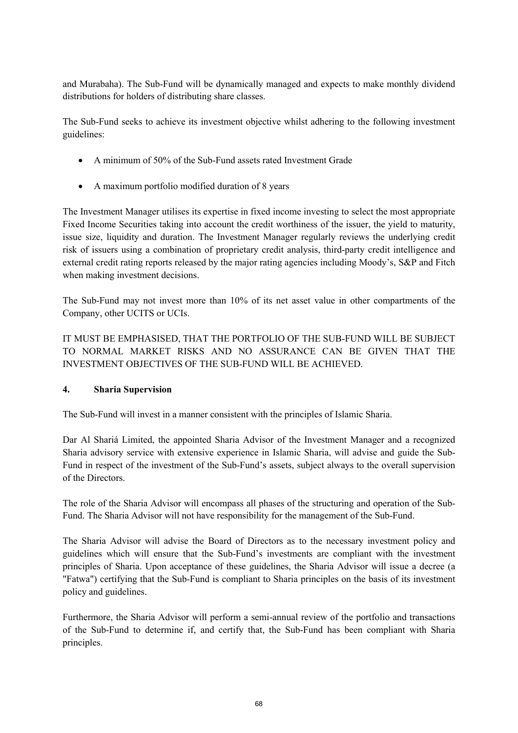and Murabaha). The Sub-Fund will be dynamically managed and expects to make monthly dividend distributions for holders of distributing share classes.

The Sub-Fund seeks to achieve its investment objective whilst adhering to the following investment guidelines:

- A minimum of 50% of the Sub-Fund assets rated Investment Grade
- A maximum portfolio modified duration of 8 years

The Investment Manager utilises its expertise in fixed income investing to select the most appropriate Fixed Income Securities taking into account the credit worthiness of the issuer, the yield to maturity, issue size, liquidity and duration. The Investment Manager regularly reviews the underlying credit risk of issuers using a combination of proprietary credit analysis, third-party credit intelligence and external credit rating reports released by the major rating agencies including Moody's, S&P and Fitch when making investment decisions.

The Sub-Fund may not invest more than 10% of its net asset value in other compartments of the Company, other UCITS or UCIs.

IT MUST BE EMPHASISED, THAT THE PORTFOLIO OF THE SUB-FUND WILL BE SUBJECT TO NORMAL MARKET RISKS AND NO ASSURANCE CAN BE GIVEN THAT THE INVESTMENT OBJECTIVES OF THE SUB-FUND WILL BE ACHIEVED.

## 4. Sharia Supervision

The Sub-Fund will invest in a manner consistent with the principles of Islamic Sharia.

Dar Al Shariá Limited, the appointed Sharia Advisor of the Investment Manager and a recognized Sharia advisory service with extensive experience in Islamic Sharia, will advise and guide the Sub-Fund in respect of the investment of the Sub-Fund's assets, subject always to the overall supervision of the Directors.

The role of the Sharia Advisor will encompass all phases of the structuring and operation of the Sub-Fund. The Sharia Advisor will not have responsibility for the management of the Sub-Fund.

The Sharia Advisor will advise the Board of Directors as to the necessary investment policy and guidelines which will ensure that the Sub-Fund's investments are compliant with the investment principles of Sharia. Upon acceptance of these guidelines, the Sharia Advisor will issue a decree (a "Fatwa") certifying that the Sub-Fund is compliant to Sharia principles on the basis of its investment policy and guidelines.

Furthermore, the Sharia Advisor will perform a semi-annual review of the portfolio and transactions of the Sub-Fund to determine if, and certify that, the Sub-Fund has been compliant with Sharia principles.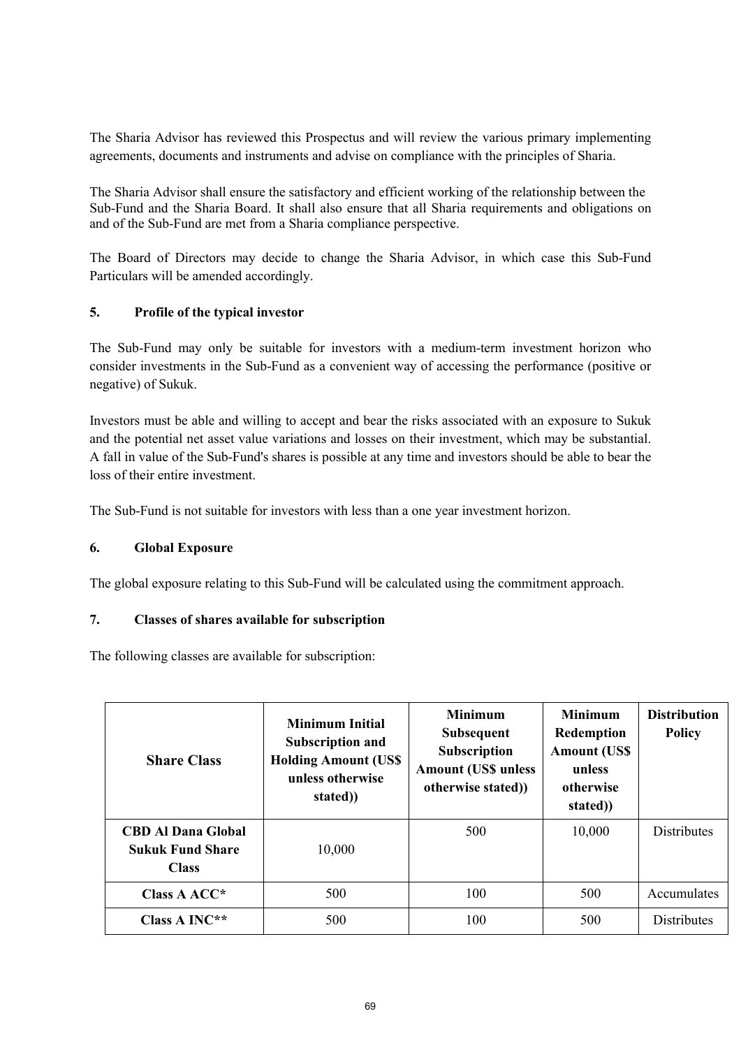The Sharia Advisor has reviewed this Prospectus and will review the various primary implementing agreements, documents and instruments and advise on compliance with the principles of Sharia.

The Sharia Advisor shall ensure the satisfactory and efficient working of the relationship between the Sub-Fund and the Sharia Board. It shall also ensure that all Sharia requirements and obligations on and of the Sub-Fund are met from a Sharia compliance perspective.

The Board of Directors may decide to change the Sharia Advisor, in which case this Sub-Fund Particulars will be amended accordingly.

## 5. Profile of the typical investor

The Sub-Fund may only be suitable for investors with a medium-term investment horizon who consider investments in the Sub-Fund as a convenient way of accessing the performance (positive or negative) of Sukuk.

Investors must be able and willing to accept and bear the risks associated with an exposure to Sukuk and the potential net asset value variations and losses on their investment, which may be substantial. A fall in value of the Sub-Fund's shares is possible at any time and investors should be able to bear the loss of their entire investment.

The Sub-Fund is not suitable for investors with less than a one year investment horizon.

## 6. Global Exposure

The global exposure relating to this Sub-Fund will be calculated using the commitment approach.

## 7. Classes of shares available for subscription

The following classes are available for subscription:

| Share Class | Minimum Initial Subscription and Holding Amount (US$ unless otherwise stated)) | Minimum Subsequent Subscription Amount (US$ unless otherwise stated)) | Minimum Redemption Amount (US$ unless otherwise stated)) | Distribution Policy |
|---|---|---|---|---|
| **CBD Al Dana Global Sukuk Fund Share Class** | 10,000 | 500 | 10,000 | Distributes |
| **Class A ACC*** | 500 | 100 | 500 | Accumulates |
| **Class A INC**** | 500 | 100 | 500 | Distributes |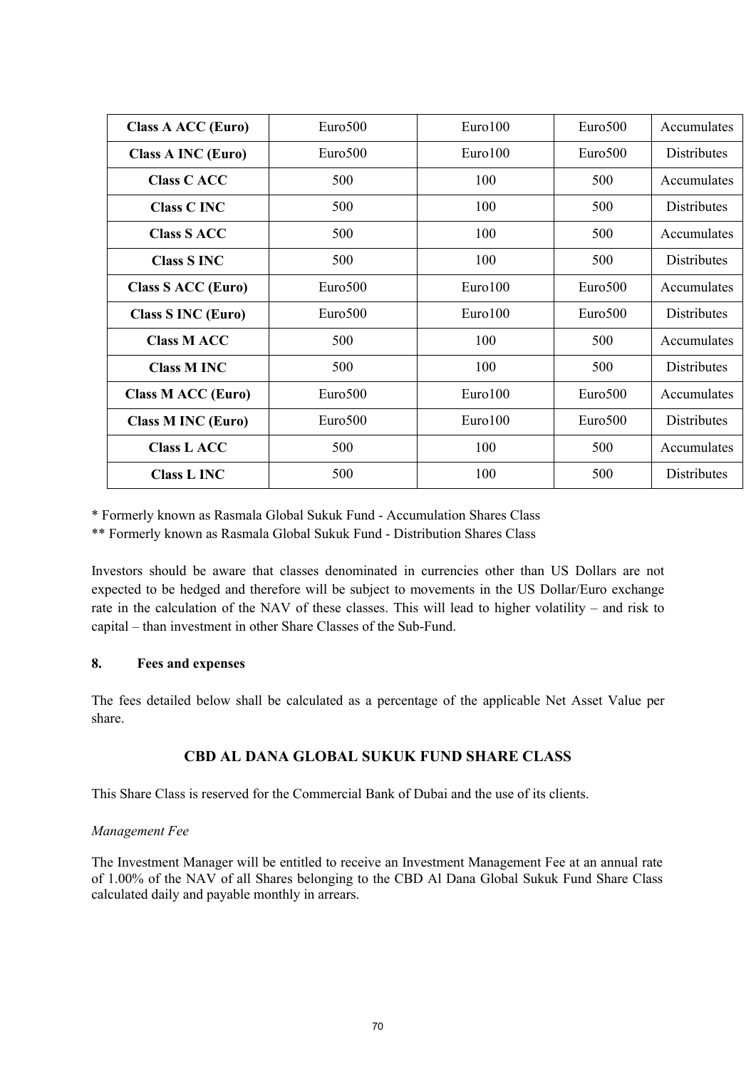| Class A ACC (Euro) | Euro500 | Euro100 | Euro500 | Accumulates |
|---|---|---|---|---|
| **Class A INC (Euro)** | Euro500 | Euro100 | Euro500 | Distributes |
| **Class C ACC** | 500 | 100 | 500 | Accumulates |
| **Class C INC** | 500 | 100 | 500 | Distributes |
| **Class S ACC** | 500 | 100 | 500 | Accumulates |
| **Class S INC** | 500 | 100 | 500 | Distributes |
| **Class S ACC (Euro)** | Euro500 | Euro100 | Euro500 | Accumulates |
| **Class S INC (Euro)** | Euro500 | Euro100 | Euro500 | Distributes |
| **Class M ACC** | 500 | 100 | 500 | Accumulates |
| **Class M INC** | 500 | 100 | 500 | Distributes |
| **Class M ACC (Euro)** | Euro500 | Euro100 | Euro500 | Accumulates |
| **Class M INC (Euro)** | Euro500 | Euro100 | Euro500 | Distributes |
| **Class L ACC** | 500 | 100 | 500 | Accumulates |
| **Class L INC** | 500 | 100 | 500 | Distributes |

\* Formerly known as Rasmala Global Sukuk Fund - Accumulation Shares Class

\** Formerly known as Rasmala Global Sukuk Fund - Distribution Shares Class

Investors should be aware that classes denominated in currencies other than US Dollars are not expected to be hedged and therefore will be subject to movements in the US Dollar/Euro exchange rate in the calculation of the NAV of these classes. This will lead to higher volatility – and risk to capital – than investment in other Share Classes of the Sub-Fund.

**8. Fees and expenses**

The fees detailed below shall be calculated as a percentage of the applicable Net Asset Value per share.

## CBD AL DANA GLOBAL SUKUK FUND SHARE CLASS

This Share Class is reserved for the Commercial Bank of Dubai and the use of its clients.

*Management Fee*

The Investment Manager will be entitled to receive an Investment Management Fee at an annual rate of 1.00% of the NAV of all Shares belonging to the CBD Al Dana Global Sukuk Fund Share Class calculated daily and payable monthly in arrears.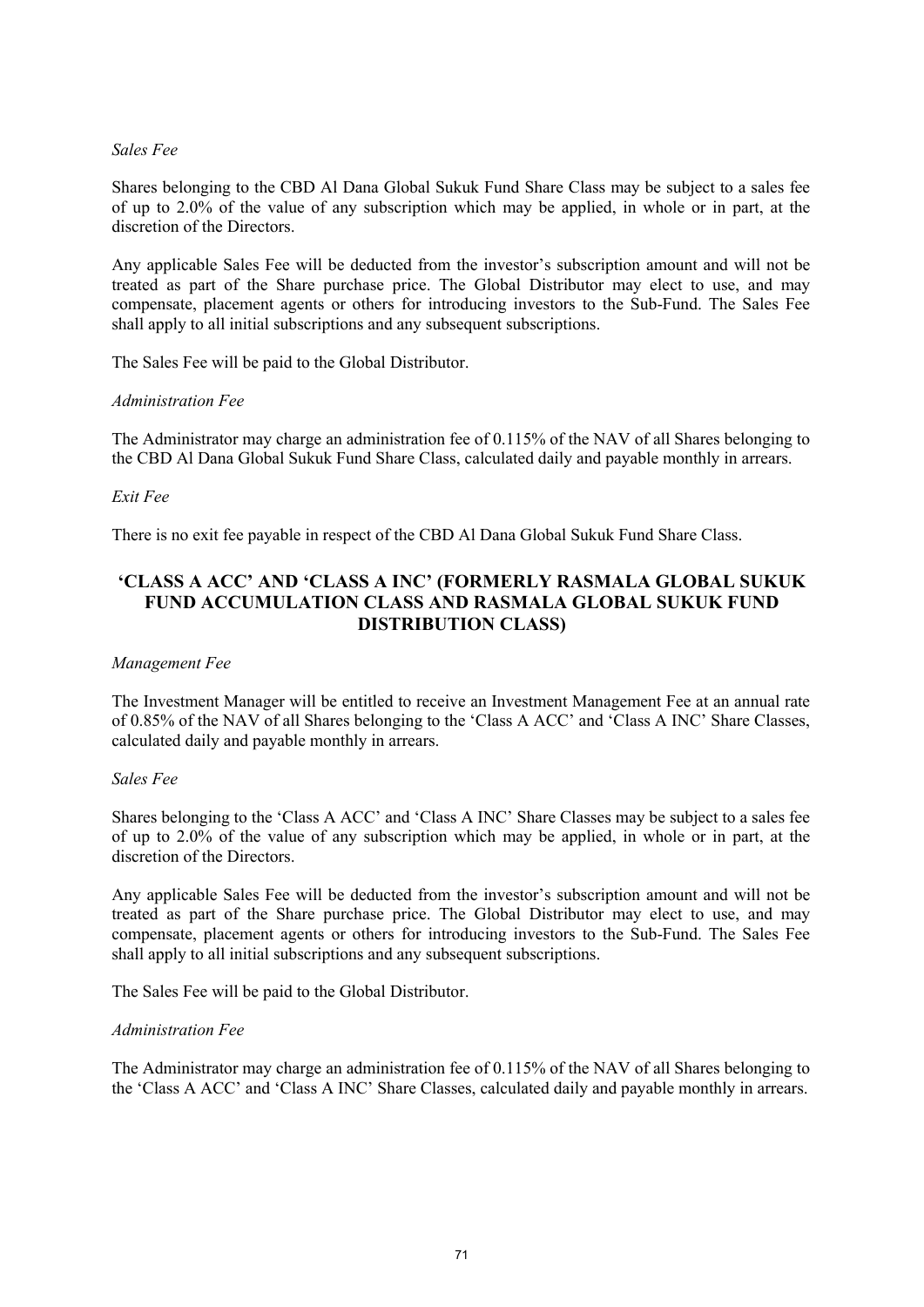*Sales Fee*

Shares belonging to the CBD Al Dana Global Sukuk Fund Share Class may be subject to a sales fee of up to 2.0% of the value of any subscription which may be applied, in whole or in part, at the discretion of the Directors.

Any applicable Sales Fee will be deducted from the investor's subscription amount and will not be treated as part of the Share purchase price. The Global Distributor may elect to use, and may compensate, placement agents or others for introducing investors to the Sub-Fund. The Sales Fee shall apply to all initial subscriptions and any subsequent subscriptions.

The Sales Fee will be paid to the Global Distributor.

*Administration Fee*

The Administrator may charge an administration fee of 0.115% of the NAV of all Shares belonging to the CBD Al Dana Global Sukuk Fund Share Class, calculated daily and payable monthly in arrears.

*Exit Fee*

There is no exit fee payable in respect of the CBD Al Dana Global Sukuk Fund Share Class.

## 'CLASS A ACC' AND 'CLASS A INC' (FORMERLY RASMALA GLOBAL SUKUK FUND ACCUMULATION CLASS AND RASMALA GLOBAL SUKUK FUND DISTRIBUTION CLASS)

*Management Fee*

The Investment Manager will be entitled to receive an Investment Management Fee at an annual rate of 0.85% of the NAV of all Shares belonging to the 'Class A ACC' and 'Class A INC' Share Classes, calculated daily and payable monthly in arrears.

*Sales Fee*

Shares belonging to the 'Class A ACC' and 'Class A INC' Share Classes may be subject to a sales fee of up to 2.0% of the value of any subscription which may be applied, in whole or in part, at the discretion of the Directors.

Any applicable Sales Fee will be deducted from the investor's subscription amount and will not be treated as part of the Share purchase price. The Global Distributor may elect to use, and may compensate, placement agents or others for introducing investors to the Sub-Fund. The Sales Fee shall apply to all initial subscriptions and any subsequent subscriptions.

The Sales Fee will be paid to the Global Distributor.

*Administration Fee*

The Administrator may charge an administration fee of 0.115% of the NAV of all Shares belonging to the 'Class A ACC' and 'Class A INC' Share Classes, calculated daily and payable monthly in arrears.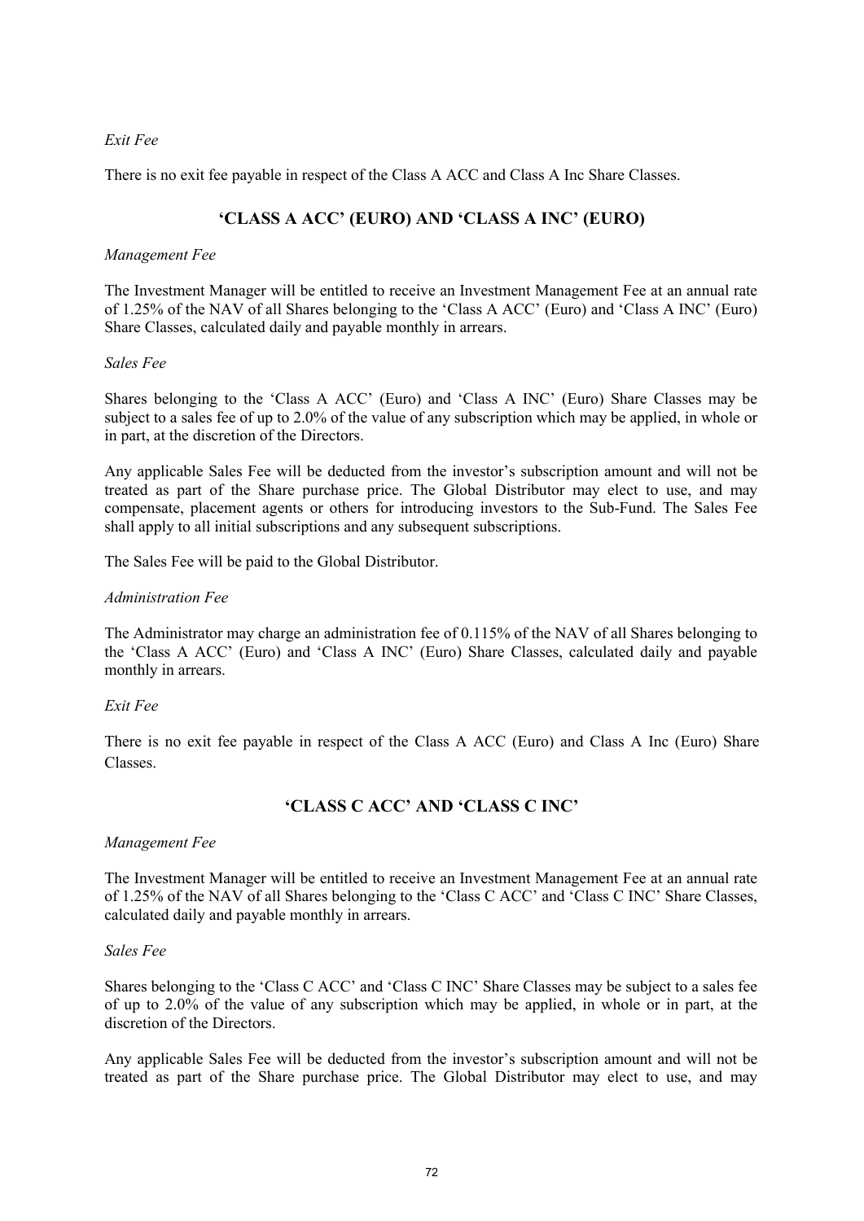*Exit Fee*

There is no exit fee payable in respect of the Class A ACC and Class A Inc Share Classes.

## 'CLASS A ACC' (EURO) AND 'CLASS A INC' (EURO)

*Management Fee*

The Investment Manager will be entitled to receive an Investment Management Fee at an annual rate of 1.25% of the NAV of all Shares belonging to the 'Class A ACC' (Euro) and 'Class A INC' (Euro) Share Classes, calculated daily and payable monthly in arrears.

*Sales Fee*

Shares belonging to the 'Class A ACC' (Euro) and 'Class A INC' (Euro) Share Classes may be subject to a sales fee of up to 2.0% of the value of any subscription which may be applied, in whole or in part, at the discretion of the Directors.

Any applicable Sales Fee will be deducted from the investor's subscription amount and will not be treated as part of the Share purchase price. The Global Distributor may elect to use, and may compensate, placement agents or others for introducing investors to the Sub-Fund. The Sales Fee shall apply to all initial subscriptions and any subsequent subscriptions.

The Sales Fee will be paid to the Global Distributor.

*Administration Fee*

The Administrator may charge an administration fee of 0.115% of the NAV of all Shares belonging to the 'Class A ACC' (Euro) and 'Class A INC' (Euro) Share Classes, calculated daily and payable monthly in arrears.

*Exit Fee*

There is no exit fee payable in respect of the Class A ACC (Euro) and Class A Inc (Euro) Share Classes.

## 'CLASS C ACC' AND 'CLASS C INC'

*Management Fee*

The Investment Manager will be entitled to receive an Investment Management Fee at an annual rate of 1.25% of the NAV of all Shares belonging to the 'Class C ACC' and 'Class C INC' Share Classes, calculated daily and payable monthly in arrears.

*Sales Fee*

Shares belonging to the 'Class C ACC' and 'Class C INC' Share Classes may be subject to a sales fee of up to 2.0% of the value of any subscription which may be applied, in whole or in part, at the discretion of the Directors.

Any applicable Sales Fee will be deducted from the investor's subscription amount and will not be treated as part of the Share purchase price. The Global Distributor may elect to use, and may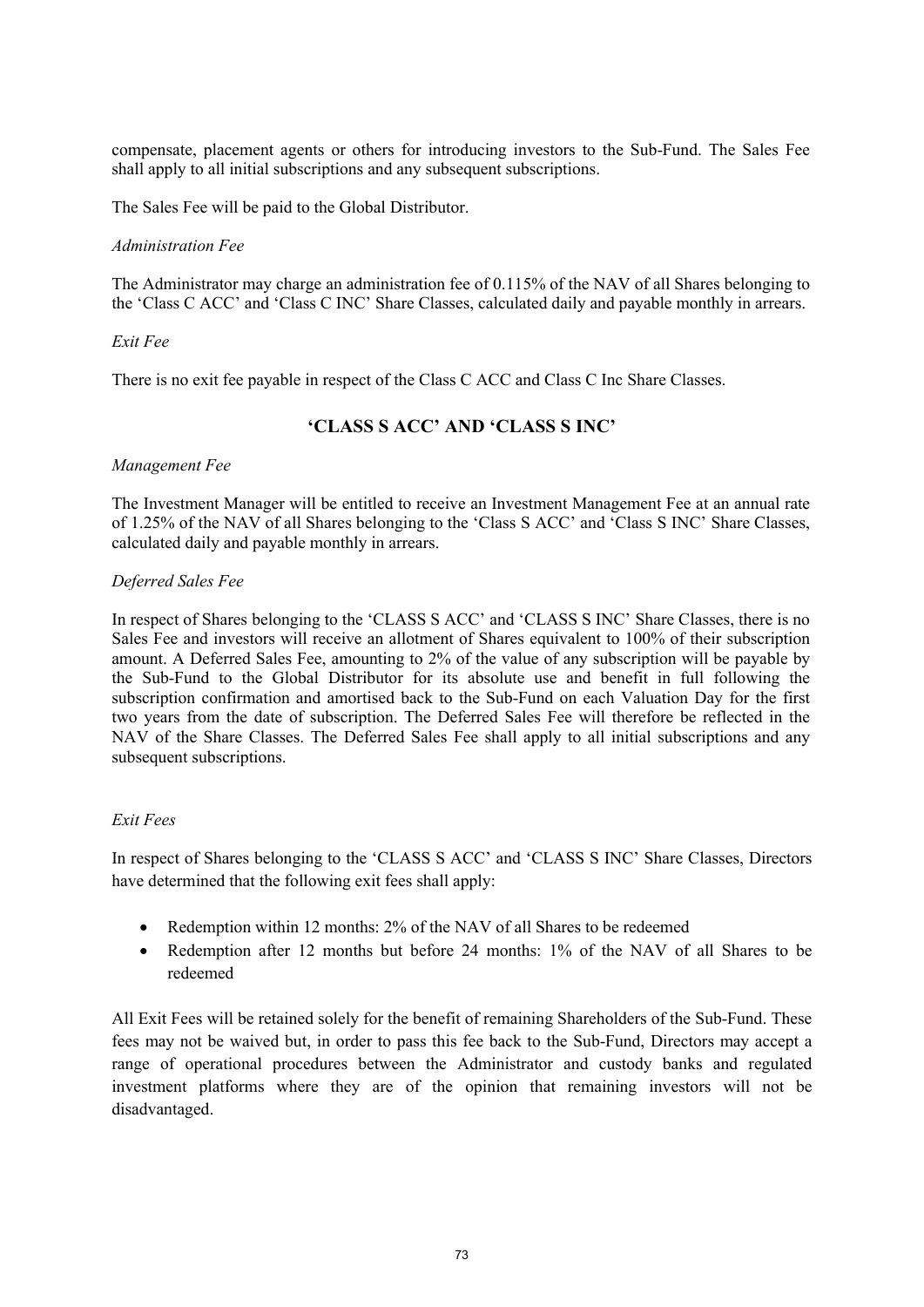compensate, placement agents or others for introducing investors to the Sub-Fund. The Sales Fee shall apply to all initial subscriptions and any subsequent subscriptions.

The Sales Fee will be paid to the Global Distributor.

*Administration Fee*

The Administrator may charge an administration fee of 0.115% of the NAV of all Shares belonging to the 'Class C ACC' and 'Class C INC' Share Classes, calculated daily and payable monthly in arrears.

*Exit Fee*

There is no exit fee payable in respect of the Class C ACC and Class C Inc Share Classes.

## 'CLASS S ACC' AND 'CLASS S INC'

*Management Fee*

The Investment Manager will be entitled to receive an Investment Management Fee at an annual rate of 1.25% of the NAV of all Shares belonging to the 'Class S ACC' and 'Class S INC' Share Classes, calculated daily and payable monthly in arrears.

*Deferred Sales Fee*

In respect of Shares belonging to the 'CLASS S ACC' and 'CLASS S INC' Share Classes, there is no Sales Fee and investors will receive an allotment of Shares equivalent to 100% of their subscription amount. A Deferred Sales Fee, amounting to 2% of the value of any subscription will be payable by the Sub-Fund to the Global Distributor for its absolute use and benefit in full following the subscription confirmation and amortised back to the Sub-Fund on each Valuation Day for the first two years from the date of subscription. The Deferred Sales Fee will therefore be reflected in the NAV of the Share Classes. The Deferred Sales Fee shall apply to all initial subscriptions and any subsequent subscriptions.

*Exit Fees*

In respect of Shares belonging to the 'CLASS S ACC' and 'CLASS S INC' Share Classes, Directors have determined that the following exit fees shall apply:

- Redemption within 12 months: 2% of the NAV of all Shares to be redeemed
- Redemption after 12 months but before 24 months: 1% of the NAV of all Shares to be redeemed

All Exit Fees will be retained solely for the benefit of remaining Shareholders of the Sub-Fund. These fees may not be waived but, in order to pass this fee back to the Sub-Fund, Directors may accept a range of operational procedures between the Administrator and custody banks and regulated investment platforms where they are of the opinion that remaining investors will not be disadvantaged.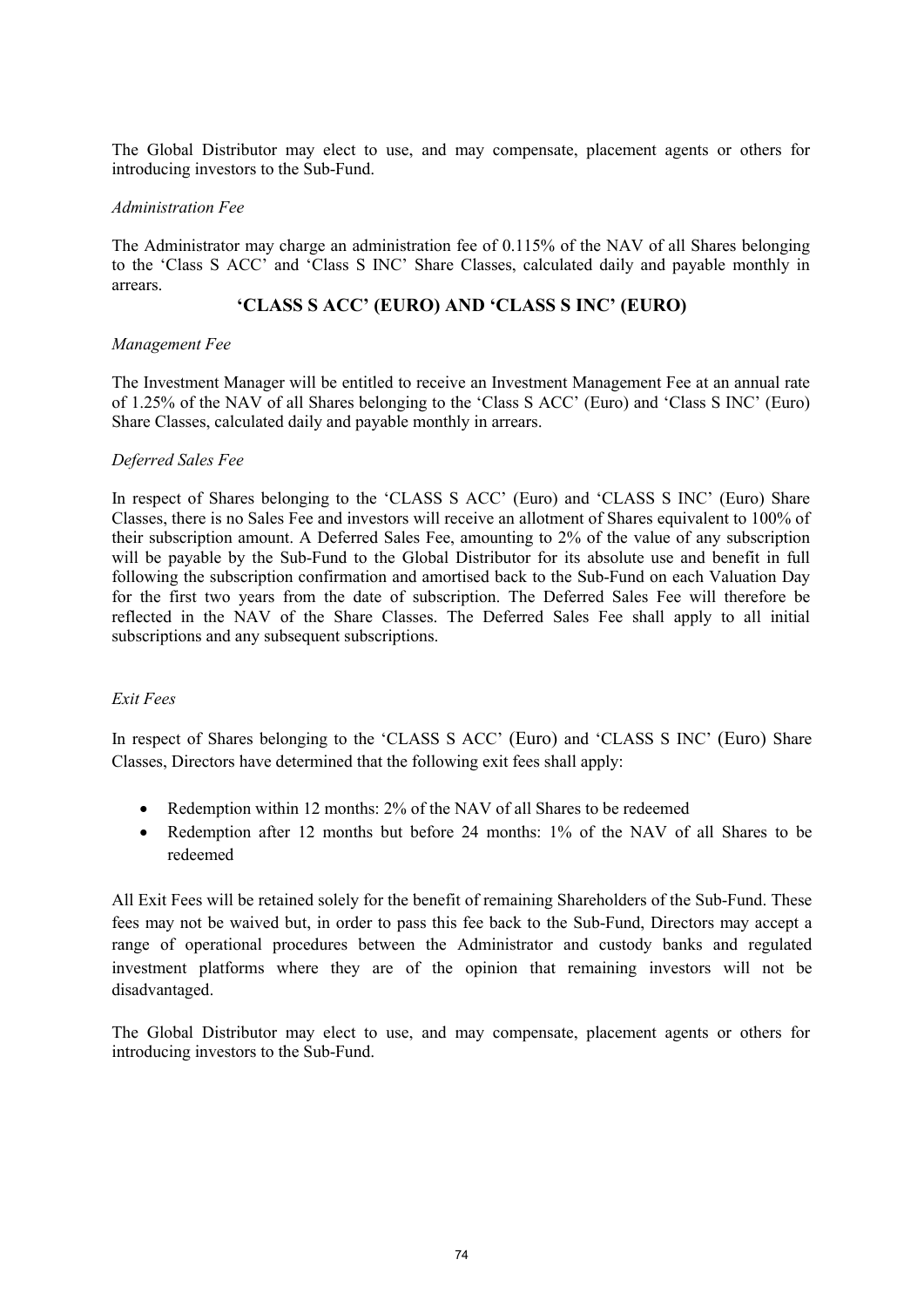The Global Distributor may elect to use, and may compensate, placement agents or others for introducing investors to the Sub-Fund.

*Administration Fee*

The Administrator may charge an administration fee of 0.115% of the NAV of all Shares belonging to the 'Class S ACC' and 'Class S INC' Share Classes, calculated daily and payable monthly in arrears.

## 'CLASS S ACC' (EURO) AND 'CLASS S INC' (EURO)

*Management Fee*

The Investment Manager will be entitled to receive an Investment Management Fee at an annual rate of 1.25% of the NAV of all Shares belonging to the 'Class S ACC' (Euro) and 'Class S INC' (Euro) Share Classes, calculated daily and payable monthly in arrears.

*Deferred Sales Fee*

In respect of Shares belonging to the 'CLASS S ACC' (Euro) and 'CLASS S INC' (Euro) Share Classes, there is no Sales Fee and investors will receive an allotment of Shares equivalent to 100% of their subscription amount. A Deferred Sales Fee, amounting to 2% of the value of any subscription will be payable by the Sub-Fund to the Global Distributor for its absolute use and benefit in full following the subscription confirmation and amortised back to the Sub-Fund on each Valuation Day for the first two years from the date of subscription. The Deferred Sales Fee will therefore be reflected in the NAV of the Share Classes. The Deferred Sales Fee shall apply to all initial subscriptions and any subsequent subscriptions.

*Exit Fees*

In respect of Shares belonging to the 'CLASS S ACC' (Euro) and 'CLASS S INC' (Euro) Share Classes, Directors have determined that the following exit fees shall apply:

- Redemption within 12 months: 2% of the NAV of all Shares to be redeemed
- Redemption after 12 months but before 24 months: 1% of the NAV of all Shares to be redeemed

All Exit Fees will be retained solely for the benefit of remaining Shareholders of the Sub-Fund. These fees may not be waived but, in order to pass this fee back to the Sub-Fund, Directors may accept a range of operational procedures between the Administrator and custody banks and regulated investment platforms where they are of the opinion that remaining investors will not be disadvantaged.

The Global Distributor may elect to use, and may compensate, placement agents or others for introducing investors to the Sub-Fund.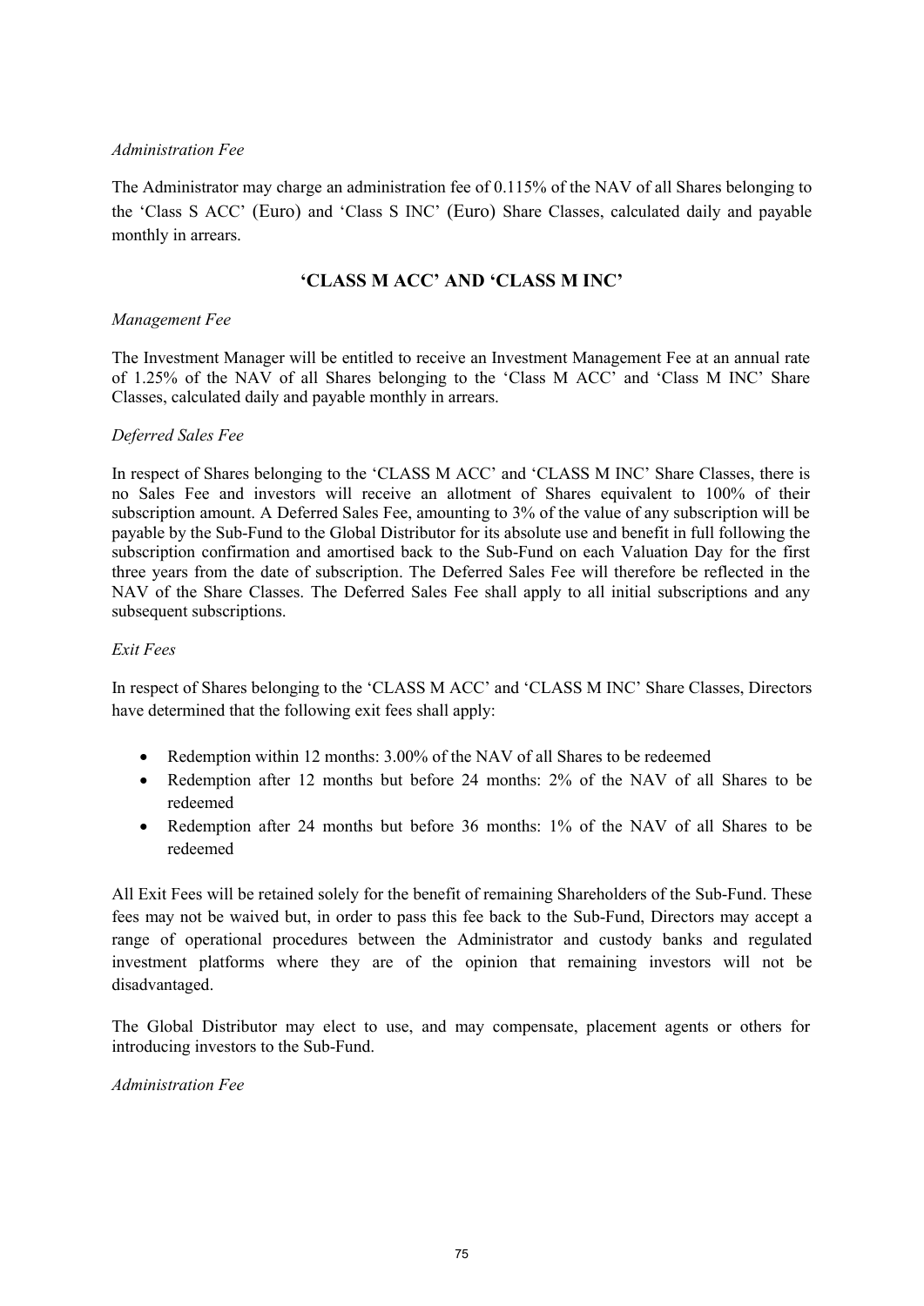*Administration Fee*

The Administrator may charge an administration fee of 0.115% of the NAV of all Shares belonging to the 'Class S ACC' (Euro) and 'Class S INC' (Euro) Share Classes, calculated daily and payable monthly in arrears.

## 'CLASS M ACC' AND 'CLASS M INC'

*Management Fee*

The Investment Manager will be entitled to receive an Investment Management Fee at an annual rate of 1.25% of the NAV of all Shares belonging to the 'Class M ACC' and 'Class M INC' Share Classes, calculated daily and payable monthly in arrears.

*Deferred Sales Fee*

In respect of Shares belonging to the 'CLASS M ACC' and 'CLASS M INC' Share Classes, there is no Sales Fee and investors will receive an allotment of Shares equivalent to 100% of their subscription amount. A Deferred Sales Fee, amounting to 3% of the value of any subscription will be payable by the Sub-Fund to the Global Distributor for its absolute use and benefit in full following the subscription confirmation and amortised back to the Sub-Fund on each Valuation Day for the first three years from the date of subscription. The Deferred Sales Fee will therefore be reflected in the NAV of the Share Classes. The Deferred Sales Fee shall apply to all initial subscriptions and any subsequent subscriptions.

*Exit Fees*

In respect of Shares belonging to the 'CLASS M ACC' and 'CLASS M INC' Share Classes, Directors have determined that the following exit fees shall apply:

- Redemption within 12 months: 3.00% of the NAV of all Shares to be redeemed
- Redemption after 12 months but before 24 months: 2% of the NAV of all Shares to be redeemed
- Redemption after 24 months but before 36 months: 1% of the NAV of all Shares to be redeemed

All Exit Fees will be retained solely for the benefit of remaining Shareholders of the Sub-Fund. These fees may not be waived but, in order to pass this fee back to the Sub-Fund, Directors may accept a range of operational procedures between the Administrator and custody banks and regulated investment platforms where they are of the opinion that remaining investors will not be disadvantaged.

The Global Distributor may elect to use, and may compensate, placement agents or others for introducing investors to the Sub-Fund.

*Administration Fee*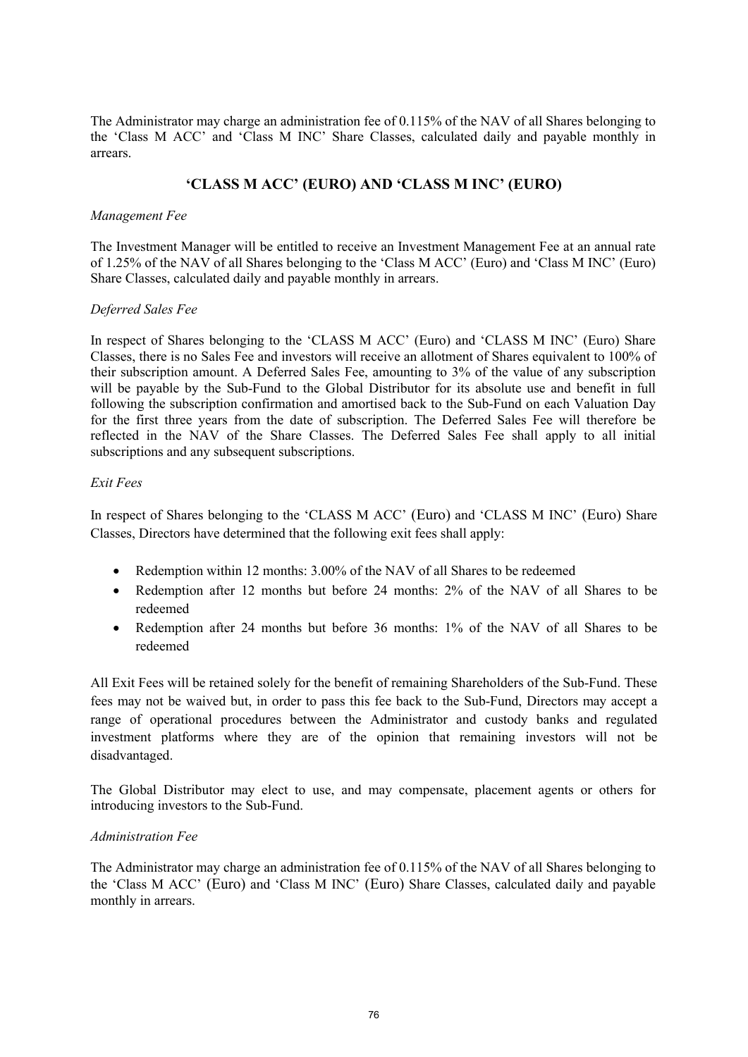The Administrator may charge an administration fee of 0.115% of the NAV of all Shares belonging to the 'Class M ACC' and 'Class M INC' Share Classes, calculated daily and payable monthly in arrears.

## 'CLASS M ACC' (EURO) AND 'CLASS M INC' (EURO)

*Management Fee*

The Investment Manager will be entitled to receive an Investment Management Fee at an annual rate of 1.25% of the NAV of all Shares belonging to the 'Class M ACC' (Euro) and 'Class M INC' (Euro) Share Classes, calculated daily and payable monthly in arrears.

*Deferred Sales Fee*

In respect of Shares belonging to the 'CLASS M ACC' (Euro) and 'CLASS M INC' (Euro) Share Classes, there is no Sales Fee and investors will receive an allotment of Shares equivalent to 100% of their subscription amount. A Deferred Sales Fee, amounting to 3% of the value of any subscription will be payable by the Sub-Fund to the Global Distributor for its absolute use and benefit in full following the subscription confirmation and amortised back to the Sub-Fund on each Valuation Day for the first three years from the date of subscription. The Deferred Sales Fee will therefore be reflected in the NAV of the Share Classes. The Deferred Sales Fee shall apply to all initial subscriptions and any subsequent subscriptions.

*Exit Fees*

In respect of Shares belonging to the 'CLASS M ACC' (Euro) and 'CLASS M INC' (Euro) Share Classes, Directors have determined that the following exit fees shall apply:

- Redemption within 12 months: 3.00% of the NAV of all Shares to be redeemed
- Redemption after 12 months but before 24 months: 2% of the NAV of all Shares to be redeemed
- Redemption after 24 months but before 36 months: 1% of the NAV of all Shares to be redeemed

All Exit Fees will be retained solely for the benefit of remaining Shareholders of the Sub-Fund. These fees may not be waived but, in order to pass this fee back to the Sub-Fund, Directors may accept a range of operational procedures between the Administrator and custody banks and regulated investment platforms where they are of the opinion that remaining investors will not be disadvantaged.

The Global Distributor may elect to use, and may compensate, placement agents or others for introducing investors to the Sub-Fund.

*Administration Fee*

The Administrator may charge an administration fee of 0.115% of the NAV of all Shares belonging to the 'Class M ACC' (Euro) and 'Class M INC' (Euro) Share Classes, calculated daily and payable monthly in arrears.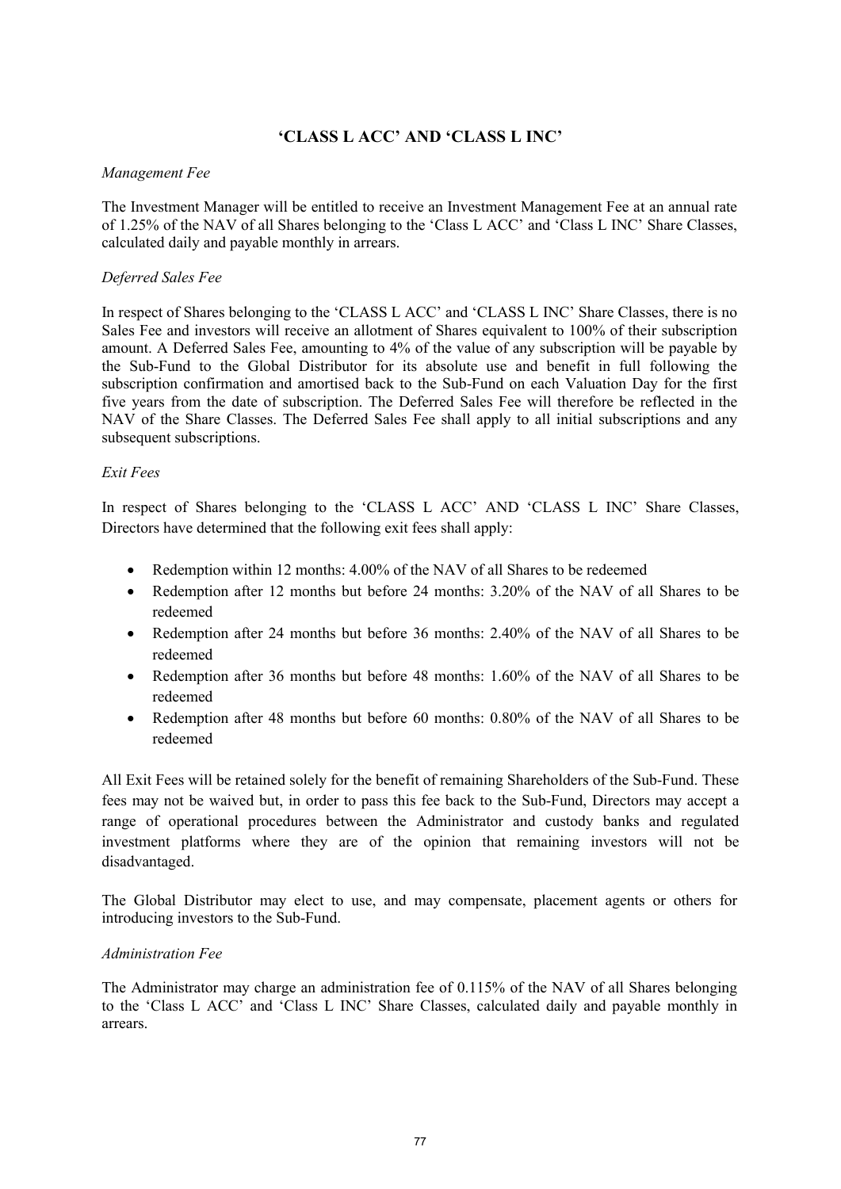## 'CLASS L ACC' AND 'CLASS L INC'

*Management Fee*

The Investment Manager will be entitled to receive an Investment Management Fee at an annual rate of 1.25% of the NAV of all Shares belonging to the 'Class L ACC' and 'Class L INC' Share Classes, calculated daily and payable monthly in arrears.

*Deferred Sales Fee*

In respect of Shares belonging to the 'CLASS L ACC' and 'CLASS L INC' Share Classes, there is no Sales Fee and investors will receive an allotment of Shares equivalent to 100% of their subscription amount. A Deferred Sales Fee, amounting to 4% of the value of any subscription will be payable by the Sub-Fund to the Global Distributor for its absolute use and benefit in full following the subscription confirmation and amortised back to the Sub-Fund on each Valuation Day for the first five years from the date of subscription. The Deferred Sales Fee will therefore be reflected in the NAV of the Share Classes. The Deferred Sales Fee shall apply to all initial subscriptions and any subsequent subscriptions.

*Exit Fees*

In respect of Shares belonging to the 'CLASS L ACC' AND 'CLASS L INC' Share Classes, Directors have determined that the following exit fees shall apply:

- Redemption within 12 months: 4.00% of the NAV of all Shares to be redeemed
- Redemption after 12 months but before 24 months: 3.20% of the NAV of all Shares to be redeemed
- Redemption after 24 months but before 36 months: 2.40% of the NAV of all Shares to be redeemed
- Redemption after 36 months but before 48 months: 1.60% of the NAV of all Shares to be redeemed
- Redemption after 48 months but before 60 months: 0.80% of the NAV of all Shares to be redeemed

All Exit Fees will be retained solely for the benefit of remaining Shareholders of the Sub-Fund. These fees may not be waived but, in order to pass this fee back to the Sub-Fund, Directors may accept a range of operational procedures between the Administrator and custody banks and regulated investment platforms where they are of the opinion that remaining investors will not be disadvantaged.

The Global Distributor may elect to use, and may compensate, placement agents or others for introducing investors to the Sub-Fund.

*Administration Fee*

The Administrator may charge an administration fee of 0.115% of the NAV of all Shares belonging to the 'Class L ACC' and 'Class L INC' Share Classes, calculated daily and payable monthly in arrears.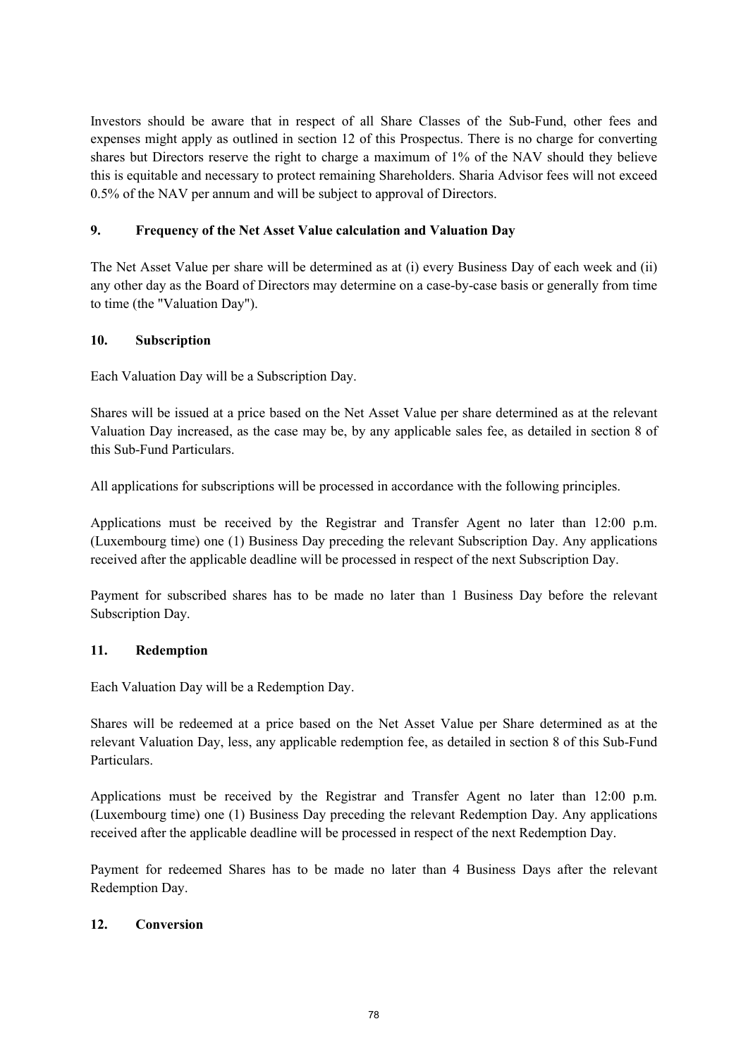Investors should be aware that in respect of all Share Classes of the Sub-Fund, other fees and expenses might apply as outlined in section 12 of this Prospectus. There is no charge for converting shares but Directors reserve the right to charge a maximum of 1% of the NAV should they believe this is equitable and necessary to protect remaining Shareholders. Sharia Advisor fees will not exceed 0.5% of the NAV per annum and will be subject to approval of Directors.

## 9. Frequency of the Net Asset Value calculation and Valuation Day

The Net Asset Value per share will be determined as at (i) every Business Day of each week and (ii) any other day as the Board of Directors may determine on a case-by-case basis or generally from time to time (the "Valuation Day").

## 10. Subscription

Each Valuation Day will be a Subscription Day.

Shares will be issued at a price based on the Net Asset Value per share determined as at the relevant Valuation Day increased, as the case may be, by any applicable sales fee, as detailed in section 8 of this Sub-Fund Particulars.

All applications for subscriptions will be processed in accordance with the following principles.

Applications must be received by the Registrar and Transfer Agent no later than 12:00 p.m. (Luxembourg time) one (1) Business Day preceding the relevant Subscription Day. Any applications received after the applicable deadline will be processed in respect of the next Subscription Day.

Payment for subscribed shares has to be made no later than 1 Business Day before the relevant Subscription Day.

## 11. Redemption

Each Valuation Day will be a Redemption Day.

Shares will be redeemed at a price based on the Net Asset Value per Share determined as at the relevant Valuation Day, less, any applicable redemption fee, as detailed in section 8 of this Sub-Fund Particulars.

Applications must be received by the Registrar and Transfer Agent no later than 12:00 p.m. (Luxembourg time) one (1) Business Day preceding the relevant Redemption Day. Any applications received after the applicable deadline will be processed in respect of the next Redemption Day.

Payment for redeemed Shares has to be made no later than 4 Business Days after the relevant Redemption Day.

## 12. Conversion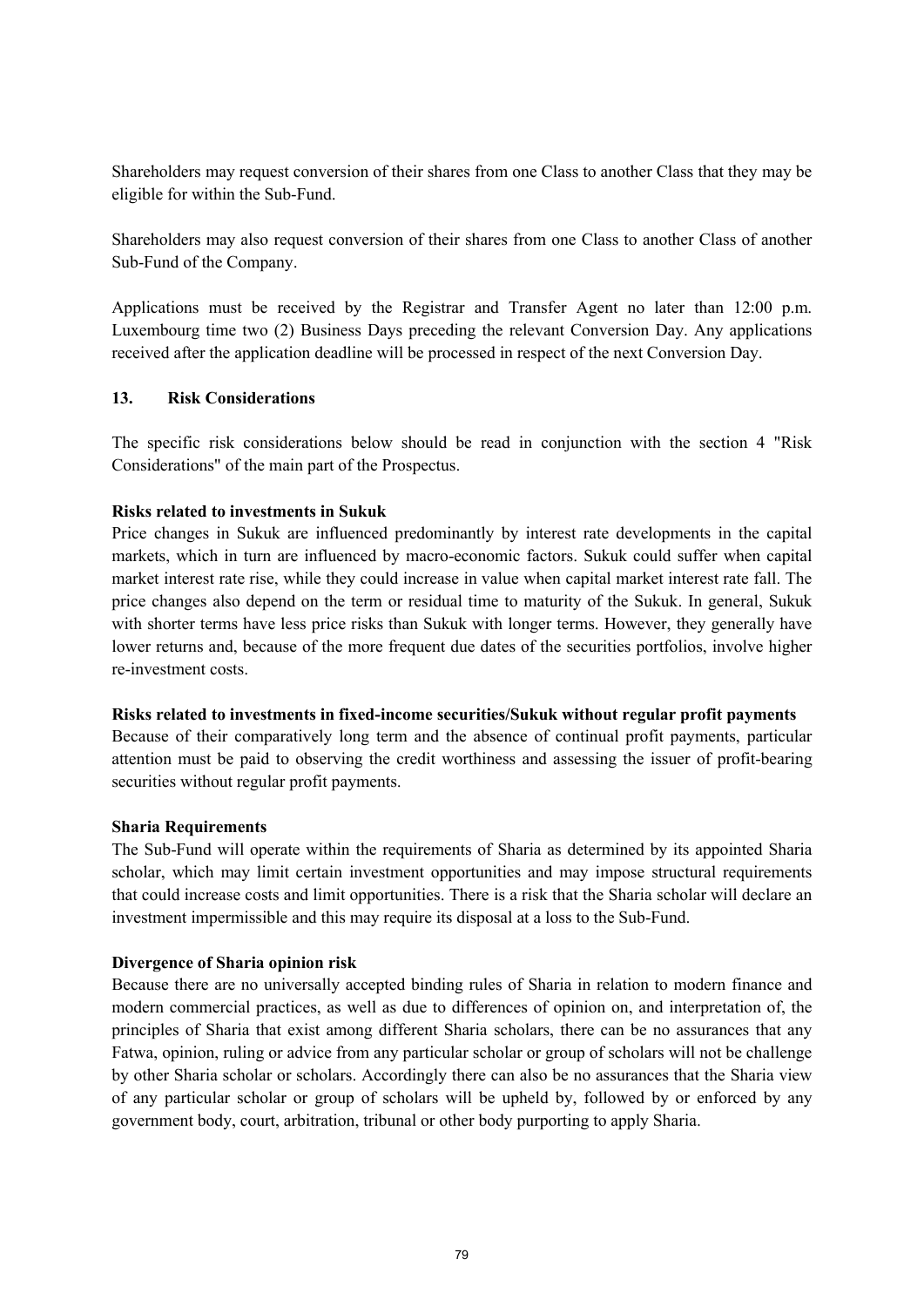Shareholders may request conversion of their shares from one Class to another Class that they may be eligible for within the Sub-Fund.

Shareholders may also request conversion of their shares from one Class to another Class of another Sub-Fund of the Company.

Applications must be received by the Registrar and Transfer Agent no later than 12:00 p.m. Luxembourg time two (2) Business Days preceding the relevant Conversion Day. Any applications received after the application deadline will be processed in respect of the next Conversion Day.

## 13. Risk Considerations

The specific risk considerations below should be read in conjunction with the section 4 "Risk Considerations" of the main part of the Prospectus.

**Risks related to investments in Sukuk**

Price changes in Sukuk are influenced predominantly by interest rate developments in the capital markets, which in turn are influenced by macro-economic factors. Sukuk could suffer when capital market interest rate rise, while they could increase in value when capital market interest rate fall. The price changes also depend on the term or residual time to maturity of the Sukuk. In general, Sukuk with shorter terms have less price risks than Sukuk with longer terms. However, they generally have lower returns and, because of the more frequent due dates of the securities portfolios, involve higher re-investment costs.

**Risks related to investments in fixed-income securities/Sukuk without regular profit payments**

Because of their comparatively long term and the absence of continual profit payments, particular attention must be paid to observing the credit worthiness and assessing the issuer of profit-bearing securities without regular profit payments.

**Sharia Requirements**

The Sub-Fund will operate within the requirements of Sharia as determined by its appointed Sharia scholar, which may limit certain investment opportunities and may impose structural requirements that could increase costs and limit opportunities. There is a risk that the Sharia scholar will declare an investment impermissible and this may require its disposal at a loss to the Sub-Fund.

**Divergence of Sharia opinion risk**

Because there are no universally accepted binding rules of Sharia in relation to modern finance and modern commercial practices, as well as due to differences of opinion on, and interpretation of, the principles of Sharia that exist among different Sharia scholars, there can be no assurances that any Fatwa, opinion, ruling or advice from any particular scholar or group of scholars will not be challenge by other Sharia scholar or scholars. Accordingly there can also be no assurances that the Sharia view of any particular scholar or group of scholars will be upheld by, followed by or enforced by any government body, court, arbitration, tribunal or other body purporting to apply Sharia.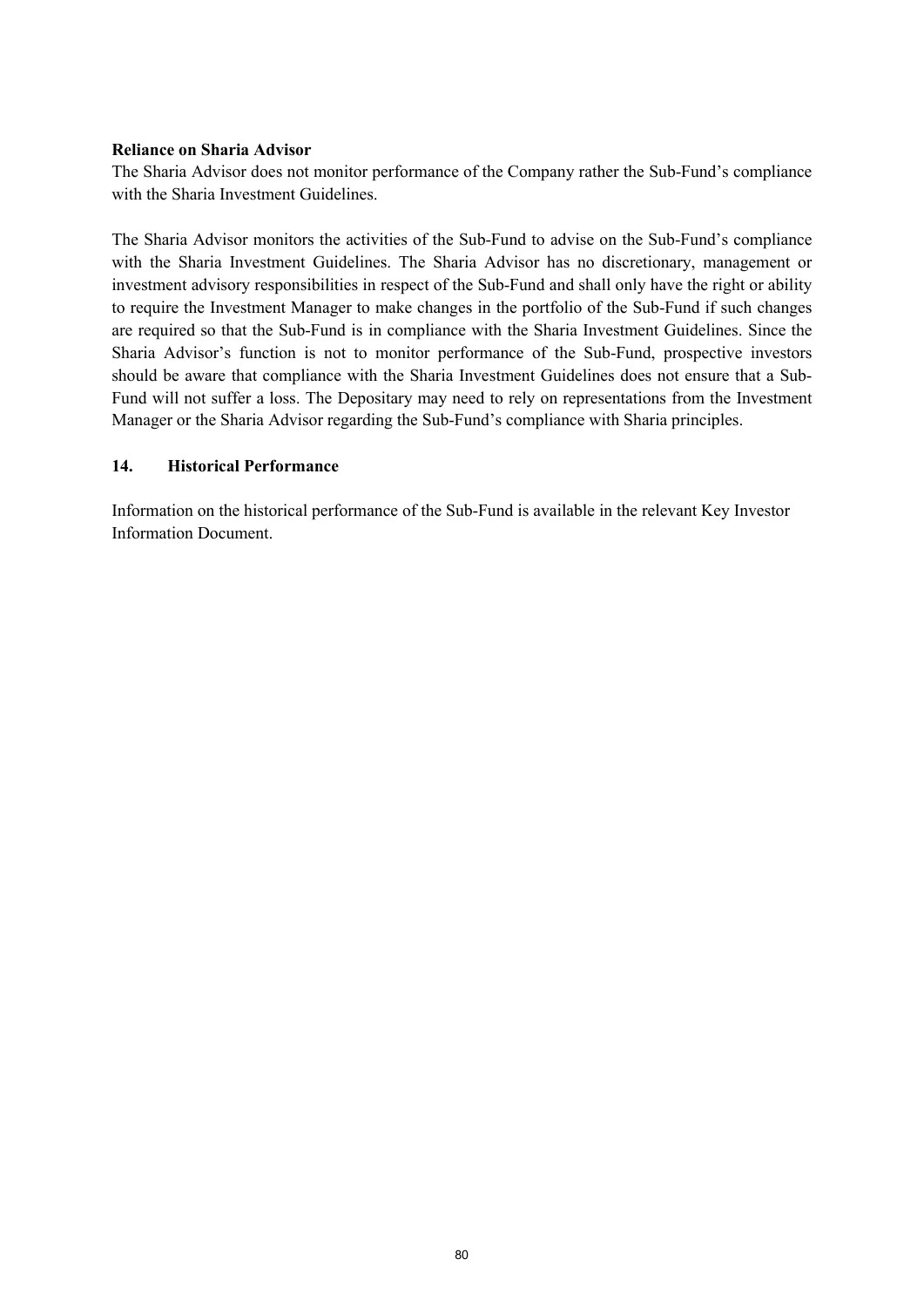**Reliance on Sharia Advisor**

The Sharia Advisor does not monitor performance of the Company rather the Sub-Fund's compliance with the Sharia Investment Guidelines.

The Sharia Advisor monitors the activities of the Sub-Fund to advise on the Sub-Fund's compliance with the Sharia Investment Guidelines. The Sharia Advisor has no discretionary, management or investment advisory responsibilities in respect of the Sub-Fund and shall only have the right or ability to require the Investment Manager to make changes in the portfolio of the Sub-Fund if such changes are required so that the Sub-Fund is in compliance with the Sharia Investment Guidelines. Since the Sharia Advisor's function is not to monitor performance of the Sub-Fund, prospective investors should be aware that compliance with the Sharia Investment Guidelines does not ensure that a Sub-Fund will not suffer a loss. The Depositary may need to rely on representations from the Investment Manager or the Sharia Advisor regarding the Sub-Fund's compliance with Sharia principles.

## 14. Historical Performance

Information on the historical performance of the Sub-Fund is available in the relevant Key Investor Information Document.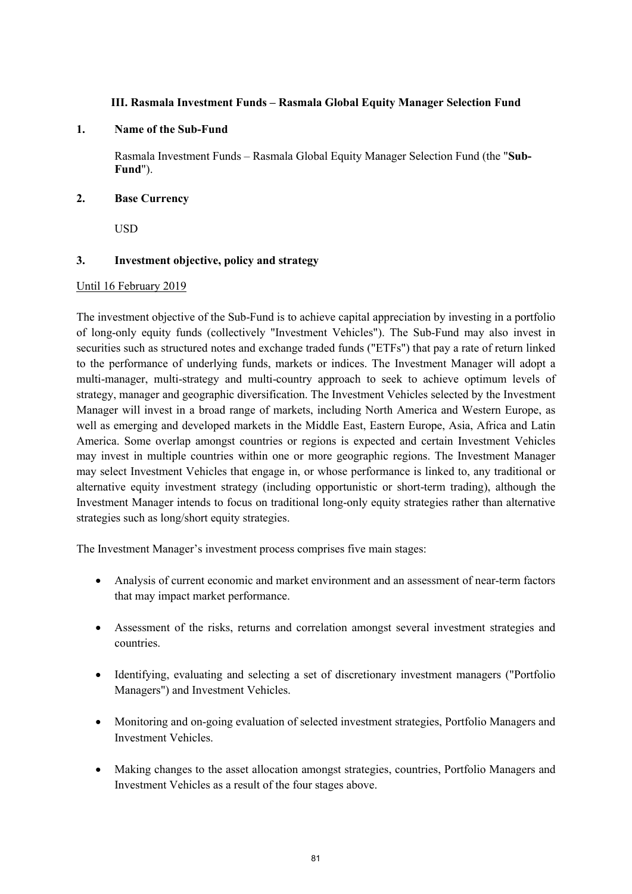### III. Rasmala Investment Funds – Rasmala Global Equity Manager Selection Fund

**1. Name of the Sub-Fund**

Rasmala Investment Funds – Rasmala Global Equity Manager Selection Fund (the "**Sub-Fund**").

**2. Base Currency**

USD

**3. Investment objective, policy and strategy**

Until 16 February 2019

The investment objective of the Sub-Fund is to achieve capital appreciation by investing in a portfolio of long-only equity funds (collectively "Investment Vehicles"). The Sub-Fund may also invest in securities such as structured notes and exchange traded funds ("ETFs") that pay a rate of return linked to the performance of underlying funds, markets or indices. The Investment Manager will adopt a multi-manager, multi-strategy and multi-country approach to seek to achieve optimum levels of strategy, manager and geographic diversification. The Investment Vehicles selected by the Investment Manager will invest in a broad range of markets, including North America and Western Europe, as well as emerging and developed markets in the Middle East, Eastern Europe, Asia, Africa and Latin America. Some overlap amongst countries or regions is expected and certain Investment Vehicles may invest in multiple countries within one or more geographic regions. The Investment Manager may select Investment Vehicles that engage in, or whose performance is linked to, any traditional or alternative equity investment strategy (including opportunistic or short-term trading), although the Investment Manager intends to focus on traditional long-only equity strategies rather than alternative strategies such as long/short equity strategies.

The Investment Manager's investment process comprises five main stages:

- Analysis of current economic and market environment and an assessment of near-term factors that may impact market performance.
- Assessment of the risks, returns and correlation amongst several investment strategies and countries.
- Identifying, evaluating and selecting a set of discretionary investment managers ("Portfolio Managers") and Investment Vehicles.
- Monitoring and on-going evaluation of selected investment strategies, Portfolio Managers and Investment Vehicles.
- Making changes to the asset allocation amongst strategies, countries, Portfolio Managers and Investment Vehicles as a result of the four stages above.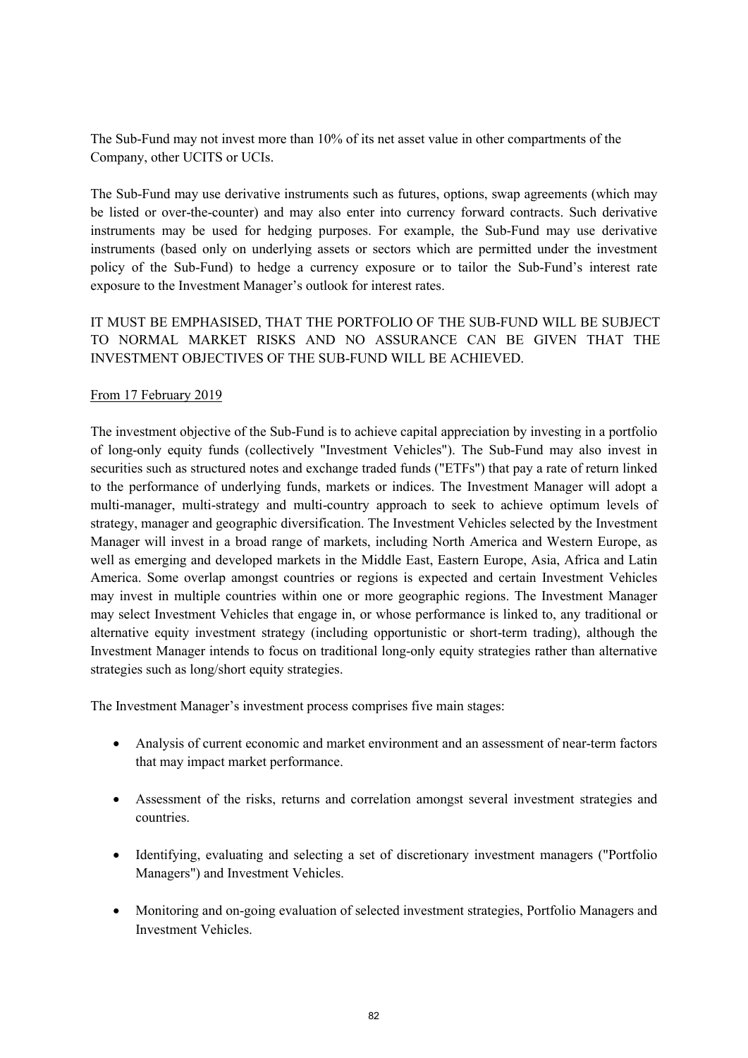The Sub-Fund may not invest more than 10% of its net asset value in other compartments of the Company, other UCITS or UCIs.

The Sub-Fund may use derivative instruments such as futures, options, swap agreements (which may be listed or over-the-counter) and may also enter into currency forward contracts. Such derivative instruments may be used for hedging purposes. For example, the Sub-Fund may use derivative instruments (based only on underlying assets or sectors which are permitted under the investment policy of the Sub-Fund) to hedge a currency exposure or to tailor the Sub-Fund's interest rate exposure to the Investment Manager's outlook for interest rates.

IT MUST BE EMPHASISED, THAT THE PORTFOLIO OF THE SUB-FUND WILL BE SUBJECT TO NORMAL MARKET RISKS AND NO ASSURANCE CAN BE GIVEN THAT THE INVESTMENT OBJECTIVES OF THE SUB-FUND WILL BE ACHIEVED.

From 17 February 2019

The investment objective of the Sub-Fund is to achieve capital appreciation by investing in a portfolio of long-only equity funds (collectively "Investment Vehicles"). The Sub-Fund may also invest in securities such as structured notes and exchange traded funds ("ETFs") that pay a rate of return linked to the performance of underlying funds, markets or indices. The Investment Manager will adopt a multi-manager, multi-strategy and multi-country approach to seek to achieve optimum levels of strategy, manager and geographic diversification. The Investment Vehicles selected by the Investment Manager will invest in a broad range of markets, including North America and Western Europe, as well as emerging and developed markets in the Middle East, Eastern Europe, Asia, Africa and Latin America. Some overlap amongst countries or regions is expected and certain Investment Vehicles may invest in multiple countries within one or more geographic regions. The Investment Manager may select Investment Vehicles that engage in, or whose performance is linked to, any traditional or alternative equity investment strategy (including opportunistic or short-term trading), although the Investment Manager intends to focus on traditional long-only equity strategies rather than alternative strategies such as long/short equity strategies.

The Investment Manager's investment process comprises five main stages:

- Analysis of current economic and market environment and an assessment of near-term factors that may impact market performance.

- Assessment of the risks, returns and correlation amongst several investment strategies and countries.

- Identifying, evaluating and selecting a set of discretionary investment managers ("Portfolio Managers") and Investment Vehicles.

- Monitoring and on-going evaluation of selected investment strategies, Portfolio Managers and Investment Vehicles.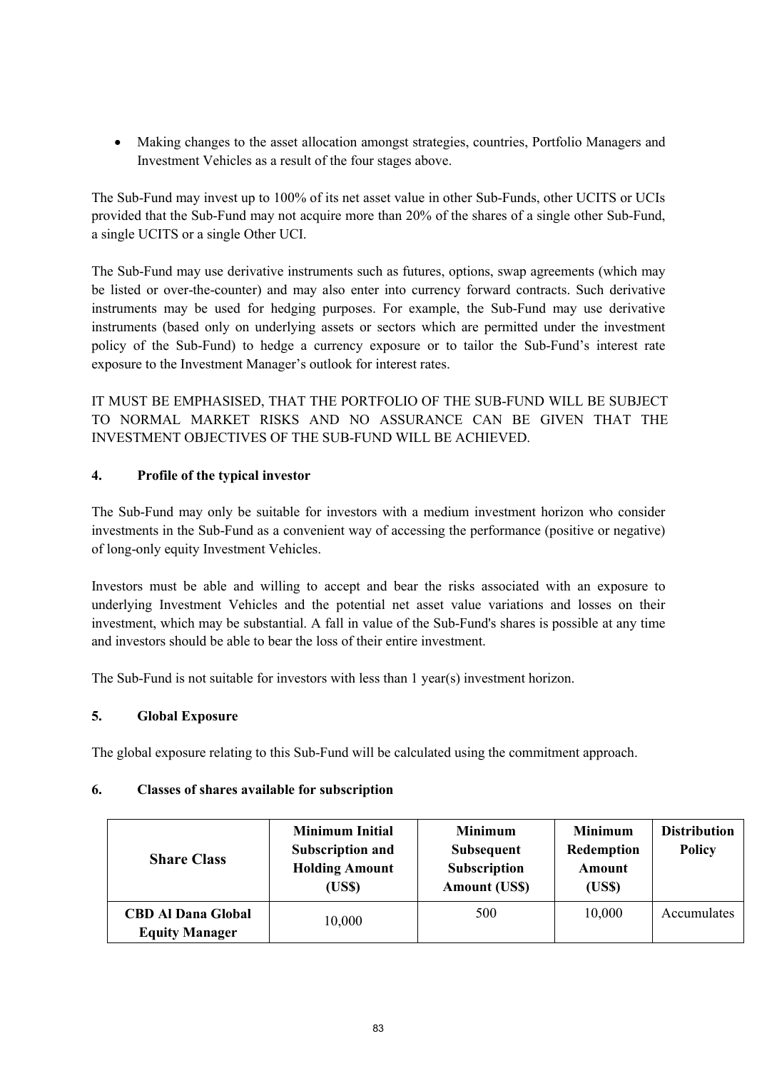- Making changes to the asset allocation amongst strategies, countries, Portfolio Managers and Investment Vehicles as a result of the four stages above.

The Sub-Fund may invest up to 100% of its net asset value in other Sub-Funds, other UCITS or UCIs provided that the Sub-Fund may not acquire more than 20% of the shares of a single other Sub-Fund, a single UCITS or a single Other UCI.

The Sub-Fund may use derivative instruments such as futures, options, swap agreements (which may be listed or over-the-counter) and may also enter into currency forward contracts. Such derivative instruments may be used for hedging purposes. For example, the Sub-Fund may use derivative instruments (based only on underlying assets or sectors which are permitted under the investment policy of the Sub-Fund) to hedge a currency exposure or to tailor the Sub-Fund's interest rate exposure to the Investment Manager's outlook for interest rates.

IT MUST BE EMPHASISED, THAT THE PORTFOLIO OF THE SUB-FUND WILL BE SUBJECT TO NORMAL MARKET RISKS AND NO ASSURANCE CAN BE GIVEN THAT THE INVESTMENT OBJECTIVES OF THE SUB-FUND WILL BE ACHIEVED.

## 4. Profile of the typical investor

The Sub-Fund may only be suitable for investors with a medium investment horizon who consider investments in the Sub-Fund as a convenient way of accessing the performance (positive or negative) of long-only equity Investment Vehicles.

Investors must be able and willing to accept and bear the risks associated with an exposure to underlying Investment Vehicles and the potential net asset value variations and losses on their investment, which may be substantial. A fall in value of the Sub-Fund's shares is possible at any time and investors should be able to bear the loss of their entire investment.

The Sub-Fund is not suitable for investors with less than 1 year(s) investment horizon.

## 5. Global Exposure

The global exposure relating to this Sub-Fund will be calculated using the commitment approach.

## 6. Classes of shares available for subscription

| Share Class | Minimum Initial Subscription and Holding Amount (US$) | Minimum Subsequent Subscription Amount (US$) | Minimum Redemption Amount (US$) | Distribution Policy |
|---|---|---|---|---|
| **CBD Al Dana Global Equity Manager** | 10,000 | 500 | 10,000 | Accumulates |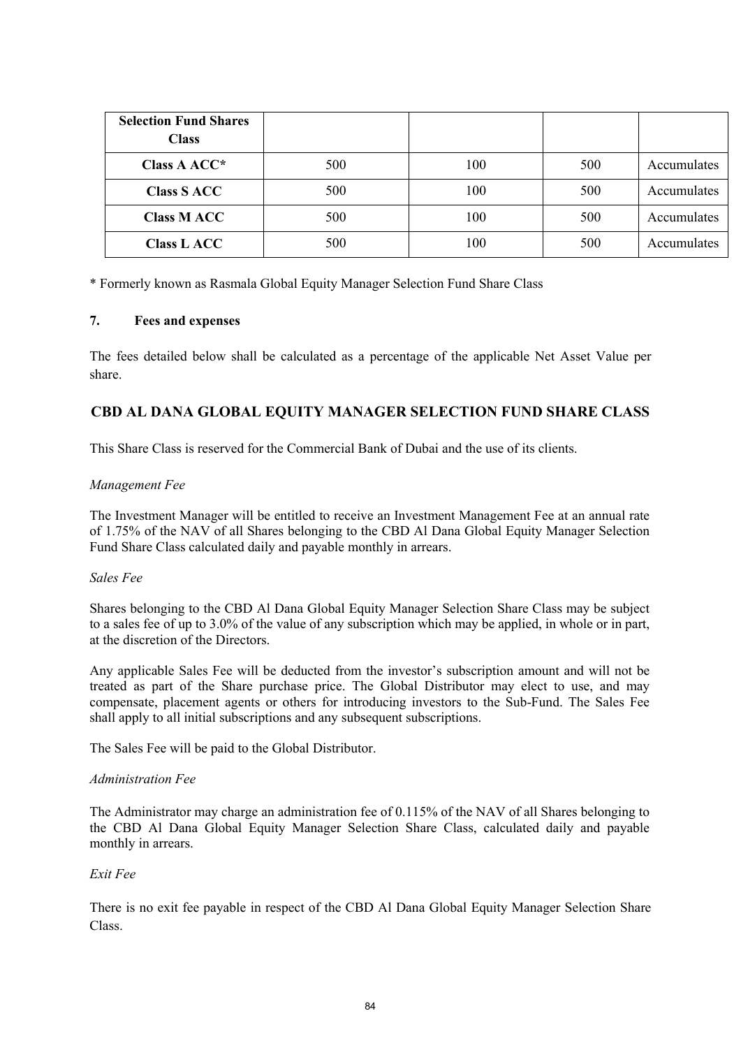| Selection Fund Shares Class | | | | |
|---|---|---|---|---|
| Class A ACC* | 500 | 100 | 500 | Accumulates |
| Class S ACC | 500 | 100 | 500 | Accumulates |
| Class M ACC | 500 | 100 | 500 | Accumulates |
| Class L ACC | 500 | 100 | 500 | Accumulates |

* Formerly known as Rasmala Global Equity Manager Selection Fund Share Class

## 7. Fees and expenses

The fees detailed below shall be calculated as a percentage of the applicable Net Asset Value per share.

### CBD AL DANA GLOBAL EQUITY MANAGER SELECTION FUND SHARE CLASS

This Share Class is reserved for the Commercial Bank of Dubai and the use of its clients.

*Management Fee*

The Investment Manager will be entitled to receive an Investment Management Fee at an annual rate of 1.75% of the NAV of all Shares belonging to the CBD Al Dana Global Equity Manager Selection Fund Share Class calculated daily and payable monthly in arrears.

*Sales Fee*

Shares belonging to the CBD Al Dana Global Equity Manager Selection Share Class may be subject to a sales fee of up to 3.0% of the value of any subscription which may be applied, in whole or in part, at the discretion of the Directors.

Any applicable Sales Fee will be deducted from the investor's subscription amount and will not be treated as part of the Share purchase price. The Global Distributor may elect to use, and may compensate, placement agents or others for introducing investors to the Sub-Fund. The Sales Fee shall apply to all initial subscriptions and any subsequent subscriptions.

The Sales Fee will be paid to the Global Distributor.

*Administration Fee*

The Administrator may charge an administration fee of 0.115% of the NAV of all Shares belonging to the CBD Al Dana Global Equity Manager Selection Share Class, calculated daily and payable monthly in arrears.

*Exit Fee*

There is no exit fee payable in respect of the CBD Al Dana Global Equity Manager Selection Share Class.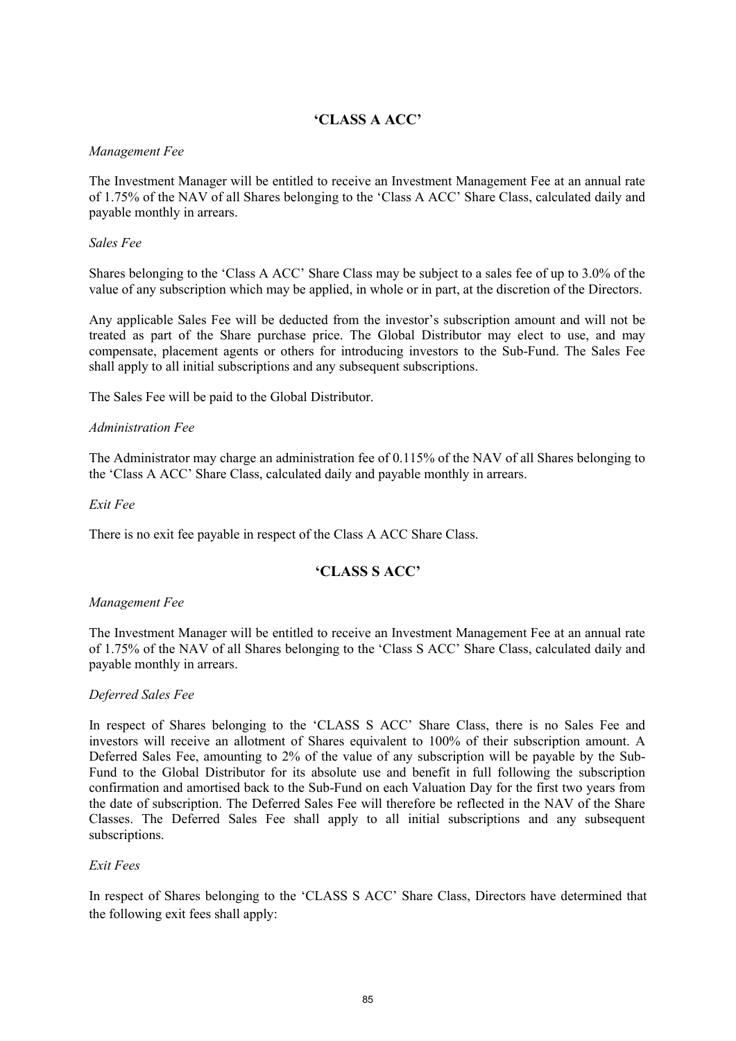## 'CLASS A ACC'

*Management Fee*

The Investment Manager will be entitled to receive an Investment Management Fee at an annual rate of 1.75% of the NAV of all Shares belonging to the 'Class A ACC' Share Class, calculated daily and payable monthly in arrears.

*Sales Fee*

Shares belonging to the 'Class A ACC' Share Class may be subject to a sales fee of up to 3.0% of the value of any subscription which may be applied, in whole or in part, at the discretion of the Directors.

Any applicable Sales Fee will be deducted from the investor's subscription amount and will not be treated as part of the Share purchase price. The Global Distributor may elect to use, and may compensate, placement agents or others for introducing investors to the Sub-Fund. The Sales Fee shall apply to all initial subscriptions and any subsequent subscriptions.

The Sales Fee will be paid to the Global Distributor.

*Administration Fee*

The Administrator may charge an administration fee of 0.115% of the NAV of all Shares belonging to the 'Class A ACC' Share Class, calculated daily and payable monthly in arrears.

*Exit Fee*

There is no exit fee payable in respect of the Class A ACC Share Class.

## 'CLASS S ACC'

*Management Fee*

The Investment Manager will be entitled to receive an Investment Management Fee at an annual rate of 1.75% of the NAV of all Shares belonging to the 'Class S ACC' Share Class, calculated daily and payable monthly in arrears.

*Deferred Sales Fee*

In respect of Shares belonging to the 'CLASS S ACC' Share Class, there is no Sales Fee and investors will receive an allotment of Shares equivalent to 100% of their subscription amount. A Deferred Sales Fee, amounting to 2% of the value of any subscription will be payable by the Sub-Fund to the Global Distributor for its absolute use and benefit in full following the subscription confirmation and amortised back to the Sub-Fund on each Valuation Day for the first two years from the date of subscription. The Deferred Sales Fee will therefore be reflected in the NAV of the Share Classes. The Deferred Sales Fee shall apply to all initial subscriptions and any subsequent subscriptions.

*Exit Fees*

In respect of Shares belonging to the 'CLASS S ACC' Share Class, Directors have determined that the following exit fees shall apply: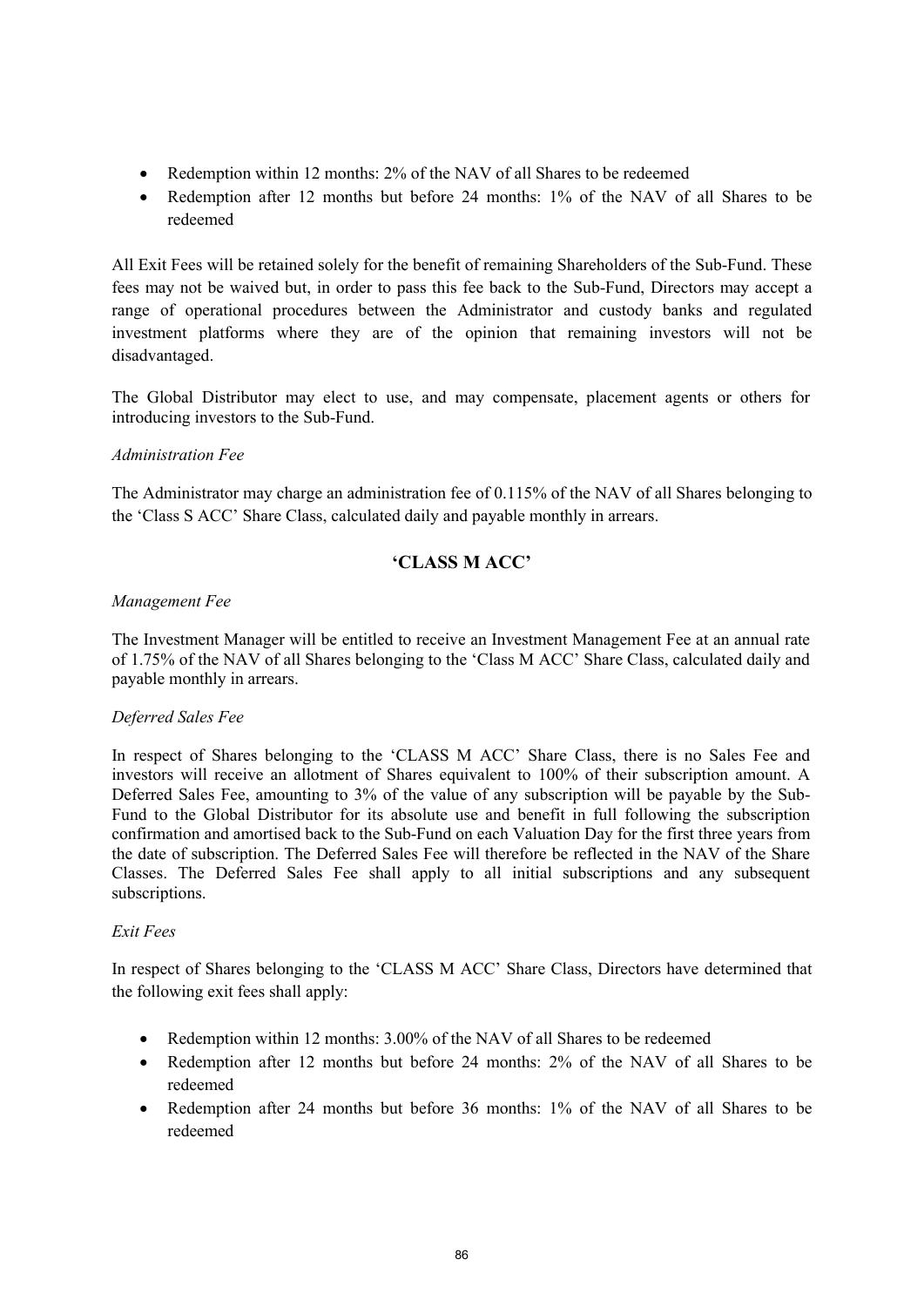- Redemption within 12 months: 2% of the NAV of all Shares to be redeemed
- Redemption after 12 months but before 24 months: 1% of the NAV of all Shares to be redeemed

All Exit Fees will be retained solely for the benefit of remaining Shareholders of the Sub-Fund. These fees may not be waived but, in order to pass this fee back to the Sub-Fund, Directors may accept a range of operational procedures between the Administrator and custody banks and regulated investment platforms where they are of the opinion that remaining investors will not be disadvantaged.

The Global Distributor may elect to use, and may compensate, placement agents or others for introducing investors to the Sub-Fund.

*Administration Fee*

The Administrator may charge an administration fee of 0.115% of the NAV of all Shares belonging to the 'Class S ACC' Share Class, calculated daily and payable monthly in arrears.

## 'CLASS M ACC'

*Management Fee*

The Investment Manager will be entitled to receive an Investment Management Fee at an annual rate of 1.75% of the NAV of all Shares belonging to the 'Class M ACC' Share Class, calculated daily and payable monthly in arrears.

*Deferred Sales Fee*

In respect of Shares belonging to the 'CLASS M ACC' Share Class, there is no Sales Fee and investors will receive an allotment of Shares equivalent to 100% of their subscription amount. A Deferred Sales Fee, amounting to 3% of the value of any subscription will be payable by the Sub-Fund to the Global Distributor for its absolute use and benefit in full following the subscription confirmation and amortised back to the Sub-Fund on each Valuation Day for the first three years from the date of subscription. The Deferred Sales Fee will therefore be reflected in the NAV of the Share Classes. The Deferred Sales Fee shall apply to all initial subscriptions and any subsequent subscriptions.

*Exit Fees*

In respect of Shares belonging to the 'CLASS M ACC' Share Class, Directors have determined that the following exit fees shall apply:

- Redemption within 12 months: 3.00% of the NAV of all Shares to be redeemed
- Redemption after 12 months but before 24 months: 2% of the NAV of all Shares to be redeemed
- Redemption after 24 months but before 36 months: 1% of the NAV of all Shares to be redeemed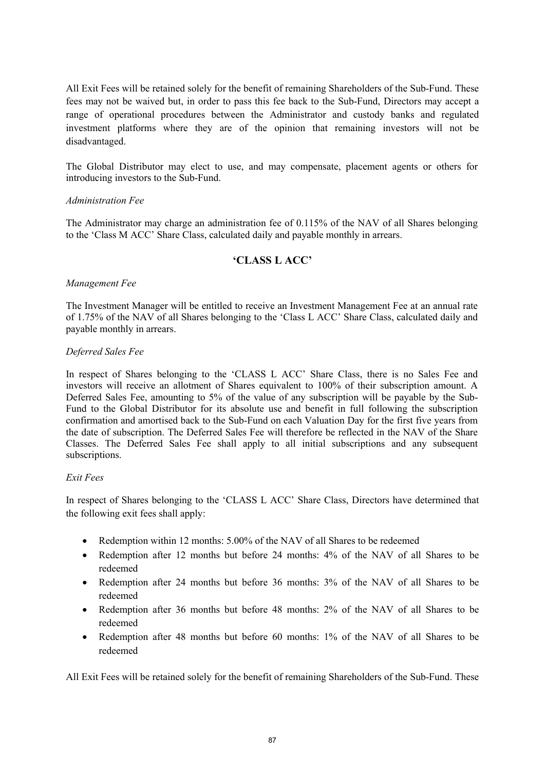All Exit Fees will be retained solely for the benefit of remaining Shareholders of the Sub-Fund. These fees may not be waived but, in order to pass this fee back to the Sub-Fund, Directors may accept a range of operational procedures between the Administrator and custody banks and regulated investment platforms where they are of the opinion that remaining investors will not be disadvantaged.

The Global Distributor may elect to use, and may compensate, placement agents or others for introducing investors to the Sub-Fund.

*Administration Fee*

The Administrator may charge an administration fee of 0.115% of the NAV of all Shares belonging to the 'Class M ACC' Share Class, calculated daily and payable monthly in arrears.

## 'CLASS L ACC'

*Management Fee*

The Investment Manager will be entitled to receive an Investment Management Fee at an annual rate of 1.75% of the NAV of all Shares belonging to the 'Class L ACC' Share Class, calculated daily and payable monthly in arrears.

*Deferred Sales Fee*

In respect of Shares belonging to the 'CLASS L ACC' Share Class, there is no Sales Fee and investors will receive an allotment of Shares equivalent to 100% of their subscription amount. A Deferred Sales Fee, amounting to 5% of the value of any subscription will be payable by the Sub-Fund to the Global Distributor for its absolute use and benefit in full following the subscription confirmation and amortised back to the Sub-Fund on each Valuation Day for the first five years from the date of subscription. The Deferred Sales Fee will therefore be reflected in the NAV of the Share Classes. The Deferred Sales Fee shall apply to all initial subscriptions and any subsequent subscriptions.

*Exit Fees*

In respect of Shares belonging to the 'CLASS L ACC' Share Class, Directors have determined that the following exit fees shall apply:

- Redemption within 12 months: 5.00% of the NAV of all Shares to be redeemed
- Redemption after 12 months but before 24 months: 4% of the NAV of all Shares to be redeemed
- Redemption after 24 months but before 36 months: 3% of the NAV of all Shares to be redeemed
- Redemption after 36 months but before 48 months: 2% of the NAV of all Shares to be redeemed
- Redemption after 48 months but before 60 months: 1% of the NAV of all Shares to be redeemed

All Exit Fees will be retained solely for the benefit of remaining Shareholders of the Sub-Fund. These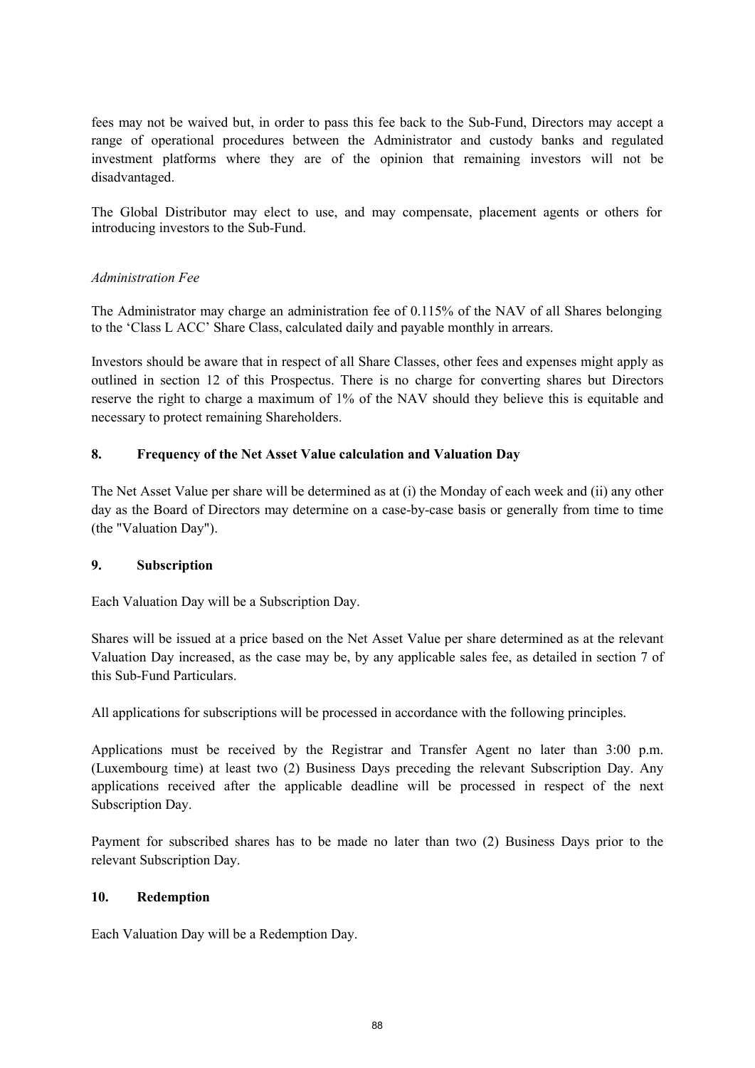fees may not be waived but, in order to pass this fee back to the Sub-Fund, Directors may accept a range of operational procedures between the Administrator and custody banks and regulated investment platforms where they are of the opinion that remaining investors will not be disadvantaged.

The Global Distributor may elect to use, and may compensate, placement agents or others for introducing investors to the Sub-Fund.

*Administration Fee*

The Administrator may charge an administration fee of 0.115% of the NAV of all Shares belonging to the 'Class L ACC' Share Class, calculated daily and payable monthly in arrears.

Investors should be aware that in respect of all Share Classes, other fees and expenses might apply as outlined in section 12 of this Prospectus. There is no charge for converting shares but Directors reserve the right to charge a maximum of 1% of the NAV should they believe this is equitable and necessary to protect remaining Shareholders.

## 8. Frequency of the Net Asset Value calculation and Valuation Day

The Net Asset Value per share will be determined as at (i) the Monday of each week and (ii) any other day as the Board of Directors may determine on a case-by-case basis or generally from time to time (the "Valuation Day").

## 9. Subscription

Each Valuation Day will be a Subscription Day.

Shares will be issued at a price based on the Net Asset Value per share determined as at the relevant Valuation Day increased, as the case may be, by any applicable sales fee, as detailed in section 7 of this Sub-Fund Particulars.

All applications for subscriptions will be processed in accordance with the following principles.

Applications must be received by the Registrar and Transfer Agent no later than 3:00 p.m. (Luxembourg time) at least two (2) Business Days preceding the relevant Subscription Day. Any applications received after the applicable deadline will be processed in respect of the next Subscription Day.

Payment for subscribed shares has to be made no later than two (2) Business Days prior to the relevant Subscription Day.

## 10. Redemption

Each Valuation Day will be a Redemption Day.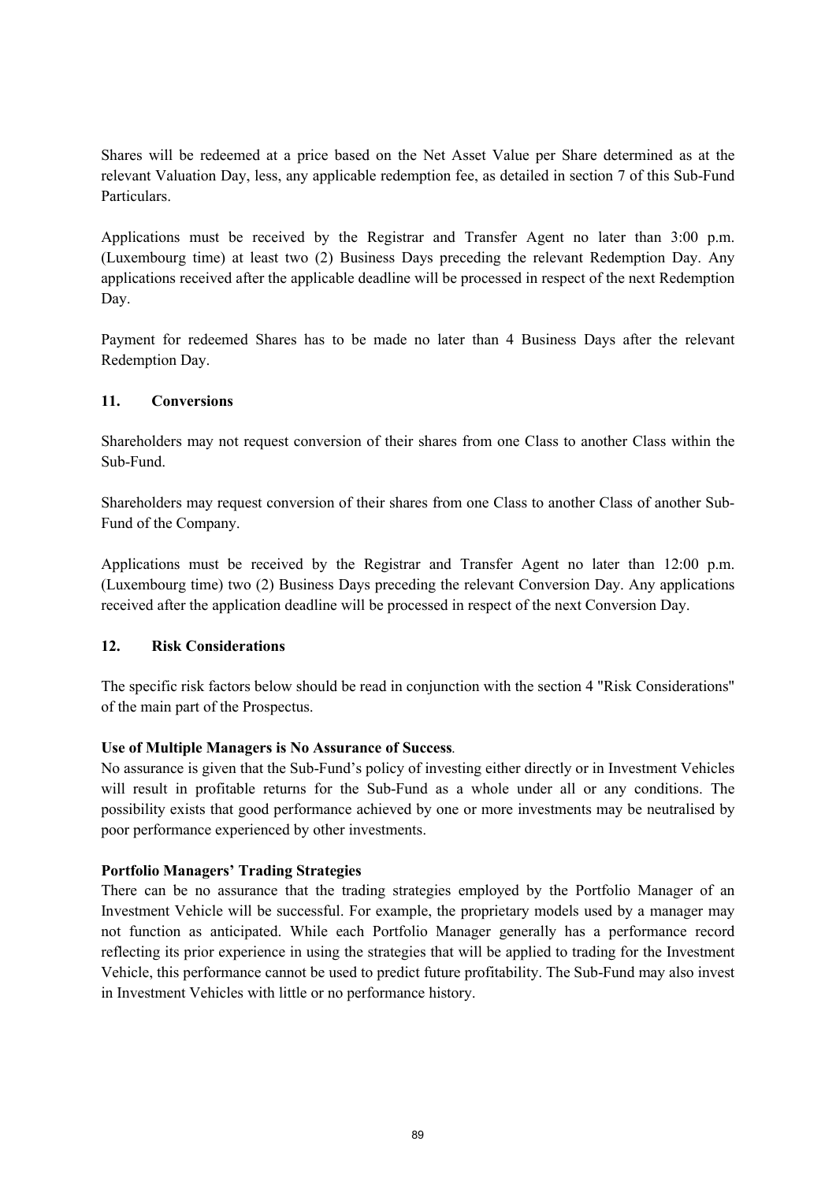Shares will be redeemed at a price based on the Net Asset Value per Share determined as at the relevant Valuation Day, less, any applicable redemption fee, as detailed in section 7 of this Sub-Fund Particulars.

Applications must be received by the Registrar and Transfer Agent no later than 3:00 p.m. (Luxembourg time) at least two (2) Business Days preceding the relevant Redemption Day. Any applications received after the applicable deadline will be processed in respect of the next Redemption Day.

Payment for redeemed Shares has to be made no later than 4 Business Days after the relevant Redemption Day.

## 11. Conversions

Shareholders may not request conversion of their shares from one Class to another Class within the Sub-Fund.

Shareholders may request conversion of their shares from one Class to another Class of another Sub-Fund of the Company.

Applications must be received by the Registrar and Transfer Agent no later than 12:00 p.m. (Luxembourg time) two (2) Business Days preceding the relevant Conversion Day. Any applications received after the application deadline will be processed in respect of the next Conversion Day.

## 12. Risk Considerations

The specific risk factors below should be read in conjunction with the section 4 "Risk Considerations" of the main part of the Prospectus.

**Use of Multiple Managers is No Assurance of Success**.
No assurance is given that the Sub-Fund's policy of investing either directly or in Investment Vehicles will result in profitable returns for the Sub-Fund as a whole under all or any conditions. The possibility exists that good performance achieved by one or more investments may be neutralised by poor performance experienced by other investments.

**Portfolio Managers' Trading Strategies**
There can be no assurance that the trading strategies employed by the Portfolio Manager of an Investment Vehicle will be successful. For example, the proprietary models used by a manager may not function as anticipated. While each Portfolio Manager generally has a performance record reflecting its prior experience in using the strategies that will be applied to trading for the Investment Vehicle, this performance cannot be used to predict future profitability. The Sub-Fund may also invest in Investment Vehicles with little or no performance history.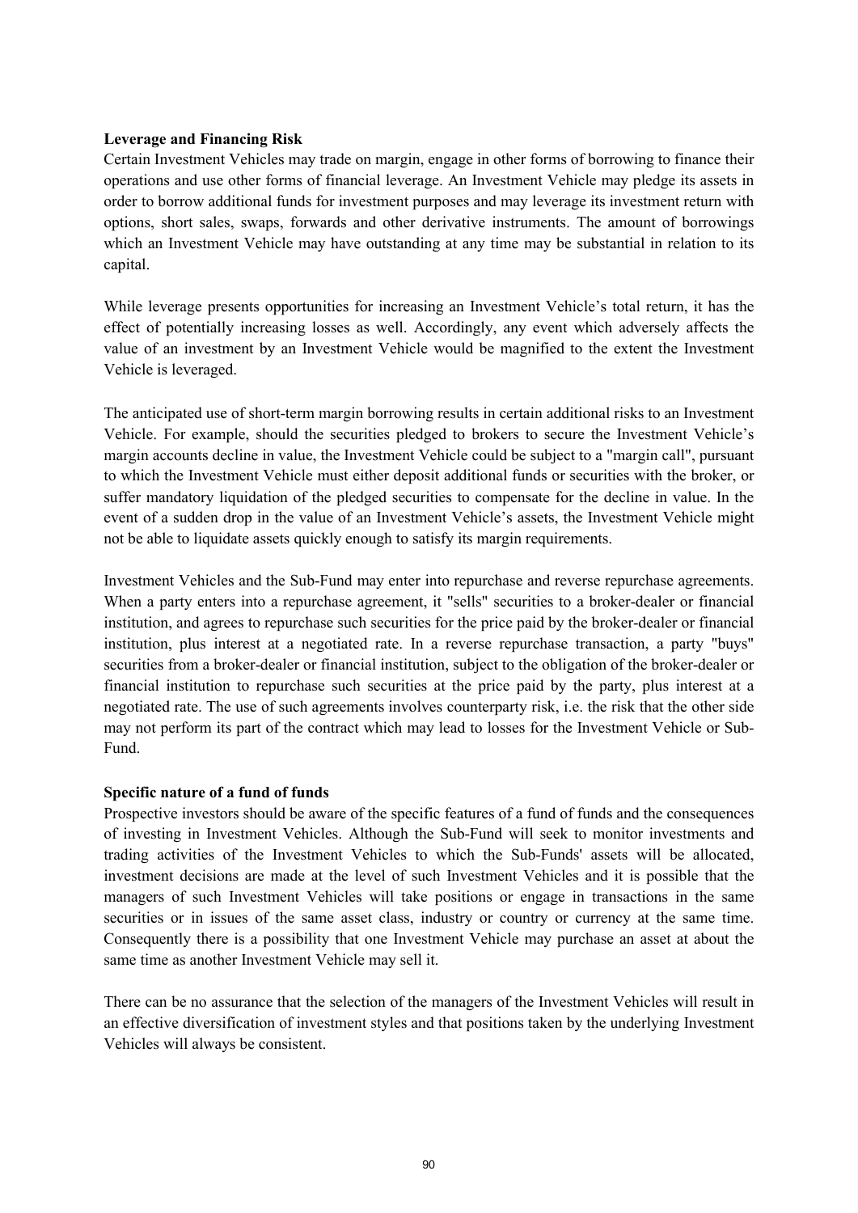**Leverage and Financing Risk**

Certain Investment Vehicles may trade on margin, engage in other forms of borrowing to finance their operations and use other forms of financial leverage. An Investment Vehicle may pledge its assets in order to borrow additional funds for investment purposes and may leverage its investment return with options, short sales, swaps, forwards and other derivative instruments. The amount of borrowings which an Investment Vehicle may have outstanding at any time may be substantial in relation to its capital.

While leverage presents opportunities for increasing an Investment Vehicle's total return, it has the effect of potentially increasing losses as well. Accordingly, any event which adversely affects the value of an investment by an Investment Vehicle would be magnified to the extent the Investment Vehicle is leveraged.

The anticipated use of short-term margin borrowing results in certain additional risks to an Investment Vehicle. For example, should the securities pledged to brokers to secure the Investment Vehicle's margin accounts decline in value, the Investment Vehicle could be subject to a "margin call", pursuant to which the Investment Vehicle must either deposit additional funds or securities with the broker, or suffer mandatory liquidation of the pledged securities to compensate for the decline in value. In the event of a sudden drop in the value of an Investment Vehicle's assets, the Investment Vehicle might not be able to liquidate assets quickly enough to satisfy its margin requirements.

Investment Vehicles and the Sub-Fund may enter into repurchase and reverse repurchase agreements. When a party enters into a repurchase agreement, it "sells" securities to a broker-dealer or financial institution, and agrees to repurchase such securities for the price paid by the broker-dealer or financial institution, plus interest at a negotiated rate. In a reverse repurchase transaction, a party "buys" securities from a broker-dealer or financial institution, subject to the obligation of the broker-dealer or financial institution to repurchase such securities at the price paid by the party, plus interest at a negotiated rate. The use of such agreements involves counterparty risk, i.e. the risk that the other side may not perform its part of the contract which may lead to losses for the Investment Vehicle or Sub-Fund.

**Specific nature of a fund of funds**

Prospective investors should be aware of the specific features of a fund of funds and the consequences of investing in Investment Vehicles. Although the Sub-Fund will seek to monitor investments and trading activities of the Investment Vehicles to which the Sub-Funds' assets will be allocated, investment decisions are made at the level of such Investment Vehicles and it is possible that the managers of such Investment Vehicles will take positions or engage in transactions in the same securities or in issues of the same asset class, industry or country or currency at the same time. Consequently there is a possibility that one Investment Vehicle may purchase an asset at about the same time as another Investment Vehicle may sell it.

There can be no assurance that the selection of the managers of the Investment Vehicles will result in an effective diversification of investment styles and that positions taken by the underlying Investment Vehicles will always be consistent.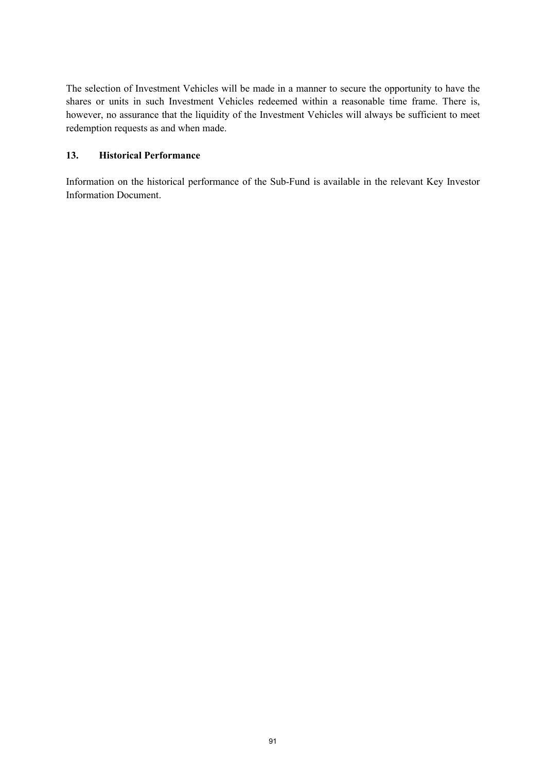The selection of Investment Vehicles will be made in a manner to secure the opportunity to have the shares or units in such Investment Vehicles redeemed within a reasonable time frame. There is, however, no assurance that the liquidity of the Investment Vehicles will always be sufficient to meet redemption requests as and when made.

## 13. Historical Performance

Information on the historical performance of the Sub-Fund is available in the relevant Key Investor Information Document.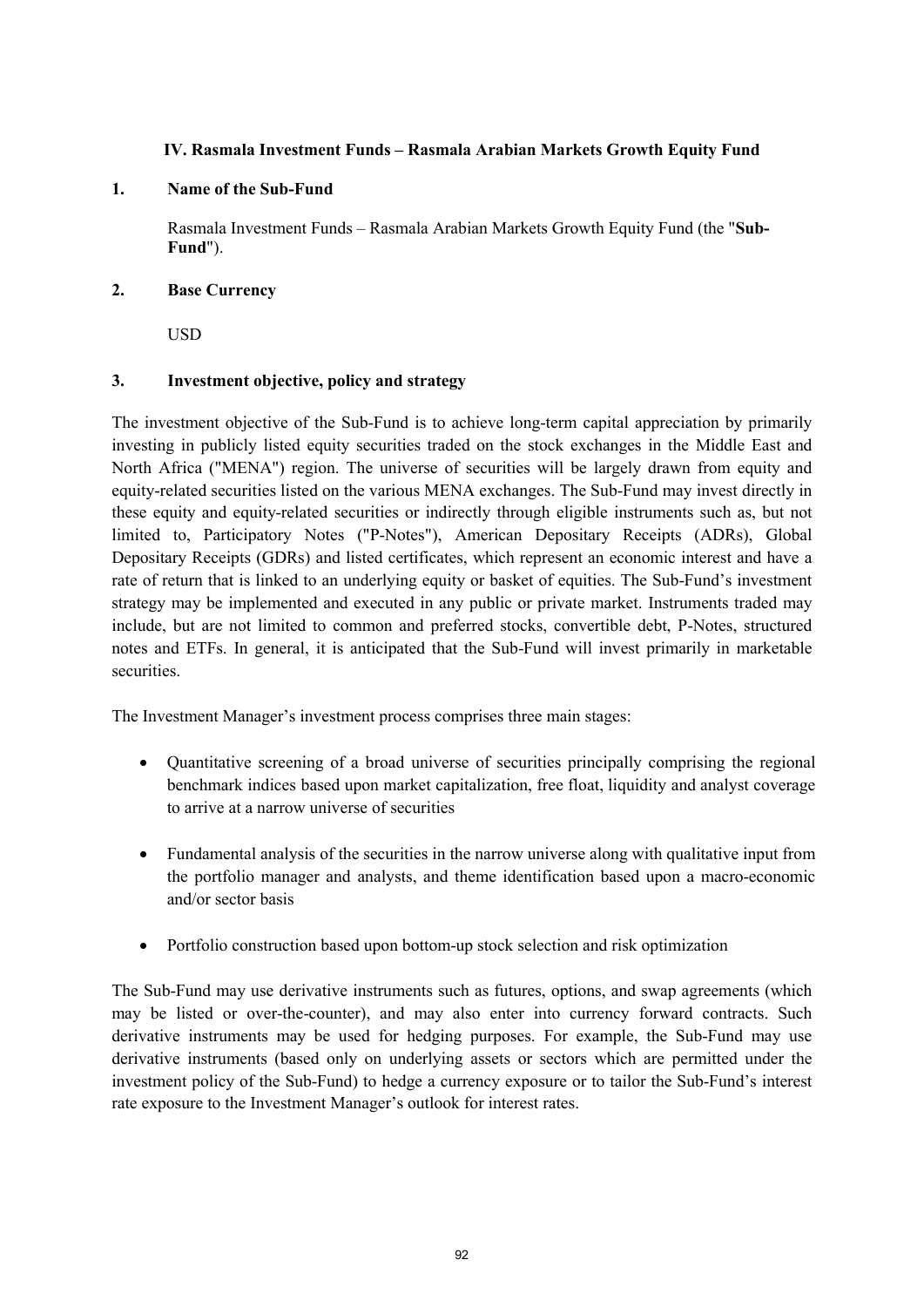## IV. Rasmala Investment Funds – Rasmala Arabian Markets Growth Equity Fund

### 1. Name of the Sub-Fund

Rasmala Investment Funds – Rasmala Arabian Markets Growth Equity Fund (the "**Sub-Fund**").

### 2. Base Currency

USD

### 3. Investment objective, policy and strategy

The investment objective of the Sub-Fund is to achieve long-term capital appreciation by primarily investing in publicly listed equity securities traded on the stock exchanges in the Middle East and North Africa ("MENA") region. The universe of securities will be largely drawn from equity and equity-related securities listed on the various MENA exchanges. The Sub-Fund may invest directly in these equity and equity-related securities or indirectly through eligible instruments such as, but not limited to, Participatory Notes ("P-Notes"), American Depositary Receipts (ADRs), Global Depositary Receipts (GDRs) and listed certificates, which represent an economic interest and have a rate of return that is linked to an underlying equity or basket of equities. The Sub-Fund's investment strategy may be implemented and executed in any public or private market. Instruments traded may include, but are not limited to common and preferred stocks, convertible debt, P-Notes, structured notes and ETFs. In general, it is anticipated that the Sub-Fund will invest primarily in marketable securities.

The Investment Manager's investment process comprises three main stages:

- Quantitative screening of a broad universe of securities principally comprising the regional benchmark indices based upon market capitalization, free float, liquidity and analyst coverage to arrive at a narrow universe of securities

- Fundamental analysis of the securities in the narrow universe along with qualitative input from the portfolio manager and analysts, and theme identification based upon a macro-economic and/or sector basis

- Portfolio construction based upon bottom-up stock selection and risk optimization

The Sub-Fund may use derivative instruments such as futures, options, and swap agreements (which may be listed or over-the-counter), and may also enter into currency forward contracts. Such derivative instruments may be used for hedging purposes. For example, the Sub-Fund may use derivative instruments (based only on underlying assets or sectors which are permitted under the investment policy of the Sub-Fund) to hedge a currency exposure or to tailor the Sub-Fund's interest rate exposure to the Investment Manager's outlook for interest rates.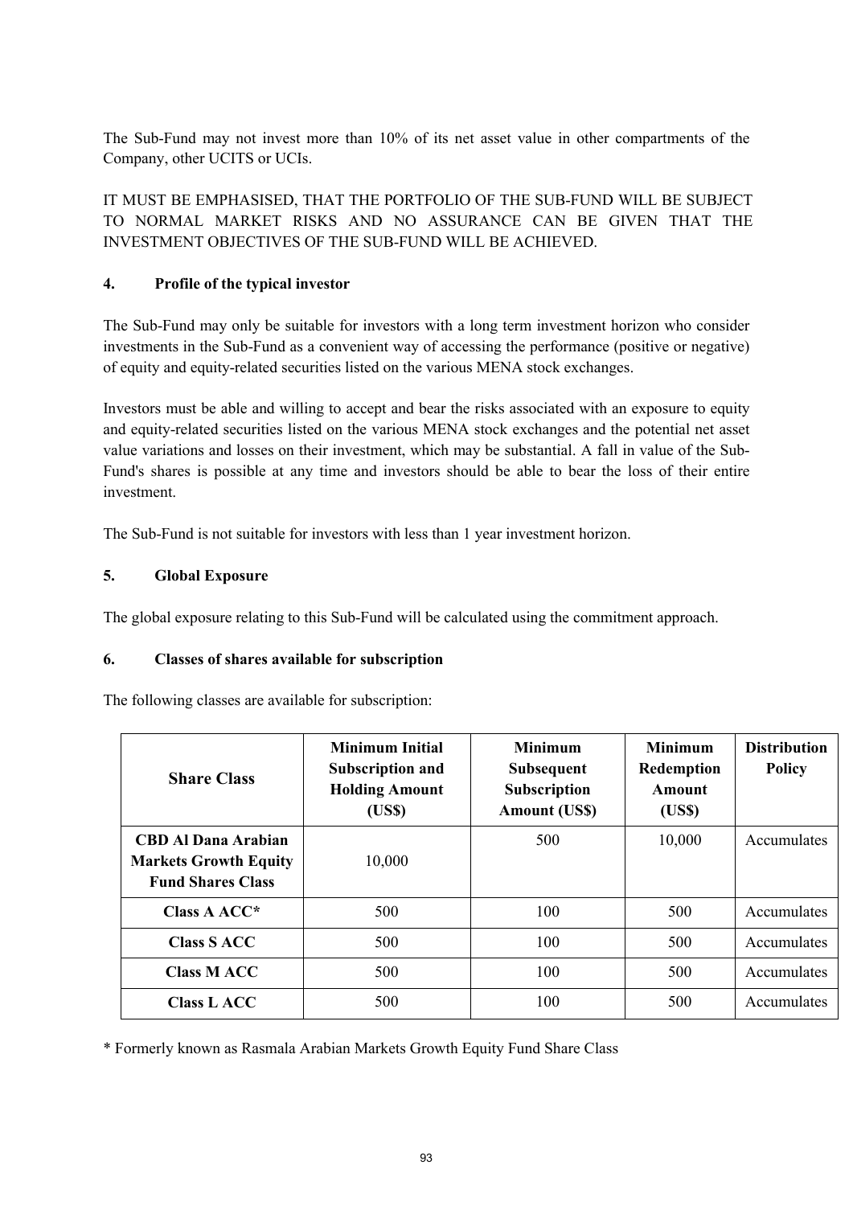The Sub-Fund may not invest more than 10% of its net asset value in other compartments of the Company, other UCITS or UCIs.

IT MUST BE EMPHASISED, THAT THE PORTFOLIO OF THE SUB-FUND WILL BE SUBJECT TO NORMAL MARKET RISKS AND NO ASSURANCE CAN BE GIVEN THAT THE INVESTMENT OBJECTIVES OF THE SUB-FUND WILL BE ACHIEVED.

### 4. Profile of the typical investor

The Sub-Fund may only be suitable for investors with a long term investment horizon who consider investments in the Sub-Fund as a convenient way of accessing the performance (positive or negative) of equity and equity-related securities listed on the various MENA stock exchanges.

Investors must be able and willing to accept and bear the risks associated with an exposure to equity and equity-related securities listed on the various MENA stock exchanges and the potential net asset value variations and losses on their investment, which may be substantial. A fall in value of the Sub-Fund's shares is possible at any time and investors should be able to bear the loss of their entire investment.

The Sub-Fund is not suitable for investors with less than 1 year investment horizon.

### 5. Global Exposure

The global exposure relating to this Sub-Fund will be calculated using the commitment approach.

### 6. Classes of shares available for subscription

The following classes are available for subscription:

| Share Class | Minimum Initial Subscription and Holding Amount (US$) | Minimum Subsequent Subscription Amount (US$) | Minimum Redemption Amount (US$) | Distribution Policy |
|---|---|---|---|---|
| **CBD Al Dana Arabian Markets Growth Equity Fund Shares Class** | 10,000 | 500 | 10,000 | Accumulates |
| **Class A ACC*** | 500 | 100 | 500 | Accumulates |
| **Class S ACC** | 500 | 100 | 500 | Accumulates |
| **Class M ACC** | 500 | 100 | 500 | Accumulates |
| **Class L ACC** | 500 | 100 | 500 | Accumulates |

* Formerly known as Rasmala Arabian Markets Growth Equity Fund Share Class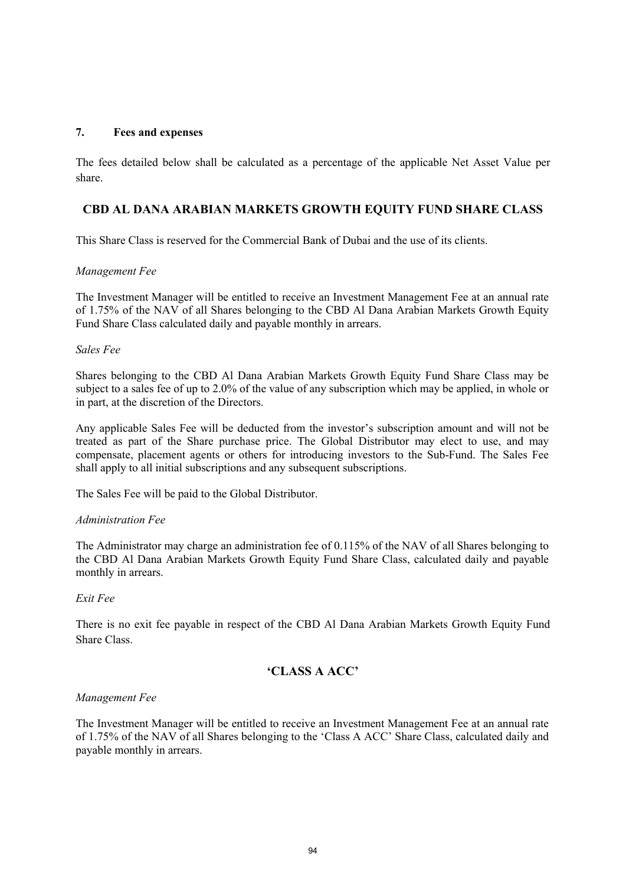## 7. Fees and expenses

The fees detailed below shall be calculated as a percentage of the applicable Net Asset Value per share.

### CBD AL DANA ARABIAN MARKETS GROWTH EQUITY FUND SHARE CLASS

This Share Class is reserved for the Commercial Bank of Dubai and the use of its clients.

*Management Fee*

The Investment Manager will be entitled to receive an Investment Management Fee at an annual rate of 1.75% of the NAV of all Shares belonging to the CBD Al Dana Arabian Markets Growth Equity Fund Share Class calculated daily and payable monthly in arrears.

*Sales Fee*

Shares belonging to the CBD Al Dana Arabian Markets Growth Equity Fund Share Class may be subject to a sales fee of up to 2.0% of the value of any subscription which may be applied, in whole or in part, at the discretion of the Directors.

Any applicable Sales Fee will be deducted from the investor's subscription amount and will not be treated as part of the Share purchase price. The Global Distributor may elect to use, and may compensate, placement agents or others for introducing investors to the Sub-Fund. The Sales Fee shall apply to all initial subscriptions and any subsequent subscriptions.

The Sales Fee will be paid to the Global Distributor.

*Administration Fee*

The Administrator may charge an administration fee of 0.115% of the NAV of all Shares belonging to the CBD Al Dana Arabian Markets Growth Equity Fund Share Class, calculated daily and payable monthly in arrears.

*Exit Fee*

There is no exit fee payable in respect of the CBD Al Dana Arabian Markets Growth Equity Fund Share Class.

### 'CLASS A ACC'

*Management Fee*

The Investment Manager will be entitled to receive an Investment Management Fee at an annual rate of 1.75% of the NAV of all Shares belonging to the 'Class A ACC' Share Class, calculated daily and payable monthly in arrears.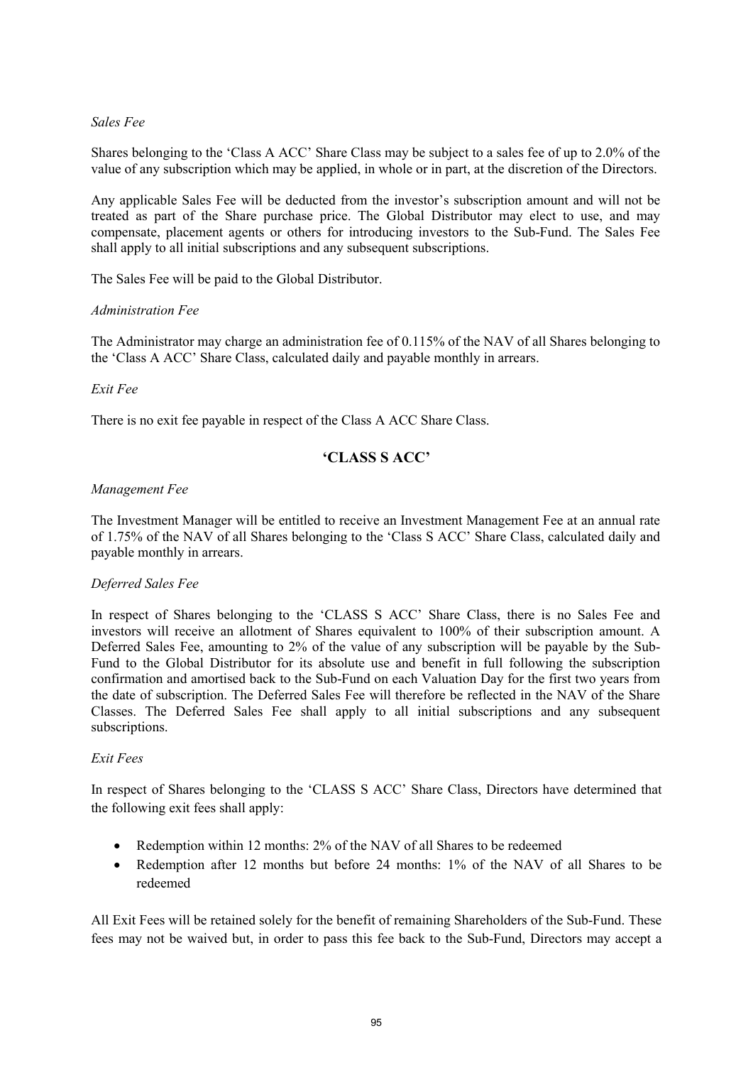*Sales Fee*

Shares belonging to the 'Class A ACC' Share Class may be subject to a sales fee of up to 2.0% of the value of any subscription which may be applied, in whole or in part, at the discretion of the Directors.

Any applicable Sales Fee will be deducted from the investor's subscription amount and will not be treated as part of the Share purchase price. The Global Distributor may elect to use, and may compensate, placement agents or others for introducing investors to the Sub-Fund. The Sales Fee shall apply to all initial subscriptions and any subsequent subscriptions.

The Sales Fee will be paid to the Global Distributor.

*Administration Fee*

The Administrator may charge an administration fee of 0.115% of the NAV of all Shares belonging to the 'Class A ACC' Share Class, calculated daily and payable monthly in arrears.

*Exit Fee*

There is no exit fee payable in respect of the Class A ACC Share Class.

## 'CLASS S ACC'

*Management Fee*

The Investment Manager will be entitled to receive an Investment Management Fee at an annual rate of 1.75% of the NAV of all Shares belonging to the 'Class S ACC' Share Class, calculated daily and payable monthly in arrears.

*Deferred Sales Fee*

In respect of Shares belonging to the 'CLASS S ACC' Share Class, there is no Sales Fee and investors will receive an allotment of Shares equivalent to 100% of their subscription amount. A Deferred Sales Fee, amounting to 2% of the value of any subscription will be payable by the Sub-Fund to the Global Distributor for its absolute use and benefit in full following the subscription confirmation and amortised back to the Sub-Fund on each Valuation Day for the first two years from the date of subscription. The Deferred Sales Fee will therefore be reflected in the NAV of the Share Classes. The Deferred Sales Fee shall apply to all initial subscriptions and any subsequent subscriptions.

*Exit Fees*

In respect of Shares belonging to the 'CLASS S ACC' Share Class, Directors have determined that the following exit fees shall apply:

- Redemption within 12 months: 2% of the NAV of all Shares to be redeemed
- Redemption after 12 months but before 24 months: 1% of the NAV of all Shares to be redeemed

All Exit Fees will be retained solely for the benefit of remaining Shareholders of the Sub-Fund. These fees may not be waived but, in order to pass this fee back to the Sub-Fund, Directors may accept a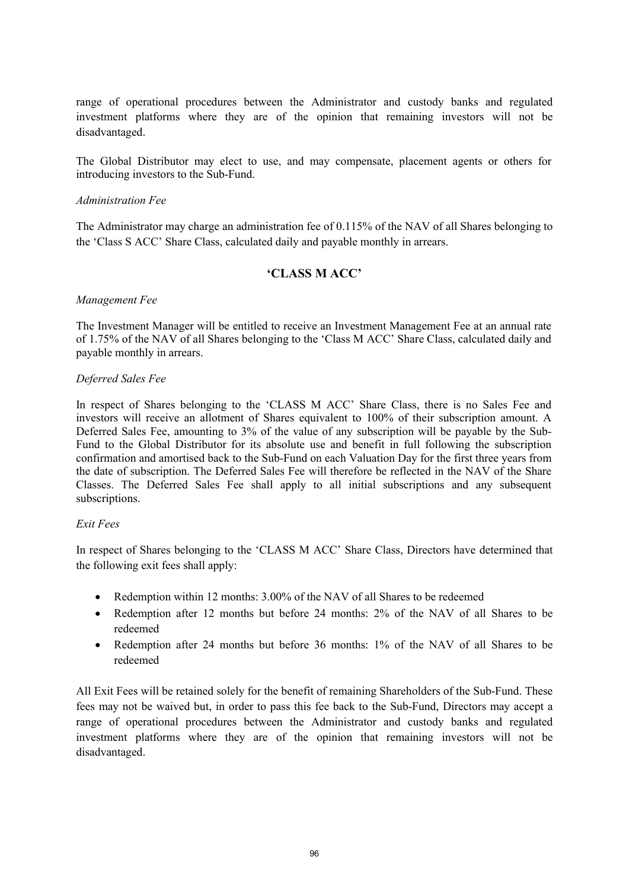range of operational procedures between the Administrator and custody banks and regulated investment platforms where they are of the opinion that remaining investors will not be disadvantaged.

The Global Distributor may elect to use, and may compensate, placement agents or others for introducing investors to the Sub-Fund.

*Administration Fee*

The Administrator may charge an administration fee of 0.115% of the NAV of all Shares belonging to the 'Class S ACC' Share Class, calculated daily and payable monthly in arrears.

## 'CLASS M ACC'

*Management Fee*

The Investment Manager will be entitled to receive an Investment Management Fee at an annual rate of 1.75% of the NAV of all Shares belonging to the 'Class M ACC' Share Class, calculated daily and payable monthly in arrears.

*Deferred Sales Fee*

In respect of Shares belonging to the 'CLASS M ACC' Share Class, there is no Sales Fee and investors will receive an allotment of Shares equivalent to 100% of their subscription amount. A Deferred Sales Fee, amounting to 3% of the value of any subscription will be payable by the Sub-Fund to the Global Distributor for its absolute use and benefit in full following the subscription confirmation and amortised back to the Sub-Fund on each Valuation Day for the first three years from the date of subscription. The Deferred Sales Fee will therefore be reflected in the NAV of the Share Classes. The Deferred Sales Fee shall apply to all initial subscriptions and any subsequent subscriptions.

*Exit Fees*

In respect of Shares belonging to the 'CLASS M ACC' Share Class, Directors have determined that the following exit fees shall apply:

- Redemption within 12 months: 3.00% of the NAV of all Shares to be redeemed
- Redemption after 12 months but before 24 months: 2% of the NAV of all Shares to be redeemed
- Redemption after 24 months but before 36 months: 1% of the NAV of all Shares to be redeemed

All Exit Fees will be retained solely for the benefit of remaining Shareholders of the Sub-Fund. These fees may not be waived but, in order to pass this fee back to the Sub-Fund, Directors may accept a range of operational procedures between the Administrator and custody banks and regulated investment platforms where they are of the opinion that remaining investors will not be disadvantaged.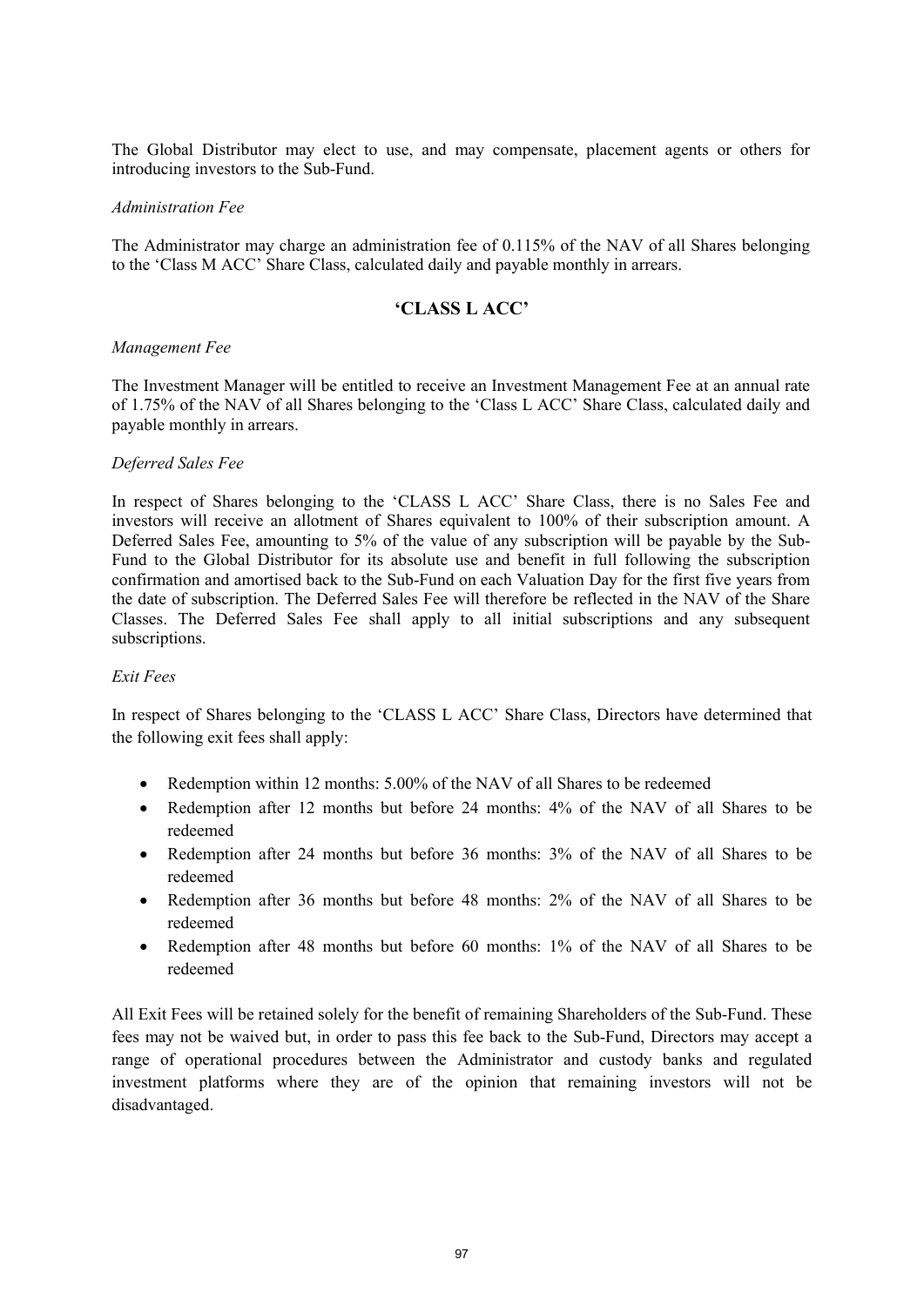The Global Distributor may elect to use, and may compensate, placement agents or others for introducing investors to the Sub-Fund.

*Administration Fee*

The Administrator may charge an administration fee of 0.115% of the NAV of all Shares belonging to the 'Class M ACC' Share Class, calculated daily and payable monthly in arrears.

## 'CLASS L ACC'

*Management Fee*

The Investment Manager will be entitled to receive an Investment Management Fee at an annual rate of 1.75% of the NAV of all Shares belonging to the 'Class L ACC' Share Class, calculated daily and payable monthly in arrears.

*Deferred Sales Fee*

In respect of Shares belonging to the 'CLASS L ACC' Share Class, there is no Sales Fee and investors will receive an allotment of Shares equivalent to 100% of their subscription amount. A Deferred Sales Fee, amounting to 5% of the value of any subscription will be payable by the Sub-Fund to the Global Distributor for its absolute use and benefit in full following the subscription confirmation and amortised back to the Sub-Fund on each Valuation Day for the first five years from the date of subscription. The Deferred Sales Fee will therefore be reflected in the NAV of the Share Classes. The Deferred Sales Fee shall apply to all initial subscriptions and any subsequent subscriptions.

*Exit Fees*

In respect of Shares belonging to the 'CLASS L ACC' Share Class, Directors have determined that the following exit fees shall apply:

- Redemption within 12 months: 5.00% of the NAV of all Shares to be redeemed
- Redemption after 12 months but before 24 months: 4% of the NAV of all Shares to be redeemed
- Redemption after 24 months but before 36 months: 3% of the NAV of all Shares to be redeemed
- Redemption after 36 months but before 48 months: 2% of the NAV of all Shares to be redeemed
- Redemption after 48 months but before 60 months: 1% of the NAV of all Shares to be redeemed

All Exit Fees will be retained solely for the benefit of remaining Shareholders of the Sub-Fund. These fees may not be waived but, in order to pass this fee back to the Sub-Fund, Directors may accept a range of operational procedures between the Administrator and custody banks and regulated investment platforms where they are of the opinion that remaining investors will not be disadvantaged.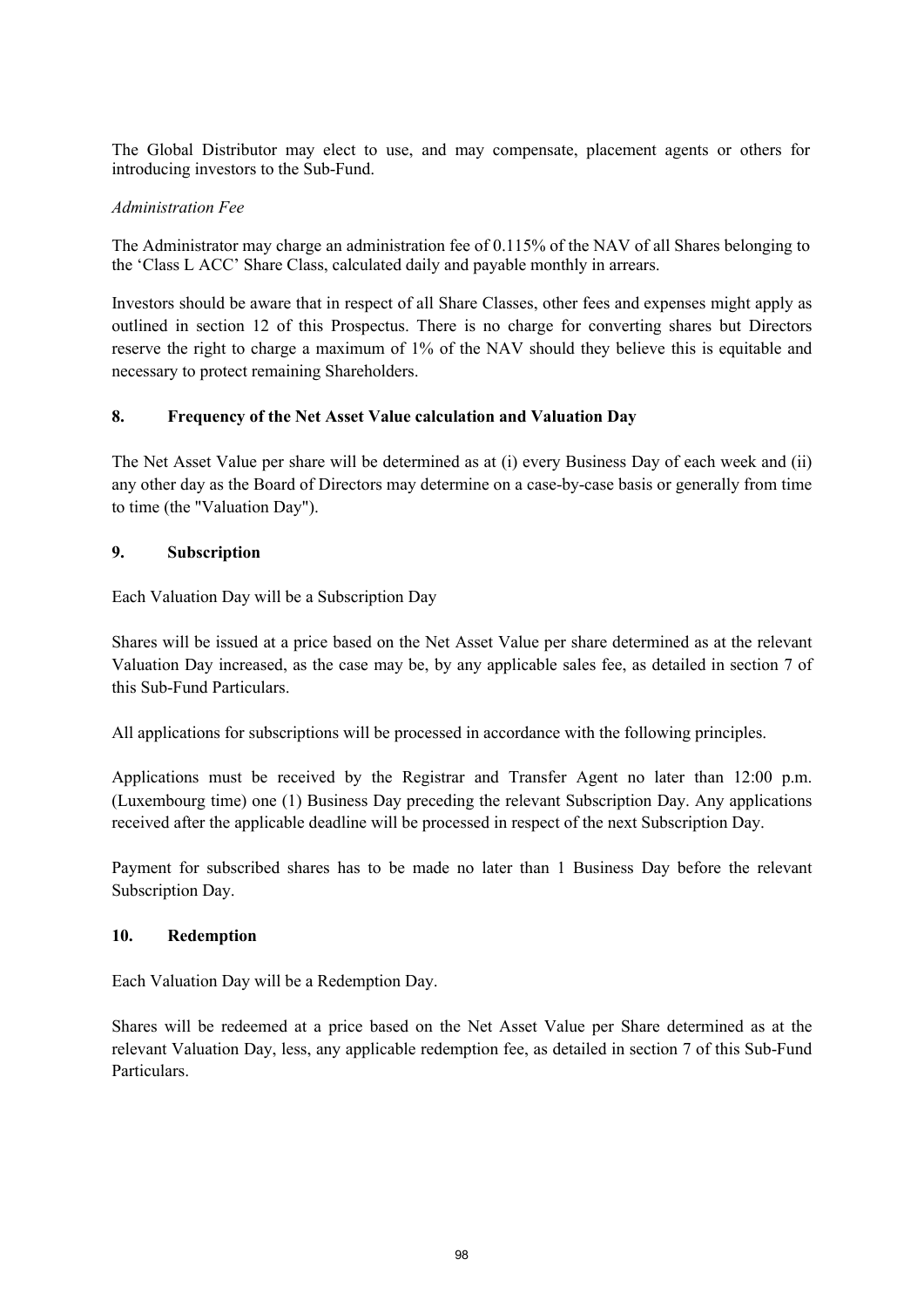The Global Distributor may elect to use, and may compensate, placement agents or others for introducing investors to the Sub-Fund.

*Administration Fee*

The Administrator may charge an administration fee of 0.115% of the NAV of all Shares belonging to the 'Class L ACC' Share Class, calculated daily and payable monthly in arrears.

Investors should be aware that in respect of all Share Classes, other fees and expenses might apply as outlined in section 12 of this Prospectus. There is no charge for converting shares but Directors reserve the right to charge a maximum of 1% of the NAV should they believe this is equitable and necessary to protect remaining Shareholders.

## 8. Frequency of the Net Asset Value calculation and Valuation Day

The Net Asset Value per share will be determined as at (i) every Business Day of each week and (ii) any other day as the Board of Directors may determine on a case-by-case basis or generally from time to time (the "Valuation Day").

## 9. Subscription

Each Valuation Day will be a Subscription Day

Shares will be issued at a price based on the Net Asset Value per share determined as at the relevant Valuation Day increased, as the case may be, by any applicable sales fee, as detailed in section 7 of this Sub-Fund Particulars.

All applications for subscriptions will be processed in accordance with the following principles.

Applications must be received by the Registrar and Transfer Agent no later than 12:00 p.m. (Luxembourg time) one (1) Business Day preceding the relevant Subscription Day. Any applications received after the applicable deadline will be processed in respect of the next Subscription Day.

Payment for subscribed shares has to be made no later than 1 Business Day before the relevant Subscription Day.

## 10. Redemption

Each Valuation Day will be a Redemption Day.

Shares will be redeemed at a price based on the Net Asset Value per Share determined as at the relevant Valuation Day, less, any applicable redemption fee, as detailed in section 7 of this Sub-Fund Particulars.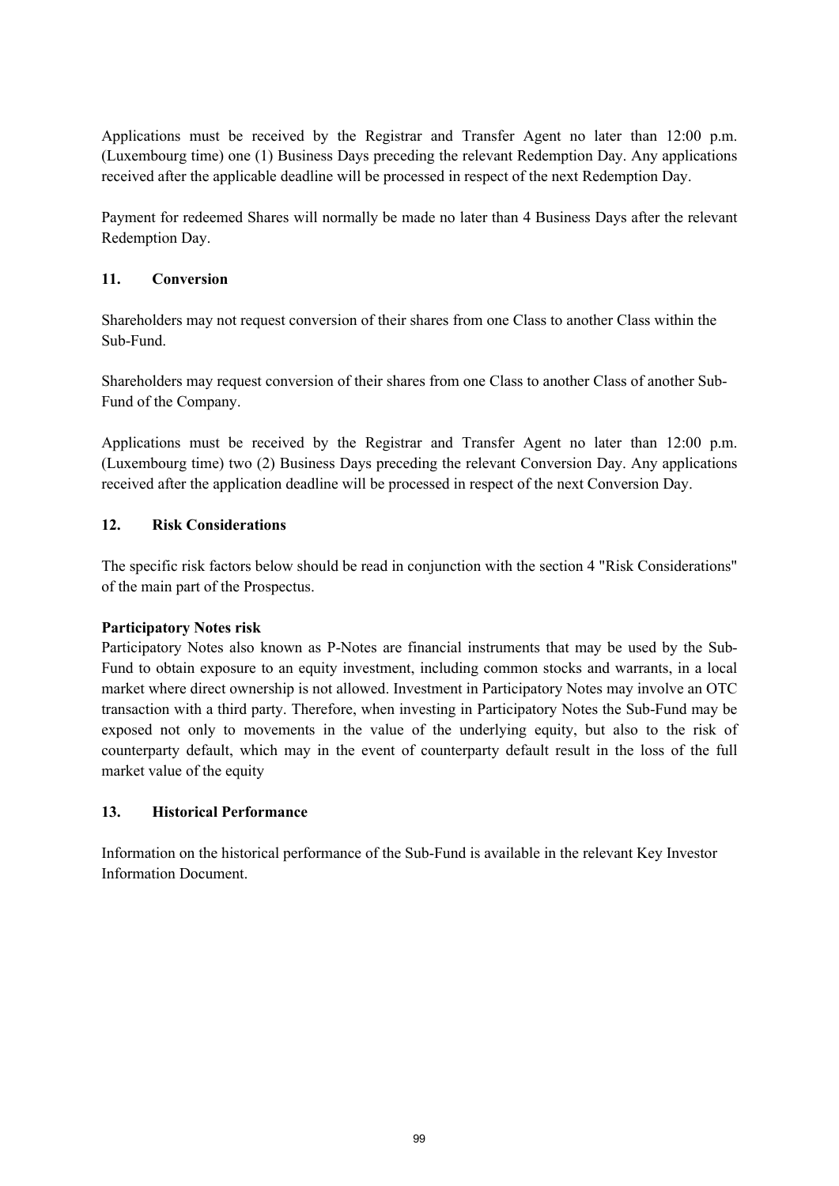Applications must be received by the Registrar and Transfer Agent no later than 12:00 p.m. (Luxembourg time) one (1) Business Days preceding the relevant Redemption Day. Any applications received after the applicable deadline will be processed in respect of the next Redemption Day.

Payment for redeemed Shares will normally be made no later than 4 Business Days after the relevant Redemption Day.

## 11. Conversion

Shareholders may not request conversion of their shares from one Class to another Class within the Sub-Fund.

Shareholders may request conversion of their shares from one Class to another Class of another Sub-Fund of the Company.

Applications must be received by the Registrar and Transfer Agent no later than 12:00 p.m. (Luxembourg time) two (2) Business Days preceding the relevant Conversion Day. Any applications received after the application deadline will be processed in respect of the next Conversion Day.

## 12. Risk Considerations

The specific risk factors below should be read in conjunction with the section 4 "Risk Considerations" of the main part of the Prospectus.

**Participatory Notes risk**

Participatory Notes also known as P-Notes are financial instruments that may be used by the Sub-Fund to obtain exposure to an equity investment, including common stocks and warrants, in a local market where direct ownership is not allowed. Investment in Participatory Notes may involve an OTC transaction with a third party. Therefore, when investing in Participatory Notes the Sub-Fund may be exposed not only to movements in the value of the underlying equity, but also to the risk of counterparty default, which may in the event of counterparty default result in the loss of the full market value of the equity

## 13. Historical Performance

Information on the historical performance of the Sub-Fund is available in the relevant Key Investor Information Document.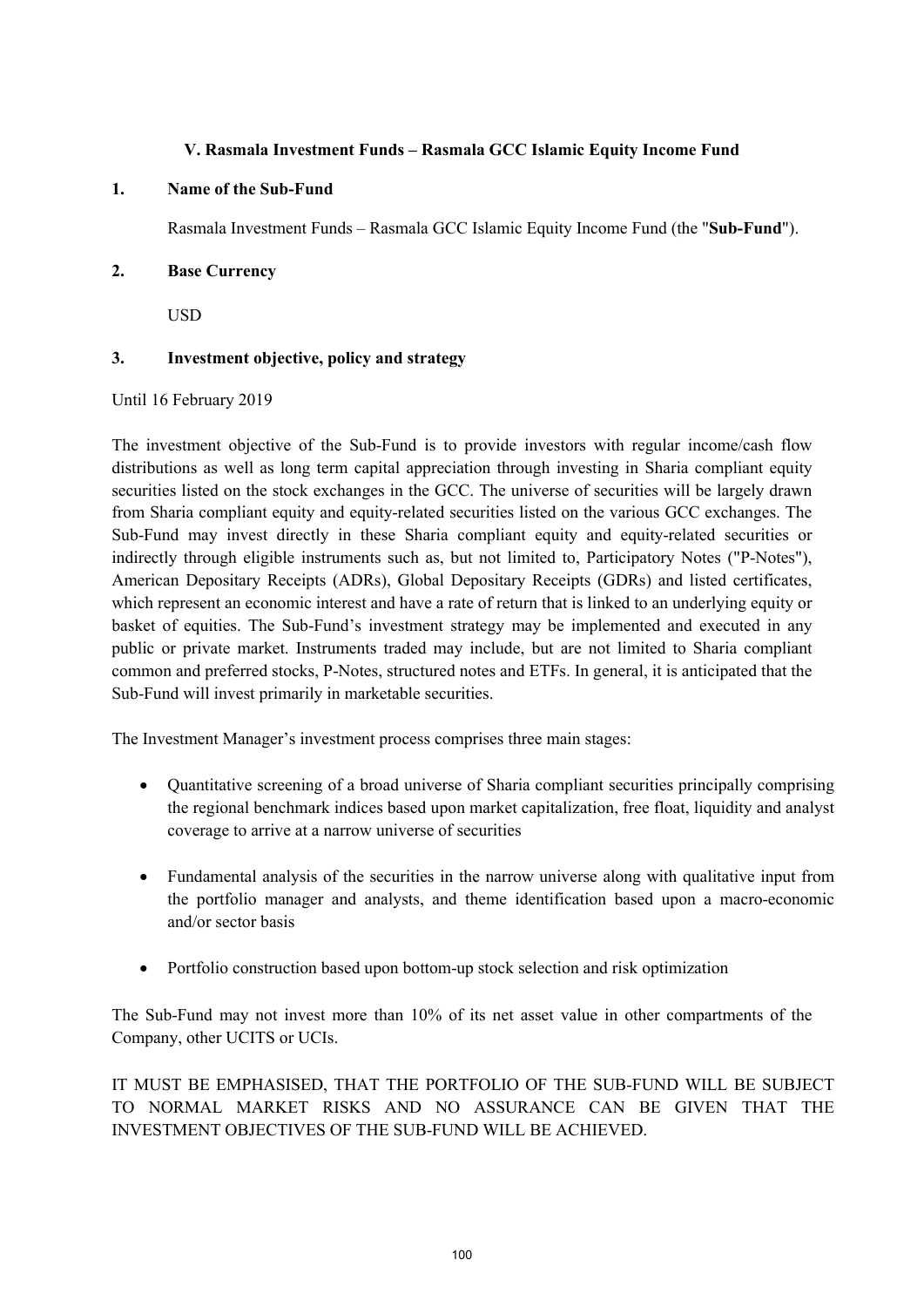### V. Rasmala Investment Funds – Rasmala GCC Islamic Equity Income Fund

**1. Name of the Sub-Fund**

Rasmala Investment Funds – Rasmala GCC Islamic Equity Income Fund (the "**Sub-Fund**").

**2. Base Currency**

USD

**3. Investment objective, policy and strategy**

Until 16 February 2019

The investment objective of the Sub-Fund is to provide investors with regular income/cash flow distributions as well as long term capital appreciation through investing in Sharia compliant equity securities listed on the stock exchanges in the GCC. The universe of securities will be largely drawn from Sharia compliant equity and equity-related securities listed on the various GCC exchanges. The Sub-Fund may invest directly in these Sharia compliant equity and equity-related securities or indirectly through eligible instruments such as, but not limited to, Participatory Notes ("P-Notes"), American Depositary Receipts (ADRs), Global Depositary Receipts (GDRs) and listed certificates, which represent an economic interest and have a rate of return that is linked to an underlying equity or basket of equities. The Sub-Fund's investment strategy may be implemented and executed in any public or private market. Instruments traded may include, but are not limited to Sharia compliant common and preferred stocks, P-Notes, structured notes and ETFs. In general, it is anticipated that the Sub-Fund will invest primarily in marketable securities.

The Investment Manager's investment process comprises three main stages:

- Quantitative screening of a broad universe of Sharia compliant securities principally comprising the regional benchmark indices based upon market capitalization, free float, liquidity and analyst coverage to arrive at a narrow universe of securities

- Fundamental analysis of the securities in the narrow universe along with qualitative input from the portfolio manager and analysts, and theme identification based upon a macro-economic and/or sector basis

- Portfolio construction based upon bottom-up stock selection and risk optimization

The Sub-Fund may not invest more than 10% of its net asset value in other compartments of the Company, other UCITS or UCIs.

IT MUST BE EMPHASISED, THAT THE PORTFOLIO OF THE SUB-FUND WILL BE SUBJECT TO NORMAL MARKET RISKS AND NO ASSURANCE CAN BE GIVEN THAT THE INVESTMENT OBJECTIVES OF THE SUB-FUND WILL BE ACHIEVED.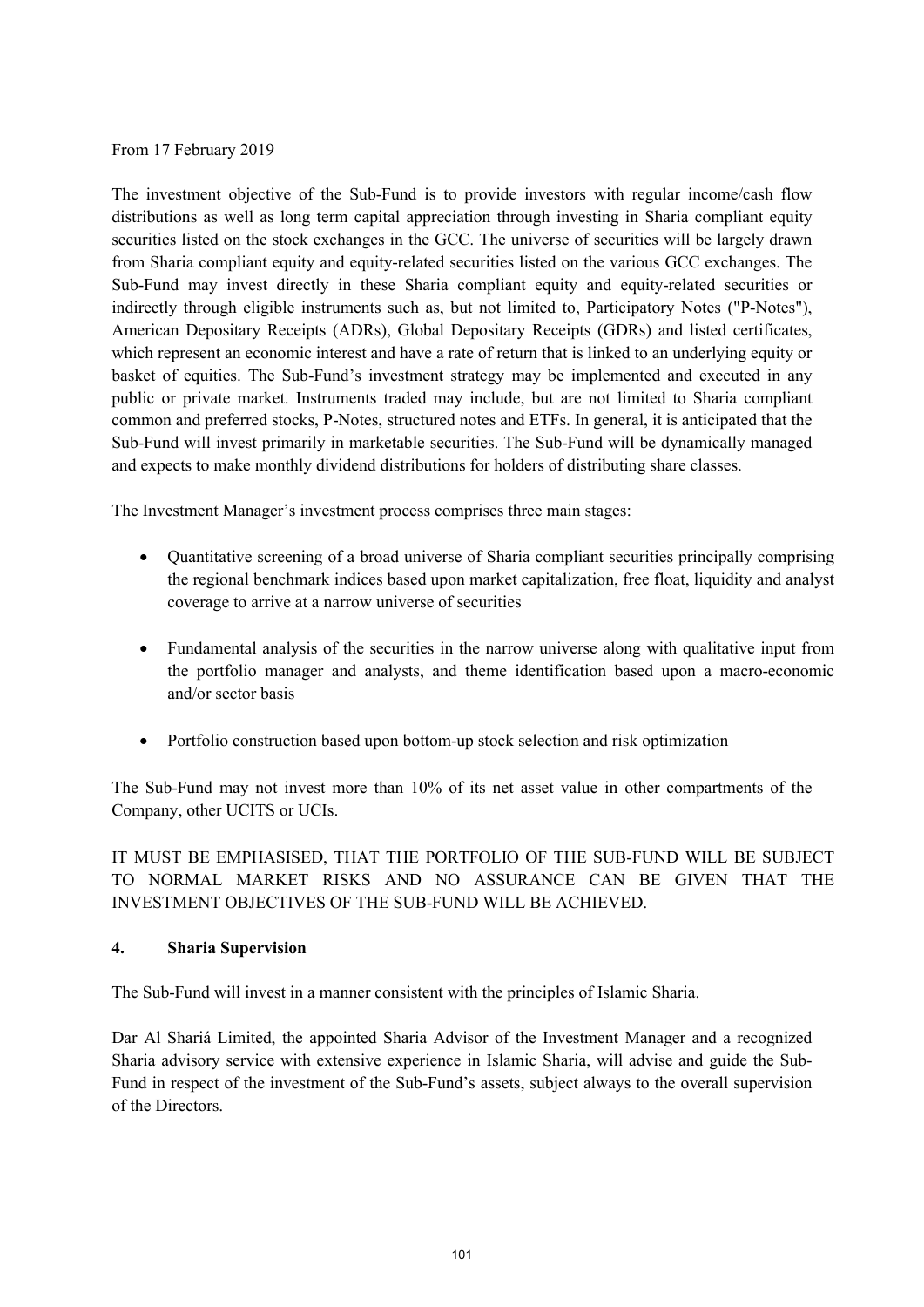From 17 February 2019

The investment objective of the Sub-Fund is to provide investors with regular income/cash flow distributions as well as long term capital appreciation through investing in Sharia compliant equity securities listed on the stock exchanges in the GCC. The universe of securities will be largely drawn from Sharia compliant equity and equity-related securities listed on the various GCC exchanges. The Sub-Fund may invest directly in these Sharia compliant equity and equity-related securities or indirectly through eligible instruments such as, but not limited to, Participatory Notes ("P-Notes"), American Depositary Receipts (ADRs), Global Depositary Receipts (GDRs) and listed certificates, which represent an economic interest and have a rate of return that is linked to an underlying equity or basket of equities. The Sub-Fund's investment strategy may be implemented and executed in any public or private market. Instruments traded may include, but are not limited to Sharia compliant common and preferred stocks, P-Notes, structured notes and ETFs. In general, it is anticipated that the Sub-Fund will invest primarily in marketable securities. The Sub-Fund will be dynamically managed and expects to make monthly dividend distributions for holders of distributing share classes.

The Investment Manager's investment process comprises three main stages:

- Quantitative screening of a broad universe of Sharia compliant securities principally comprising the regional benchmark indices based upon market capitalization, free float, liquidity and analyst coverage to arrive at a narrow universe of securities

- Fundamental analysis of the securities in the narrow universe along with qualitative input from the portfolio manager and analysts, and theme identification based upon a macro-economic and/or sector basis

- Portfolio construction based upon bottom-up stock selection and risk optimization

The Sub-Fund may not invest more than 10% of its net asset value in other compartments of the Company, other UCITS or UCIs.

IT MUST BE EMPHASISED, THAT THE PORTFOLIO OF THE SUB-FUND WILL BE SUBJECT TO NORMAL MARKET RISKS AND NO ASSURANCE CAN BE GIVEN THAT THE INVESTMENT OBJECTIVES OF THE SUB-FUND WILL BE ACHIEVED.

## 4. Sharia Supervision

The Sub-Fund will invest in a manner consistent with the principles of Islamic Sharia.

Dar Al Shariá Limited, the appointed Sharia Advisor of the Investment Manager and a recognized Sharia advisory service with extensive experience in Islamic Sharia, will advise and guide the Sub-Fund in respect of the investment of the Sub-Fund's assets, subject always to the overall supervision of the Directors.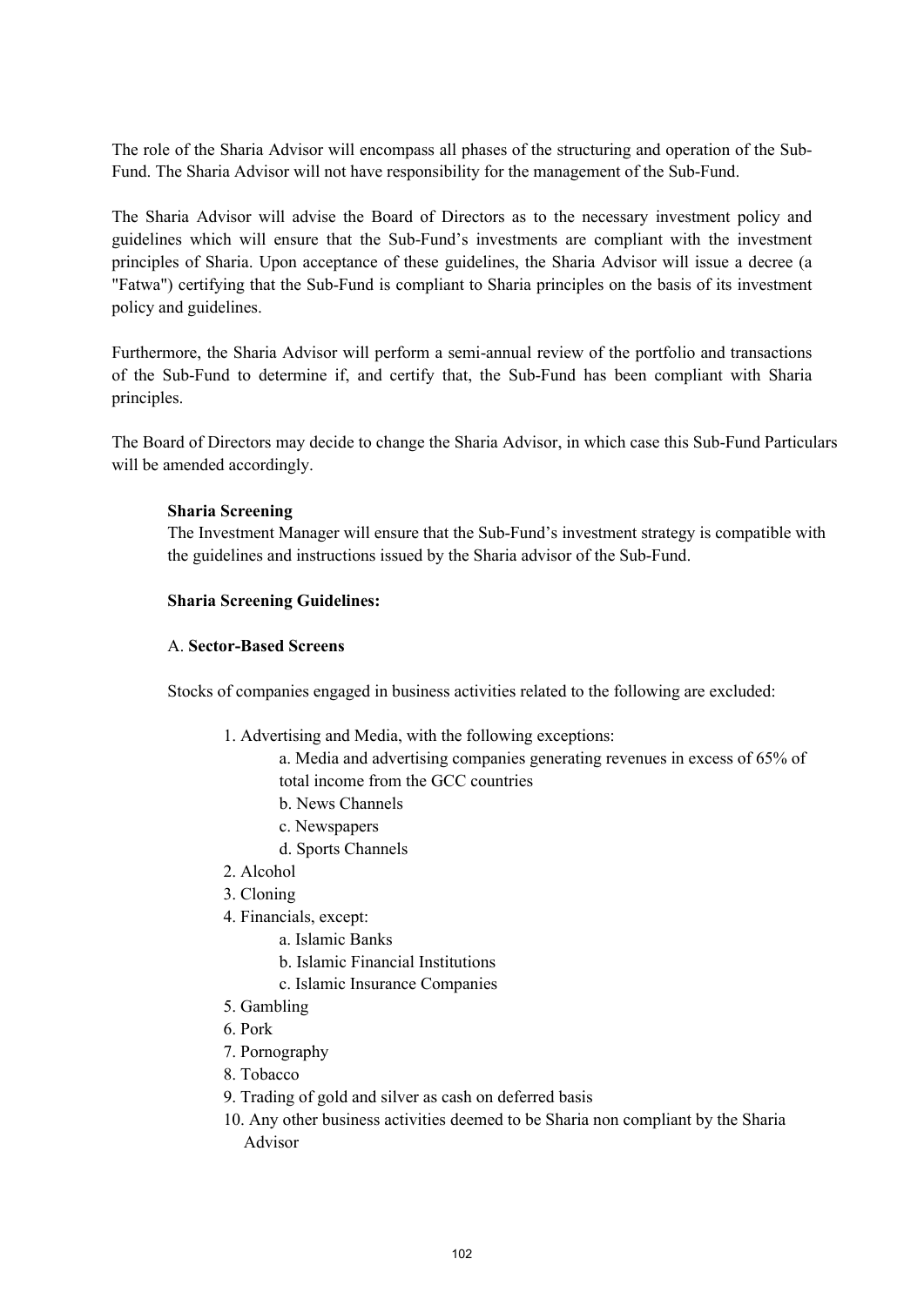The role of the Sharia Advisor will encompass all phases of the structuring and operation of the Sub-Fund. The Sharia Advisor will not have responsibility for the management of the Sub-Fund.

The Sharia Advisor will advise the Board of Directors as to the necessary investment policy and guidelines which will ensure that the Sub-Fund's investments are compliant with the investment principles of Sharia. Upon acceptance of these guidelines, the Sharia Advisor will issue a decree (a "Fatwa") certifying that the Sub-Fund is compliant to Sharia principles on the basis of its investment policy and guidelines.

Furthermore, the Sharia Advisor will perform a semi-annual review of the portfolio and transactions of the Sub-Fund to determine if, and certify that, the Sub-Fund has been compliant with Sharia principles.

The Board of Directors may decide to change the Sharia Advisor, in which case this Sub-Fund Particulars will be amended accordingly.

**Sharia Screening**

The Investment Manager will ensure that the Sub-Fund's investment strategy is compatible with the guidelines and instructions issued by the Sharia advisor of the Sub-Fund.

**Sharia Screening Guidelines:**

A. **Sector-Based Screens**

Stocks of companies engaged in business activities related to the following are excluded:

1. Advertising and Media, with the following exceptions:
   a. Media and advertising companies generating revenues in excess of 65% of total income from the GCC countries
   b. News Channels
   c. Newspapers
   d. Sports Channels
2. Alcohol
3. Cloning
4. Financials, except:
   a. Islamic Banks
   b. Islamic Financial Institutions
   c. Islamic Insurance Companies
5. Gambling
6. Pork
7. Pornography
8. Tobacco
9. Trading of gold and silver as cash on deferred basis
10. Any other business activities deemed to be Sharia non compliant by the Sharia Advisor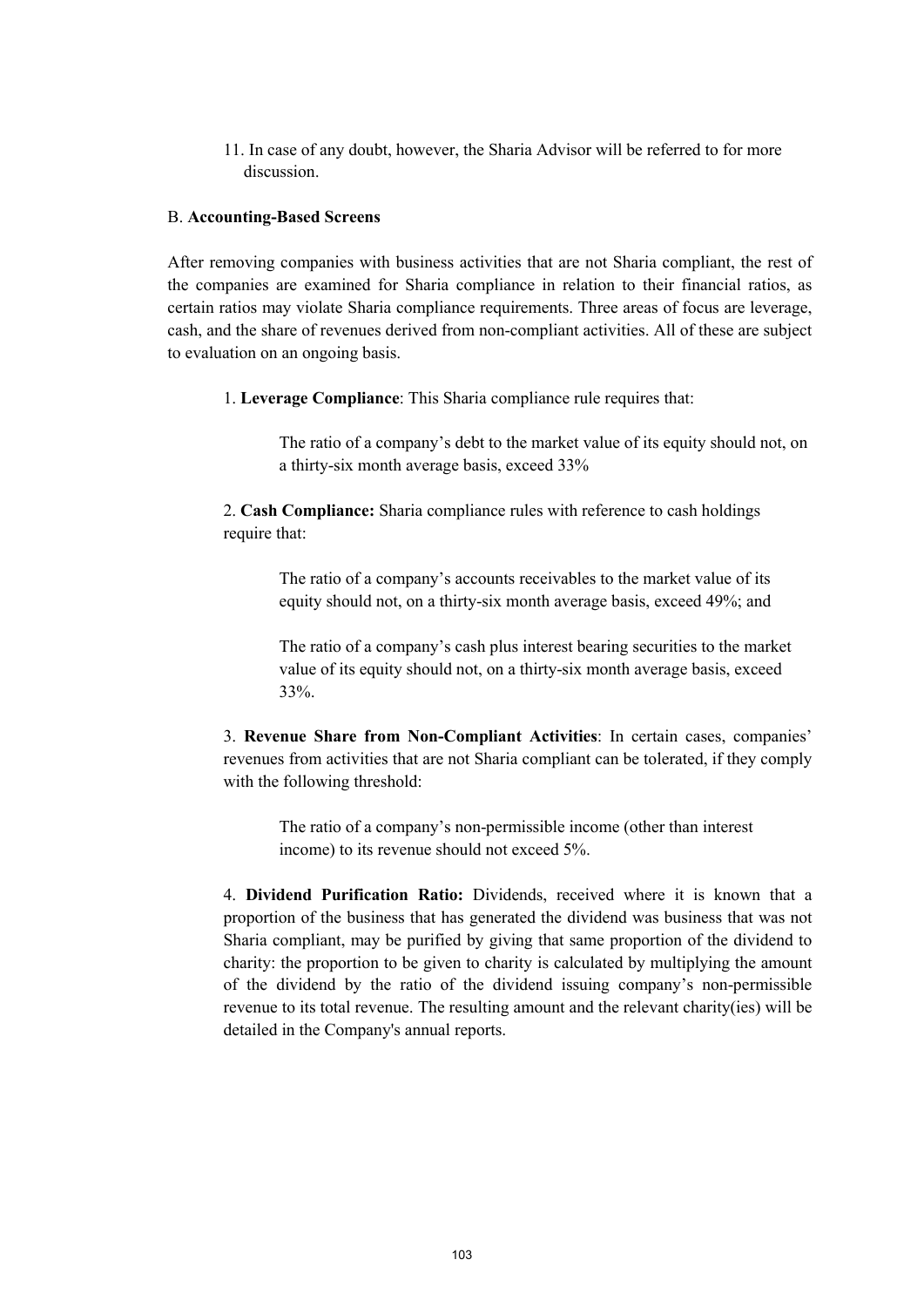11. In case of any doubt, however, the Sharia Advisor will be referred to for more discussion.

B. **Accounting-Based Screens**

After removing companies with business activities that are not Sharia compliant, the rest of the companies are examined for Sharia compliance in relation to their financial ratios, as certain ratios may violate Sharia compliance requirements. Three areas of focus are leverage, cash, and the share of revenues derived from non-compliant activities. All of these are subject to evaluation on an ongoing basis.

1. **Leverage Compliance**: This Sharia compliance rule requires that:

> The ratio of a company's debt to the market value of its equity should not, on a thirty-six month average basis, exceed 33%

2. **Cash Compliance:** Sharia compliance rules with reference to cash holdings require that:

> The ratio of a company's accounts receivables to the market value of its equity should not, on a thirty-six month average basis, exceed 49%; and
>
> The ratio of a company's cash plus interest bearing securities to the market value of its equity should not, on a thirty-six month average basis, exceed 33%.

3. **Revenue Share from Non-Compliant Activities**: In certain cases, companies' revenues from activities that are not Sharia compliant can be tolerated, if they comply with the following threshold:

> The ratio of a company's non-permissible income (other than interest income) to its revenue should not exceed 5%.

4. **Dividend Purification Ratio:** Dividends, received where it is known that a proportion of the business that has generated the dividend was business that was not Sharia compliant, may be purified by giving that same proportion of the dividend to charity: the proportion to be given to charity is calculated by multiplying the amount of the dividend by the ratio of the dividend issuing company's non-permissible revenue to its total revenue. The resulting amount and the relevant charity(ies) will be detailed in the Company's annual reports.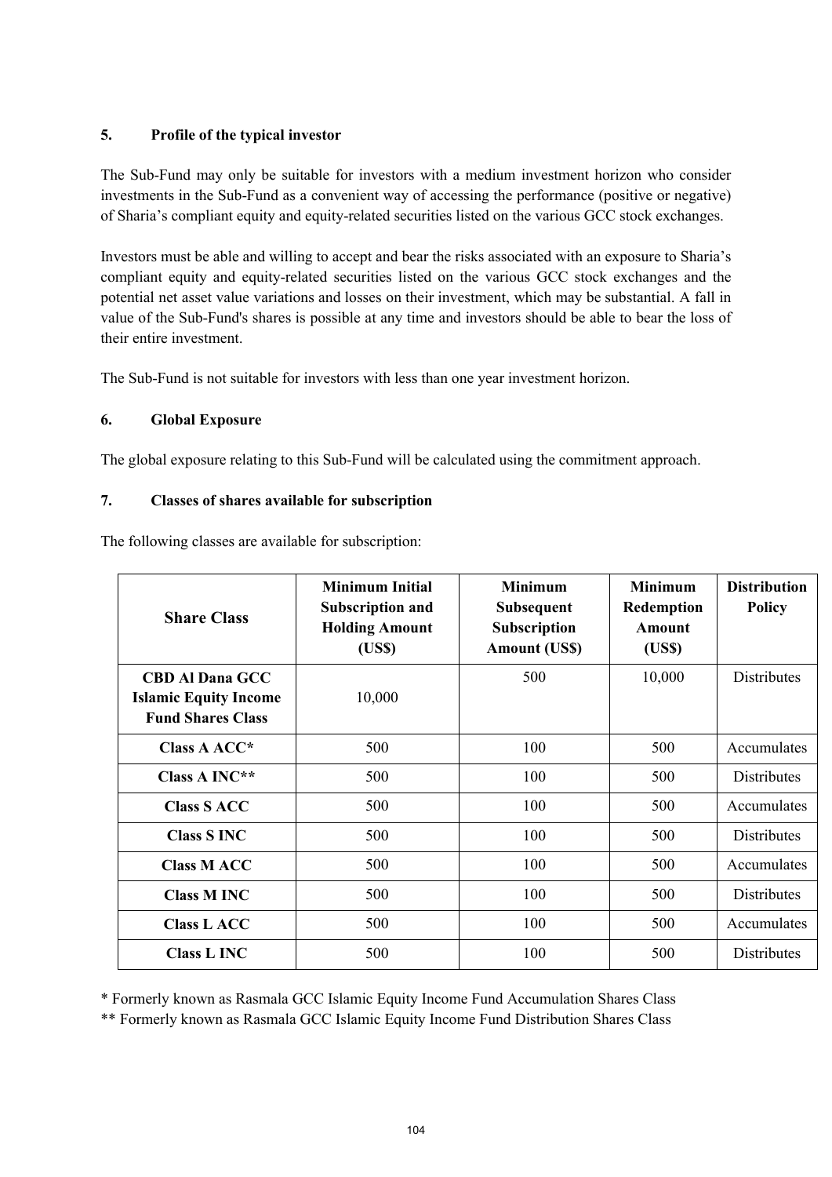### 5. Profile of the typical investor

The Sub-Fund may only be suitable for investors with a medium investment horizon who consider investments in the Sub-Fund as a convenient way of accessing the performance (positive or negative) of Sharia's compliant equity and equity-related securities listed on the various GCC stock exchanges.

Investors must be able and willing to accept and bear the risks associated with an exposure to Sharia's compliant equity and equity-related securities listed on the various GCC stock exchanges and the potential net asset value variations and losses on their investment, which may be substantial. A fall in value of the Sub-Fund's shares is possible at any time and investors should be able to bear the loss of their entire investment.

The Sub-Fund is not suitable for investors with less than one year investment horizon.

### 6. Global Exposure

The global exposure relating to this Sub-Fund will be calculated using the commitment approach.

### 7. Classes of shares available for subscription

The following classes are available for subscription:

| Share Class | Minimum Initial Subscription and Holding Amount (US$) | Minimum Subsequent Subscription Amount (US$) | Minimum Redemption Amount (US$) | Distribution Policy |
|---|---|---|---|---|
| **CBD Al Dana GCC Islamic Equity Income Fund Shares Class** | 10,000 | 500 | 10,000 | Distributes |
| **Class A ACC*** | 500 | 100 | 500 | Accumulates |
| **Class A INC**** | 500 | 100 | 500 | Distributes |
| **Class S ACC** | 500 | 100 | 500 | Accumulates |
| **Class S INC** | 500 | 100 | 500 | Distributes |
| **Class M ACC** | 500 | 100 | 500 | Accumulates |
| **Class M INC** | 500 | 100 | 500 | Distributes |
| **Class L ACC** | 500 | 100 | 500 | Accumulates |
| **Class L INC** | 500 | 100 | 500 | Distributes |

* Formerly known as Rasmala GCC Islamic Equity Income Fund Accumulation Shares Class
** Formerly known as Rasmala GCC Islamic Equity Income Fund Distribution Shares Class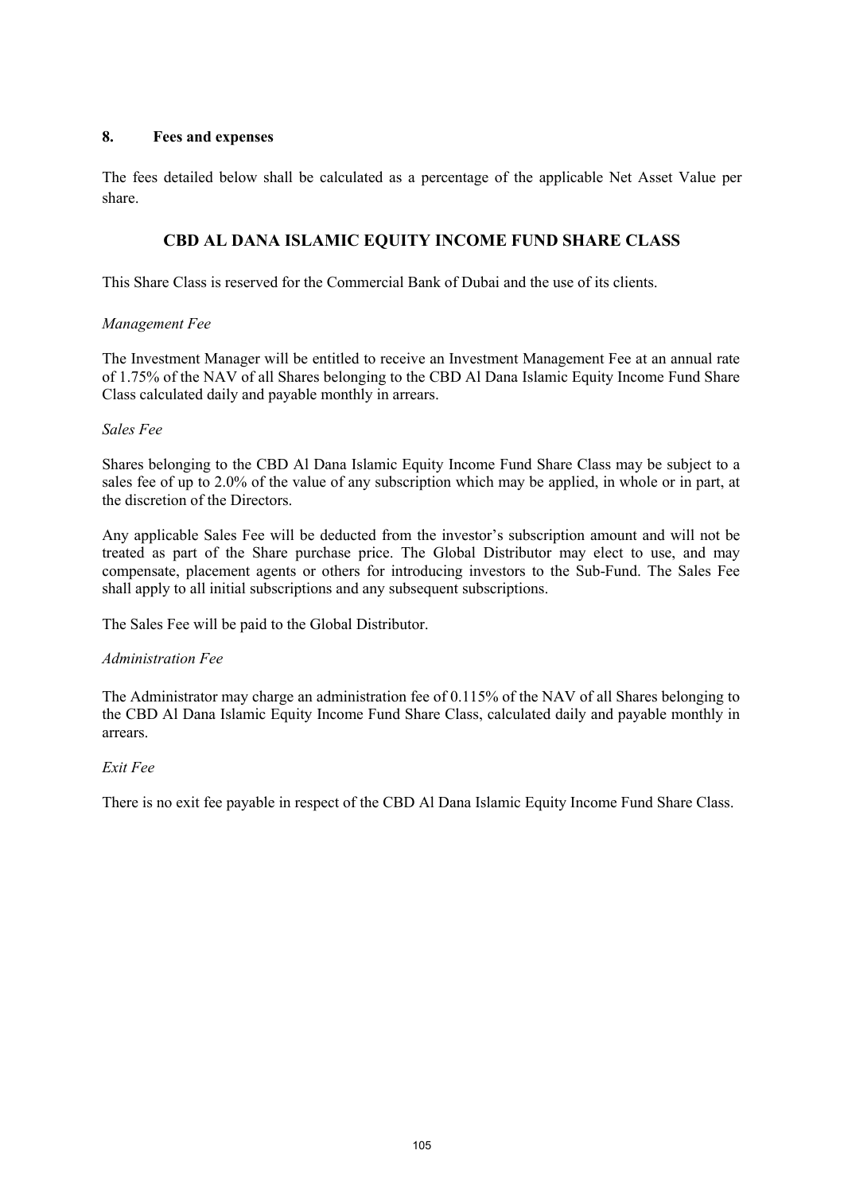## 8. Fees and expenses

The fees detailed below shall be calculated as a percentage of the applicable Net Asset Value per share.

### CBD AL DANA ISLAMIC EQUITY INCOME FUND SHARE CLASS

This Share Class is reserved for the Commercial Bank of Dubai and the use of its clients.

*Management Fee*

The Investment Manager will be entitled to receive an Investment Management Fee at an annual rate of 1.75% of the NAV of all Shares belonging to the CBD Al Dana Islamic Equity Income Fund Share Class calculated daily and payable monthly in arrears.

*Sales Fee*

Shares belonging to the CBD Al Dana Islamic Equity Income Fund Share Class may be subject to a sales fee of up to 2.0% of the value of any subscription which may be applied, in whole or in part, at the discretion of the Directors.

Any applicable Sales Fee will be deducted from the investor's subscription amount and will not be treated as part of the Share purchase price. The Global Distributor may elect to use, and may compensate, placement agents or others for introducing investors to the Sub-Fund. The Sales Fee shall apply to all initial subscriptions and any subsequent subscriptions.

The Sales Fee will be paid to the Global Distributor.

*Administration Fee*

The Administrator may charge an administration fee of 0.115% of the NAV of all Shares belonging to the CBD Al Dana Islamic Equity Income Fund Share Class, calculated daily and payable monthly in arrears.

*Exit Fee*

There is no exit fee payable in respect of the CBD Al Dana Islamic Equity Income Fund Share Class.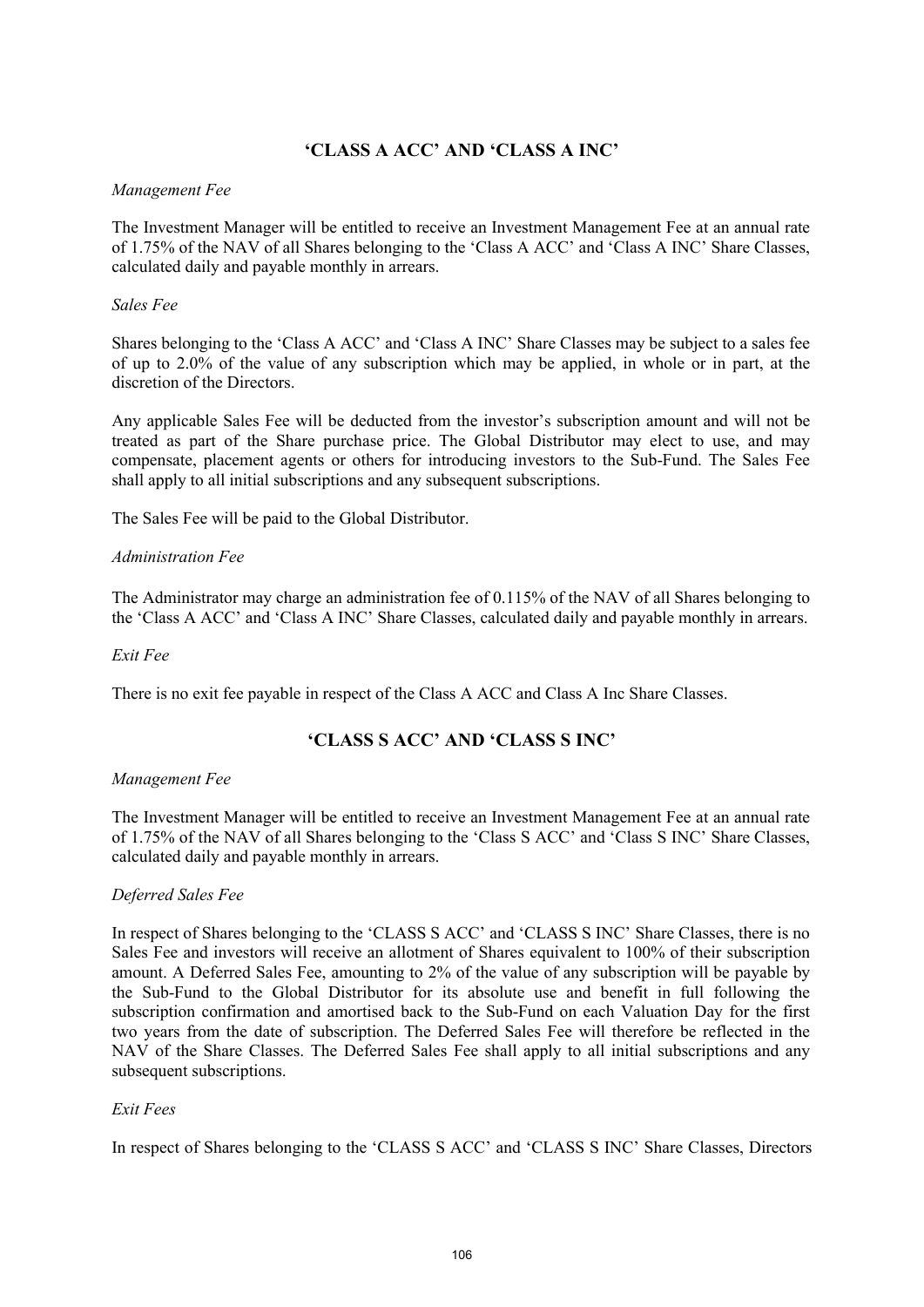## 'CLASS A ACC' AND 'CLASS A INC'

*Management Fee*

The Investment Manager will be entitled to receive an Investment Management Fee at an annual rate of 1.75% of the NAV of all Shares belonging to the 'Class A ACC' and 'Class A INC' Share Classes, calculated daily and payable monthly in arrears.

*Sales Fee*

Shares belonging to the 'Class A ACC' and 'Class A INC' Share Classes may be subject to a sales fee of up to 2.0% of the value of any subscription which may be applied, in whole or in part, at the discretion of the Directors.

Any applicable Sales Fee will be deducted from the investor's subscription amount and will not be treated as part of the Share purchase price. The Global Distributor may elect to use, and may compensate, placement agents or others for introducing investors to the Sub-Fund. The Sales Fee shall apply to all initial subscriptions and any subsequent subscriptions.

The Sales Fee will be paid to the Global Distributor.

*Administration Fee*

The Administrator may charge an administration fee of 0.115% of the NAV of all Shares belonging to the 'Class A ACC' and 'Class A INC' Share Classes, calculated daily and payable monthly in arrears.

*Exit Fee*

There is no exit fee payable in respect of the Class A ACC and Class A Inc Share Classes.

## 'CLASS S ACC' AND 'CLASS S INC'

*Management Fee*

The Investment Manager will be entitled to receive an Investment Management Fee at an annual rate of 1.75% of the NAV of all Shares belonging to the 'Class S ACC' and 'Class S INC' Share Classes, calculated daily and payable monthly in arrears.

*Deferred Sales Fee*

In respect of Shares belonging to the 'CLASS S ACC' and 'CLASS S INC' Share Classes, there is no Sales Fee and investors will receive an allotment of Shares equivalent to 100% of their subscription amount. A Deferred Sales Fee, amounting to 2% of the value of any subscription will be payable by the Sub-Fund to the Global Distributor for its absolute use and benefit in full following the subscription confirmation and amortised back to the Sub-Fund on each Valuation Day for the first two years from the date of subscription. The Deferred Sales Fee will therefore be reflected in the NAV of the Share Classes. The Deferred Sales Fee shall apply to all initial subscriptions and any subsequent subscriptions.

*Exit Fees*

In respect of Shares belonging to the 'CLASS S ACC' and 'CLASS S INC' Share Classes, Directors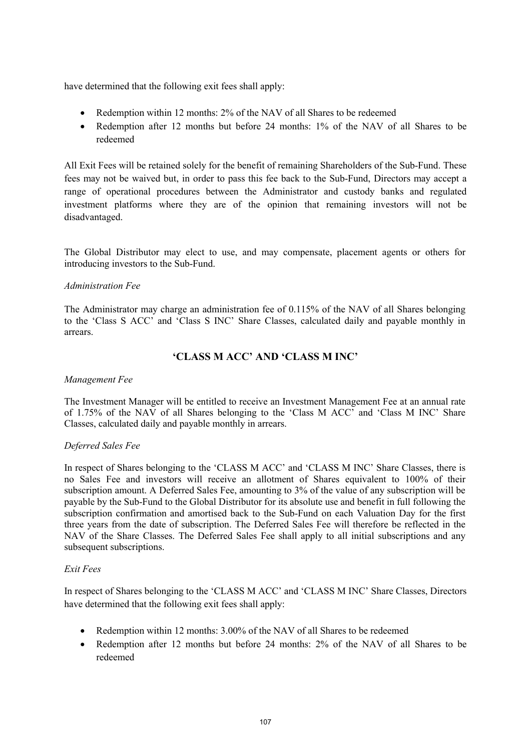have determined that the following exit fees shall apply:

- Redemption within 12 months: 2% of the NAV of all Shares to be redeemed
- Redemption after 12 months but before 24 months: 1% of the NAV of all Shares to be redeemed

All Exit Fees will be retained solely for the benefit of remaining Shareholders of the Sub-Fund. These fees may not be waived but, in order to pass this fee back to the Sub-Fund, Directors may accept a range of operational procedures between the Administrator and custody banks and regulated investment platforms where they are of the opinion that remaining investors will not be disadvantaged.

The Global Distributor may elect to use, and may compensate, placement agents or others for introducing investors to the Sub-Fund.

*Administration Fee*

The Administrator may charge an administration fee of 0.115% of the NAV of all Shares belonging to the 'Class S ACC' and 'Class S INC' Share Classes, calculated daily and payable monthly in arrears.

## 'CLASS M ACC' AND 'CLASS M INC'

*Management Fee*

The Investment Manager will be entitled to receive an Investment Management Fee at an annual rate of 1.75% of the NAV of all Shares belonging to the 'Class M ACC' and 'Class M INC' Share Classes, calculated daily and payable monthly in arrears.

*Deferred Sales Fee*

In respect of Shares belonging to the 'CLASS M ACC' and 'CLASS M INC' Share Classes, there is no Sales Fee and investors will receive an allotment of Shares equivalent to 100% of their subscription amount. A Deferred Sales Fee, amounting to 3% of the value of any subscription will be payable by the Sub-Fund to the Global Distributor for its absolute use and benefit in full following the subscription confirmation and amortised back to the Sub-Fund on each Valuation Day for the first three years from the date of subscription. The Deferred Sales Fee will therefore be reflected in the NAV of the Share Classes. The Deferred Sales Fee shall apply to all initial subscriptions and any subsequent subscriptions.

*Exit Fees*

In respect of Shares belonging to the 'CLASS M ACC' and 'CLASS M INC' Share Classes, Directors have determined that the following exit fees shall apply:

- Redemption within 12 months: 3.00% of the NAV of all Shares to be redeemed
- Redemption after 12 months but before 24 months: 2% of the NAV of all Shares to be redeemed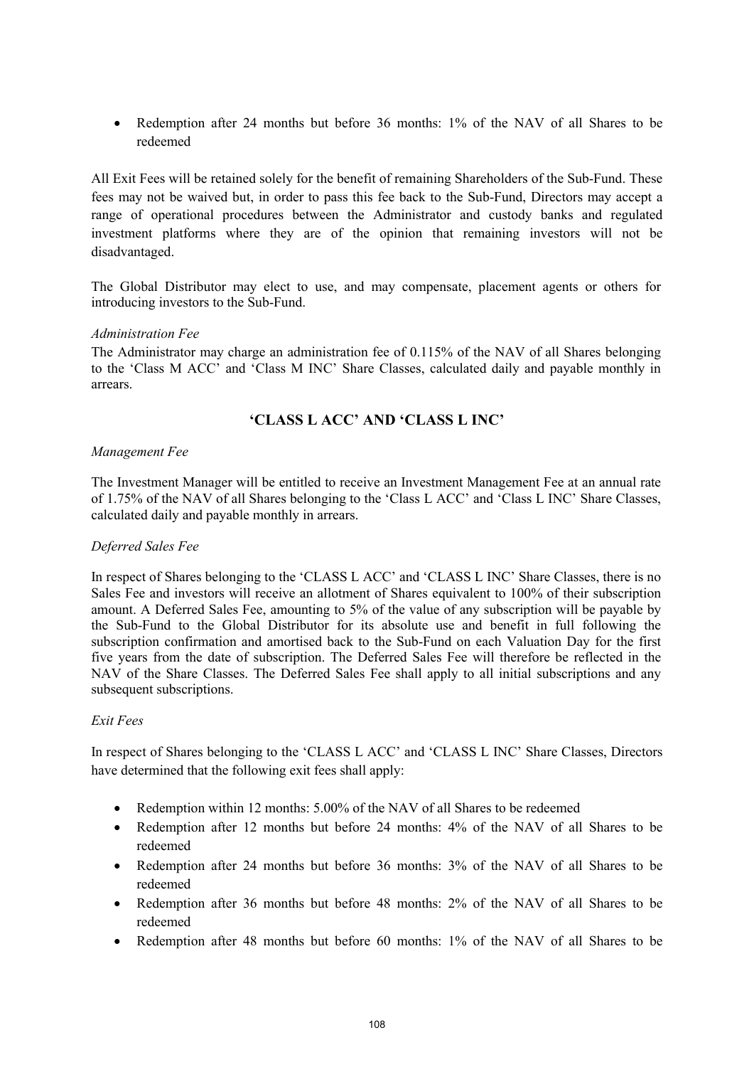- Redemption after 24 months but before 36 months: 1% of the NAV of all Shares to be redeemed

All Exit Fees will be retained solely for the benefit of remaining Shareholders of the Sub-Fund. These fees may not be waived but, in order to pass this fee back to the Sub-Fund, Directors may accept a range of operational procedures between the Administrator and custody banks and regulated investment platforms where they are of the opinion that remaining investors will not be disadvantaged.

The Global Distributor may elect to use, and may compensate, placement agents or others for introducing investors to the Sub-Fund.

*Administration Fee*

The Administrator may charge an administration fee of 0.115% of the NAV of all Shares belonging to the 'Class M ACC' and 'Class M INC' Share Classes, calculated daily and payable monthly in arrears.

## 'CLASS L ACC' AND 'CLASS L INC'

*Management Fee*

The Investment Manager will be entitled to receive an Investment Management Fee at an annual rate of 1.75% of the NAV of all Shares belonging to the 'Class L ACC' and 'Class L INC' Share Classes, calculated daily and payable monthly in arrears.

*Deferred Sales Fee*

In respect of Shares belonging to the 'CLASS L ACC' and 'CLASS L INC' Share Classes, there is no Sales Fee and investors will receive an allotment of Shares equivalent to 100% of their subscription amount. A Deferred Sales Fee, amounting to 5% of the value of any subscription will be payable by the Sub-Fund to the Global Distributor for its absolute use and benefit in full following the subscription confirmation and amortised back to the Sub-Fund on each Valuation Day for the first five years from the date of subscription. The Deferred Sales Fee will therefore be reflected in the NAV of the Share Classes. The Deferred Sales Fee shall apply to all initial subscriptions and any subsequent subscriptions.

*Exit Fees*

In respect of Shares belonging to the 'CLASS L ACC' and 'CLASS L INC' Share Classes, Directors have determined that the following exit fees shall apply:

- Redemption within 12 months: 5.00% of the NAV of all Shares to be redeemed
- Redemption after 12 months but before 24 months: 4% of the NAV of all Shares to be redeemed
- Redemption after 24 months but before 36 months: 3% of the NAV of all Shares to be redeemed
- Redemption after 36 months but before 48 months: 2% of the NAV of all Shares to be redeemed
- Redemption after 48 months but before 60 months: 1% of the NAV of all Shares to be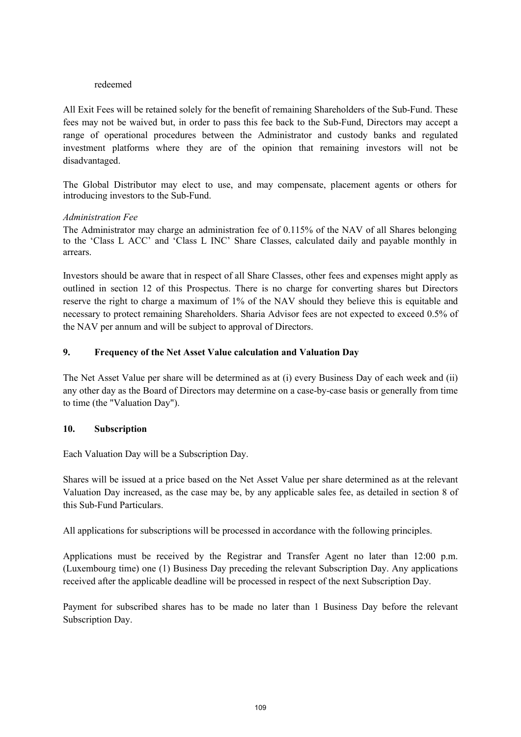redeemed

All Exit Fees will be retained solely for the benefit of remaining Shareholders of the Sub-Fund. These fees may not be waived but, in order to pass this fee back to the Sub-Fund, Directors may accept a range of operational procedures between the Administrator and custody banks and regulated investment platforms where they are of the opinion that remaining investors will not be disadvantaged.

The Global Distributor may elect to use, and may compensate, placement agents or others for introducing investors to the Sub-Fund.

*Administration Fee*
The Administrator may charge an administration fee of 0.115% of the NAV of all Shares belonging to the 'Class L ACC' and 'Class L INC' Share Classes, calculated daily and payable monthly in arrears.

Investors should be aware that in respect of all Share Classes, other fees and expenses might apply as outlined in section 12 of this Prospectus. There is no charge for converting shares but Directors reserve the right to charge a maximum of 1% of the NAV should they believe this is equitable and necessary to protect remaining Shareholders. Sharia Advisor fees are not expected to exceed 0.5% of the NAV per annum and will be subject to approval of Directors.

## 9. Frequency of the Net Asset Value calculation and Valuation Day

The Net Asset Value per share will be determined as at (i) every Business Day of each week and (ii) any other day as the Board of Directors may determine on a case-by-case basis or generally from time to time (the "Valuation Day").

## 10. Subscription

Each Valuation Day will be a Subscription Day.

Shares will be issued at a price based on the Net Asset Value per share determined as at the relevant Valuation Day increased, as the case may be, by any applicable sales fee, as detailed in section 8 of this Sub-Fund Particulars.

All applications for subscriptions will be processed in accordance with the following principles.

Applications must be received by the Registrar and Transfer Agent no later than 12:00 p.m. (Luxembourg time) one (1) Business Day preceding the relevant Subscription Day. Any applications received after the applicable deadline will be processed in respect of the next Subscription Day.

Payment for subscribed shares has to be made no later than 1 Business Day before the relevant Subscription Day.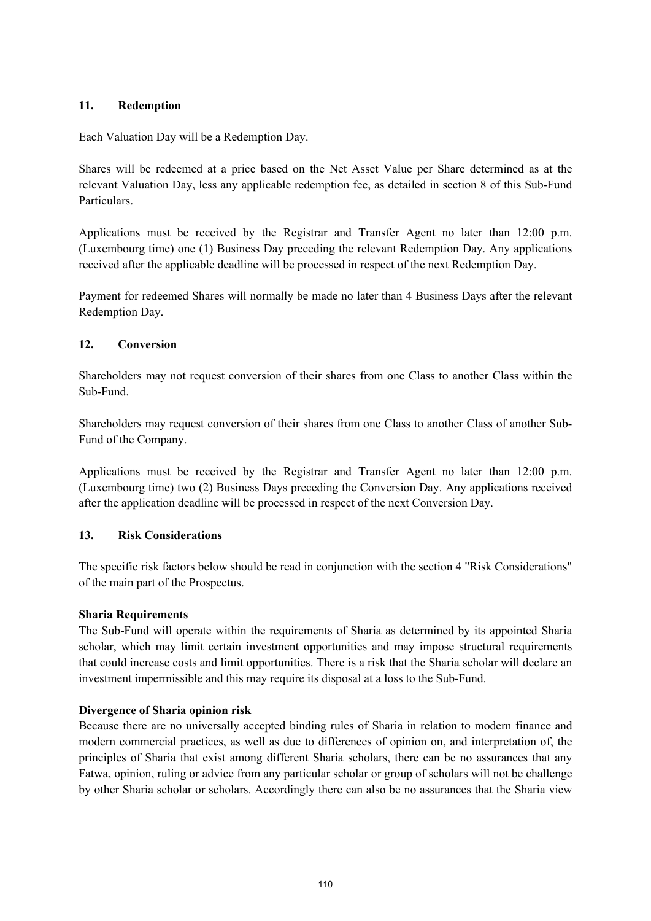## 11. Redemption

Each Valuation Day will be a Redemption Day.

Shares will be redeemed at a price based on the Net Asset Value per Share determined as at the relevant Valuation Day, less any applicable redemption fee, as detailed in section 8 of this Sub-Fund Particulars.

Applications must be received by the Registrar and Transfer Agent no later than 12:00 p.m. (Luxembourg time) one (1) Business Day preceding the relevant Redemption Day. Any applications received after the applicable deadline will be processed in respect of the next Redemption Day.

Payment for redeemed Shares will normally be made no later than 4 Business Days after the relevant Redemption Day.

## 12. Conversion

Shareholders may not request conversion of their shares from one Class to another Class within the Sub-Fund.

Shareholders may request conversion of their shares from one Class to another Class of another Sub-Fund of the Company.

Applications must be received by the Registrar and Transfer Agent no later than 12:00 p.m. (Luxembourg time) two (2) Business Days preceding the Conversion Day. Any applications received after the application deadline will be processed in respect of the next Conversion Day.

## 13. Risk Considerations

The specific risk factors below should be read in conjunction with the section 4 "Risk Considerations" of the main part of the Prospectus.

**Sharia Requirements**
The Sub-Fund will operate within the requirements of Sharia as determined by its appointed Sharia scholar, which may limit certain investment opportunities and may impose structural requirements that could increase costs and limit opportunities. There is a risk that the Sharia scholar will declare an investment impermissible and this may require its disposal at a loss to the Sub-Fund.

**Divergence of Sharia opinion risk**
Because there are no universally accepted binding rules of Sharia in relation to modern finance and modern commercial practices, as well as due to differences of opinion on, and interpretation of, the principles of Sharia that exist among different Sharia scholars, there can be no assurances that any Fatwa, opinion, ruling or advice from any particular scholar or group of scholars will not be challenge by other Sharia scholar or scholars. Accordingly there can also be no assurances that the Sharia view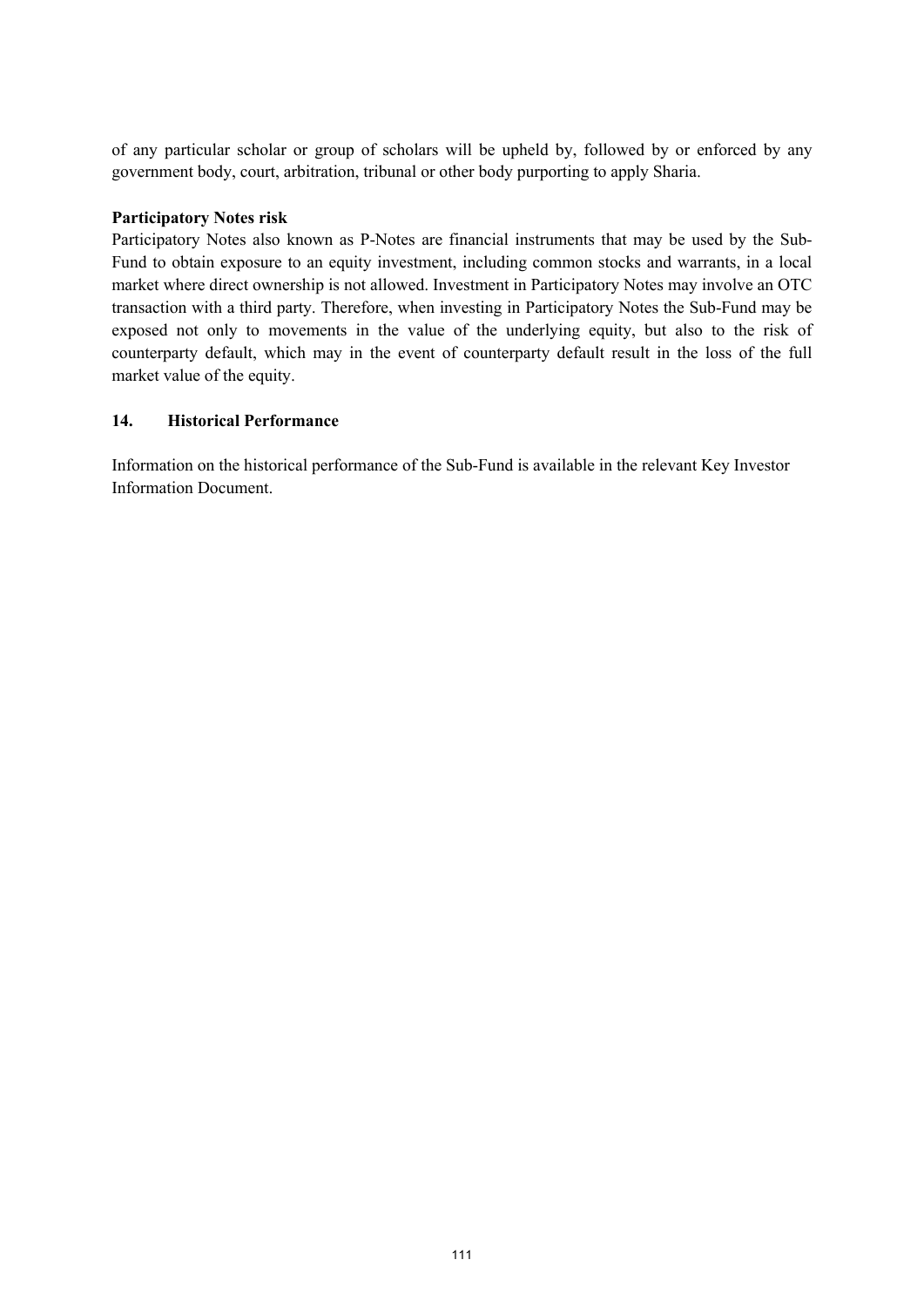of any particular scholar or group of scholars will be upheld by, followed by or enforced by any government body, court, arbitration, tribunal or other body purporting to apply Sharia.

**Participatory Notes risk**

Participatory Notes also known as P-Notes are financial instruments that may be used by the Sub-Fund to obtain exposure to an equity investment, including common stocks and warrants, in a local market where direct ownership is not allowed. Investment in Participatory Notes may involve an OTC transaction with a third party. Therefore, when investing in Participatory Notes the Sub-Fund may be exposed not only to movements in the value of the underlying equity, but also to the risk of counterparty default, which may in the event of counterparty default result in the loss of the full market value of the equity.

## 14. Historical Performance

Information on the historical performance of the Sub-Fund is available in the relevant Key Investor Information Document.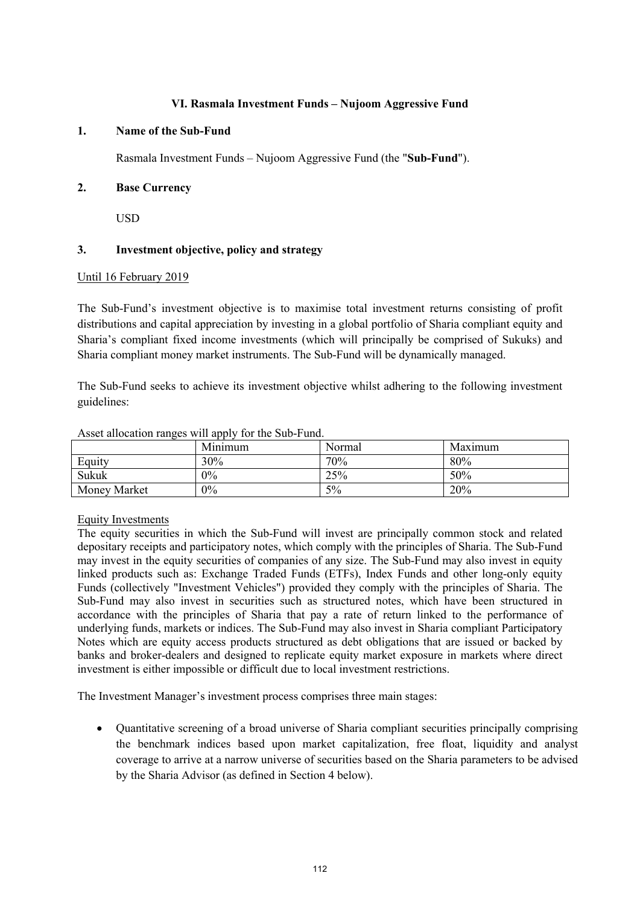## VI. Rasmala Investment Funds – Nujoom Aggressive Fund

### 1. Name of the Sub-Fund

Rasmala Investment Funds – Nujoom Aggressive Fund (the "**Sub-Fund**").

### 2. Base Currency

USD

### 3. Investment objective, policy and strategy

Until 16 February 2019

The Sub-Fund's investment objective is to maximise total investment returns consisting of profit distributions and capital appreciation by investing in a global portfolio of Sharia compliant equity and Sharia's compliant fixed income investments (which will principally be comprised of Sukuks) and Sharia compliant money market instruments. The Sub-Fund will be dynamically managed.

The Sub-Fund seeks to achieve its investment objective whilst adhering to the following investment guidelines:

Asset allocation ranges will apply for the Sub-Fund.

| | Minimum | Normal | Maximum |
|---|---|---|---|
| Equity | 30% | 70% | 80% |
| Sukuk | 0% | 25% | 50% |
| Money Market | 0% | 5% | 20% |

Equity Investments

The equity securities in which the Sub-Fund will invest are principally common stock and related depositary receipts and participatory notes, which comply with the principles of Sharia. The Sub-Fund may invest in the equity securities of companies of any size. The Sub-Fund may also invest in equity linked products such as: Exchange Traded Funds (ETFs), Index Funds and other long-only equity Funds (collectively "Investment Vehicles") provided they comply with the principles of Sharia. The Sub-Fund may also invest in securities such as structured notes, which have been structured in accordance with the principles of Sharia that pay a rate of return linked to the performance of underlying funds, markets or indices. The Sub-Fund may also invest in Sharia compliant Participatory Notes which are equity access products structured as debt obligations that are issued or backed by banks and broker-dealers and designed to replicate equity market exposure in markets where direct investment is either impossible or difficult due to local investment restrictions.

The Investment Manager's investment process comprises three main stages:

- Quantitative screening of a broad universe of Sharia compliant securities principally comprising the benchmark indices based upon market capitalization, free float, liquidity and analyst coverage to arrive at a narrow universe of securities based on the Sharia parameters to be advised by the Sharia Advisor (as defined in Section 4 below).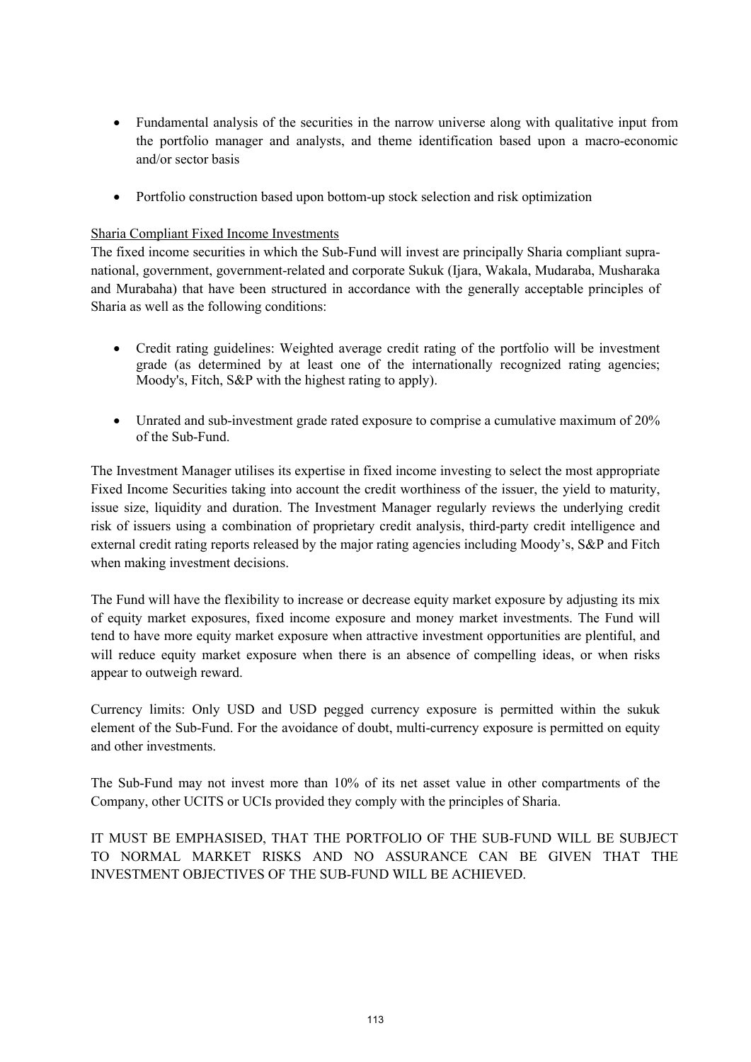- Fundamental analysis of the securities in the narrow universe along with qualitative input from the portfolio manager and analysts, and theme identification based upon a macro-economic and/or sector basis

- Portfolio construction based upon bottom-up stock selection and risk optimization

<u>Sharia Compliant Fixed Income Investments</u>

The fixed income securities in which the Sub-Fund will invest are principally Sharia compliant supra-national, government, government-related and corporate Sukuk (Ijara, Wakala, Mudaraba, Musharaka and Murabaha) that have been structured in accordance with the generally acceptable principles of Sharia as well as the following conditions:

- Credit rating guidelines: Weighted average credit rating of the portfolio will be investment grade (as determined by at least one of the internationally recognized rating agencies; Moody's, Fitch, S&P with the highest rating to apply).

- Unrated and sub-investment grade rated exposure to comprise a cumulative maximum of 20% of the Sub-Fund.

The Investment Manager utilises its expertise in fixed income investing to select the most appropriate Fixed Income Securities taking into account the credit worthiness of the issuer, the yield to maturity, issue size, liquidity and duration. The Investment Manager regularly reviews the underlying credit risk of issuers using a combination of proprietary credit analysis, third-party credit intelligence and external credit rating reports released by the major rating agencies including Moody's, S&P and Fitch when making investment decisions.

The Fund will have the flexibility to increase or decrease equity market exposure by adjusting its mix of equity market exposures, fixed income exposure and money market investments. The Fund will tend to have more equity market exposure when attractive investment opportunities are plentiful, and will reduce equity market exposure when there is an absence of compelling ideas, or when risks appear to outweigh reward.

Currency limits: Only USD and USD pegged currency exposure is permitted within the sukuk element of the Sub-Fund. For the avoidance of doubt, multi-currency exposure is permitted on equity and other investments.

The Sub-Fund may not invest more than 10% of its net asset value in other compartments of the Company, other UCITS or UCIs provided they comply with the principles of Sharia.

IT MUST BE EMPHASISED, THAT THE PORTFOLIO OF THE SUB-FUND WILL BE SUBJECT TO NORMAL MARKET RISKS AND NO ASSURANCE CAN BE GIVEN THAT THE INVESTMENT OBJECTIVES OF THE SUB-FUND WILL BE ACHIEVED.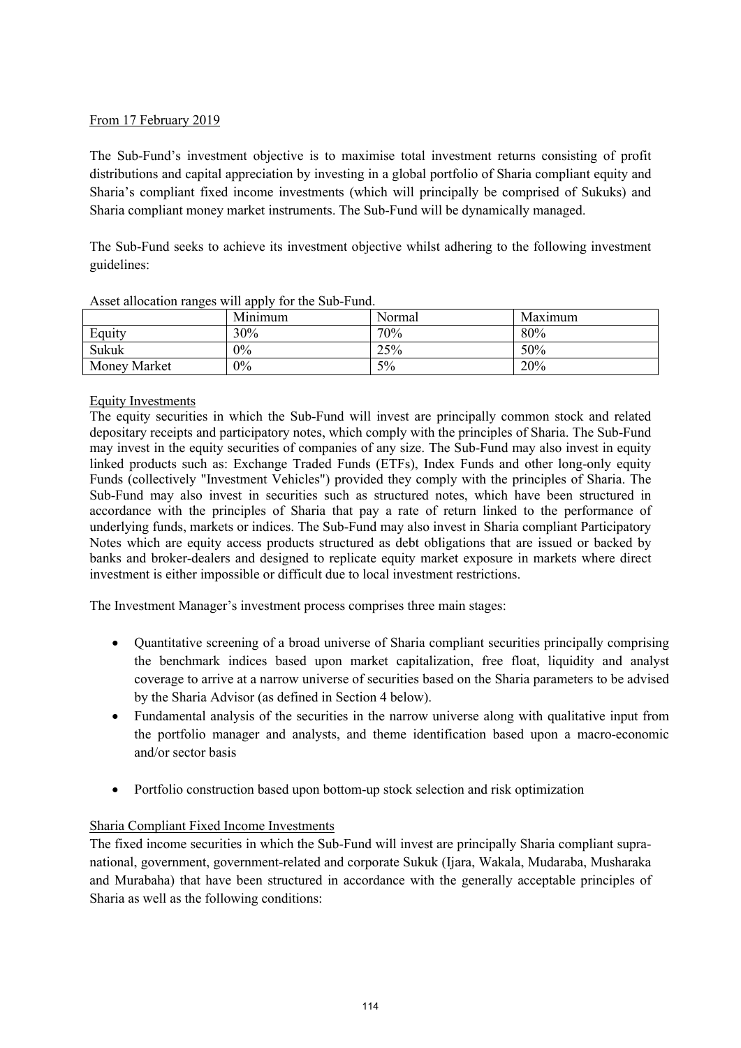From 17 February 2019

The Sub-Fund's investment objective is to maximise total investment returns consisting of profit distributions and capital appreciation by investing in a global portfolio of Sharia compliant equity and Sharia's compliant fixed income investments (which will principally be comprised of Sukuks) and Sharia compliant money market instruments. The Sub-Fund will be dynamically managed.

The Sub-Fund seeks to achieve its investment objective whilst adhering to the following investment guidelines:

Asset allocation ranges will apply for the Sub-Fund.

| | Minimum | Normal | Maximum |
|---|---|---|---|
| Equity | 30% | 70% | 80% |
| Sukuk | 0% | 25% | 50% |
| Money Market | 0% | 5% | 20% |

Equity Investments

The equity securities in which the Sub-Fund will invest are principally common stock and related depositary receipts and participatory notes, which comply with the principles of Sharia. The Sub-Fund may invest in the equity securities of companies of any size. The Sub-Fund may also invest in equity linked products such as: Exchange Traded Funds (ETFs), Index Funds and other long-only equity Funds (collectively "Investment Vehicles") provided they comply with the principles of Sharia. The Sub-Fund may also invest in securities such as structured notes, which have been structured in accordance with the principles of Sharia that pay a rate of return linked to the performance of underlying funds, markets or indices. The Sub-Fund may also invest in Sharia compliant Participatory Notes which are equity access products structured as debt obligations that are issued or backed by banks and broker-dealers and designed to replicate equity market exposure in markets where direct investment is either impossible or difficult due to local investment restrictions.

The Investment Manager's investment process comprises three main stages:

- Quantitative screening of a broad universe of Sharia compliant securities principally comprising the benchmark indices based upon market capitalization, free float, liquidity and analyst coverage to arrive at a narrow universe of securities based on the Sharia parameters to be advised by the Sharia Advisor (as defined in Section 4 below).
- Fundamental analysis of the securities in the narrow universe along with qualitative input from the portfolio manager and analysts, and theme identification based upon a macro-economic and/or sector basis
- Portfolio construction based upon bottom-up stock selection and risk optimization

Sharia Compliant Fixed Income Investments

The fixed income securities in which the Sub-Fund will invest are principally Sharia compliant supra-national, government, government-related and corporate Sukuk (Ijara, Wakala, Mudaraba, Musharaka and Murabaha) that have been structured in accordance with the generally acceptable principles of Sharia as well as the following conditions: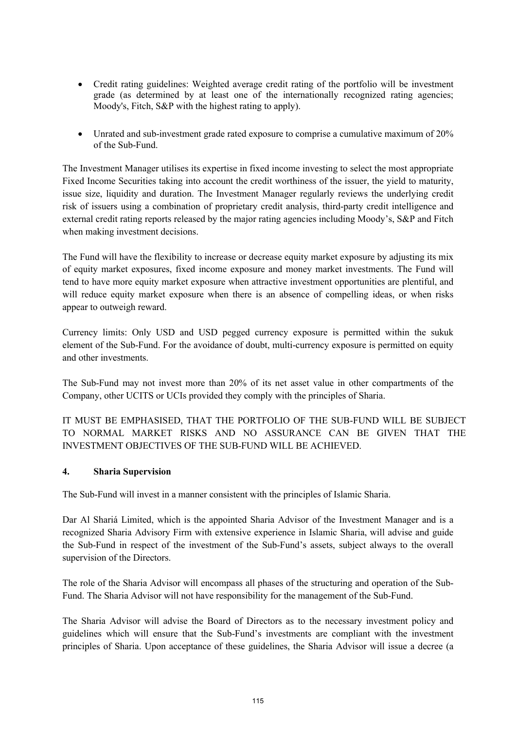- Credit rating guidelines: Weighted average credit rating of the portfolio will be investment grade (as determined by at least one of the internationally recognized rating agencies; Moody's, Fitch, S&P with the highest rating to apply).

- Unrated and sub-investment grade rated exposure to comprise a cumulative maximum of 20% of the Sub-Fund.

The Investment Manager utilises its expertise in fixed income investing to select the most appropriate Fixed Income Securities taking into account the credit worthiness of the issuer, the yield to maturity, issue size, liquidity and duration. The Investment Manager regularly reviews the underlying credit risk of issuers using a combination of proprietary credit analysis, third-party credit intelligence and external credit rating reports released by the major rating agencies including Moody's, S&P and Fitch when making investment decisions.

The Fund will have the flexibility to increase or decrease equity market exposure by adjusting its mix of equity market exposures, fixed income exposure and money market investments. The Fund will tend to have more equity market exposure when attractive investment opportunities are plentiful, and will reduce equity market exposure when there is an absence of compelling ideas, or when risks appear to outweigh reward.

Currency limits: Only USD and USD pegged currency exposure is permitted within the sukuk element of the Sub-Fund. For the avoidance of doubt, multi-currency exposure is permitted on equity and other investments.

The Sub-Fund may not invest more than 20% of its net asset value in other compartments of the Company, other UCITS or UCIs provided they comply with the principles of Sharia.

IT MUST BE EMPHASISED, THAT THE PORTFOLIO OF THE SUB-FUND WILL BE SUBJECT TO NORMAL MARKET RISKS AND NO ASSURANCE CAN BE GIVEN THAT THE INVESTMENT OBJECTIVES OF THE SUB-FUND WILL BE ACHIEVED.

## 4. Sharia Supervision

The Sub-Fund will invest in a manner consistent with the principles of Islamic Sharia.

Dar Al Shariá Limited, which is the appointed Sharia Advisor of the Investment Manager and is a recognized Sharia Advisory Firm with extensive experience in Islamic Sharia, will advise and guide the Sub-Fund in respect of the investment of the Sub-Fund's assets, subject always to the overall supervision of the Directors.

The role of the Sharia Advisor will encompass all phases of the structuring and operation of the Sub-Fund. The Sharia Advisor will not have responsibility for the management of the Sub-Fund.

The Sharia Advisor will advise the Board of Directors as to the necessary investment policy and guidelines which will ensure that the Sub-Fund's investments are compliant with the investment principles of Sharia. Upon acceptance of these guidelines, the Sharia Advisor will issue a decree (a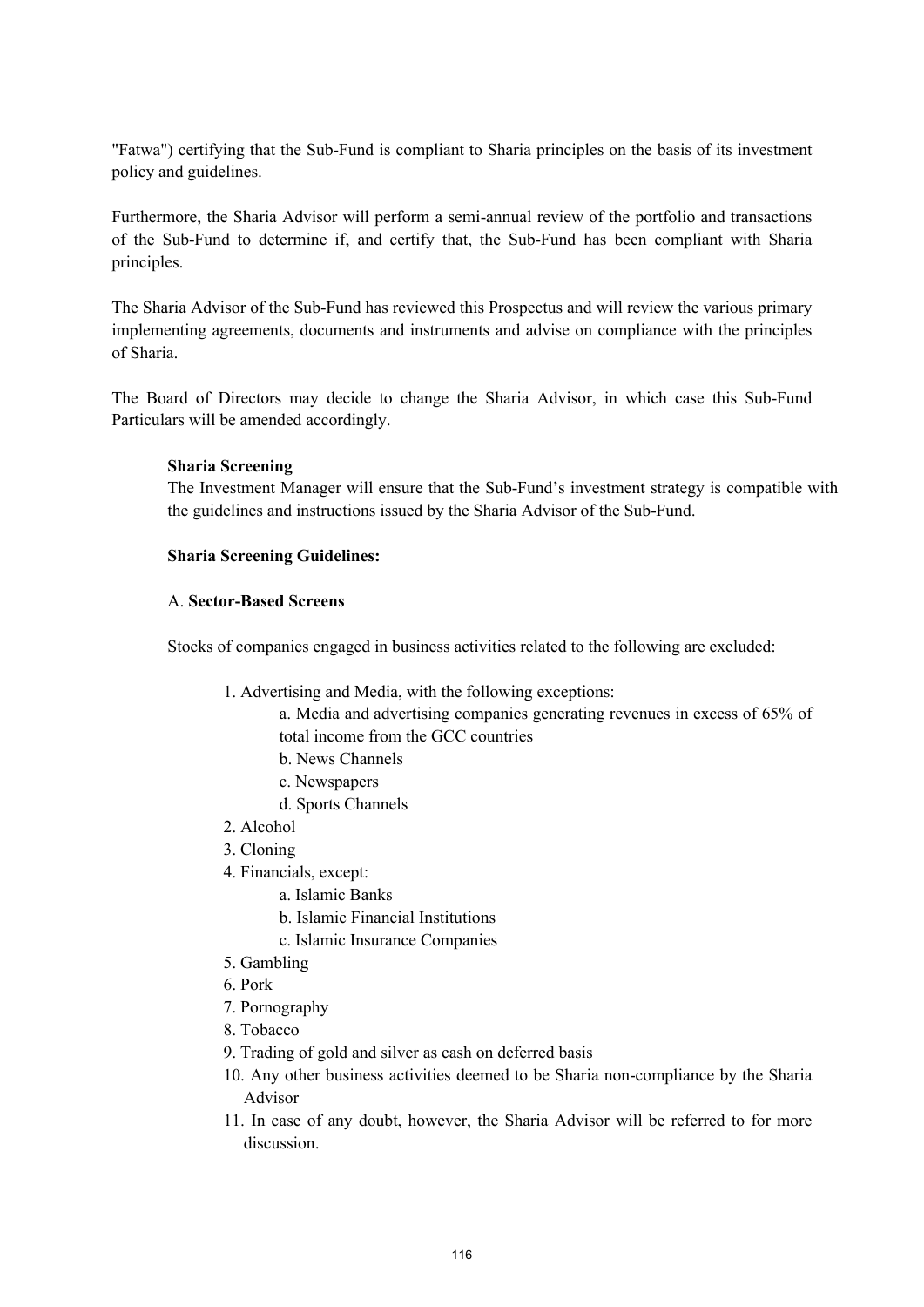"Fatwa") certifying that the Sub-Fund is compliant to Sharia principles on the basis of its investment policy and guidelines.

Furthermore, the Sharia Advisor will perform a semi-annual review of the portfolio and transactions of the Sub-Fund to determine if, and certify that, the Sub-Fund has been compliant with Sharia principles.

The Sharia Advisor of the Sub-Fund has reviewed this Prospectus and will review the various primary implementing agreements, documents and instruments and advise on compliance with the principles of Sharia.

The Board of Directors may decide to change the Sharia Advisor, in which case this Sub-Fund Particulars will be amended accordingly.

**Sharia Screening**

The Investment Manager will ensure that the Sub-Fund's investment strategy is compatible with the guidelines and instructions issued by the Sharia Advisor of the Sub-Fund.

**Sharia Screening Guidelines:**

A. **Sector-Based Screens**

Stocks of companies engaged in business activities related to the following are excluded:

1. Advertising and Media, with the following exceptions:
    a. Media and advertising companies generating revenues in excess of 65% of total income from the GCC countries
    b. News Channels
    c. Newspapers
    d. Sports Channels
2. Alcohol
3. Cloning
4. Financials, except:
    a. Islamic Banks
    b. Islamic Financial Institutions
    c. Islamic Insurance Companies
5. Gambling
6. Pork
7. Pornography
8. Tobacco
9. Trading of gold and silver as cash on deferred basis
10. Any other business activities deemed to be Sharia non-compliance by the Sharia Advisor
11. In case of any doubt, however, the Sharia Advisor will be referred to for more discussion.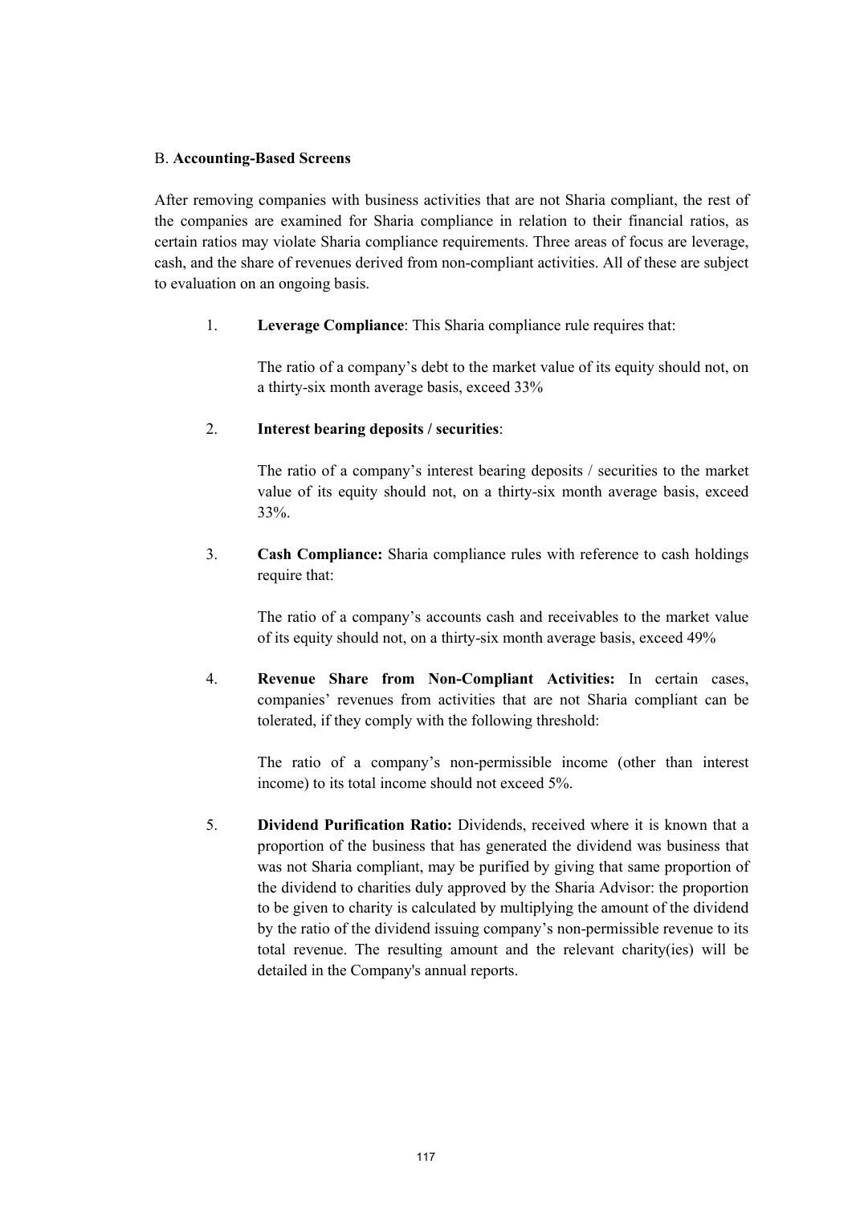B. **Accounting-Based Screens**

After removing companies with business activities that are not Sharia compliant, the rest of the companies are examined for Sharia compliance in relation to their financial ratios, as certain ratios may violate Sharia compliance requirements. Three areas of focus are leverage, cash, and the share of revenues derived from non-compliant activities. All of these are subject to evaluation on an ongoing basis.

1. **Leverage Compliance**: This Sharia compliance rule requires that:

   The ratio of a company's debt to the market value of its equity should not, on a thirty-six month average basis, exceed 33%

2. **Interest bearing deposits / securities**:

   The ratio of a company's interest bearing deposits / securities to the market value of its equity should not, on a thirty-six month average basis, exceed 33%.

3. **Cash Compliance:** Sharia compliance rules with reference to cash holdings require that:

   The ratio of a company's accounts cash and receivables to the market value of its equity should not, on a thirty-six month average basis, exceed 49%

4. **Revenue Share from Non-Compliant Activities:** In certain cases, companies' revenues from activities that are not Sharia compliant can be tolerated, if they comply with the following threshold:

   The ratio of a company's non-permissible income (other than interest income) to its total income should not exceed 5%.

5. **Dividend Purification Ratio:** Dividends, received where it is known that a proportion of the business that has generated the dividend was business that was not Sharia compliant, may be purified by giving that same proportion of the dividend to charities duly approved by the Sharia Advisor: the proportion to be given to charity is calculated by multiplying the amount of the dividend by the ratio of the dividend issuing company's non-permissible revenue to its total revenue. The resulting amount and the relevant charity(ies) will be detailed in the Company's annual reports.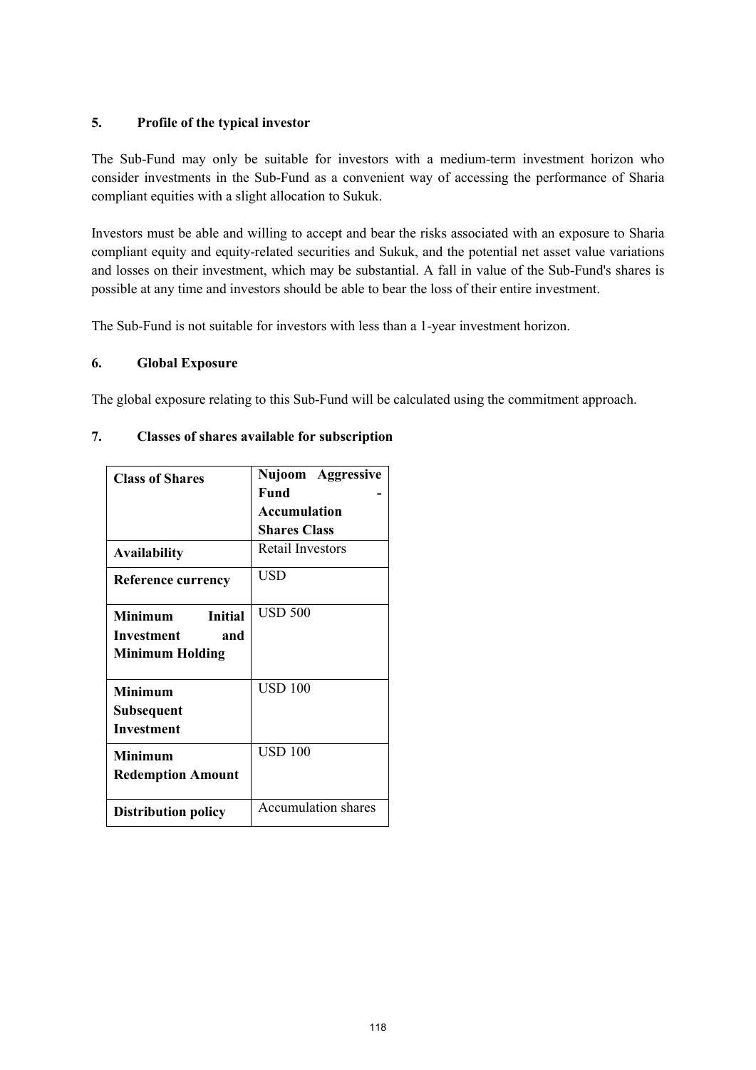## 5. Profile of the typical investor

The Sub-Fund may only be suitable for investors with a medium-term investment horizon who consider investments in the Sub-Fund as a convenient way of accessing the performance of Sharia compliant equities with a slight allocation to Sukuk.

Investors must be able and willing to accept and bear the risks associated with an exposure to Sharia compliant equity and equity-related securities and Sukuk, and the potential net asset value variations and losses on their investment, which may be substantial. A fall in value of the Sub-Fund's shares is possible at any time and investors should be able to bear the loss of their entire investment.

The Sub-Fund is not suitable for investors with less than a 1-year investment horizon.

## 6. Global Exposure

The global exposure relating to this Sub-Fund will be calculated using the commitment approach.

## 7. Classes of shares available for subscription

| **Class of Shares** | **Nujoom Aggressive Fund - Accumulation Shares Class** |
|---|---|
| **Availability** | Retail Investors |
| **Reference currency** | USD |
| **Minimum Initial Investment and Minimum Holding** | USD 500 |
| **Minimum Subsequent Investment** | USD 100 |
| **Minimum Redemption Amount** | USD 100 |
| **Distribution policy** | Accumulation shares |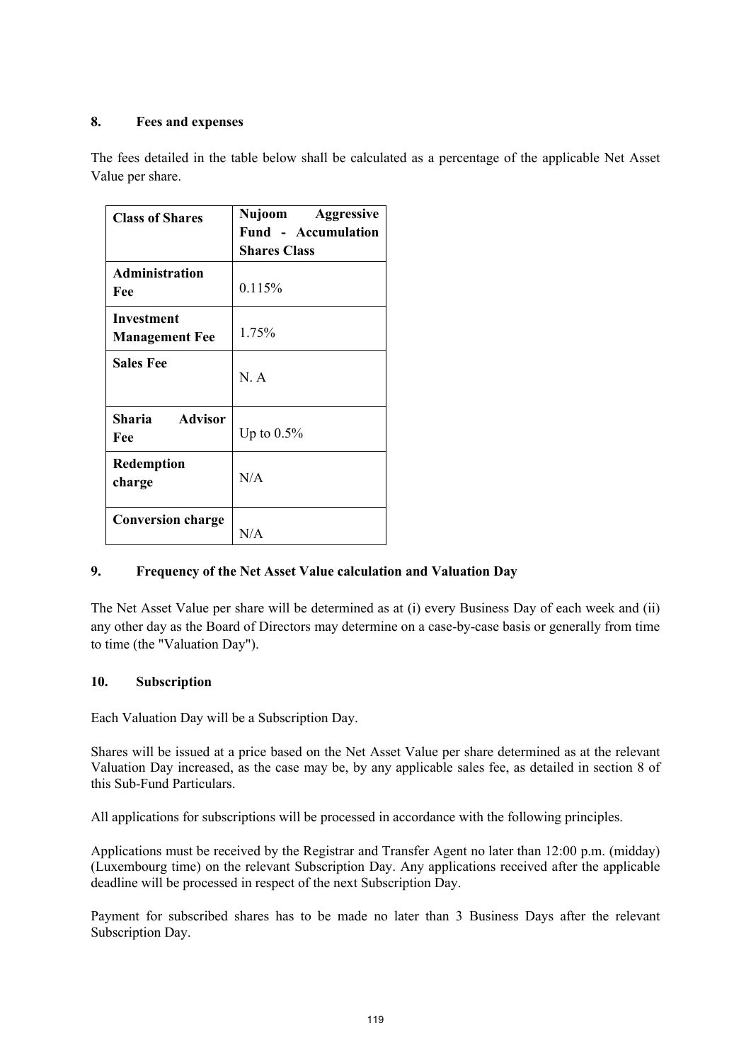## 8. Fees and expenses

The fees detailed in the table below shall be calculated as a percentage of the applicable Net Asset Value per share.

| Class of Shares | Nujoom Aggressive Fund - Accumulation Shares Class |
|---|---|
| Administration Fee | 0.115% |
| Investment Management Fee | 1.75% |
| Sales Fee | N. A |
| Sharia Advisor Fee | Up to 0.5% |
| Redemption charge | N/A |
| Conversion charge | N/A |

## 9. Frequency of the Net Asset Value calculation and Valuation Day

The Net Asset Value per share will be determined as at (i) every Business Day of each week and (ii) any other day as the Board of Directors may determine on a case-by-case basis or generally from time to time (the "Valuation Day").

## 10. Subscription

Each Valuation Day will be a Subscription Day.

Shares will be issued at a price based on the Net Asset Value per share determined as at the relevant Valuation Day increased, as the case may be, by any applicable sales fee, as detailed in section 8 of this Sub-Fund Particulars.

All applications for subscriptions will be processed in accordance with the following principles.

Applications must be received by the Registrar and Transfer Agent no later than 12:00 p.m. (midday) (Luxembourg time) on the relevant Subscription Day. Any applications received after the applicable deadline will be processed in respect of the next Subscription Day.

Payment for subscribed shares has to be made no later than 3 Business Days after the relevant Subscription Day.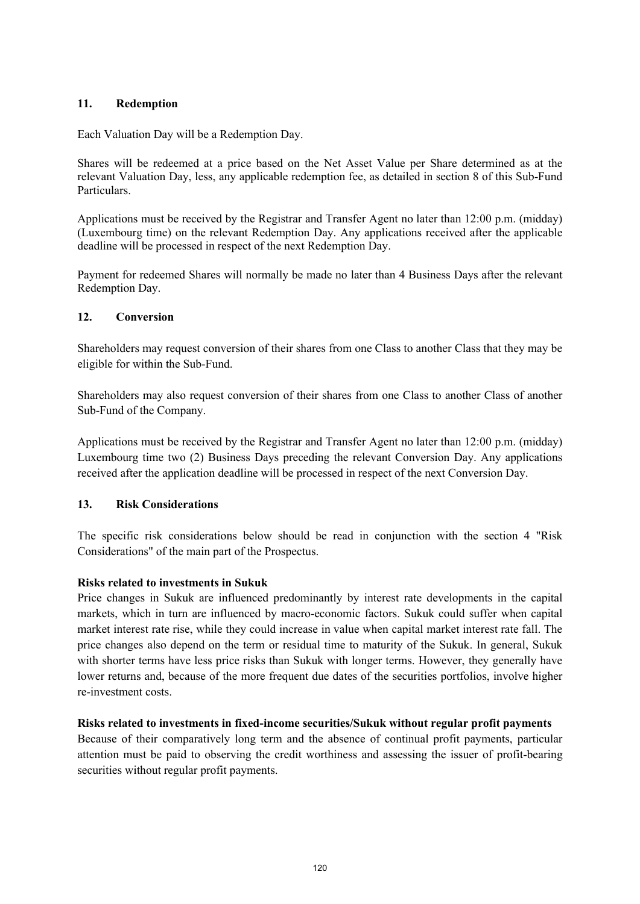## 11. Redemption

Each Valuation Day will be a Redemption Day.

Shares will be redeemed at a price based on the Net Asset Value per Share determined as at the relevant Valuation Day, less, any applicable redemption fee, as detailed in section 8 of this Sub-Fund Particulars.

Applications must be received by the Registrar and Transfer Agent no later than 12:00 p.m. (midday) (Luxembourg time) on the relevant Redemption Day. Any applications received after the applicable deadline will be processed in respect of the next Redemption Day.

Payment for redeemed Shares will normally be made no later than 4 Business Days after the relevant Redemption Day.

## 12. Conversion

Shareholders may request conversion of their shares from one Class to another Class that they may be eligible for within the Sub-Fund.

Shareholders may also request conversion of their shares from one Class to another Class of another Sub-Fund of the Company.

Applications must be received by the Registrar and Transfer Agent no later than 12:00 p.m. (midday) Luxembourg time two (2) Business Days preceding the relevant Conversion Day. Any applications received after the application deadline will be processed in respect of the next Conversion Day.

## 13. Risk Considerations

The specific risk considerations below should be read in conjunction with the section 4 "Risk Considerations" of the main part of the Prospectus.

**Risks related to investments in Sukuk**

Price changes in Sukuk are influenced predominantly by interest rate developments in the capital markets, which in turn are influenced by macro-economic factors. Sukuk could suffer when capital market interest rate rise, while they could increase in value when capital market interest rate fall. The price changes also depend on the term or residual time to maturity of the Sukuk. In general, Sukuk with shorter terms have less price risks than Sukuk with longer terms. However, they generally have lower returns and, because of the more frequent due dates of the securities portfolios, involve higher re-investment costs.

**Risks related to investments in fixed-income securities/Sukuk without regular profit payments**

Because of their comparatively long term and the absence of continual profit payments, particular attention must be paid to observing the credit worthiness and assessing the issuer of profit-bearing securities without regular profit payments.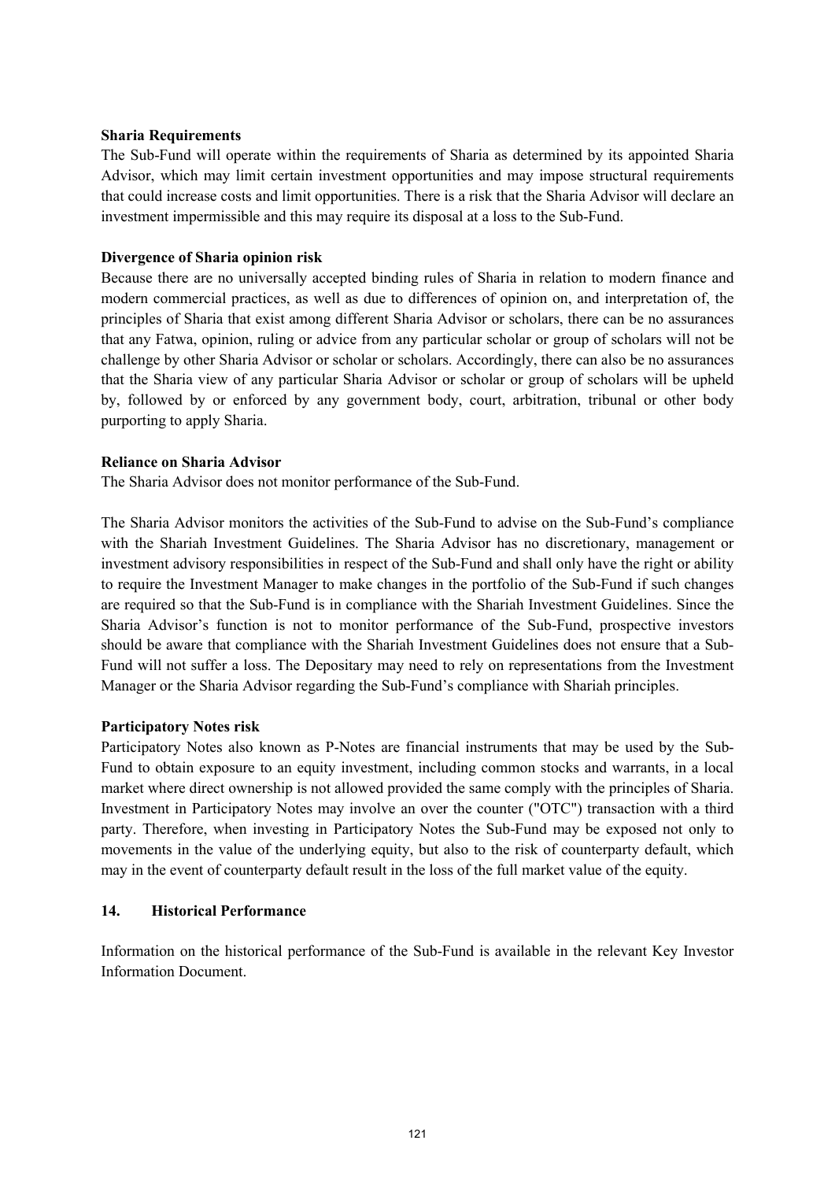**Sharia Requirements**

The Sub-Fund will operate within the requirements of Sharia as determined by its appointed Sharia Advisor, which may limit certain investment opportunities and may impose structural requirements that could increase costs and limit opportunities. There is a risk that the Sharia Advisor will declare an investment impermissible and this may require its disposal at a loss to the Sub-Fund.

**Divergence of Sharia opinion risk**

Because there are no universally accepted binding rules of Sharia in relation to modern finance and modern commercial practices, as well as due to differences of opinion on, and interpretation of, the principles of Sharia that exist among different Sharia Advisor or scholars, there can be no assurances that any Fatwa, opinion, ruling or advice from any particular scholar or group of scholars will not be challenge by other Sharia Advisor or scholar or scholars. Accordingly, there can also be no assurances that the Sharia view of any particular Sharia Advisor or scholar or group of scholars will be upheld by, followed by or enforced by any government body, court, arbitration, tribunal or other body purporting to apply Sharia.

**Reliance on Sharia Advisor**

The Sharia Advisor does not monitor performance of the Sub-Fund.

The Sharia Advisor monitors the activities of the Sub-Fund to advise on the Sub-Fund's compliance with the Shariah Investment Guidelines. The Sharia Advisor has no discretionary, management or investment advisory responsibilities in respect of the Sub-Fund and shall only have the right or ability to require the Investment Manager to make changes in the portfolio of the Sub-Fund if such changes are required so that the Sub-Fund is in compliance with the Shariah Investment Guidelines. Since the Sharia Advisor's function is not to monitor performance of the Sub-Fund, prospective investors should be aware that compliance with the Shariah Investment Guidelines does not ensure that a Sub-Fund will not suffer a loss. The Depositary may need to rely on representations from the Investment Manager or the Sharia Advisor regarding the Sub-Fund's compliance with Shariah principles.

**Participatory Notes risk**

Participatory Notes also known as P-Notes are financial instruments that may be used by the Sub-Fund to obtain exposure to an equity investment, including common stocks and warrants, in a local market where direct ownership is not allowed provided the same comply with the principles of Sharia. Investment in Participatory Notes may involve an over the counter ("OTC") transaction with a third party. Therefore, when investing in Participatory Notes the Sub-Fund may be exposed not only to movements in the value of the underlying equity, but also to the risk of counterparty default, which may in the event of counterparty default result in the loss of the full market value of the equity.

## 14. Historical Performance

Information on the historical performance of the Sub-Fund is available in the relevant Key Investor Information Document.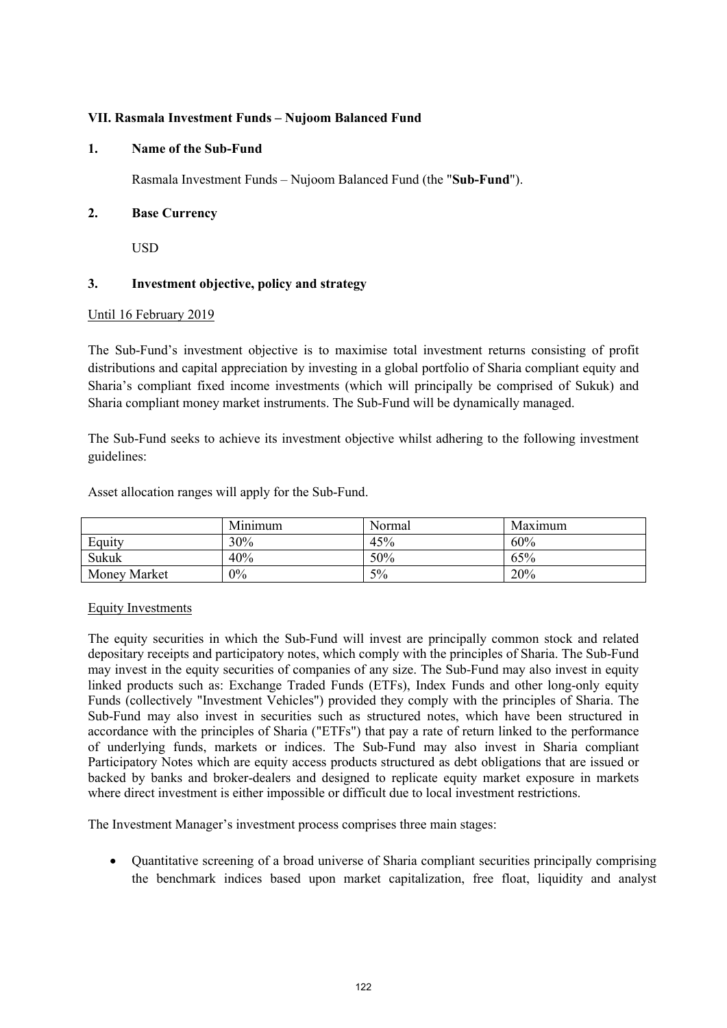**VII. Rasmala Investment Funds – Nujoom Balanced Fund**

**1. Name of the Sub-Fund**

Rasmala Investment Funds – Nujoom Balanced Fund (the "**Sub-Fund**").

**2. Base Currency**

USD

**3. Investment objective, policy and strategy**

Until 16 February 2019

The Sub-Fund's investment objective is to maximise total investment returns consisting of profit distributions and capital appreciation by investing in a global portfolio of Sharia compliant equity and Sharia's compliant fixed income investments (which will principally be comprised of Sukuk) and Sharia compliant money market instruments. The Sub-Fund will be dynamically managed.

The Sub-Fund seeks to achieve its investment objective whilst adhering to the following investment guidelines:

Asset allocation ranges will apply for the Sub-Fund.

| | Minimum | Normal | Maximum |
|---|---|---|---|
| Equity | 30% | 45% | 60% |
| Sukuk | 40% | 50% | 65% |
| Money Market | 0% | 5% | 20% |

Equity Investments

The equity securities in which the Sub-Fund will invest are principally common stock and related depositary receipts and participatory notes, which comply with the principles of Sharia. The Sub-Fund may invest in the equity securities of companies of any size. The Sub-Fund may also invest in equity linked products such as: Exchange Traded Funds (ETFs), Index Funds and other long-only equity Funds (collectively "Investment Vehicles") provided they comply with the principles of Sharia. The Sub-Fund may also invest in securities such as structured notes, which have been structured in accordance with the principles of Sharia ("ETFs") that pay a rate of return linked to the performance of underlying funds, markets or indices. The Sub-Fund may also invest in Sharia compliant Participatory Notes which are equity access products structured as debt obligations that are issued or backed by banks and broker-dealers and designed to replicate equity market exposure in markets where direct investment is either impossible or difficult due to local investment restrictions.

The Investment Manager's investment process comprises three main stages:

- Quantitative screening of a broad universe of Sharia compliant securities principally comprising the benchmark indices based upon market capitalization, free float, liquidity and analyst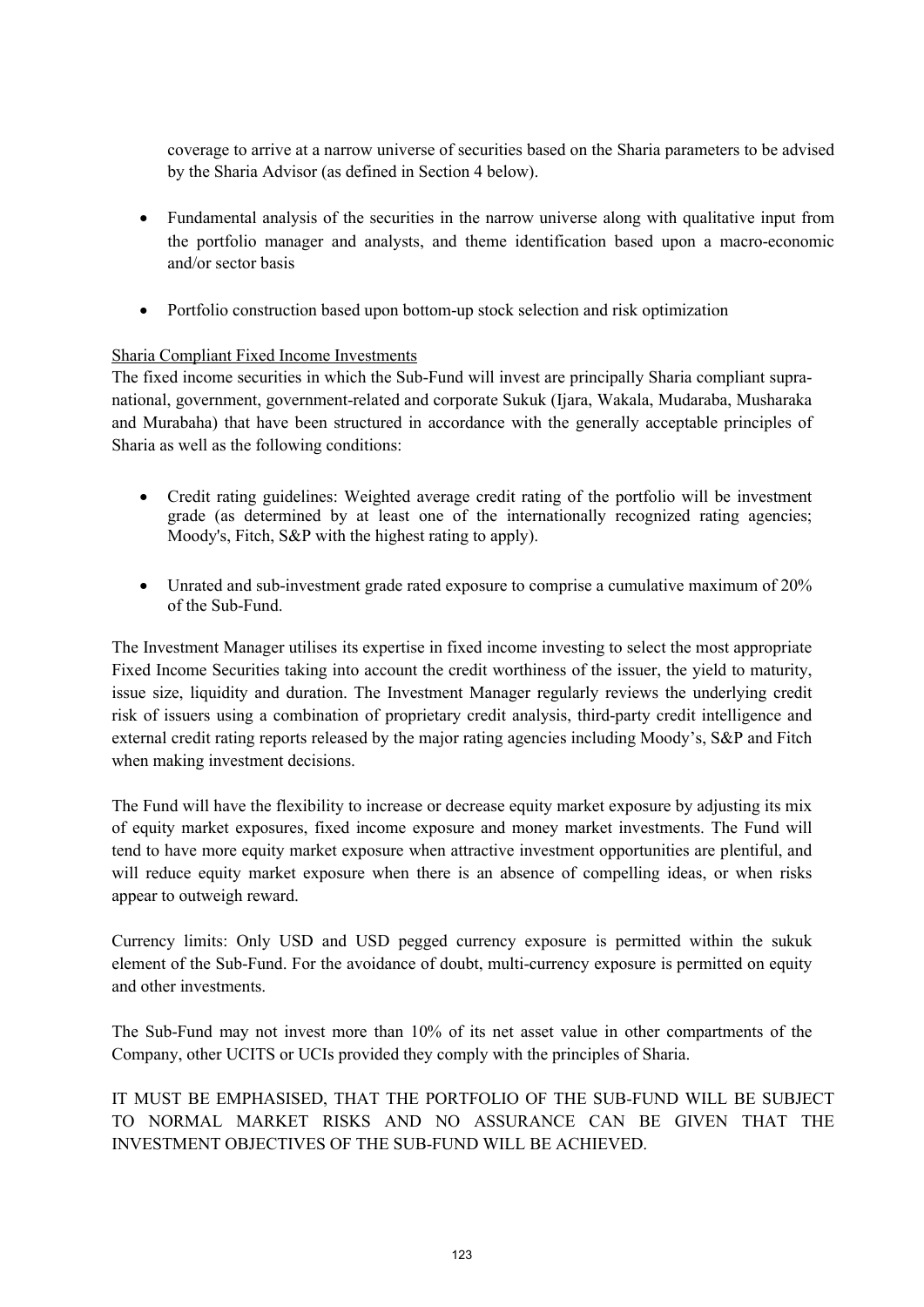coverage to arrive at a narrow universe of securities based on the Sharia parameters to be advised by the Sharia Advisor (as defined in Section 4 below).

- Fundamental analysis of the securities in the narrow universe along with qualitative input from the portfolio manager and analysts, and theme identification based upon a macro-economic and/or sector basis

- Portfolio construction based upon bottom-up stock selection and risk optimization

Sharia Compliant Fixed Income Investments

The fixed income securities in which the Sub-Fund will invest are principally Sharia compliant supra-national, government, government-related and corporate Sukuk (Ijara, Wakala, Mudaraba, Musharaka and Murabaha) that have been structured in accordance with the generally acceptable principles of Sharia as well as the following conditions:

- Credit rating guidelines: Weighted average credit rating of the portfolio will be investment grade (as determined by at least one of the internationally recognized rating agencies; Moody's, Fitch, S&P with the highest rating to apply).

- Unrated and sub-investment grade rated exposure to comprise a cumulative maximum of 20% of the Sub-Fund.

The Investment Manager utilises its expertise in fixed income investing to select the most appropriate Fixed Income Securities taking into account the credit worthiness of the issuer, the yield to maturity, issue size, liquidity and duration. The Investment Manager regularly reviews the underlying credit risk of issuers using a combination of proprietary credit analysis, third-party credit intelligence and external credit rating reports released by the major rating agencies including Moody's, S&P and Fitch when making investment decisions.

The Fund will have the flexibility to increase or decrease equity market exposure by adjusting its mix of equity market exposures, fixed income exposure and money market investments. The Fund will tend to have more equity market exposure when attractive investment opportunities are plentiful, and will reduce equity market exposure when there is an absence of compelling ideas, or when risks appear to outweigh reward.

Currency limits: Only USD and USD pegged currency exposure is permitted within the sukuk element of the Sub-Fund. For the avoidance of doubt, multi-currency exposure is permitted on equity and other investments.

The Sub-Fund may not invest more than 10% of its net asset value in other compartments of the Company, other UCITS or UCIs provided they comply with the principles of Sharia.

IT MUST BE EMPHASISED, THAT THE PORTFOLIO OF THE SUB-FUND WILL BE SUBJECT TO NORMAL MARKET RISKS AND NO ASSURANCE CAN BE GIVEN THAT THE INVESTMENT OBJECTIVES OF THE SUB-FUND WILL BE ACHIEVED.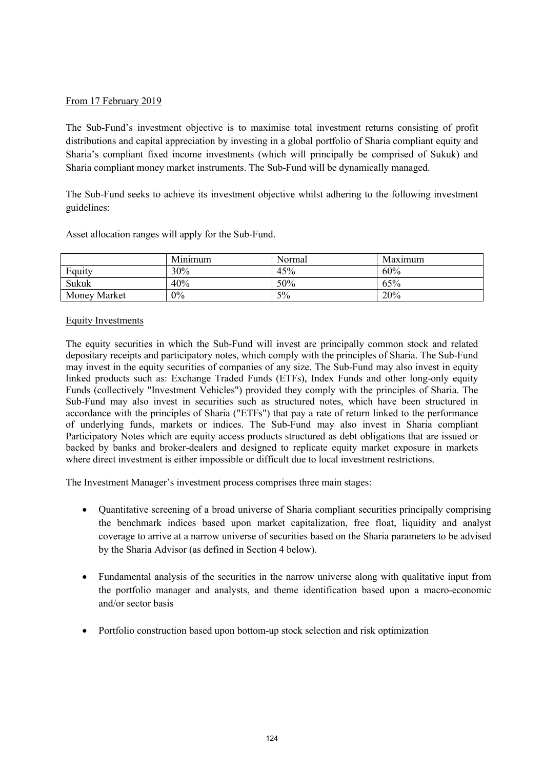From 17 February 2019

The Sub-Fund's investment objective is to maximise total investment returns consisting of profit distributions and capital appreciation by investing in a global portfolio of Sharia compliant equity and Sharia's compliant fixed income investments (which will principally be comprised of Sukuk) and Sharia compliant money market instruments. The Sub-Fund will be dynamically managed.

The Sub-Fund seeks to achieve its investment objective whilst adhering to the following investment guidelines:

Asset allocation ranges will apply for the Sub-Fund.

| | Minimum | Normal | Maximum |
|---|---|---|---|
| Equity | 30% | 45% | 60% |
| Sukuk | 40% | 50% | 65% |
| Money Market | 0% | 5% | 20% |

Equity Investments

The equity securities in which the Sub-Fund will invest are principally common stock and related depositary receipts and participatory notes, which comply with the principles of Sharia. The Sub-Fund may invest in the equity securities of companies of any size. The Sub-Fund may also invest in equity linked products such as: Exchange Traded Funds (ETFs), Index Funds and other long-only equity Funds (collectively "Investment Vehicles") provided they comply with the principles of Sharia. The Sub-Fund may also invest in securities such as structured notes, which have been structured in accordance with the principles of Sharia ("ETFs") that pay a rate of return linked to the performance of underlying funds, markets or indices. The Sub-Fund may also invest in Sharia compliant Participatory Notes which are equity access products structured as debt obligations that are issued or backed by banks and broker-dealers and designed to replicate equity market exposure in markets where direct investment is either impossible or difficult due to local investment restrictions.

The Investment Manager's investment process comprises three main stages:

- Quantitative screening of a broad universe of Sharia compliant securities principally comprising the benchmark indices based upon market capitalization, free float, liquidity and analyst coverage to arrive at a narrow universe of securities based on the Sharia parameters to be advised by the Sharia Advisor (as defined in Section 4 below).
- Fundamental analysis of the securities in the narrow universe along with qualitative input from the portfolio manager and analysts, and theme identification based upon a macro-economic and/or sector basis
- Portfolio construction based upon bottom-up stock selection and risk optimization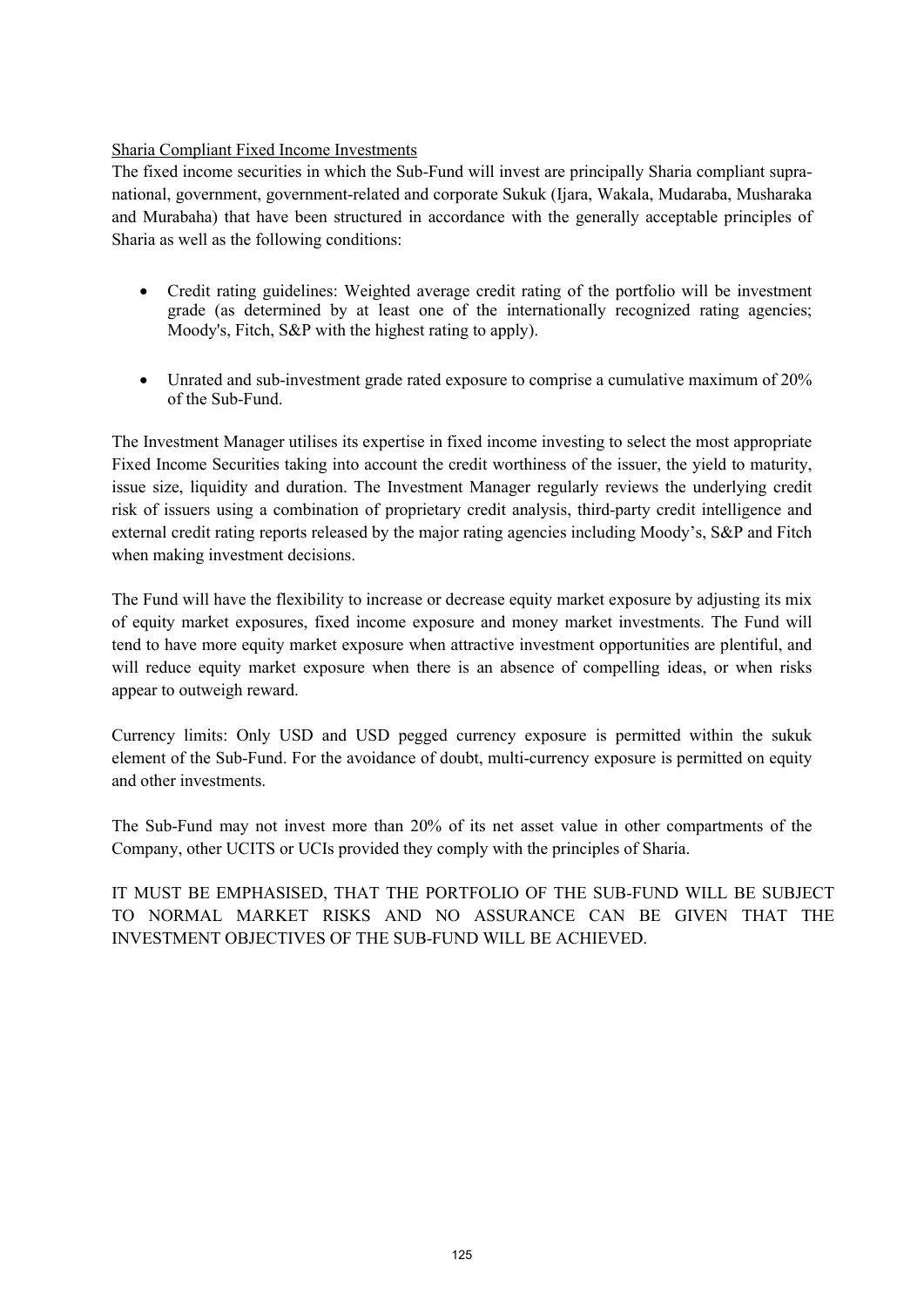<u>Sharia Compliant Fixed Income Investments</u>

The fixed income securities in which the Sub-Fund will invest are principally Sharia compliant supra-national, government, government-related and corporate Sukuk (Ijara, Wakala, Mudaraba, Musharaka and Murabaha) that have been structured in accordance with the generally acceptable principles of Sharia as well as the following conditions:

- Credit rating guidelines: Weighted average credit rating of the portfolio will be investment grade (as determined by at least one of the internationally recognized rating agencies; Moody's, Fitch, S&P with the highest rating to apply).

- Unrated and sub-investment grade rated exposure to comprise a cumulative maximum of 20% of the Sub-Fund.

The Investment Manager utilises its expertise in fixed income investing to select the most appropriate Fixed Income Securities taking into account the credit worthiness of the issuer, the yield to maturity, issue size, liquidity and duration. The Investment Manager regularly reviews the underlying credit risk of issuers using a combination of proprietary credit analysis, third-party credit intelligence and external credit rating reports released by the major rating agencies including Moody's, S&P and Fitch when making investment decisions.

The Fund will have the flexibility to increase or decrease equity market exposure by adjusting its mix of equity market exposures, fixed income exposure and money market investments. The Fund will tend to have more equity market exposure when attractive investment opportunities are plentiful, and will reduce equity market exposure when there is an absence of compelling ideas, or when risks appear to outweigh reward.

Currency limits: Only USD and USD pegged currency exposure is permitted within the sukuk element of the Sub-Fund. For the avoidance of doubt, multi-currency exposure is permitted on equity and other investments.

The Sub-Fund may not invest more than 20% of its net asset value in other compartments of the Company, other UCITS or UCIs provided they comply with the principles of Sharia.

IT MUST BE EMPHASISED, THAT THE PORTFOLIO OF THE SUB-FUND WILL BE SUBJECT TO NORMAL MARKET RISKS AND NO ASSURANCE CAN BE GIVEN THAT THE INVESTMENT OBJECTIVES OF THE SUB-FUND WILL BE ACHIEVED.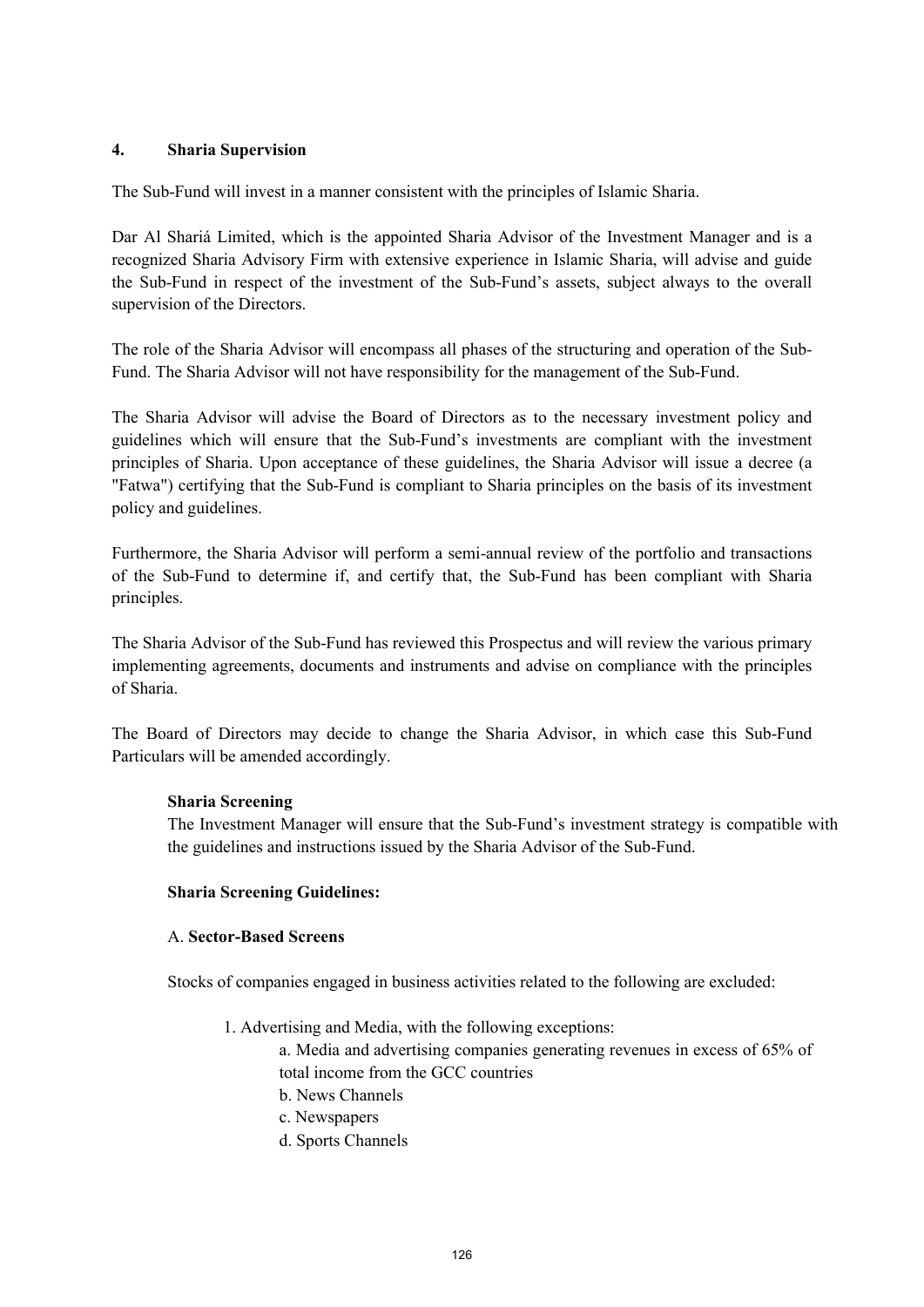## 4. Sharia Supervision

The Sub-Fund will invest in a manner consistent with the principles of Islamic Sharia.

Dar Al Shariá Limited, which is the appointed Sharia Advisor of the Investment Manager and is a recognized Sharia Advisory Firm with extensive experience in Islamic Sharia, will advise and guide the Sub-Fund in respect of the investment of the Sub-Fund's assets, subject always to the overall supervision of the Directors.

The role of the Sharia Advisor will encompass all phases of the structuring and operation of the Sub-Fund. The Sharia Advisor will not have responsibility for the management of the Sub-Fund.

The Sharia Advisor will advise the Board of Directors as to the necessary investment policy and guidelines which will ensure that the Sub-Fund's investments are compliant with the investment principles of Sharia. Upon acceptance of these guidelines, the Sharia Advisor will issue a decree (a "Fatwa") certifying that the Sub-Fund is compliant to Sharia principles on the basis of its investment policy and guidelines.

Furthermore, the Sharia Advisor will perform a semi-annual review of the portfolio and transactions of the Sub-Fund to determine if, and certify that, the Sub-Fund has been compliant with Sharia principles.

The Sharia Advisor of the Sub-Fund has reviewed this Prospectus and will review the various primary implementing agreements, documents and instruments and advise on compliance with the principles of Sharia.

The Board of Directors may decide to change the Sharia Advisor, in which case this Sub-Fund Particulars will be amended accordingly.

**Sharia Screening**

The Investment Manager will ensure that the Sub-Fund's investment strategy is compatible with the guidelines and instructions issued by the Sharia Advisor of the Sub-Fund.

**Sharia Screening Guidelines:**

A. **Sector-Based Screens**

Stocks of companies engaged in business activities related to the following are excluded:

1. Advertising and Media, with the following exceptions:
   a. Media and advertising companies generating revenues in excess of 65% of total income from the GCC countries
   b. News Channels
   c. Newspapers
   d. Sports Channels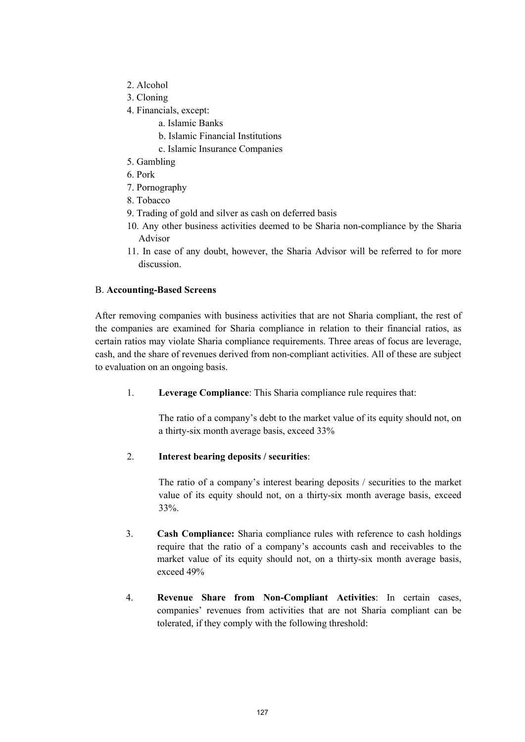2. Alcohol
3. Cloning
4. Financials, except:
    a. Islamic Banks
    b. Islamic Financial Institutions
    c. Islamic Insurance Companies
5. Gambling
6. Pork
7. Pornography
8. Tobacco
9. Trading of gold and silver as cash on deferred basis
10. Any other business activities deemed to be Sharia non-compliance by the Sharia Advisor
11. In case of any doubt, however, the Sharia Advisor will be referred to for more discussion.

B. **Accounting-Based Screens**

After removing companies with business activities that are not Sharia compliant, the rest of the companies are examined for Sharia compliance in relation to their financial ratios, as certain ratios may violate Sharia compliance requirements. Three areas of focus are leverage, cash, and the share of revenues derived from non-compliant activities. All of these are subject to evaluation on an ongoing basis.

1. **Leverage Compliance**: This Sharia compliance rule requires that:

    The ratio of a company's debt to the market value of its equity should not, on a thirty-six month average basis, exceed 33%

2. **Interest bearing deposits / securities**:

    The ratio of a company's interest bearing deposits / securities to the market value of its equity should not, on a thirty-six month average basis, exceed 33%.

3. **Cash Compliance:** Sharia compliance rules with reference to cash holdings require that the ratio of a company's accounts cash and receivables to the market value of its equity should not, on a thirty-six month average basis, exceed 49%

4. **Revenue Share from Non-Compliant Activities**: In certain cases, companies' revenues from activities that are not Sharia compliant can be tolerated, if they comply with the following threshold: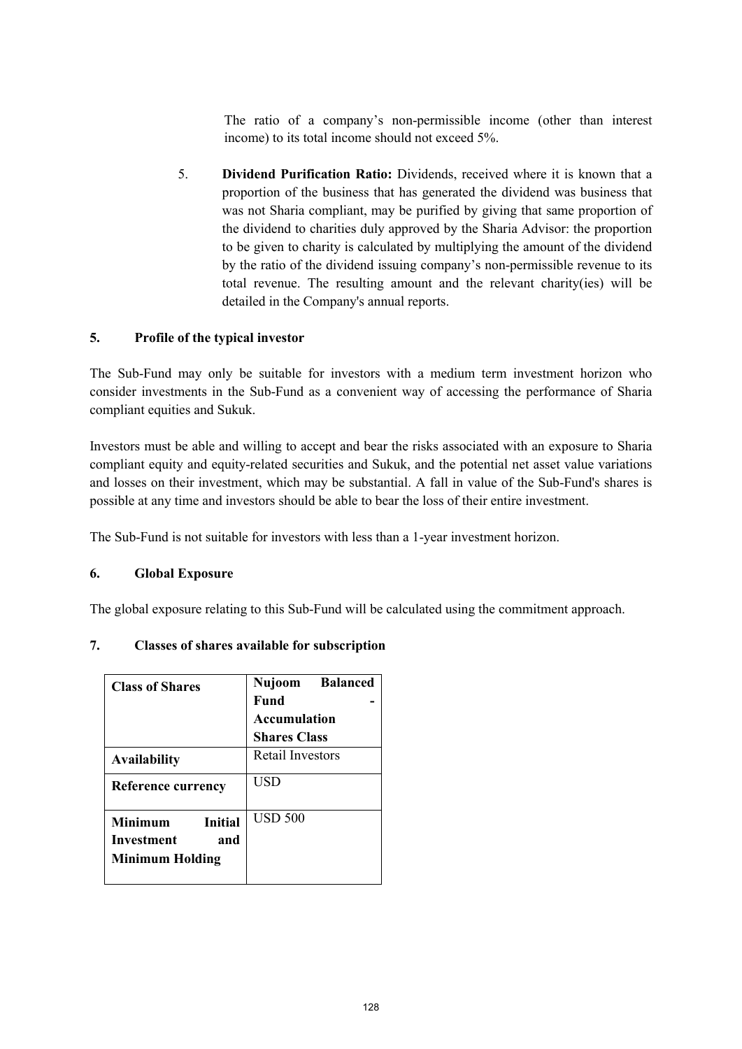The ratio of a company's non-permissible income (other than interest income) to its total income should not exceed 5%.

5. **Dividend Purification Ratio:** Dividends, received where it is known that a proportion of the business that has generated the dividend was business that was not Sharia compliant, may be purified by giving that same proportion of the dividend to charities duly approved by the Sharia Advisor: the proportion to be given to charity is calculated by multiplying the amount of the dividend by the ratio of the dividend issuing company's non-permissible revenue to its total revenue. The resulting amount and the relevant charity(ies) will be detailed in the Company's annual reports.

## 5. Profile of the typical investor

The Sub-Fund may only be suitable for investors with a medium term investment horizon who consider investments in the Sub-Fund as a convenient way of accessing the performance of Sharia compliant equities and Sukuk.

Investors must be able and willing to accept and bear the risks associated with an exposure to Sharia compliant equity and equity-related securities and Sukuk, and the potential net asset value variations and losses on their investment, which may be substantial. A fall in value of the Sub-Fund's shares is possible at any time and investors should be able to bear the loss of their entire investment.

The Sub-Fund is not suitable for investors with less than a 1-year investment horizon.

## 6. Global Exposure

The global exposure relating to this Sub-Fund will be calculated using the commitment approach.

## 7. Classes of shares available for subscription

| **Class of Shares** | **Nujoom Balanced Fund - Accumulation Shares Class** |
|---|---|
| **Availability** | Retail Investors |
| **Reference currency** | USD |
| **Minimum Initial Investment and Minimum Holding** | USD 500 |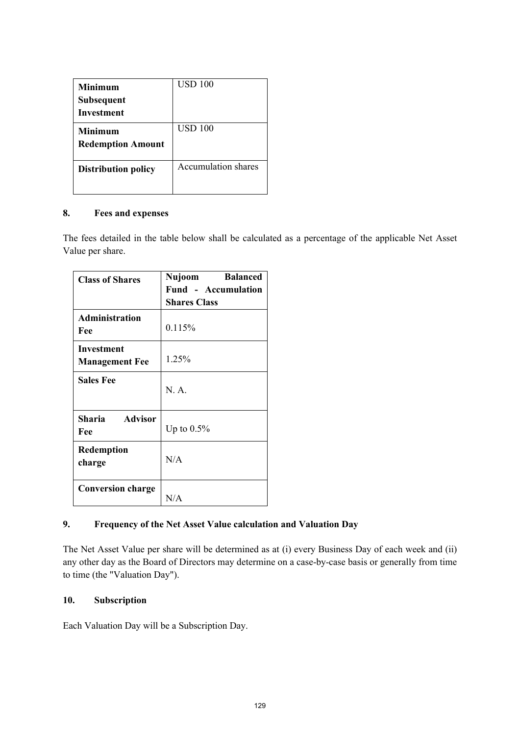| Minimum Subsequent Investment | USD 100 |
|---|---|
| **Minimum Redemption Amount** | USD 100 |
| **Distribution policy** | Accumulation shares |

## 8. Fees and expenses

The fees detailed in the table below shall be calculated as a percentage of the applicable Net Asset Value per share.

| Class of Shares | Nujoom Balanced Fund - Accumulation Shares Class |
|---|---|
| **Administration Fee** | 0.115% |
| **Investment Management Fee** | 1.25% |
| **Sales Fee** | N. A. |
| **Sharia Advisor Fee** | Up to 0.5% |
| **Redemption charge** | N/A |
| **Conversion charge** | N/A |

## 9. Frequency of the Net Asset Value calculation and Valuation Day

The Net Asset Value per share will be determined as at (i) every Business Day of each week and (ii) any other day as the Board of Directors may determine on a case-by-case basis or generally from time to time (the "Valuation Day").

## 10. Subscription

Each Valuation Day will be a Subscription Day.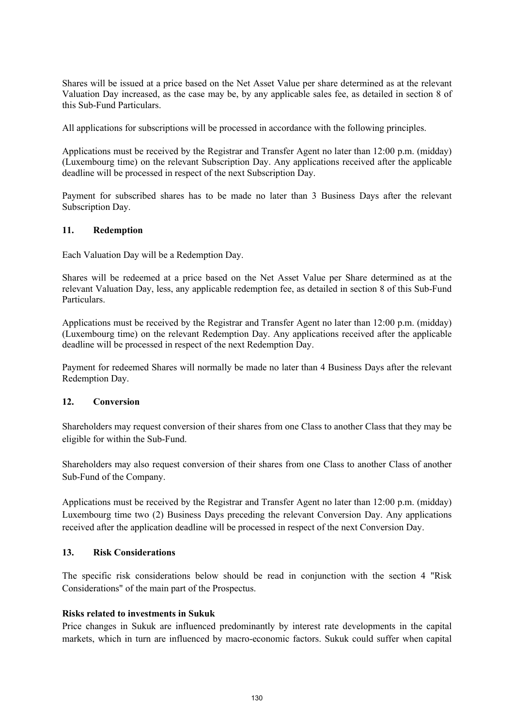Shares will be issued at a price based on the Net Asset Value per share determined as at the relevant Valuation Day increased, as the case may be, by any applicable sales fee, as detailed in section 8 of this Sub-Fund Particulars.

All applications for subscriptions will be processed in accordance with the following principles.

Applications must be received by the Registrar and Transfer Agent no later than 12:00 p.m. (midday) (Luxembourg time) on the relevant Subscription Day. Any applications received after the applicable deadline will be processed in respect of the next Subscription Day.

Payment for subscribed shares has to be made no later than 3 Business Days after the relevant Subscription Day.

## 11. Redemption

Each Valuation Day will be a Redemption Day.

Shares will be redeemed at a price based on the Net Asset Value per Share determined as at the relevant Valuation Day, less, any applicable redemption fee, as detailed in section 8 of this Sub-Fund Particulars.

Applications must be received by the Registrar and Transfer Agent no later than 12:00 p.m. (midday) (Luxembourg time) on the relevant Redemption Day. Any applications received after the applicable deadline will be processed in respect of the next Redemption Day.

Payment for redeemed Shares will normally be made no later than 4 Business Days after the relevant Redemption Day.

## 12. Conversion

Shareholders may request conversion of their shares from one Class to another Class that they may be eligible for within the Sub-Fund.

Shareholders may also request conversion of their shares from one Class to another Class of another Sub-Fund of the Company.

Applications must be received by the Registrar and Transfer Agent no later than 12:00 p.m. (midday) Luxembourg time two (2) Business Days preceding the relevant Conversion Day. Any applications received after the application deadline will be processed in respect of the next Conversion Day.

## 13. Risk Considerations

The specific risk considerations below should be read in conjunction with the section 4 "Risk Considerations" of the main part of the Prospectus.

**Risks related to investments in Sukuk**

Price changes in Sukuk are influenced predominantly by interest rate developments in the capital markets, which in turn are influenced by macro-economic factors. Sukuk could suffer when capital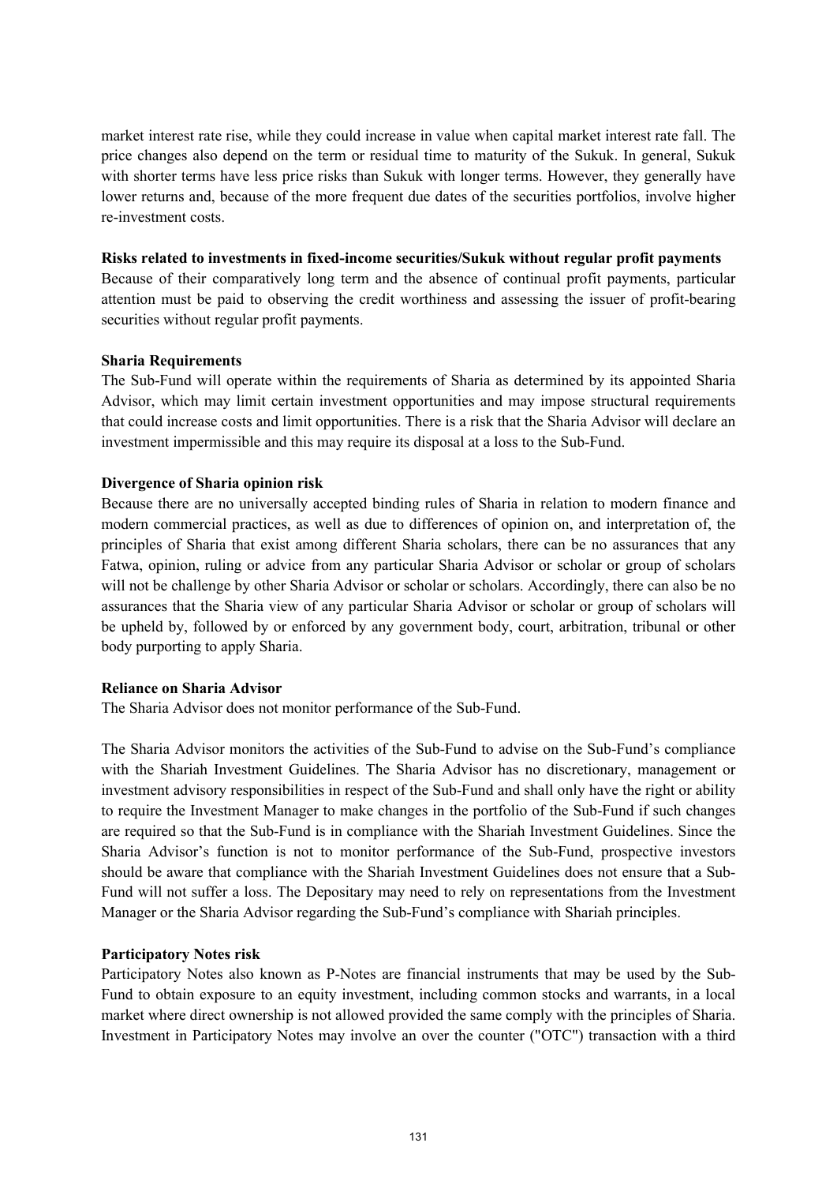market interest rate rise, while they could increase in value when capital market interest rate fall. The price changes also depend on the term or residual time to maturity of the Sukuk. In general, Sukuk with shorter terms have less price risks than Sukuk with longer terms. However, they generally have lower returns and, because of the more frequent due dates of the securities portfolios, involve higher re-investment costs.

**Risks related to investments in fixed-income securities/Sukuk without regular profit payments**

Because of their comparatively long term and the absence of continual profit payments, particular attention must be paid to observing the credit worthiness and assessing the issuer of profit-bearing securities without regular profit payments.

**Sharia Requirements**

The Sub-Fund will operate within the requirements of Sharia as determined by its appointed Sharia Advisor, which may limit certain investment opportunities and may impose structural requirements that could increase costs and limit opportunities. There is a risk that the Sharia Advisor will declare an investment impermissible and this may require its disposal at a loss to the Sub-Fund.

**Divergence of Sharia opinion risk**

Because there are no universally accepted binding rules of Sharia in relation to modern finance and modern commercial practices, as well as due to differences of opinion on, and interpretation of, the principles of Sharia that exist among different Sharia scholars, there can be no assurances that any Fatwa, opinion, ruling or advice from any particular Sharia Advisor or scholar or group of scholars will not be challenge by other Sharia Advisor or scholar or scholars. Accordingly, there can also be no assurances that the Sharia view of any particular Sharia Advisor or scholar or group of scholars will be upheld by, followed by or enforced by any government body, court, arbitration, tribunal or other body purporting to apply Sharia.

**Reliance on Sharia Advisor**

The Sharia Advisor does not monitor performance of the Sub-Fund.

The Sharia Advisor monitors the activities of the Sub-Fund to advise on the Sub-Fund's compliance with the Shariah Investment Guidelines. The Sharia Advisor has no discretionary, management or investment advisory responsibilities in respect of the Sub-Fund and shall only have the right or ability to require the Investment Manager to make changes in the portfolio of the Sub-Fund if such changes are required so that the Sub-Fund is in compliance with the Shariah Investment Guidelines. Since the Sharia Advisor's function is not to monitor performance of the Sub-Fund, prospective investors should be aware that compliance with the Shariah Investment Guidelines does not ensure that a Sub-Fund will not suffer a loss. The Depositary may need to rely on representations from the Investment Manager or the Sharia Advisor regarding the Sub-Fund's compliance with Shariah principles.

**Participatory Notes risk**

Participatory Notes also known as P-Notes are financial instruments that may be used by the Sub-Fund to obtain exposure to an equity investment, including common stocks and warrants, in a local market where direct ownership is not allowed provided the same comply with the principles of Sharia. Investment in Participatory Notes may involve an over the counter ("OTC") transaction with a third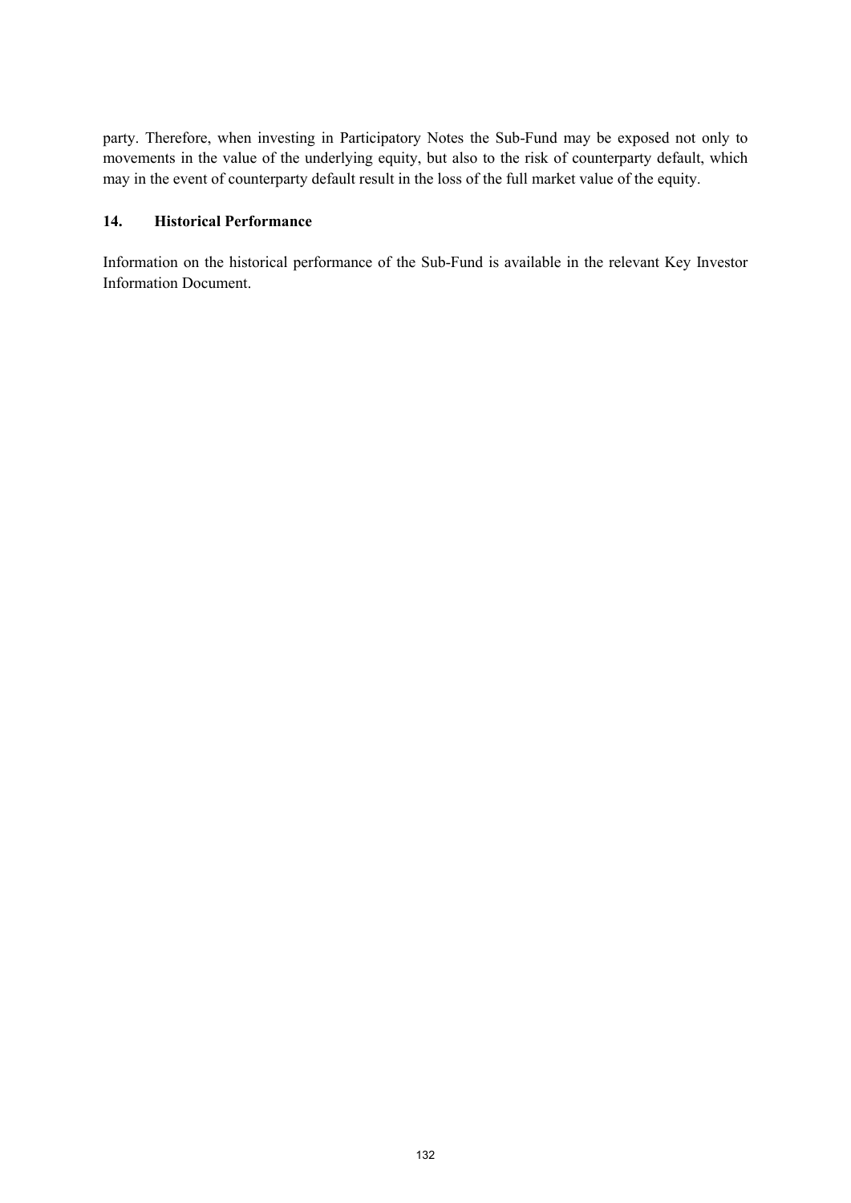party. Therefore, when investing in Participatory Notes the Sub-Fund may be exposed not only to movements in the value of the underlying equity, but also to the risk of counterparty default, which may in the event of counterparty default result in the loss of the full market value of the equity.

## 14. Historical Performance

Information on the historical performance of the Sub-Fund is available in the relevant Key Investor Information Document.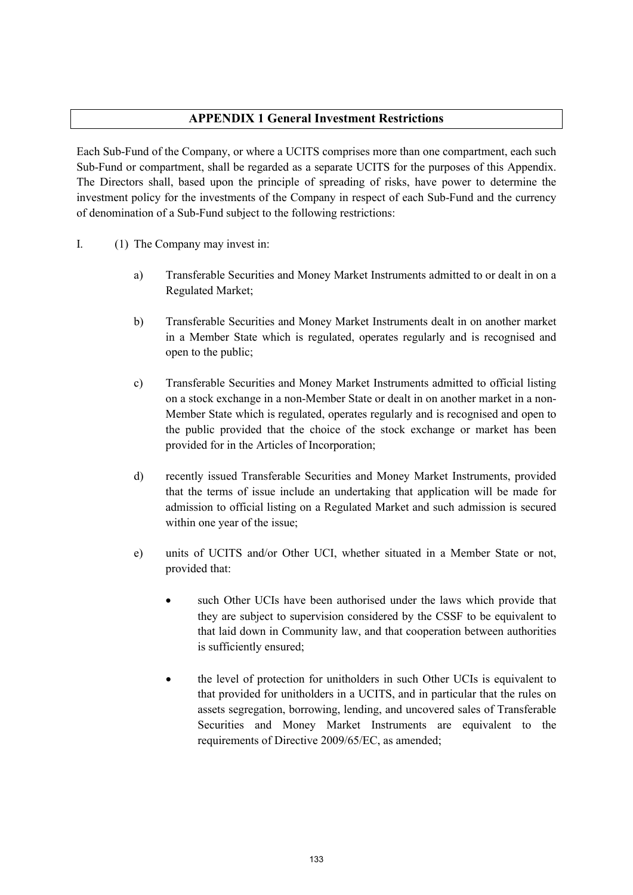## APPENDIX 1 General Investment Restrictions

Each Sub-Fund of the Company, or where a UCITS comprises more than one compartment, each such Sub-Fund or compartment, shall be regarded as a separate UCITS for the purposes of this Appendix. The Directors shall, based upon the principle of spreading of risks, have power to determine the investment policy for the investments of the Company in respect of each Sub-Fund and the currency of denomination of a Sub-Fund subject to the following restrictions:

I. (1) The Company may invest in:

a) Transferable Securities and Money Market Instruments admitted to or dealt in on a Regulated Market;

b) Transferable Securities and Money Market Instruments dealt in on another market in a Member State which is regulated, operates regularly and is recognised and open to the public;

c) Transferable Securities and Money Market Instruments admitted to official listing on a stock exchange in a non-Member State or dealt in on another market in a non-Member State which is regulated, operates regularly and is recognised and open to the public provided that the choice of the stock exchange or market has been provided for in the Articles of Incorporation;

d) recently issued Transferable Securities and Money Market Instruments, provided that the terms of issue include an undertaking that application will be made for admission to official listing on a Regulated Market and such admission is secured within one year of the issue;

e) units of UCITS and/or Other UCI, whether situated in a Member State or not, provided that:

- such Other UCIs have been authorised under the laws which provide that they are subject to supervision considered by the CSSF to be equivalent to that laid down in Community law, and that cooperation between authorities is sufficiently ensured;

- the level of protection for unitholders in such Other UCIs is equivalent to that provided for unitholders in a UCITS, and in particular that the rules on assets segregation, borrowing, lending, and uncovered sales of Transferable Securities and Money Market Instruments are equivalent to the requirements of Directive 2009/65/EC, as amended;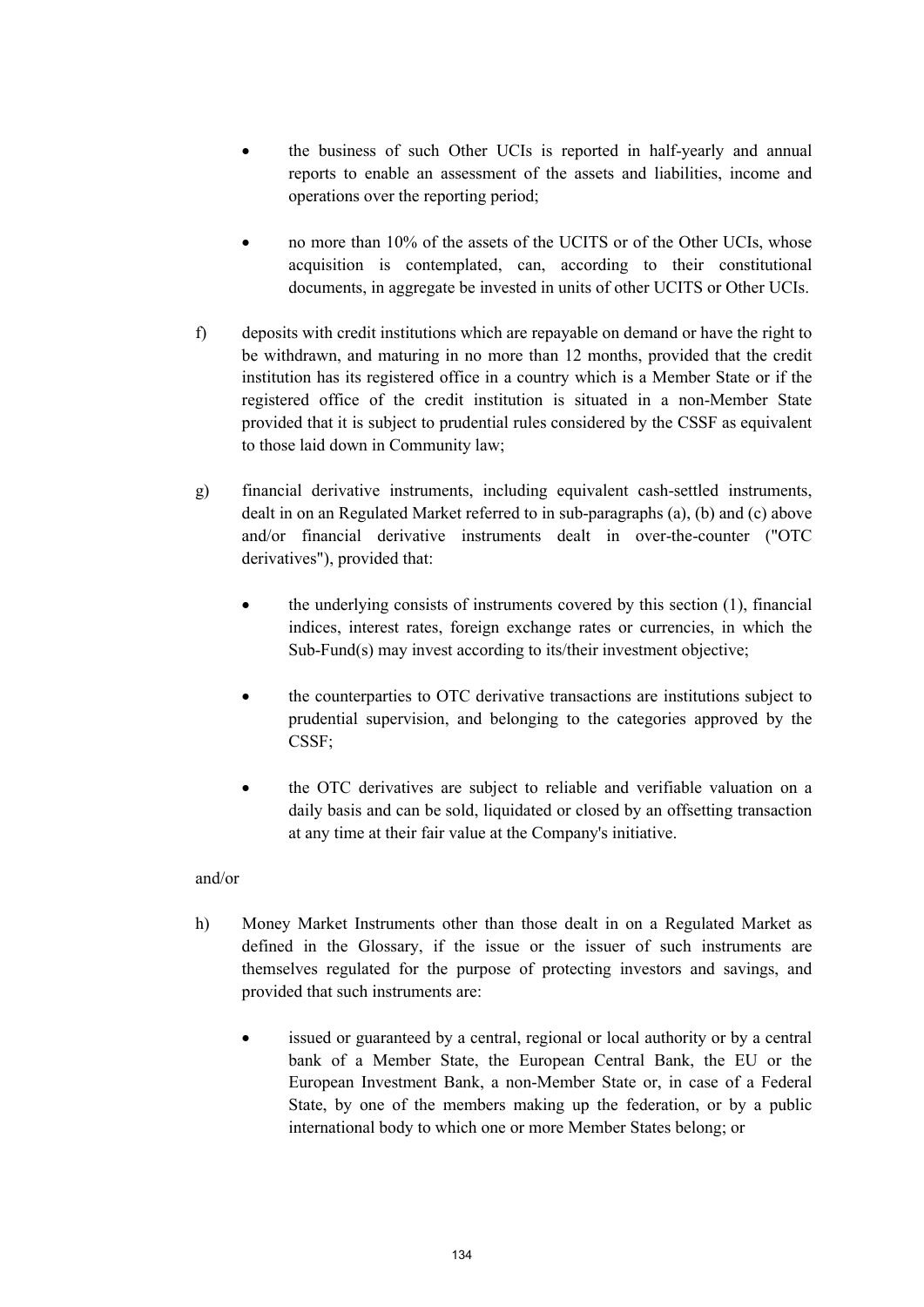- the business of such Other UCIs is reported in half-yearly and annual reports to enable an assessment of the assets and liabilities, income and operations over the reporting period;

- no more than 10% of the assets of the UCITS or of the Other UCIs, whose acquisition is contemplated, can, according to their constitutional documents, in aggregate be invested in units of other UCITS or Other UCIs.

f) deposits with credit institutions which are repayable on demand or have the right to be withdrawn, and maturing in no more than 12 months, provided that the credit institution has its registered office in a country which is a Member State or if the registered office of the credit institution is situated in a non-Member State provided that it is subject to prudential rules considered by the CSSF as equivalent to those laid down in Community law;

g) financial derivative instruments, including equivalent cash-settled instruments, dealt in on an Regulated Market referred to in sub-paragraphs (a), (b) and (c) above and/or financial derivative instruments dealt in over-the-counter ("OTC derivatives"), provided that:

  - the underlying consists of instruments covered by this section (1), financial indices, interest rates, foreign exchange rates or currencies, in which the Sub-Fund(s) may invest according to its/their investment objective;

  - the counterparties to OTC derivative transactions are institutions subject to prudential supervision, and belonging to the categories approved by the CSSF;

  - the OTC derivatives are subject to reliable and verifiable valuation on a daily basis and can be sold, liquidated or closed by an offsetting transaction at any time at their fair value at the Company's initiative.

and/or

h) Money Market Instruments other than those dealt in on a Regulated Market as defined in the Glossary, if the issue or the issuer of such instruments are themselves regulated for the purpose of protecting investors and savings, and provided that such instruments are:

  - issued or guaranteed by a central, regional or local authority or by a central bank of a Member State, the European Central Bank, the EU or the European Investment Bank, a non-Member State or, in case of a Federal State, by one of the members making up the federation, or by a public international body to which one or more Member States belong; or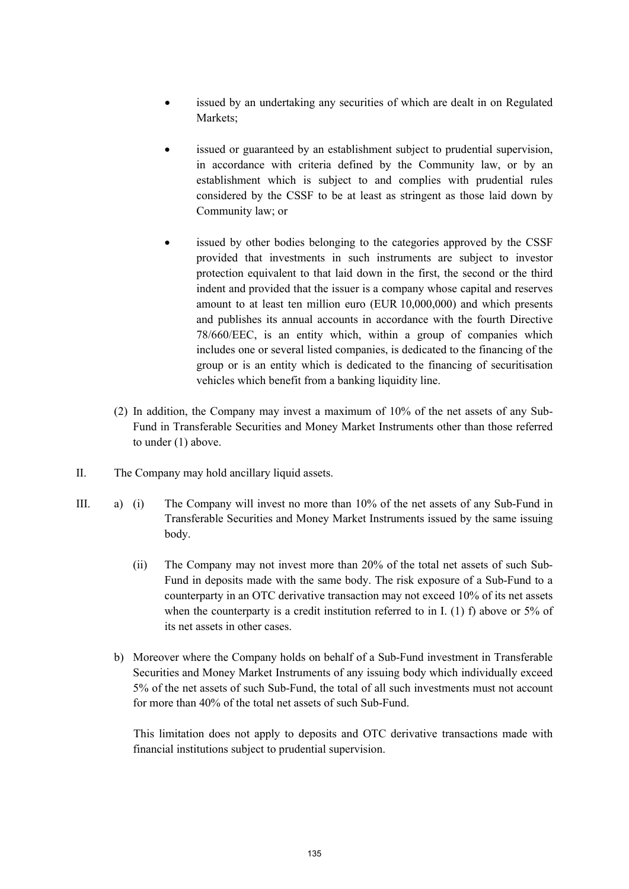- issued by an undertaking any securities of which are dealt in on Regulated Markets;

- issued or guaranteed by an establishment subject to prudential supervision, in accordance with criteria defined by the Community law, or by an establishment which is subject to and complies with prudential rules considered by the CSSF to be at least as stringent as those laid down by Community law; or

- issued by other bodies belonging to the categories approved by the CSSF provided that investments in such instruments are subject to investor protection equivalent to that laid down in the first, the second or the third indent and provided that the issuer is a company whose capital and reserves amount to at least ten million euro (EUR 10,000,000) and which presents and publishes its annual accounts in accordance with the fourth Directive 78/660/EEC, is an entity which, within a group of companies which includes one or several listed companies, is dedicated to the financing of the group or is an entity which is dedicated to the financing of securitisation vehicles which benefit from a banking liquidity line.

(2) In addition, the Company may invest a maximum of 10% of the net assets of any Sub-Fund in Transferable Securities and Money Market Instruments other than those referred to under (1) above.

II. The Company may hold ancillary liquid assets.

III. a) (i) The Company will invest no more than 10% of the net assets of any Sub-Fund in Transferable Securities and Money Market Instruments issued by the same issuing body.

(ii) The Company may not invest more than 20% of the total net assets of such Sub-Fund in deposits made with the same body. The risk exposure of a Sub-Fund to a counterparty in an OTC derivative transaction may not exceed 10% of its net assets when the counterparty is a credit institution referred to in I. (1) f) above or 5% of its net assets in other cases.

b) Moreover where the Company holds on behalf of a Sub-Fund investment in Transferable Securities and Money Market Instruments of any issuing body which individually exceed 5% of the net assets of such Sub-Fund, the total of all such investments must not account for more than 40% of the total net assets of such Sub-Fund.

This limitation does not apply to deposits and OTC derivative transactions made with financial institutions subject to prudential supervision.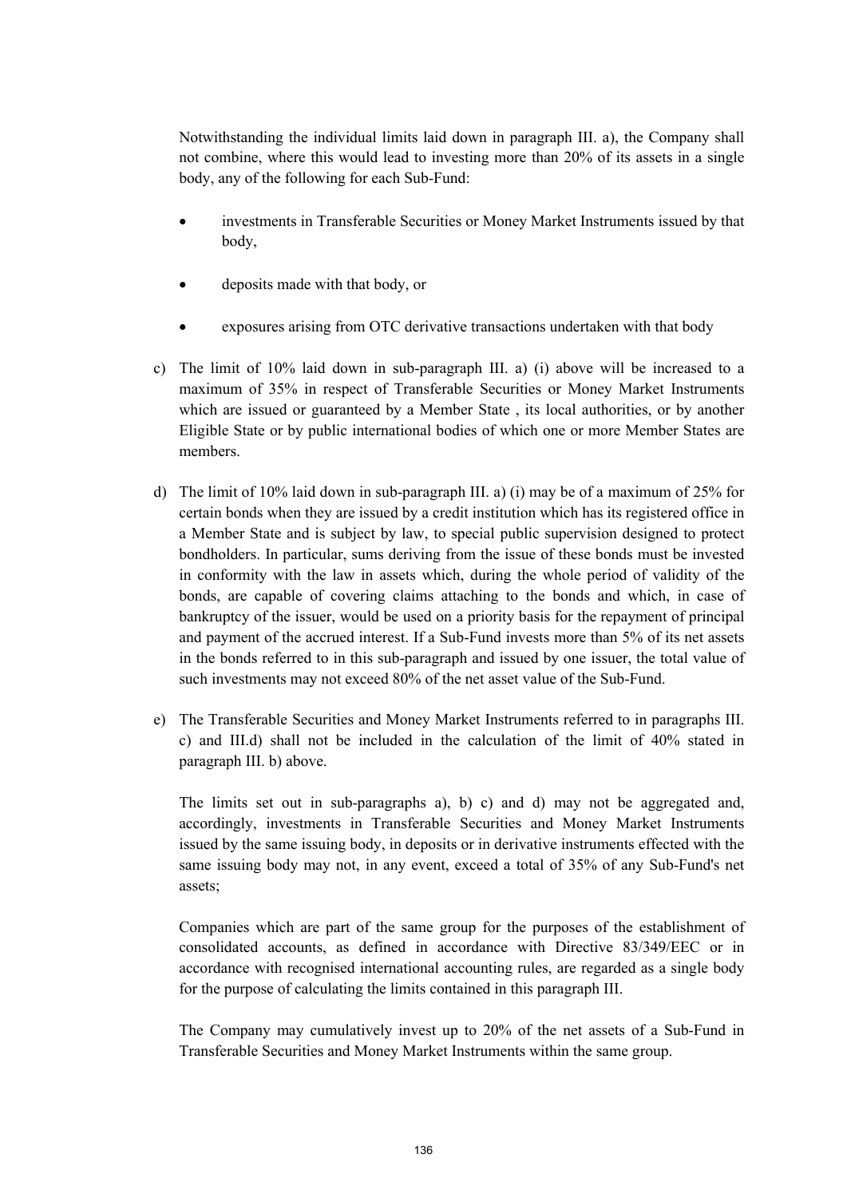Notwithstanding the individual limits laid down in paragraph III. a), the Company shall not combine, where this would lead to investing more than 20% of its assets in a single body, any of the following for each Sub-Fund:

- investments in Transferable Securities or Money Market Instruments issued by that body,
- deposits made with that body, or
- exposures arising from OTC derivative transactions undertaken with that body

c) The limit of 10% laid down in sub-paragraph III. a) (i) above will be increased to a maximum of 35% in respect of Transferable Securities or Money Market Instruments which are issued or guaranteed by a Member State , its local authorities, or by another Eligible State or by public international bodies of which one or more Member States are members.

d) The limit of 10% laid down in sub-paragraph III. a) (i) may be of a maximum of 25% for certain bonds when they are issued by a credit institution which has its registered office in a Member State and is subject by law, to special public supervision designed to protect bondholders. In particular, sums deriving from the issue of these bonds must be invested in conformity with the law in assets which, during the whole period of validity of the bonds, are capable of covering claims attaching to the bonds and which, in case of bankruptcy of the issuer, would be used on a priority basis for the repayment of principal and payment of the accrued interest. If a Sub-Fund invests more than 5% of its net assets in the bonds referred to in this sub-paragraph and issued by one issuer, the total value of such investments may not exceed 80% of the net asset value of the Sub-Fund.

e) The Transferable Securities and Money Market Instruments referred to in paragraphs III. c) and III.d) shall not be included in the calculation of the limit of 40% stated in paragraph III. b) above.

   The limits set out in sub-paragraphs a), b) c) and d) may not be aggregated and, accordingly, investments in Transferable Securities and Money Market Instruments issued by the same issuing body, in deposits or in derivative instruments effected with the same issuing body may not, in any event, exceed a total of 35% of any Sub-Fund's net assets;

   Companies which are part of the same group for the purposes of the establishment of consolidated accounts, as defined in accordance with Directive 83/349/EEC or in accordance with recognised international accounting rules, are regarded as a single body for the purpose of calculating the limits contained in this paragraph III.

   The Company may cumulatively invest up to 20% of the net assets of a Sub-Fund in Transferable Securities and Money Market Instruments within the same group.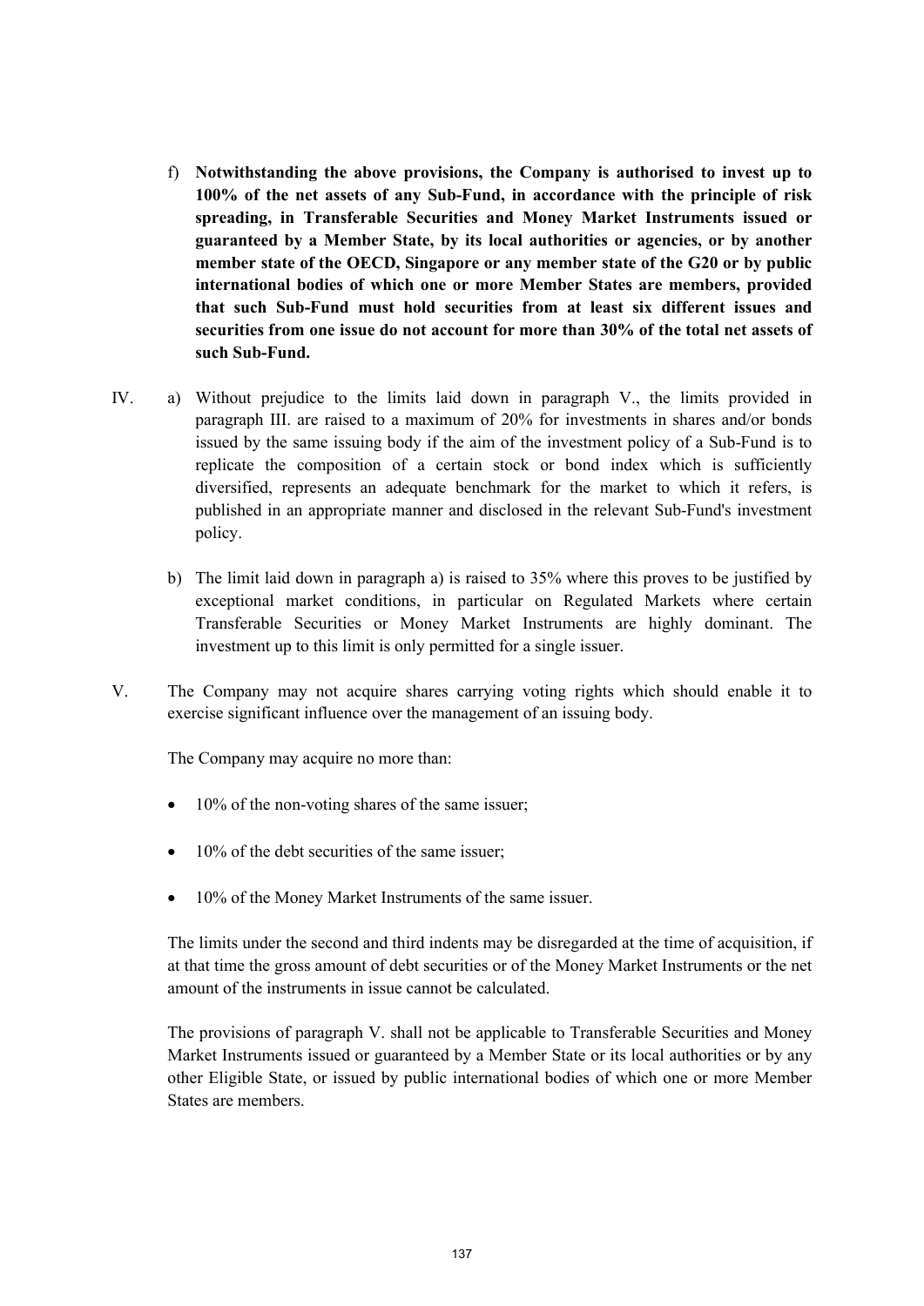f) **Notwithstanding the above provisions, the Company is authorised to invest up to 100% of the net assets of any Sub-Fund, in accordance with the principle of risk spreading, in Transferable Securities and Money Market Instruments issued or guaranteed by a Member State, by its local authorities or agencies, or by another member state of the OECD, Singapore or any member state of the G20 or by public international bodies of which one or more Member States are members, provided that such Sub-Fund must hold securities from at least six different issues and securities from one issue do not account for more than 30% of the total net assets of such Sub-Fund.**

IV. a) Without prejudice to the limits laid down in paragraph V., the limits provided in paragraph III. are raised to a maximum of 20% for investments in shares and/or bonds issued by the same issuing body if the aim of the investment policy of a Sub-Fund is to replicate the composition of a certain stock or bond index which is sufficiently diversified, represents an adequate benchmark for the market to which it refers, is published in an appropriate manner and disclosed in the relevant Sub-Fund's investment policy.

b) The limit laid down in paragraph a) is raised to 35% where this proves to be justified by exceptional market conditions, in particular on Regulated Markets where certain Transferable Securities or Money Market Instruments are highly dominant. The investment up to this limit is only permitted for a single issuer.

V. The Company may not acquire shares carrying voting rights which should enable it to exercise significant influence over the management of an issuing body.

The Company may acquire no more than:

- 10% of the non-voting shares of the same issuer;
- 10% of the debt securities of the same issuer;
- 10% of the Money Market Instruments of the same issuer.

The limits under the second and third indents may be disregarded at the time of acquisition, if at that time the gross amount of debt securities or of the Money Market Instruments or the net amount of the instruments in issue cannot be calculated.

The provisions of paragraph V. shall not be applicable to Transferable Securities and Money Market Instruments issued or guaranteed by a Member State or its local authorities or by any other Eligible State, or issued by public international bodies of which one or more Member States are members.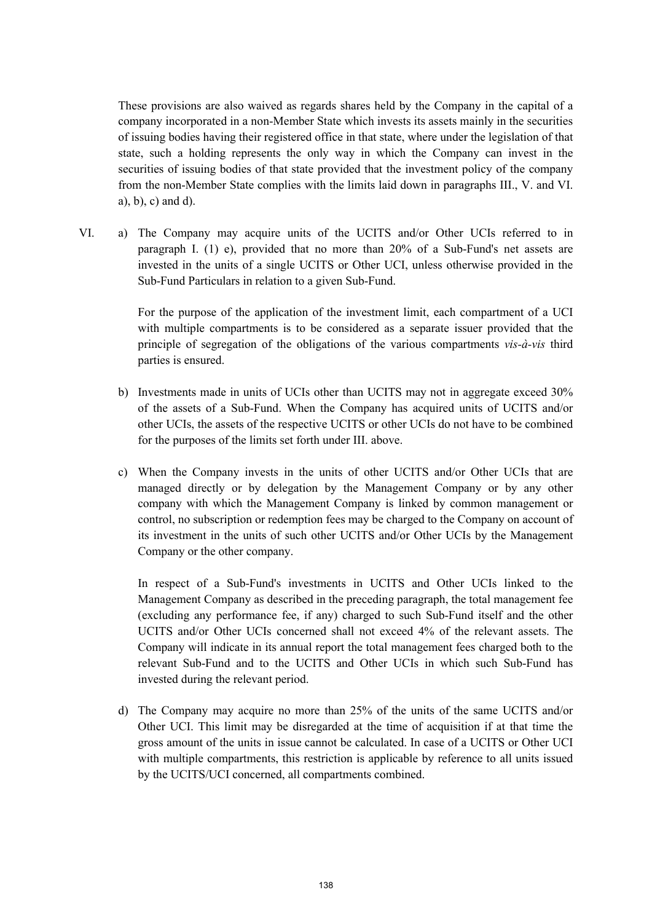These provisions are also waived as regards shares held by the Company in the capital of a company incorporated in a non-Member State which invests its assets mainly in the securities of issuing bodies having their registered office in that state, where under the legislation of that state, such a holding represents the only way in which the Company can invest in the securities of issuing bodies of that state provided that the investment policy of the company from the non-Member State complies with the limits laid down in paragraphs III., V. and VI. a), b), c) and d).

VI. a) The Company may acquire units of the UCITS and/or Other UCIs referred to in paragraph I. (1) e), provided that no more than 20% of a Sub-Fund's net assets are invested in the units of a single UCITS or Other UCI, unless otherwise provided in the Sub-Fund Particulars in relation to a given Sub-Fund.

For the purpose of the application of the investment limit, each compartment of a UCI with multiple compartments is to be considered as a separate issuer provided that the principle of segregation of the obligations of the various compartments *vis-à-vis* third parties is ensured.

b) Investments made in units of UCIs other than UCITS may not in aggregate exceed 30% of the assets of a Sub-Fund. When the Company has acquired units of UCITS and/or other UCIs, the assets of the respective UCITS or other UCIs do not have to be combined for the purposes of the limits set forth under III. above.

c) When the Company invests in the units of other UCITS and/or Other UCIs that are managed directly or by delegation by the Management Company or by any other company with which the Management Company is linked by common management or control, no subscription or redemption fees may be charged to the Company on account of its investment in the units of such other UCITS and/or Other UCIs by the Management Company or the other company.

In respect of a Sub-Fund's investments in UCITS and Other UCIs linked to the Management Company as described in the preceding paragraph, the total management fee (excluding any performance fee, if any) charged to such Sub-Fund itself and the other UCITS and/or Other UCIs concerned shall not exceed 4% of the relevant assets. The Company will indicate in its annual report the total management fees charged both to the relevant Sub-Fund and to the UCITS and Other UCIs in which such Sub-Fund has invested during the relevant period.

d) The Company may acquire no more than 25% of the units of the same UCITS and/or Other UCI. This limit may be disregarded at the time of acquisition if at that time the gross amount of the units in issue cannot be calculated. In case of a UCITS or Other UCI with multiple compartments, this restriction is applicable by reference to all units issued by the UCITS/UCI concerned, all compartments combined.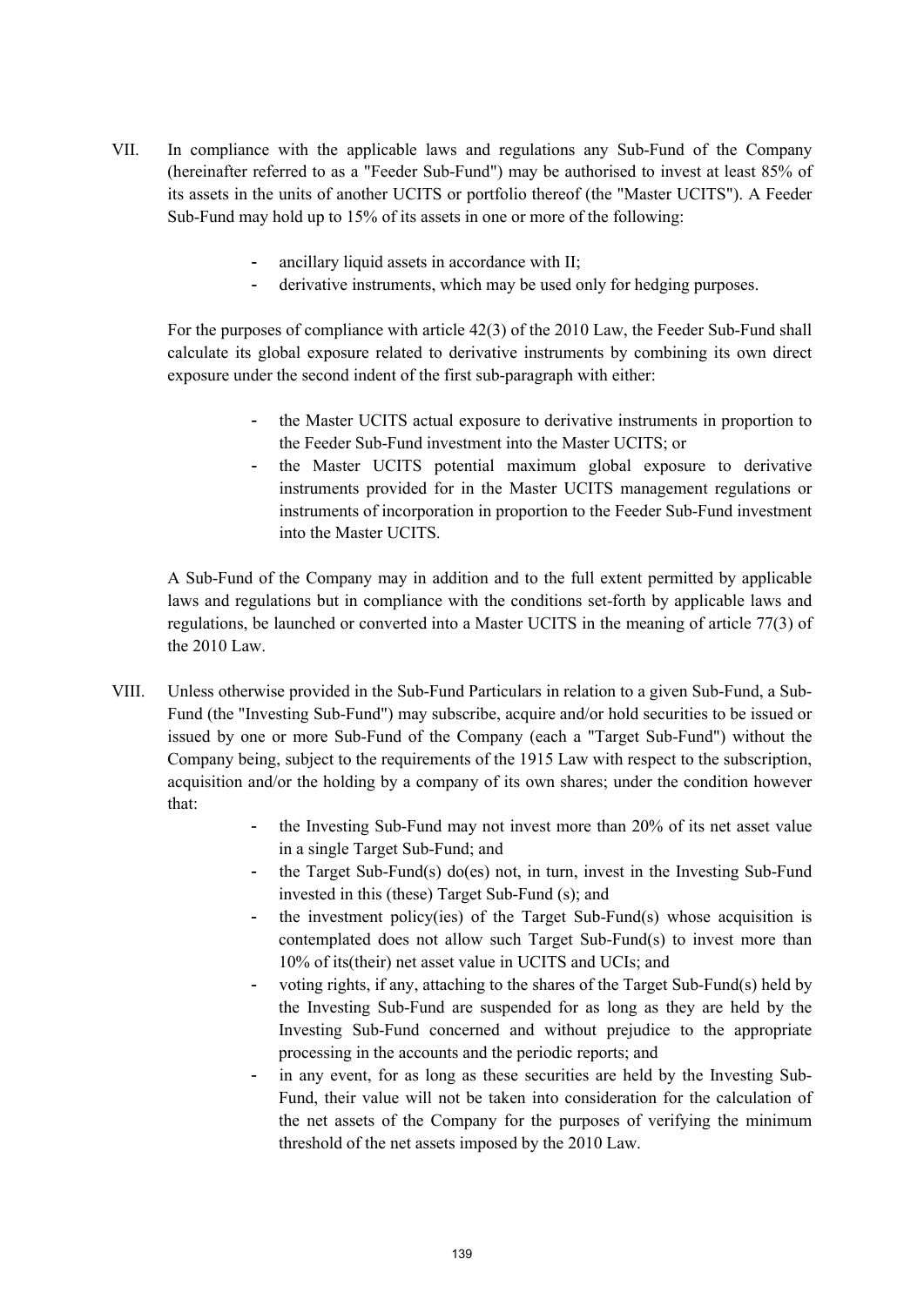VII. In compliance with the applicable laws and regulations any Sub-Fund of the Company (hereinafter referred to as a "Feeder Sub-Fund") may be authorised to invest at least 85% of its assets in the units of another UCITS or portfolio thereof (the "Master UCITS"). A Feeder Sub-Fund may hold up to 15% of its assets in one or more of the following:

- ancillary liquid assets in accordance with II;
- derivative instruments, which may be used only for hedging purposes.

For the purposes of compliance with article 42(3) of the 2010 Law, the Feeder Sub-Fund shall calculate its global exposure related to derivative instruments by combining its own direct exposure under the second indent of the first sub-paragraph with either:

- the Master UCITS actual exposure to derivative instruments in proportion to the Feeder Sub-Fund investment into the Master UCITS; or
- the Master UCITS potential maximum global exposure to derivative instruments provided for in the Master UCITS management regulations or instruments of incorporation in proportion to the Feeder Sub-Fund investment into the Master UCITS.

A Sub-Fund of the Company may in addition and to the full extent permitted by applicable laws and regulations but in compliance with the conditions set-forth by applicable laws and regulations, be launched or converted into a Master UCITS in the meaning of article 77(3) of the 2010 Law.

VIII. Unless otherwise provided in the Sub-Fund Particulars in relation to a given Sub-Fund, a Sub-Fund (the "Investing Sub-Fund") may subscribe, acquire and/or hold securities to be issued or issued by one or more Sub-Fund of the Company (each a "Target Sub-Fund") without the Company being, subject to the requirements of the 1915 Law with respect to the subscription, acquisition and/or the holding by a company of its own shares; under the condition however that:

- the Investing Sub-Fund may not invest more than 20% of its net asset value in a single Target Sub-Fund; and
- the Target Sub-Fund(s) do(es) not, in turn, invest in the Investing Sub-Fund invested in this (these) Target Sub-Fund (s); and
- the investment policy(ies) of the Target Sub-Fund(s) whose acquisition is contemplated does not allow such Target Sub-Fund(s) to invest more than 10% of its(their) net asset value in UCITS and UCIs; and
- voting rights, if any, attaching to the shares of the Target Sub-Fund(s) held by the Investing Sub-Fund are suspended for as long as they are held by the Investing Sub-Fund concerned and without prejudice to the appropriate processing in the accounts and the periodic reports; and
- in any event, for as long as these securities are held by the Investing Sub-Fund, their value will not be taken into consideration for the calculation of the net assets of the Company for the purposes of verifying the minimum threshold of the net assets imposed by the 2010 Law.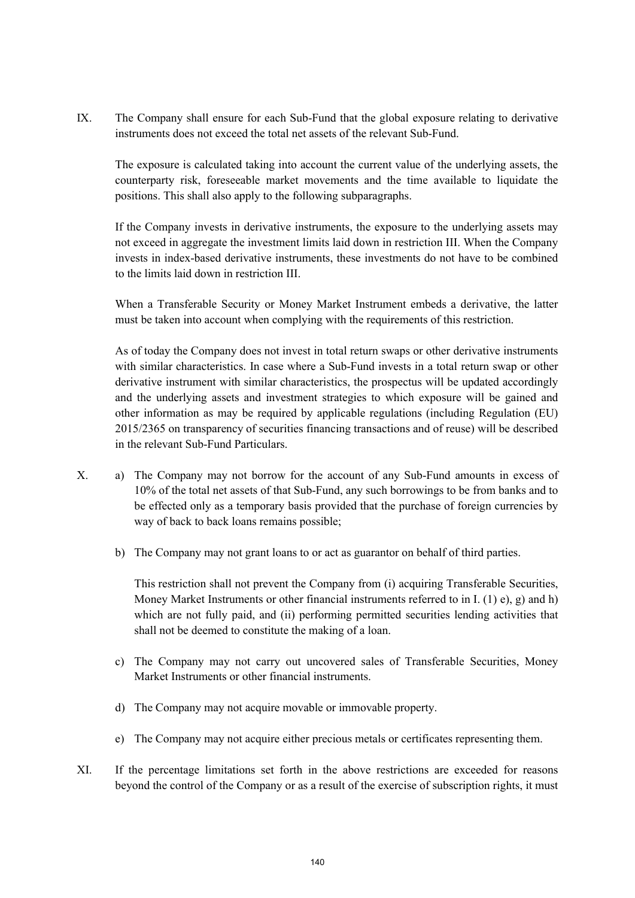IX. The Company shall ensure for each Sub-Fund that the global exposure relating to derivative instruments does not exceed the total net assets of the relevant Sub-Fund.

The exposure is calculated taking into account the current value of the underlying assets, the counterparty risk, foreseeable market movements and the time available to liquidate the positions. This shall also apply to the following subparagraphs.

If the Company invests in derivative instruments, the exposure to the underlying assets may not exceed in aggregate the investment limits laid down in restriction III. When the Company invests in index-based derivative instruments, these investments do not have to be combined to the limits laid down in restriction III.

When a Transferable Security or Money Market Instrument embeds a derivative, the latter must be taken into account when complying with the requirements of this restriction.

As of today the Company does not invest in total return swaps or other derivative instruments with similar characteristics. In case where a Sub-Fund invests in a total return swap or other derivative instrument with similar characteristics, the prospectus will be updated accordingly and the underlying assets and investment strategies to which exposure will be gained and other information as may be required by applicable regulations (including Regulation (EU) 2015/2365 on transparency of securities financing transactions and of reuse) will be described in the relevant Sub-Fund Particulars.

X. a) The Company may not borrow for the account of any Sub-Fund amounts in excess of 10% of the total net assets of that Sub-Fund, any such borrowings to be from banks and to be effected only as a temporary basis provided that the purchase of foreign currencies by way of back to back loans remains possible;

b) The Company may not grant loans to or act as guarantor on behalf of third parties.

This restriction shall not prevent the Company from (i) acquiring Transferable Securities, Money Market Instruments or other financial instruments referred to in I. (1) e), g) and h) which are not fully paid, and (ii) performing permitted securities lending activities that shall not be deemed to constitute the making of a loan.

c) The Company may not carry out uncovered sales of Transferable Securities, Money Market Instruments or other financial instruments.

d) The Company may not acquire movable or immovable property.

e) The Company may not acquire either precious metals or certificates representing them.

XI. If the percentage limitations set forth in the above restrictions are exceeded for reasons beyond the control of the Company or as a result of the exercise of subscription rights, it must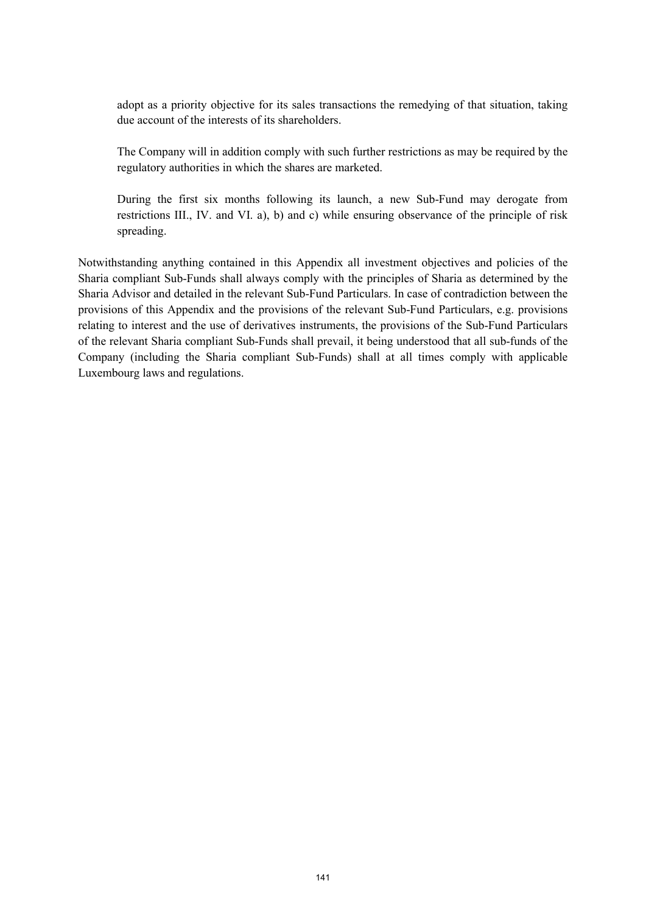adopt as a priority objective for its sales transactions the remedying of that situation, taking due account of the interests of its shareholders.

The Company will in addition comply with such further restrictions as may be required by the regulatory authorities in which the shares are marketed.

During the first six months following its launch, a new Sub-Fund may derogate from restrictions III., IV. and VI. a), b) and c) while ensuring observance of the principle of risk spreading.

Notwithstanding anything contained in this Appendix all investment objectives and policies of the Sharia compliant Sub-Funds shall always comply with the principles of Sharia as determined by the Sharia Advisor and detailed in the relevant Sub-Fund Particulars. In case of contradiction between the provisions of this Appendix and the provisions of the relevant Sub-Fund Particulars, e.g. provisions relating to interest and the use of derivatives instruments, the provisions of the Sub-Fund Particulars of the relevant Sharia compliant Sub-Funds shall prevail, it being understood that all sub-funds of the Company (including the Sharia compliant Sub-Funds) shall at all times comply with applicable Luxembourg laws and regulations.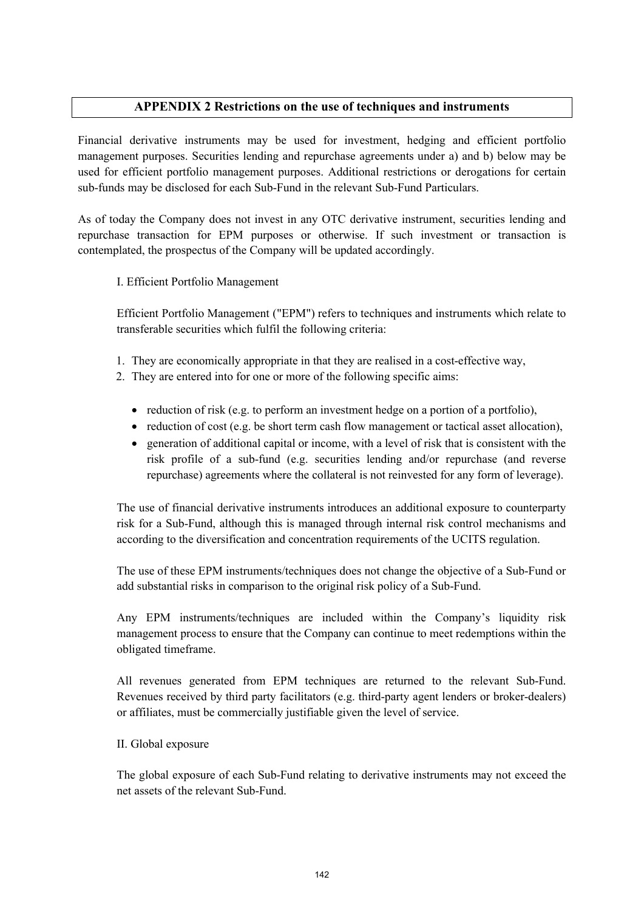## APPENDIX 2 Restrictions on the use of techniques and instruments

Financial derivative instruments may be used for investment, hedging and efficient portfolio management purposes. Securities lending and repurchase agreements under a) and b) below may be used for efficient portfolio management purposes. Additional restrictions or derogations for certain sub-funds may be disclosed for each Sub-Fund in the relevant Sub-Fund Particulars.

As of today the Company does not invest in any OTC derivative instrument, securities lending and repurchase transaction for EPM purposes or otherwise. If such investment or transaction is contemplated, the prospectus of the Company will be updated accordingly.

I. Efficient Portfolio Management

Efficient Portfolio Management ("EPM") refers to techniques and instruments which relate to transferable securities which fulfil the following criteria:

1. They are economically appropriate in that they are realised in a cost-effective way,
2. They are entered into for one or more of the following specific aims:

   - reduction of risk (e.g. to perform an investment hedge on a portion of a portfolio),
   - reduction of cost (e.g. be short term cash flow management or tactical asset allocation),
   - generation of additional capital or income, with a level of risk that is consistent with the risk profile of a sub-fund (e.g. securities lending and/or repurchase (and reverse repurchase) agreements where the collateral is not reinvested for any form of leverage).

The use of financial derivative instruments introduces an additional exposure to counterparty risk for a Sub-Fund, although this is managed through internal risk control mechanisms and according to the diversification and concentration requirements of the UCITS regulation.

The use of these EPM instruments/techniques does not change the objective of a Sub-Fund or add substantial risks in comparison to the original risk policy of a Sub-Fund.

Any EPM instruments/techniques are included within the Company's liquidity risk management process to ensure that the Company can continue to meet redemptions within the obligated timeframe.

All revenues generated from EPM techniques are returned to the relevant Sub-Fund. Revenues received by third party facilitators (e.g. third-party agent lenders or broker-dealers) or affiliates, must be commercially justifiable given the level of service.

II. Global exposure

The global exposure of each Sub-Fund relating to derivative instruments may not exceed the net assets of the relevant Sub-Fund.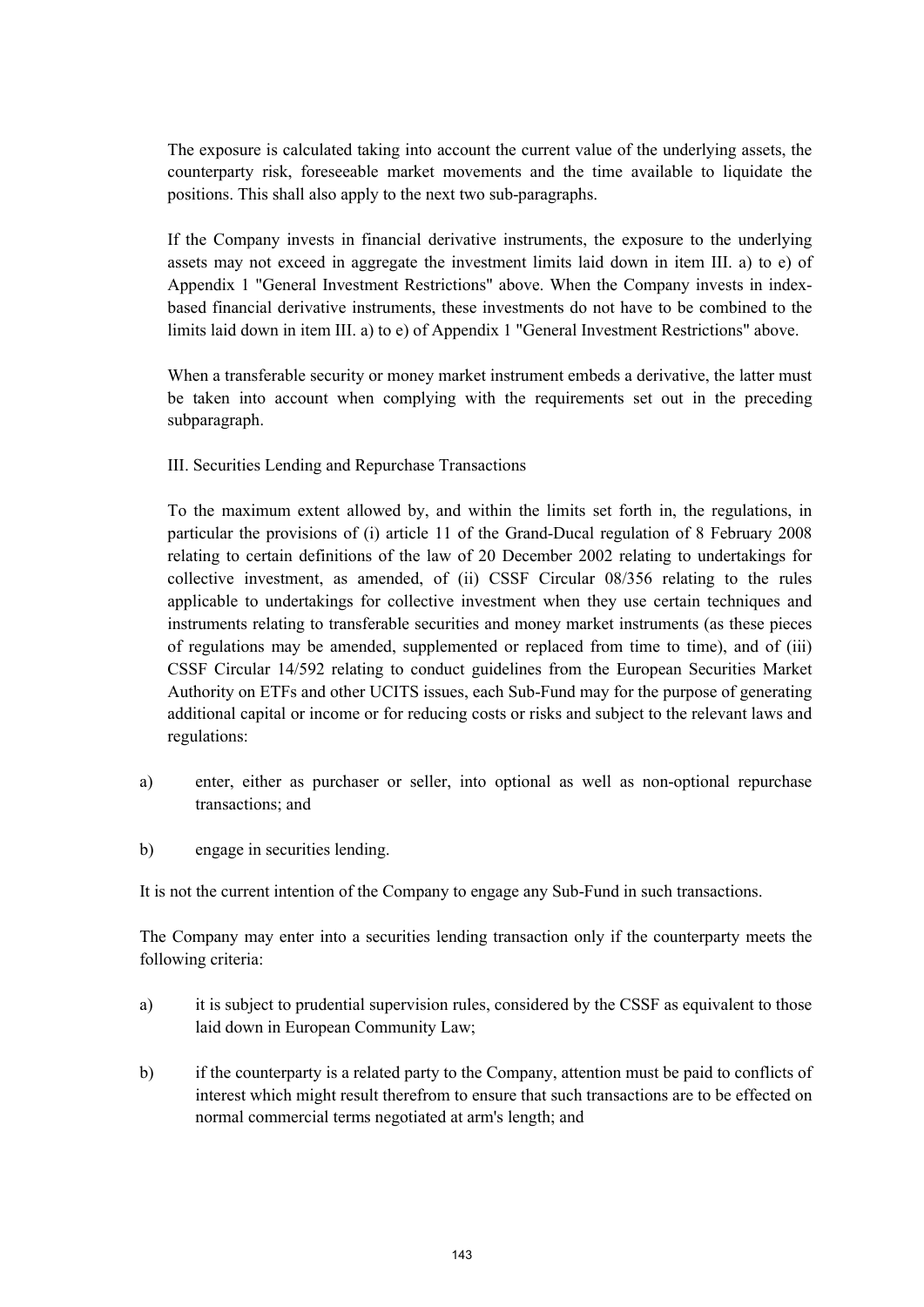The exposure is calculated taking into account the current value of the underlying assets, the counterparty risk, foreseeable market movements and the time available to liquidate the positions. This shall also apply to the next two sub-paragraphs.

If the Company invests in financial derivative instruments, the exposure to the underlying assets may not exceed in aggregate the investment limits laid down in item III. a) to e) of Appendix 1 "General Investment Restrictions" above. When the Company invests in index-based financial derivative instruments, these investments do not have to be combined to the limits laid down in item III. a) to e) of Appendix 1 "General Investment Restrictions" above.

When a transferable security or money market instrument embeds a derivative, the latter must be taken into account when complying with the requirements set out in the preceding subparagraph.

III. Securities Lending and Repurchase Transactions

To the maximum extent allowed by, and within the limits set forth in, the regulations, in particular the provisions of (i) article 11 of the Grand-Ducal regulation of 8 February 2008 relating to certain definitions of the law of 20 December 2002 relating to undertakings for collective investment, as amended, of (ii) CSSF Circular 08/356 relating to the rules applicable to undertakings for collective investment when they use certain techniques and instruments relating to transferable securities and money market instruments (as these pieces of regulations may be amended, supplemented or replaced from time to time), and of (iii) CSSF Circular 14/592 relating to conduct guidelines from the European Securities Market Authority on ETFs and other UCITS issues, each Sub-Fund may for the purpose of generating additional capital or income or for reducing costs or risks and subject to the relevant laws and regulations:

a) enter, either as purchaser or seller, into optional as well as non-optional repurchase transactions; and

b) engage in securities lending.

It is not the current intention of the Company to engage any Sub-Fund in such transactions.

The Company may enter into a securities lending transaction only if the counterparty meets the following criteria:

a) it is subject to prudential supervision rules, considered by the CSSF as equivalent to those laid down in European Community Law;

b) if the counterparty is a related party to the Company, attention must be paid to conflicts of interest which might result therefrom to ensure that such transactions are to be effected on normal commercial terms negotiated at arm's length; and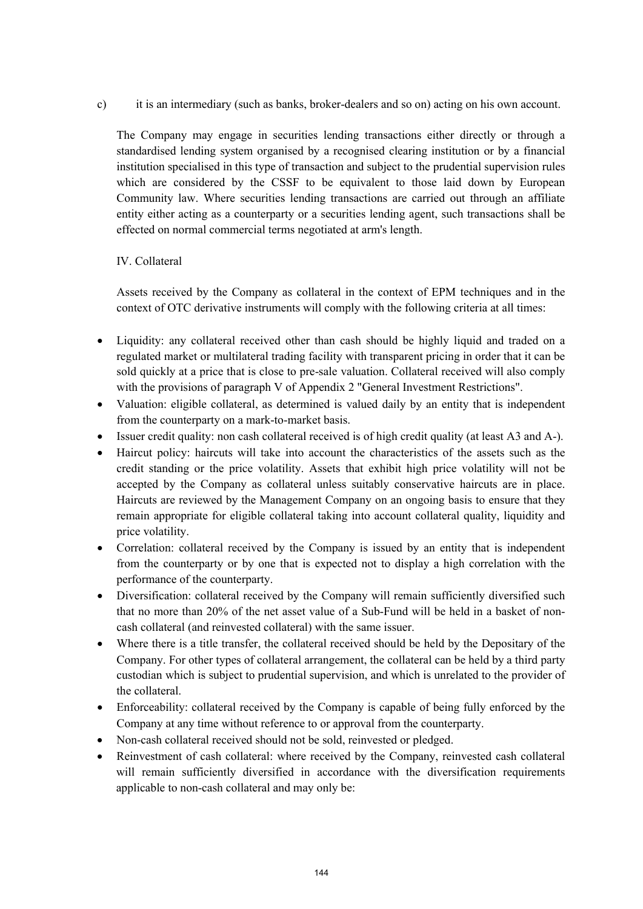c) it is an intermediary (such as banks, broker-dealers and so on) acting on his own account.

The Company may engage in securities lending transactions either directly or through a standardised lending system organised by a recognised clearing institution or by a financial institution specialised in this type of transaction and subject to the prudential supervision rules which are considered by the CSSF to be equivalent to those laid down by European Community law. Where securities lending transactions are carried out through an affiliate entity either acting as a counterparty or a securities lending agent, such transactions shall be effected on normal commercial terms negotiated at arm's length.

IV. Collateral

Assets received by the Company as collateral in the context of EPM techniques and in the context of OTC derivative instruments will comply with the following criteria at all times:

- Liquidity: any collateral received other than cash should be highly liquid and traded on a regulated market or multilateral trading facility with transparent pricing in order that it can be sold quickly at a price that is close to pre-sale valuation. Collateral received will also comply with the provisions of paragraph V of Appendix 2 "General Investment Restrictions".
- Valuation: eligible collateral, as determined is valued daily by an entity that is independent from the counterparty on a mark-to-market basis.
- Issuer credit quality: non cash collateral received is of high credit quality (at least A3 and A-).
- Haircut policy: haircuts will take into account the characteristics of the assets such as the credit standing or the price volatility. Assets that exhibit high price volatility will not be accepted by the Company as collateral unless suitably conservative haircuts are in place. Haircuts are reviewed by the Management Company on an ongoing basis to ensure that they remain appropriate for eligible collateral taking into account collateral quality, liquidity and price volatility.
- Correlation: collateral received by the Company is issued by an entity that is independent from the counterparty or by one that is expected not to display a high correlation with the performance of the counterparty.
- Diversification: collateral received by the Company will remain sufficiently diversified such that no more than 20% of the net asset value of a Sub-Fund will be held in a basket of non-cash collateral (and reinvested collateral) with the same issuer.
- Where there is a title transfer, the collateral received should be held by the Depositary of the Company. For other types of collateral arrangement, the collateral can be held by a third party custodian which is subject to prudential supervision, and which is unrelated to the provider of the collateral.
- Enforceability: collateral received by the Company is capable of being fully enforced by the Company at any time without reference to or approval from the counterparty.
- Non-cash collateral received should not be sold, reinvested or pledged.
- Reinvestment of cash collateral: where received by the Company, reinvested cash collateral will remain sufficiently diversified in accordance with the diversification requirements applicable to non-cash collateral and may only be: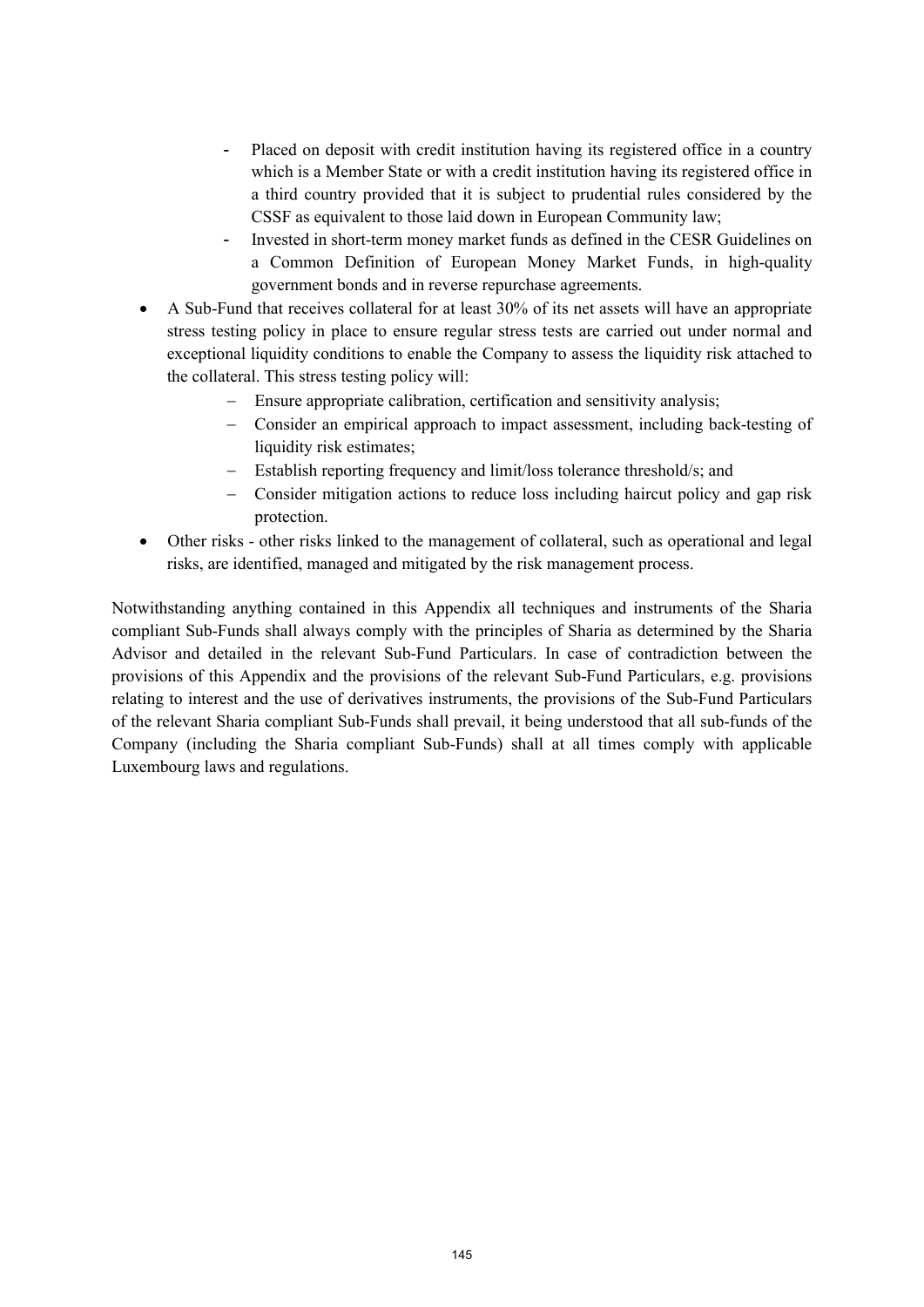- Placed on deposit with credit institution having its registered office in a country which is a Member State or with a credit institution having its registered office in a third country provided that it is subject to prudential rules considered by the CSSF as equivalent to those laid down in European Community law;
  - Invested in short-term money market funds as defined in the CESR Guidelines on a Common Definition of European Money Market Funds, in high-quality government bonds and in reverse repurchase agreements.
- A Sub-Fund that receives collateral for at least 30% of its net assets will have an appropriate stress testing policy in place to ensure regular stress tests are carried out under normal and exceptional liquidity conditions to enable the Company to assess the liquidity risk attached to the collateral. This stress testing policy will:
  - Ensure appropriate calibration, certification and sensitivity analysis;
  - Consider an empirical approach to impact assessment, including back-testing of liquidity risk estimates;
  - Establish reporting frequency and limit/loss tolerance threshold/s; and
  - Consider mitigation actions to reduce loss including haircut policy and gap risk protection.
- Other risks - other risks linked to the management of collateral, such as operational and legal risks, are identified, managed and mitigated by the risk management process.

Notwithstanding anything contained in this Appendix all techniques and instruments of the Sharia compliant Sub-Funds shall always comply with the principles of Sharia as determined by the Sharia Advisor and detailed in the relevant Sub-Fund Particulars. In case of contradiction between the provisions of this Appendix and the provisions of the relevant Sub-Fund Particulars, e.g. provisions relating to interest and the use of derivatives instruments, the provisions of the Sub-Fund Particulars of the relevant Sharia compliant Sub-Funds shall prevail, it being understood that all sub-funds of the Company (including the Sharia compliant Sub-Funds) shall at all times comply with applicable Luxembourg laws and regulations.